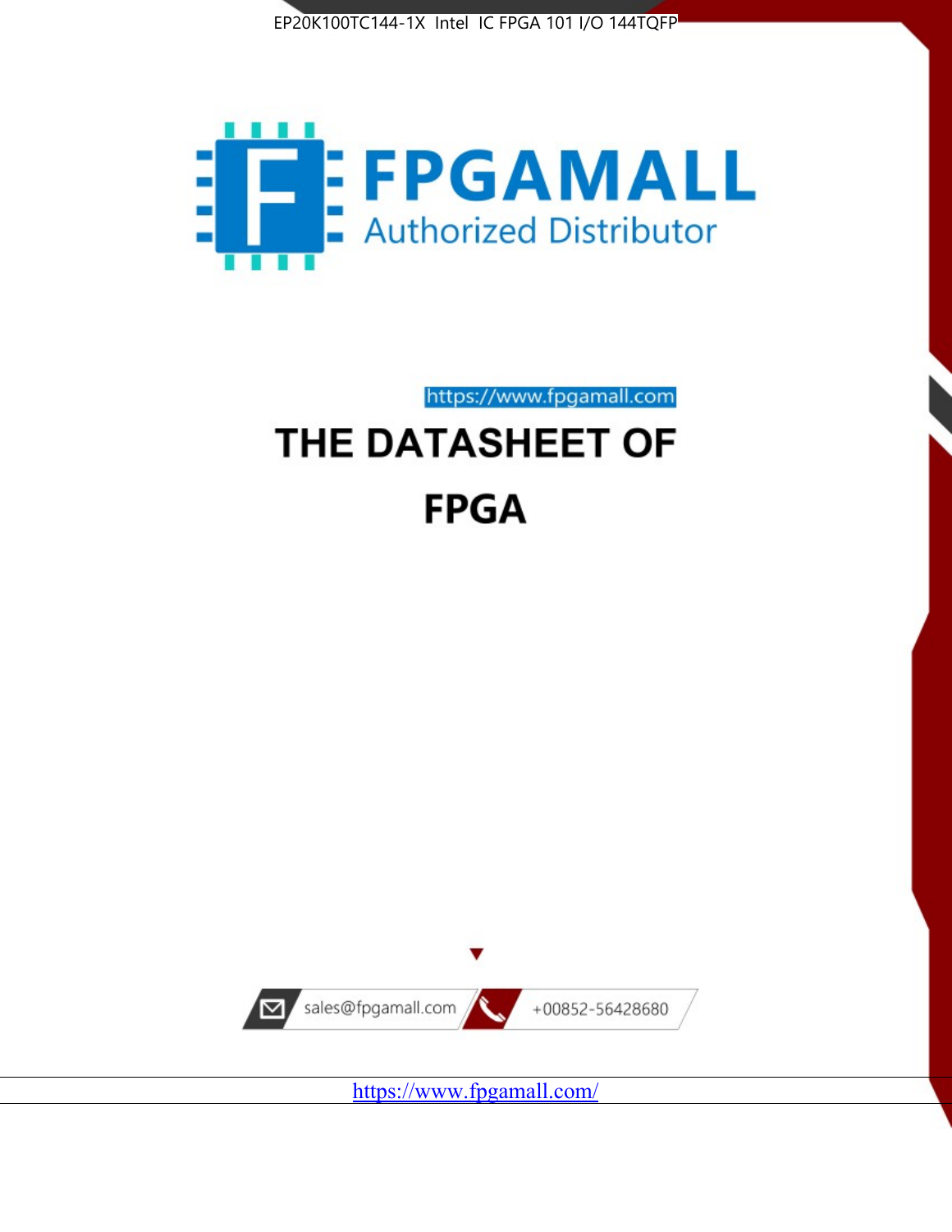EP20K100TC144-1X Intel IC FPGA 101 I/O 144TQFP

FPGAMALL

Authorized Distributor

https://www.fpgamall.com

# THE DATASHEET OF

# FPGA

sales@fpgamall.com

+00852-56428680

https://www.fpgamall.com/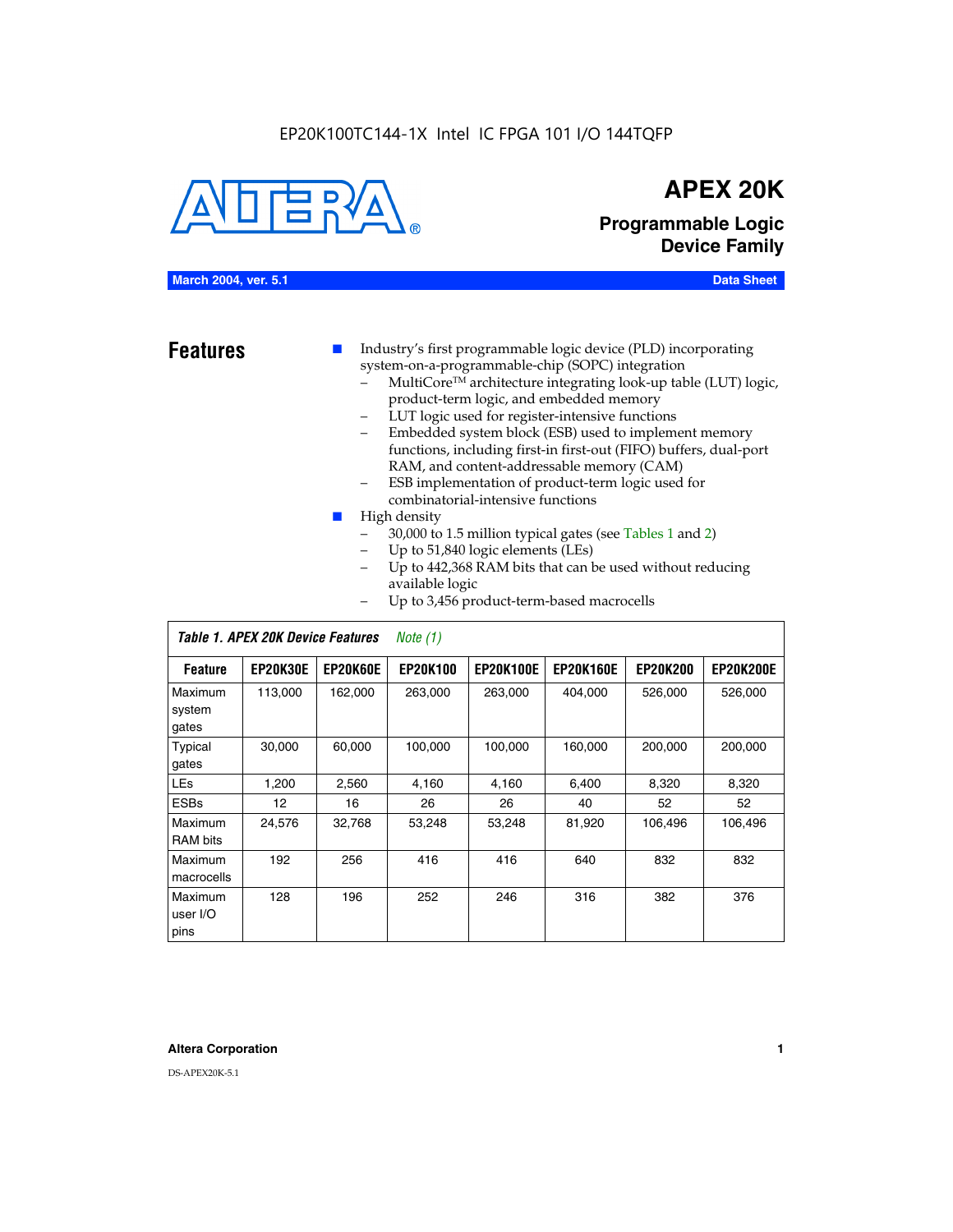# APEX 20K

## Programmable Logic Device Family

March 2004, ver. 5.1 — Data Sheet

## Features

- Industry's first programmable logic device (PLD) incorporating system-on-a-programmable-chip (SOPC) integration
  - MultiCore™ architecture integrating look-up table (LUT) logic, product-term logic, and embedded memory
  - LUT logic used for register-intensive functions
  - Embedded system block (ESB) used to implement memory functions, including first-in first-out (FIFO) buffers, dual-port RAM, and content-addressable memory (CAM)
  - ESB implementation of product-term logic used for combinatorial-intensive functions
- High density
  - 30,000 to 1.5 million typical gates (see Tables 1 and 2)
  - Up to 51,840 logic elements (LEs)
  - Up to 442,368 RAM bits that can be used without reducing available logic
  - Up to 3,456 product-term-based macrocells

*Table 1. APEX 20K Device Features* *Note (1)*

| Feature | EP20K30E | EP20K60E | EP20K100 | EP20K100E | EP20K160E | EP20K200 | EP20K200E |
|---|---|---|---|---|---|---|---|
| Maximum system gates | 113,000 | 162,000 | 263,000 | 263,000 | 404,000 | 526,000 | 526,000 |
| Typical gates | 30,000 | 60,000 | 100,000 | 100,000 | 160,000 | 200,000 | 200,000 |
| LEs | 1,200 | 2,560 | 4,160 | 4,160 | 6,400 | 8,320 | 8,320 |
| ESBs | 12 | 16 | 26 | 26 | 40 | 52 | 52 |
| Maximum RAM bits | 24,576 | 32,768 | 53,248 | 53,248 | 81,920 | 106,496 | 106,496 |
| Maximum macrocells | 192 | 256 | 416 | 416 | 640 | 832 | 832 |
| Maximum user I/O pins | 128 | 196 | 252 | 246 | 316 | 382 | 376 |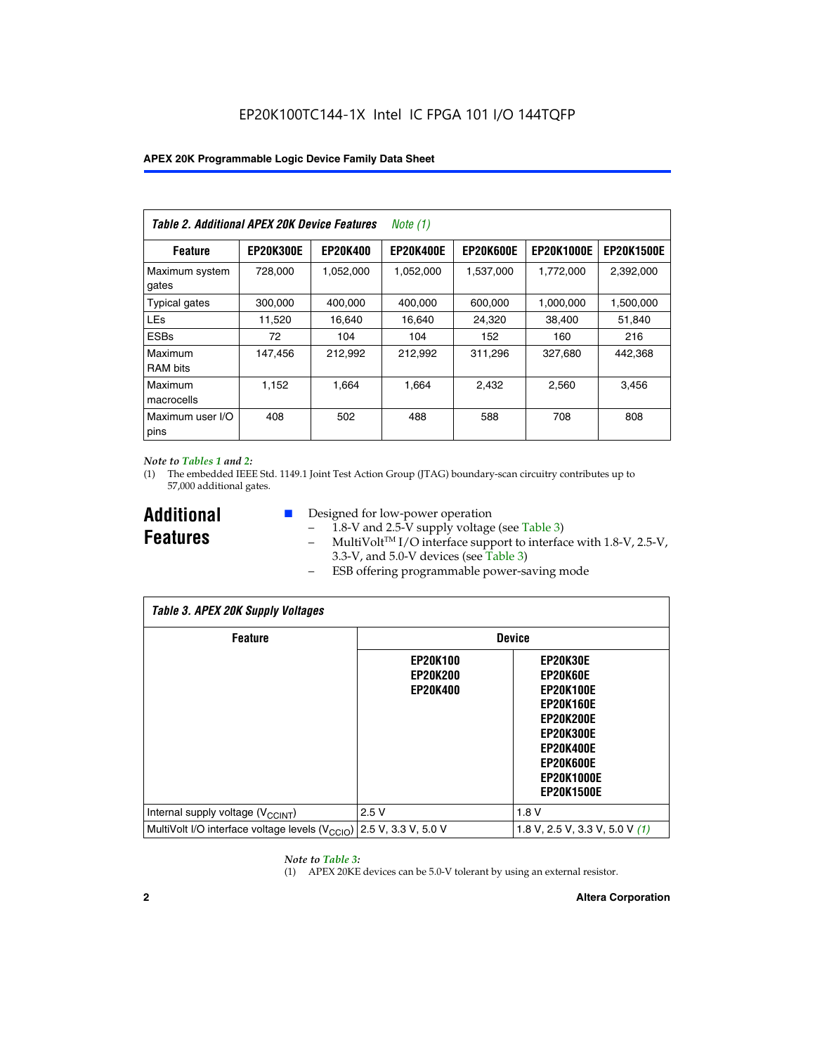*Table 2. Additional APEX 20K Device Features Note (1)*

| Feature | EP20K300E | EP20K400 | EP20K400E | EP20K600E | EP20K1000E | EP20K1500E |
|---|---|---|---|---|---|---|
| Maximum system gates | 728,000 | 1,052,000 | 1,052,000 | 1,537,000 | 1,772,000 | 2,392,000 |
| Typical gates | 300,000 | 400,000 | 400,000 | 600,000 | 1,000,000 | 1,500,000 |
| LEs | 11,520 | 16,640 | 16,640 | 24,320 | 38,400 | 51,840 |
| ESBs | 72 | 104 | 104 | 152 | 160 | 216 |
| Maximum RAM bits | 147,456 | 212,992 | 212,992 | 311,296 | 327,680 | 442,368 |
| Maximum macrocells | 1,152 | 1,664 | 1,664 | 2,432 | 2,560 | 3,456 |
| Maximum user I/O pins | 408 | 502 | 488 | 588 | 708 | 808 |

*Note to Tables 1 and 2:*

(1) The embedded IEEE Std. 1149.1 Joint Test Action Group (JTAG) boundary-scan circuitry contributes up to 57,000 additional gates.

## Additional Features

- Designed for low-power operation
  - 1.8-V and 2.5-V supply voltage (see Table 3)
  - MultiVolt™ I/O interface support to interface with 1.8-V, 2.5-V, 3.3-V, and 5.0-V devices (see Table 3)
  - ESB offering programmable power-saving mode

*Table 3. APEX 20K Supply Voltages*

| Feature | Device | |
|---|---|---|
| | EP20K100 EP20K200 EP20K400 | EP20K30E EP20K60E EP20K100E EP20K160E EP20K200E EP20K300E EP20K400E EP20K600E EP20K1000E EP20K1500E |
| Internal supply voltage ($V_{CCINT}$) | 2.5 V | 1.8 V |
| MultiVolt I/O interface voltage levels ($V_{CCIO}$) | 2.5 V, 3.3 V, 5.0 V | 1.8 V, 2.5 V, 3.3 V, 5.0 V *(1)* |

*Note to Table 3:*

(1) APEX 20KE devices can be 5.0-V tolerant by using an external resistor.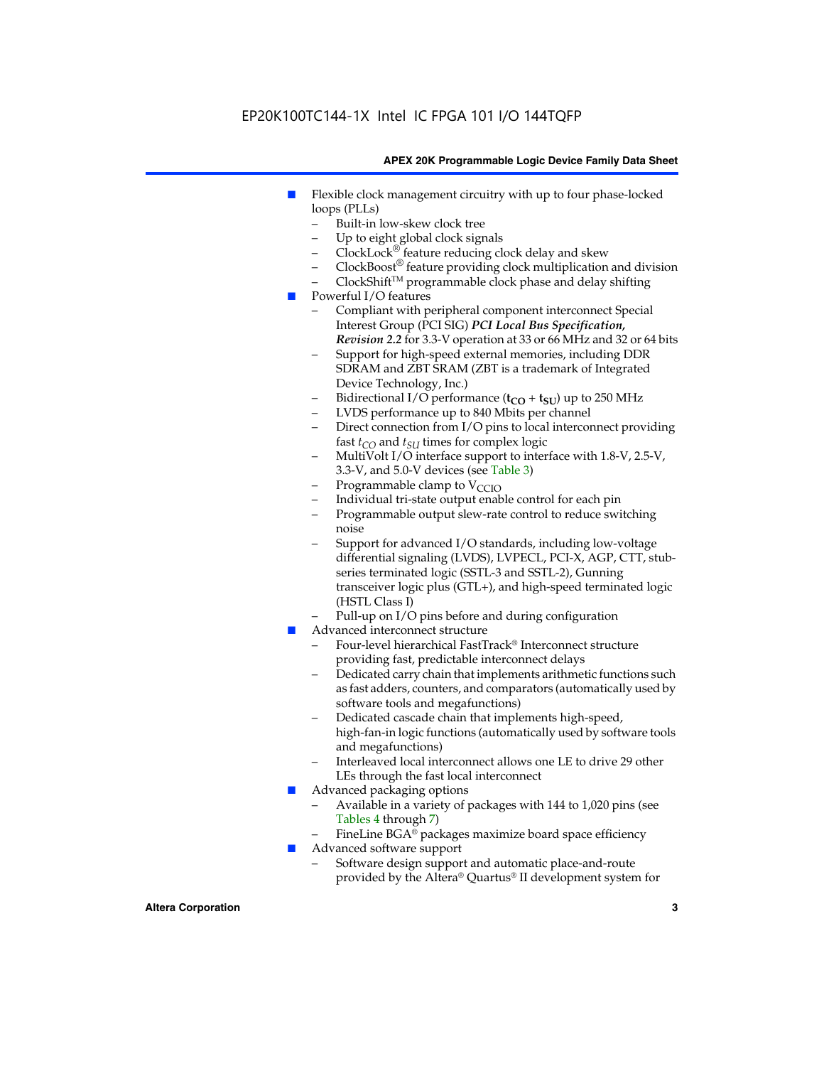- Flexible clock management circuitry with up to four phase-locked loops (PLLs)
  - Built-in low-skew clock tree
  - Up to eight global clock signals
  - ClockLock® feature reducing clock delay and skew
  - ClockBoost® feature providing clock multiplication and division
  - ClockShift™ programmable clock phase and delay shifting
- Powerful I/O features
  - Compliant with peripheral component interconnect Special Interest Group (PCI SIG) ***PCI Local Bus Specification, Revision 2.2*** for 3.3-V operation at 33 or 66 MHz and 32 or 64 bits
  - Support for high-speed external memories, including DDR SDRAM and ZBT SRAM (ZBT is a trademark of Integrated Device Technology, Inc.)
  - Bidirectional I/O performance ($\mathbf{t_{CO}} + \mathbf{t_{SU}}$) up to 250 MHz
  - LVDS performance up to 840 Mbits per channel
  - Direct connection from I/O pins to local interconnect providing fast $t_{CO}$ and $t_{SU}$ times for complex logic
  - MultiVolt I/O interface support to interface with 1.8-V, 2.5-V, 3.3-V, and 5.0-V devices (see Table 3)
  - Programmable clamp to $V_{CCIO}$
  - Individual tri-state output enable control for each pin
  - Programmable output slew-rate control to reduce switching noise
  - Support for advanced I/O standards, including low-voltage differential signaling (LVDS), LVPECL, PCI-X, AGP, CTT, stub-series terminated logic (SSTL-3 and SSTL-2), Gunning transceiver logic plus (GTL+), and high-speed terminated logic (HSTL Class I)
  - Pull-up on I/O pins before and during configuration
- Advanced interconnect structure
  - Four-level hierarchical FastTrack® Interconnect structure providing fast, predictable interconnect delays
  - Dedicated carry chain that implements arithmetic functions such as fast adders, counters, and comparators (automatically used by software tools and megafunctions)
  - Dedicated cascade chain that implements high-speed, high-fan-in logic functions (automatically used by software tools and megafunctions)
  - Interleaved local interconnect allows one LE to drive 29 other LEs through the fast local interconnect
- Advanced packaging options
  - Available in a variety of packages with 144 to 1,020 pins (see Tables 4 through 7)
  - FineLine BGA® packages maximize board space efficiency
- Advanced software support
  - Software design support and automatic place-and-route provided by the Altera® Quartus® II development system for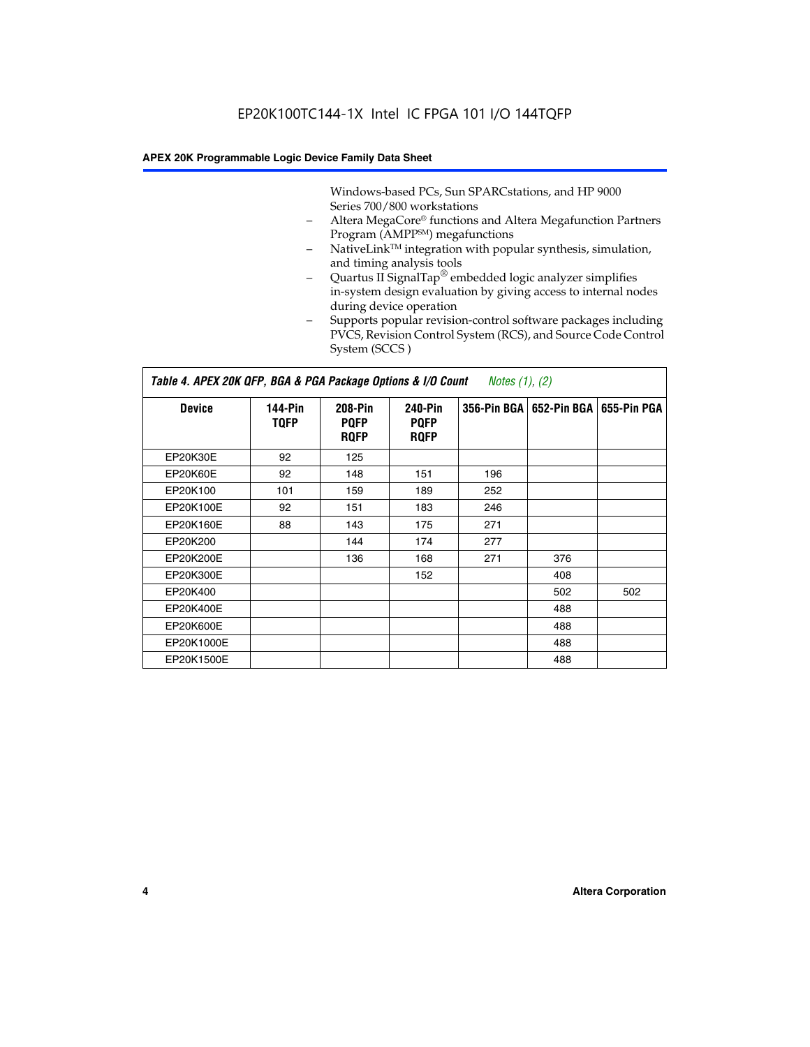EP20K100TC144-1X Intel IC FPGA 101 I/O 144TQFP

Windows-based PCs, Sun SPARCstations, and HP 9000 Series 700/800 workstations

- Altera MegaCore® functions and Altera Megafunction Partners Program (AMPP℠) megafunctions
- NativeLink™ integration with popular synthesis, simulation, and timing analysis tools
- Quartus II SignalTap® embedded logic analyzer simplifies in-system design evaluation by giving access to internal nodes during device operation
- Supports popular revision-control software packages including PVCS, Revision Control System (RCS), and Source Code Control System (SCCS )

**Table 4. APEX 20K QFP, BGA & PGA Package Options & I/O Count** *Notes (1), (2)*

| Device | 144-Pin TQFP | 208-Pin PQFP RQFP | 240-Pin PQFP RQFP | 356-Pin BGA | 652-Pin BGA | 655-Pin PGA |
|---|---|---|---|---|---|---|
| EP20K30E | 92 | 125 | | | | |
| EP20K60E | 92 | 148 | 151 | 196 | | |
| EP20K100 | 101 | 159 | 189 | 252 | | |
| EP20K100E | 92 | 151 | 183 | 246 | | |
| EP20K160E | 88 | 143 | 175 | 271 | | |
| EP20K200 | | 144 | 174 | 277 | | |
| EP20K200E | | 136 | 168 | 271 | 376 | |
| EP20K300E | | | 152 | | 408 | |
| EP20K400 | | | | | 502 | 502 |
| EP20K400E | | | | | 488 | |
| EP20K600E | | | | | 488 | |
| EP20K1000E | | | | | 488 | |
| EP20K1500E | | | | | 488 | |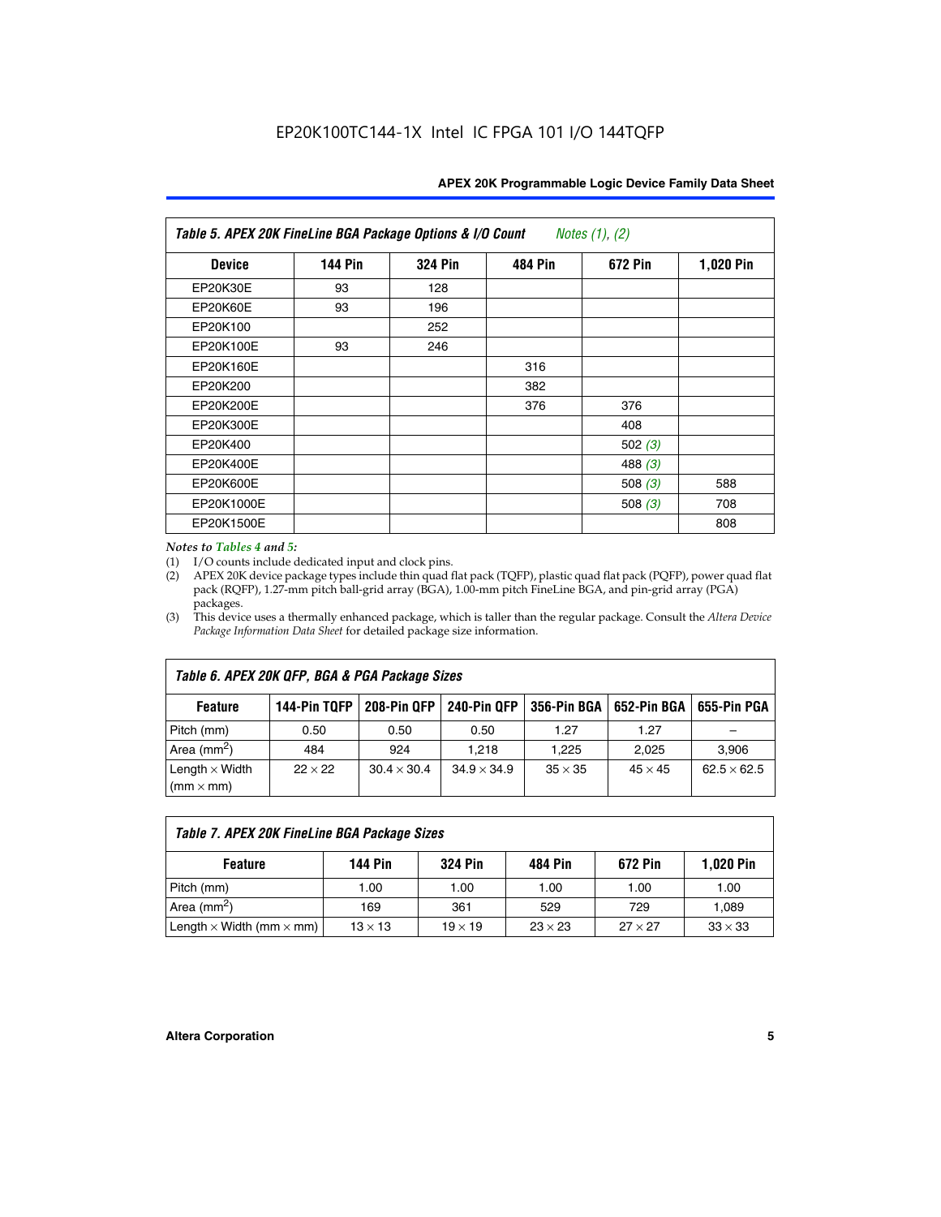EP20K100TC144-1X Intel IC FPGA 101 I/O 144TQFP

| *Table 5. APEX 20K FineLine BGA Package Options & I/O Count* *Notes (1), (2)* | | | | | |
|---|---|---|---|---|---|
| **Device** | **144 Pin** | **324 Pin** | **484 Pin** | **672 Pin** | **1,020 Pin** |
| EP20K30E | 93 | 128 | | | |
| EP20K60E | 93 | 196 | | | |
| EP20K100 | | 252 | | | |
| EP20K100E | 93 | 246 | | | |
| EP20K160E | | | 316 | | |
| EP20K200 | | | 382 | | |
| EP20K200E | | | 376 | 376 | |
| EP20K300E | | | | 408 | |
| EP20K400 | | | | 502 *(3)* | |
| EP20K400E | | | | 488 *(3)* | |
| EP20K600E | | | | 508 *(3)* | 588 |
| EP20K1000E | | | | 508 *(3)* | 708 |
| EP20K1500E | | | | | 808 |

*Notes to Tables 4 and 5:*

(1) I/O counts include dedicated input and clock pins.

(2) APEX 20K device package types include thin quad flat pack (TQFP), plastic quad flat pack (PQFP), power quad flat pack (RQFP), 1.27-mm pitch ball-grid array (BGA), 1.00-mm pitch FineLine BGA, and pin-grid array (PGA) packages.

(3) This device uses a thermally enhanced package, which is taller than the regular package. Consult the *Altera Device Package Information Data Sheet* for detailed package size information.

| *Table 6. APEX 20K QFP, BGA & PGA Package Sizes* | | | | | | |
|---|---|---|---|---|---|---|
| **Feature** | **144-Pin TQFP** | **208-Pin QFP** | **240-Pin QFP** | **356-Pin BGA** | **652-Pin BGA** | **655-Pin PGA** |
| Pitch (mm) | 0.50 | 0.50 | 0.50 | 1.27 | 1.27 | – |
| Area ($mm^2$) | 484 | 924 | 1,218 | 1,225 | 2,025 | 3,906 |
| Length × Width (mm × mm) | 22 × 22 | 30.4 × 30.4 | 34.9 × 34.9 | 35 × 35 | 45 × 45 | 62.5 × 62.5 |

| *Table 7. APEX 20K FineLine BGA Package Sizes* | | | | | |
|---|---|---|---|---|---|
| **Feature** | **144 Pin** | **324 Pin** | **484 Pin** | **672 Pin** | **1,020 Pin** |
| Pitch (mm) | 1.00 | 1.00 | 1.00 | 1.00 | 1.00 |
| Area ($mm^2$) | 169 | 361 | 529 | 729 | 1,089 |
| Length × Width (mm × mm) | 13 × 13 | 19 × 19 | 23 × 23 | 27 × 27 | 33 × 33 |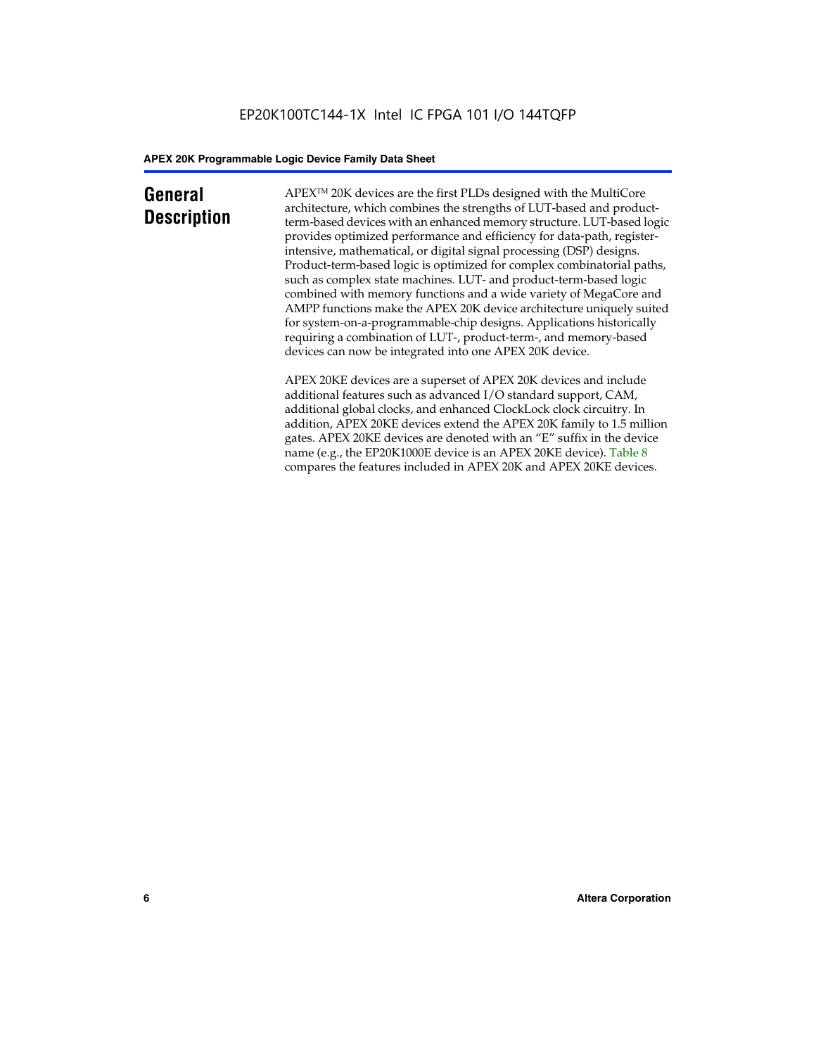## General Description

APEX™ 20K devices are the first PLDs designed with the MultiCore architecture, which combines the strengths of LUT-based and product-term-based devices with an enhanced memory structure. LUT-based logic provides optimized performance and efficiency for data-path, register-intensive, mathematical, or digital signal processing (DSP) designs. Product-term-based logic is optimized for complex combinatorial paths, such as complex state machines. LUT- and product-term-based logic combined with memory functions and a wide variety of MegaCore and AMPP functions make the APEX 20K device architecture uniquely suited for system-on-a-programmable-chip designs. Applications historically requiring a combination of LUT-, product-term-, and memory-based devices can now be integrated into one APEX 20K device.

APEX 20KE devices are a superset of APEX 20K devices and include additional features such as advanced I/O standard support, CAM, additional global clocks, and enhanced ClockLock clock circuitry. In addition, APEX 20KE devices extend the APEX 20K family to 1.5 million gates. APEX 20KE devices are denoted with an "E" suffix in the device name (e.g., the EP20K1000E device is an APEX 20KE device). Table 8 compares the features included in APEX 20K and APEX 20KE devices.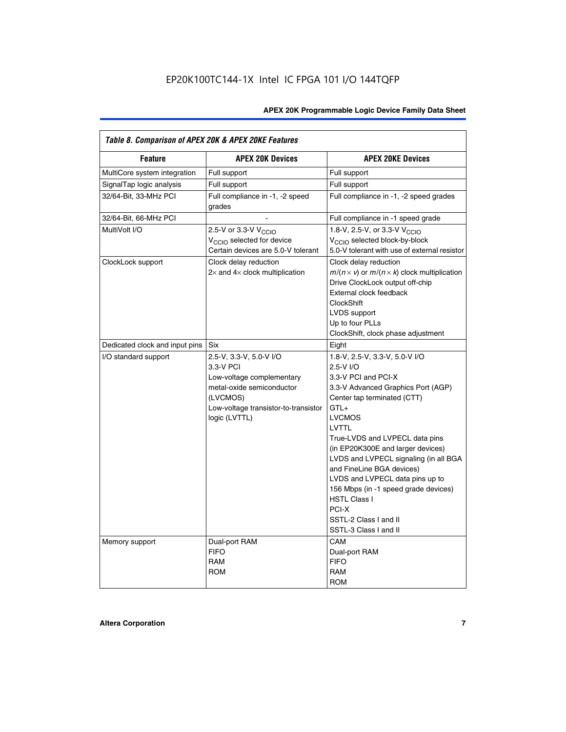*Table 8. Comparison of APEX 20K & APEX 20KE Features*

| Feature | APEX 20K Devices | APEX 20KE Devices |
|---|---|---|
| MultiCore system integration | Full support | Full support |
| SignalTap logic analysis | Full support | Full support |
| 32/64-Bit, 33-MHz PCI | Full compliance in -1, -2 speed grades | Full compliance in -1, -2 speed grades |
| 32/64-Bit, 66-MHz PCI | - | Full compliance in -1 speed grade |
| MultiVolt I/O | 2.5-V or 3.3-V $V_{CCIO}$<br>$V_{CCIO}$ selected for device<br>Certain devices are 5.0-V tolerant | 1.8-V, 2.5-V, or 3.3-V $V_{CCIO}$<br>$V_{CCIO}$ selected block-by-block<br>5.0-V tolerant with use of external resistor |
| ClockLock support | Clock delay reduction<br>2× and 4× clock multiplication | Clock delay reduction<br>$m/(n \times v)$ or $m/(n \times k)$ clock multiplication<br>Drive ClockLock output off-chip<br>External clock feedback<br>ClockShift<br>LVDS support<br>Up to four PLLs<br>ClockShift, clock phase adjustment |
| Dedicated clock and input pins | Six | Eight |
| I/O standard support | 2.5-V, 3.3-V, 5.0-V I/O<br>3.3-V PCI<br>Low-voltage complementary metal-oxide semiconductor (LVCMOS)<br>Low-voltage transistor-to-transistor logic (LVTTL) | 1.8-V, 2.5-V, 3.3-V, 5.0-V I/O<br>2.5-V I/O<br>3.3-V PCI and PCI-X<br>3.3-V Advanced Graphics Port (AGP)<br>Center tap terminated (CTT)<br>GTL+<br>LVCMOS<br>LVTTL<br>True-LVDS and LVPECL data pins (in EP20K300E and larger devices)<br>LVDS and LVPECL signaling (in all BGA and FineLine BGA devices)<br>LVDS and LVPECL data pins up to 156 Mbps (in -1 speed grade devices)<br>HSTL Class I<br>PCI-X<br>SSTL-2 Class I and II<br>SSTL-3 Class I and II |
| Memory support | Dual-port RAM<br>FIFO<br>RAM<br>ROM | CAM<br>Dual-port RAM<br>FIFO<br>RAM<br>ROM |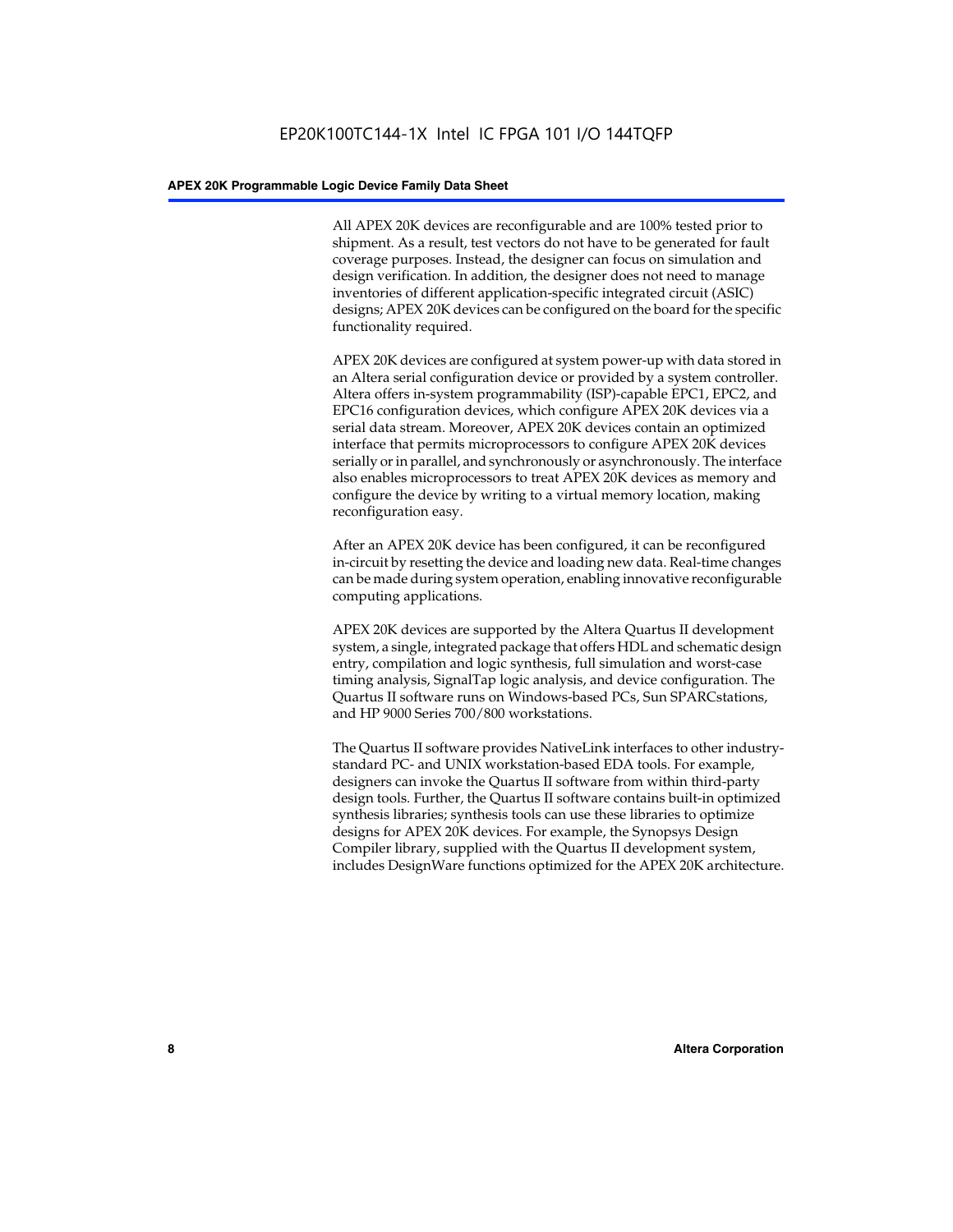All APEX 20K devices are reconfigurable and are 100% tested prior to shipment. As a result, test vectors do not have to be generated for fault coverage purposes. Instead, the designer can focus on simulation and design verification. In addition, the designer does not need to manage inventories of different application-specific integrated circuit (ASIC) designs; APEX 20K devices can be configured on the board for the specific functionality required.

APEX 20K devices are configured at system power-up with data stored in an Altera serial configuration device or provided by a system controller. Altera offers in-system programmability (ISP)-capable EPC1, EPC2, and EPC16 configuration devices, which configure APEX 20K devices via a serial data stream. Moreover, APEX 20K devices contain an optimized interface that permits microprocessors to configure APEX 20K devices serially or in parallel, and synchronously or asynchronously. The interface also enables microprocessors to treat APEX 20K devices as memory and configure the device by writing to a virtual memory location, making reconfiguration easy.

After an APEX 20K device has been configured, it can be reconfigured in-circuit by resetting the device and loading new data. Real-time changes can be made during system operation, enabling innovative reconfigurable computing applications.

APEX 20K devices are supported by the Altera Quartus II development system, a single, integrated package that offers HDL and schematic design entry, compilation and logic synthesis, full simulation and worst-case timing analysis, SignalTap logic analysis, and device configuration. The Quartus II software runs on Windows-based PCs, Sun SPARCstations, and HP 9000 Series 700/800 workstations.

The Quartus II software provides NativeLink interfaces to other industry-standard PC- and UNIX workstation-based EDA tools. For example, designers can invoke the Quartus II software from within third-party design tools. Further, the Quartus II software contains built-in optimized synthesis libraries; synthesis tools can use these libraries to optimize designs for APEX 20K devices. For example, the Synopsys Design Compiler library, supplied with the Quartus II development system, includes DesignWare functions optimized for the APEX 20K architecture.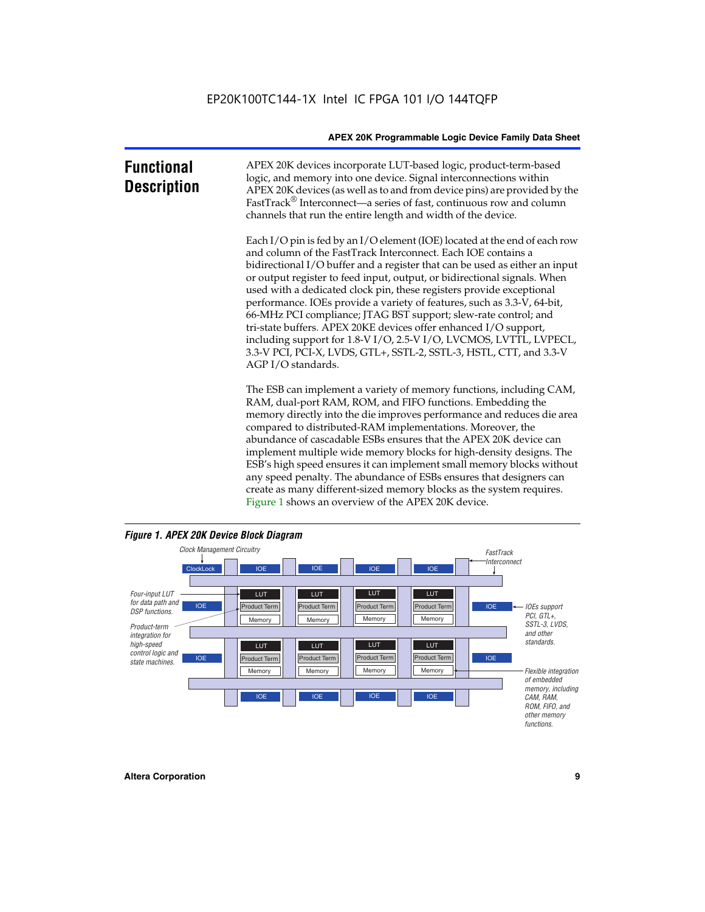## Functional Description

APEX 20K devices incorporate LUT-based logic, product-term-based logic, and memory into one device. Signal interconnections within APEX 20K devices (as well as to and from device pins) are provided by the FastTrack® Interconnect—a series of fast, continuous row and column channels that run the entire length and width of the device.

Each I/O pin is fed by an I/O element (IOE) located at the end of each row and column of the FastTrack Interconnect. Each IOE contains a bidirectional I/O buffer and a register that can be used as either an input or output register to feed input, output, or bidirectional signals. When used with a dedicated clock pin, these registers provide exceptional performance. IOEs provide a variety of features, such as 3.3-V, 64-bit, 66-MHz PCI compliance; JTAG BST support; slew-rate control; and tri-state buffers. APEX 20KE devices offer enhanced I/O support, including support for 1.8-V I/O, 2.5-V I/O, LVCMOS, LVTTL, LVPECL, 3.3-V PCI, PCI-X, LVDS, GTL+, SSTL-2, SSTL-3, HSTL, CTT, and 3.3-V AGP I/O standards.

The ESB can implement a variety of memory functions, including CAM, RAM, dual-port RAM, ROM, and FIFO functions. Embedding the memory directly into the die improves performance and reduces die area compared to distributed-RAM implementations. Moreover, the abundance of cascadable ESBs ensures that the APEX 20K device can implement multiple wide memory blocks for high-density designs. The ESB's high speed ensures it can implement small memory blocks without any speed penalty. The abundance of ESBs ensures that designers can create as many different-sized memory blocks as the system requires. Figure 1 shows an overview of the APEX 20K device.

*Figure 1. APEX 20K Device Block Diagram*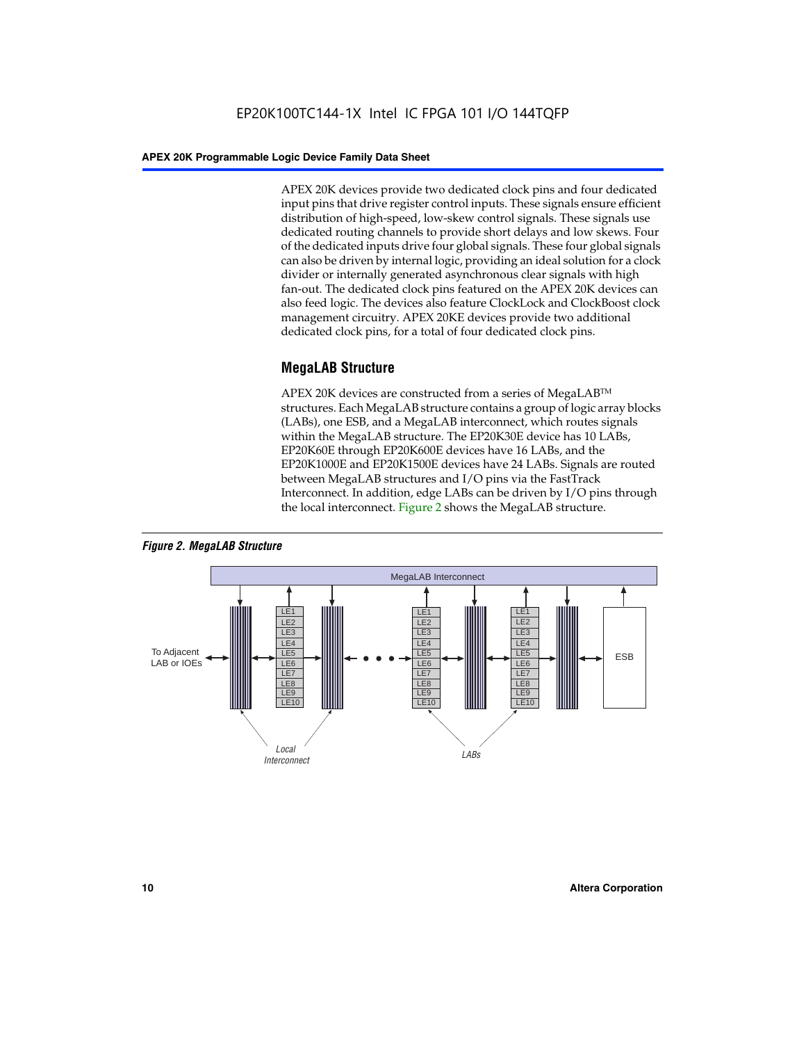APEX 20K devices provide two dedicated clock pins and four dedicated input pins that drive register control inputs. These signals ensure efficient distribution of high-speed, low-skew control signals. These signals use dedicated routing channels to provide short delays and low skews. Four of the dedicated inputs drive four global signals. These four global signals can also be driven by internal logic, providing an ideal solution for a clock divider or internally generated asynchronous clear signals with high fan-out. The dedicated clock pins featured on the APEX 20K devices can also feed logic. The devices also feature ClockLock and ClockBoost clock management circuitry. APEX 20KE devices provide two additional dedicated clock pins, for a total of four dedicated clock pins.

## MegaLAB Structure

APEX 20K devices are constructed from a series of MegaLAB™ structures. Each MegaLAB structure contains a group of logic array blocks (LABs), one ESB, and a MegaLAB interconnect, which routes signals within the MegaLAB structure. The EP20K30E device has 10 LABs, EP20K60E through EP20K600E devices have 16 LABs, and the EP20K1000E and EP20K1500E devices have 24 LABs. Signals are routed between MegaLAB structures and I/O pins via the FastTrack Interconnect. In addition, edge LABs can be driven by I/O pins through the local interconnect. Figure 2 shows the MegaLAB structure.

*Figure 2. MegaLAB Structure*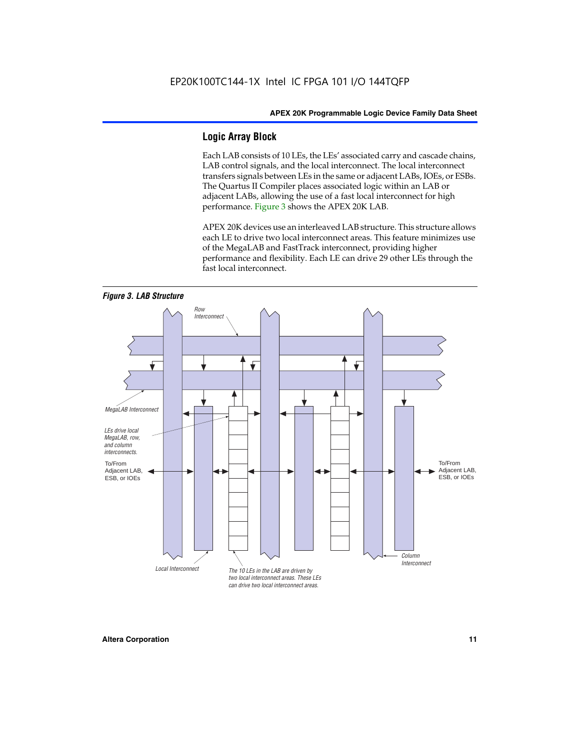## Logic Array Block

Each LAB consists of 10 LEs, the LEs' associated carry and cascade chains, LAB control signals, and the local interconnect. The local interconnect transfers signals between LEs in the same or adjacent LABs, IOEs, or ESBs. The Quartus II Compiler places associated logic within an LAB or adjacent LABs, allowing the use of a fast local interconnect for high performance. Figure 3 shows the APEX 20K LAB.

APEX 20K devices use an interleaved LAB structure. This structure allows each LE to drive two local interconnect areas. This feature minimizes use of the MegaLAB and FastTrack interconnect, providing higher performance and flexibility. Each LE can drive 29 other LEs through the fast local interconnect.

***Figure 3. LAB Structure***

Row Interconnect

MegaLAB Interconnect

*LEs drive local MegaLAB, row, and column interconnects.*

To/From Adjacent LAB, ESB, or IOEs

To/From Adjacent LAB, ESB, or IOEs

Local Interconnect

*The 10 LEs in the LAB are driven by two local interconnect areas. These LEs can drive two local interconnect areas.*

Column Interconnect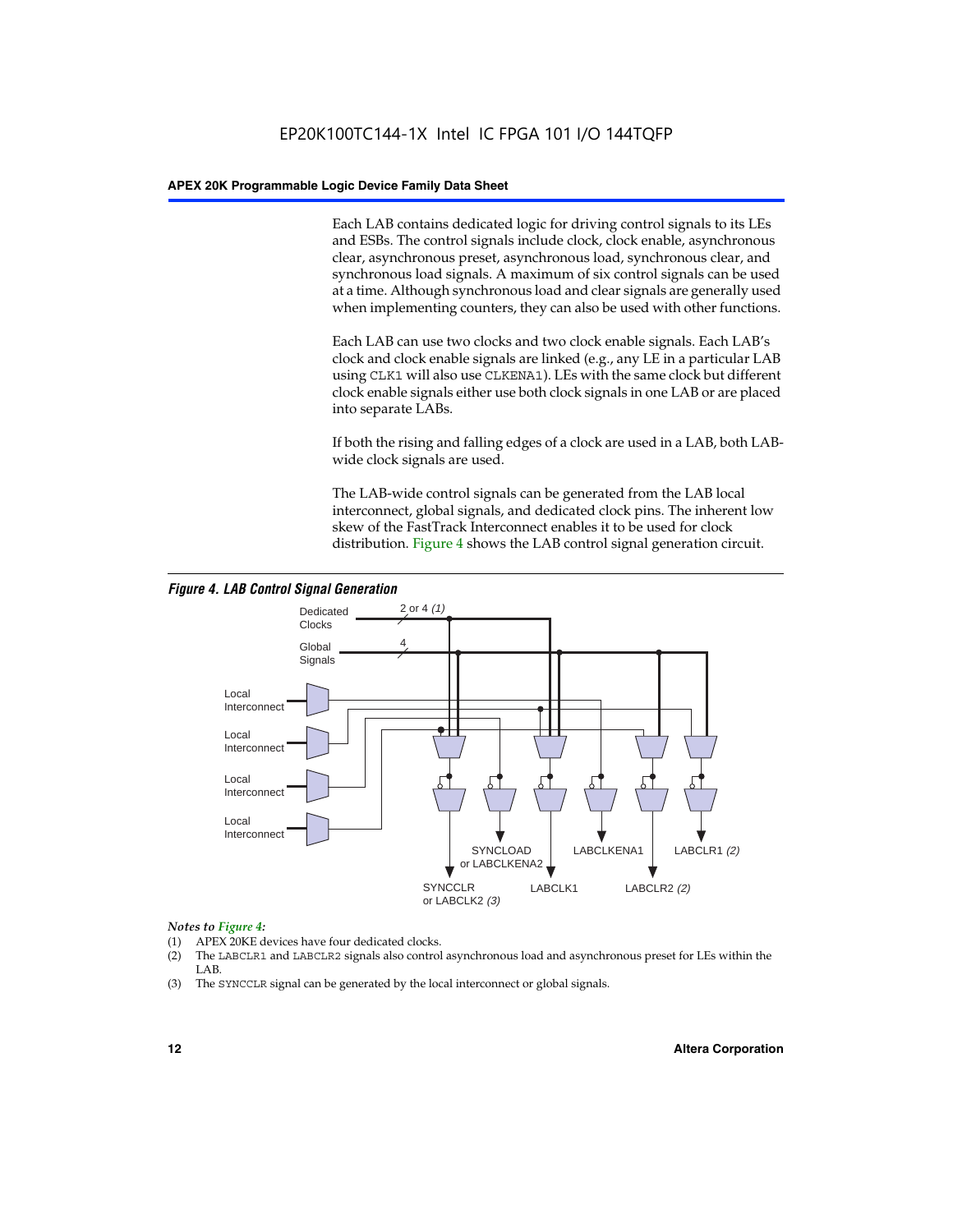Each LAB contains dedicated logic for driving control signals to its LEs and ESBs. The control signals include clock, clock enable, asynchronous clear, asynchronous preset, asynchronous load, synchronous clear, and synchronous load signals. A maximum of six control signals can be used at a time. Although synchronous load and clear signals are generally used when implementing counters, they can also be used with other functions.

Each LAB can use two clocks and two clock enable signals. Each LAB's clock and clock enable signals are linked (e.g., any LE in a particular LAB using `CLK1` will also use `CLKENA1`). LEs with the same clock but different clock enable signals either use both clock signals in one LAB or are placed into separate LABs.

If both the rising and falling edges of a clock are used in a LAB, both LAB-wide clock signals are used.

The LAB-wide control signals can be generated from the LAB local interconnect, global signals, and dedicated clock pins. The inherent low skew of the FastTrack Interconnect enables it to be used for clock distribution. Figure 4 shows the LAB control signal generation circuit.

***Figure 4. LAB Control Signal Generation***

Dedicated Clocks — 2 or 4 *(1)*
Global Signals — 4
Local Interconnect
Local Interconnect
Local Interconnect
Local Interconnect

SYNCCLR or LABCLK2 *(3)*
SYNCLOAD or LABCLKENA2
LABCLK1
LABCLKENA1
LABCLR2 *(2)*
LABCLR1 *(2)*

*Notes to Figure 4:*

(1) APEX 20KE devices have four dedicated clocks.
(2) The `LABCLR1` and `LABCLR2` signals also control asynchronous load and asynchronous preset for LEs within the LAB.
(3) The `SYNCCLR` signal can be generated by the local interconnect or global signals.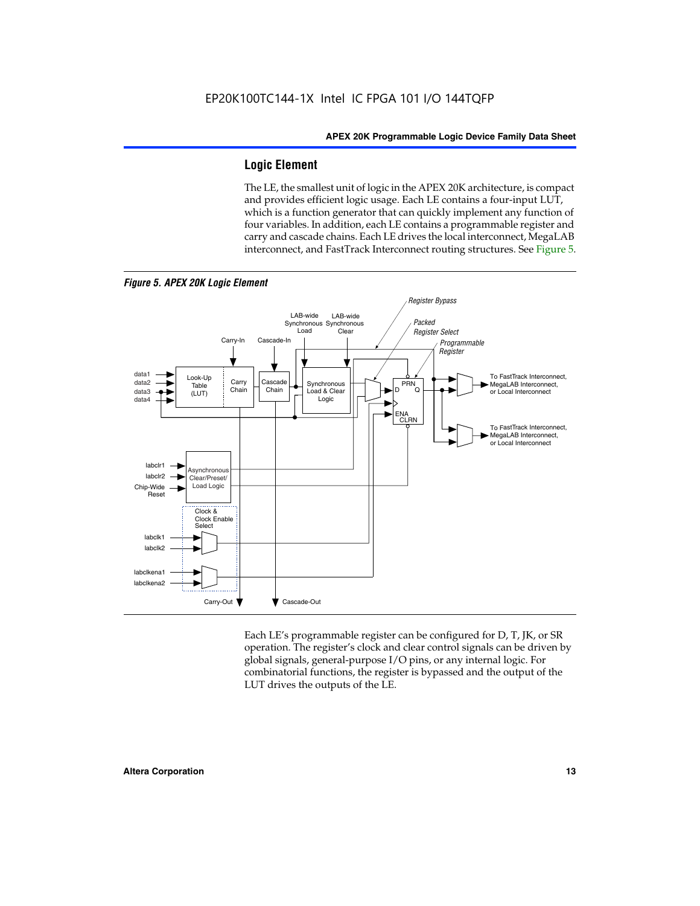## Logic Element

The LE, the smallest unit of logic in the APEX 20K architecture, is compact and provides efficient logic usage. Each LE contains a four-input LUT, which is a function generator that can quickly implement any function of four variables. In addition, each LE contains a programmable register and carry and cascade chains. Each LE drives the local interconnect, MegaLAB interconnect, and FastTrack Interconnect routing structures. See Figure 5.

*Figure 5. APEX 20K Logic Element*

Each LE's programmable register can be configured for D, T, JK, or SR operation. The register's clock and clear control signals can be driven by global signals, general-purpose I/O pins, or any internal logic. For combinatorial functions, the register is bypassed and the output of the LUT drives the outputs of the LE.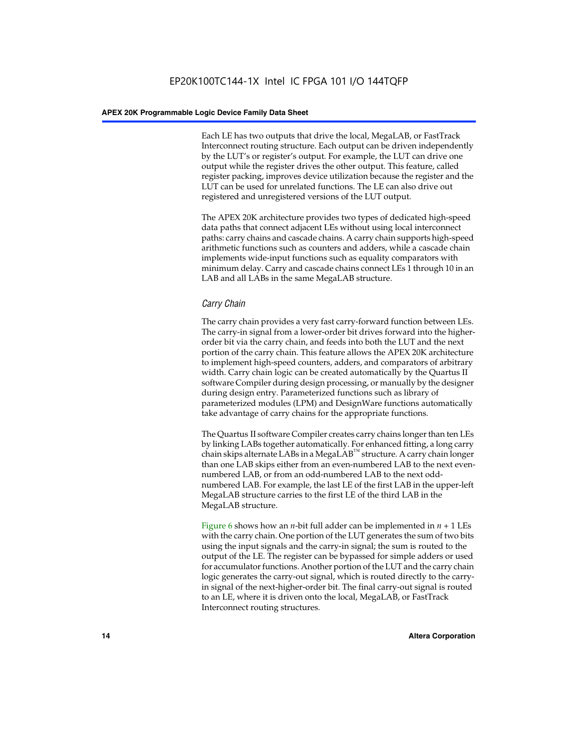Each LE has two outputs that drive the local, MegaLAB, or FastTrack Interconnect routing structure. Each output can be driven independently by the LUT's or register's output. For example, the LUT can drive one output while the register drives the other output. This feature, called register packing, improves device utilization because the register and the LUT can be used for unrelated functions. The LE can also drive out registered and unregistered versions of the LUT output.

The APEX 20K architecture provides two types of dedicated high-speed data paths that connect adjacent LEs without using local interconnect paths: carry chains and cascade chains. A carry chain supports high-speed arithmetic functions such as counters and adders, while a cascade chain implements wide-input functions such as equality comparators with minimum delay. Carry and cascade chains connect LEs 1 through 10 in an LAB and all LABs in the same MegaLAB structure.

### *Carry Chain*

The carry chain provides a very fast carry-forward function between LEs. The carry-in signal from a lower-order bit drives forward into the higher-order bit via the carry chain, and feeds into both the LUT and the next portion of the carry chain. This feature allows the APEX 20K architecture to implement high-speed counters, adders, and comparators of arbitrary width. Carry chain logic can be created automatically by the Quartus II software Compiler during design processing, or manually by the designer during design entry. Parameterized functions such as library of parameterized modules (LPM) and DesignWare functions automatically take advantage of carry chains for the appropriate functions.

The Quartus II software Compiler creates carry chains longer than ten LEs by linking LABs together automatically. For enhanced fitting, a long carry chain skips alternate LABs in a MegaLAB™ structure. A carry chain longer than one LAB skips either from an even-numbered LAB to the next even-numbered LAB, or from an odd-numbered LAB to the next odd-numbered LAB. For example, the last LE of the first LAB in the upper-left MegaLAB structure carries to the first LE of the third LAB in the MegaLAB structure.

Figure 6 shows how an $n$-bit full adder can be implemented in $n + 1$ LEs with the carry chain. One portion of the LUT generates the sum of two bits using the input signals and the carry-in signal; the sum is routed to the output of the LE. The register can be bypassed for simple adders or used for accumulator functions. Another portion of the LUT and the carry chain logic generates the carry-out signal, which is routed directly to the carry-in signal of the next-higher-order bit. The final carry-out signal is routed to an LE, where it is driven onto the local, MegaLAB, or FastTrack Interconnect routing structures.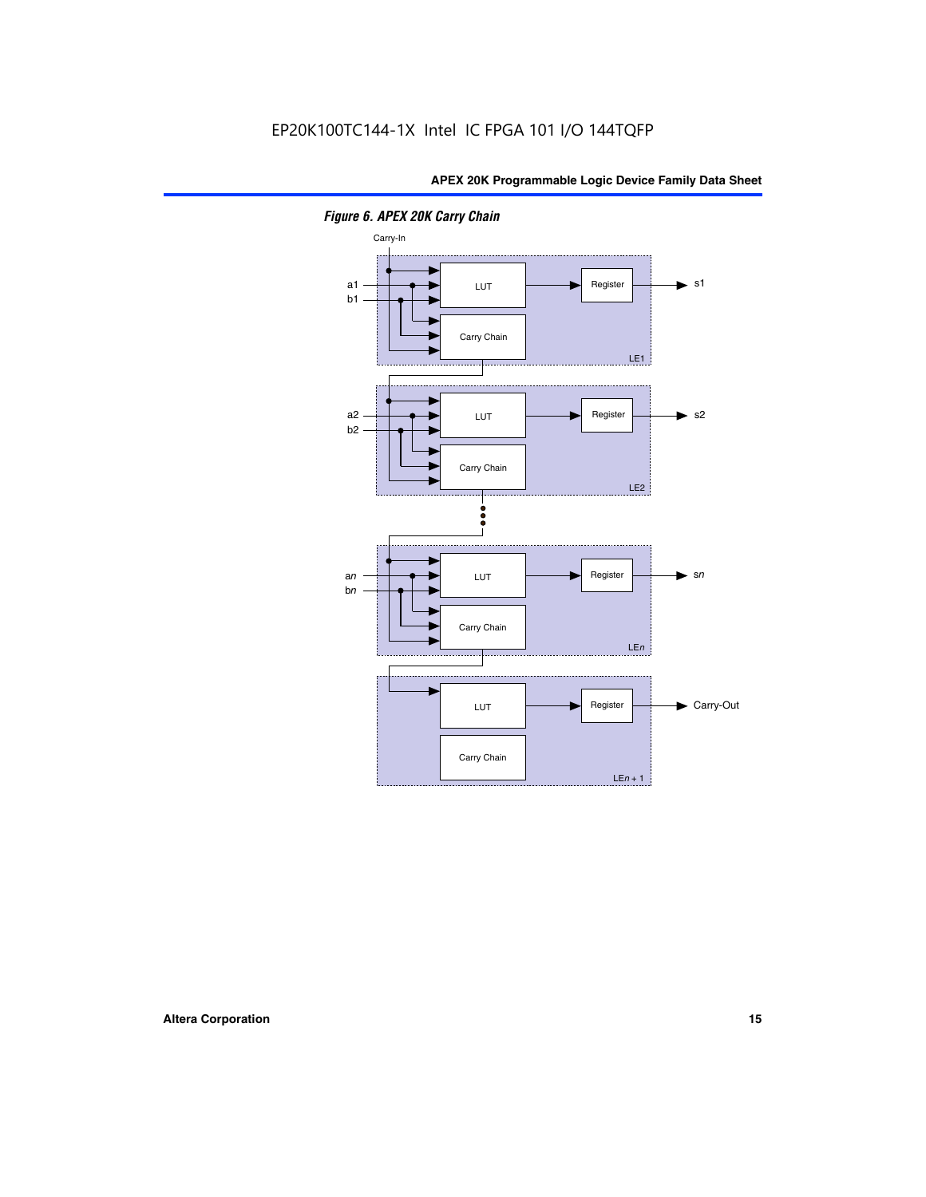*Figure 6. APEX 20K Carry Chain*

Carry-In

a1
b1

LUT

Register

s1

Carry Chain

LE1

a2
b2

LUT

Register

s2

Carry Chain

LE2

a*n*
b*n*

LUT

Register

s*n*

Carry Chain

LE*n*

LUT

Register

Carry-Out

Carry Chain

LE*n* + 1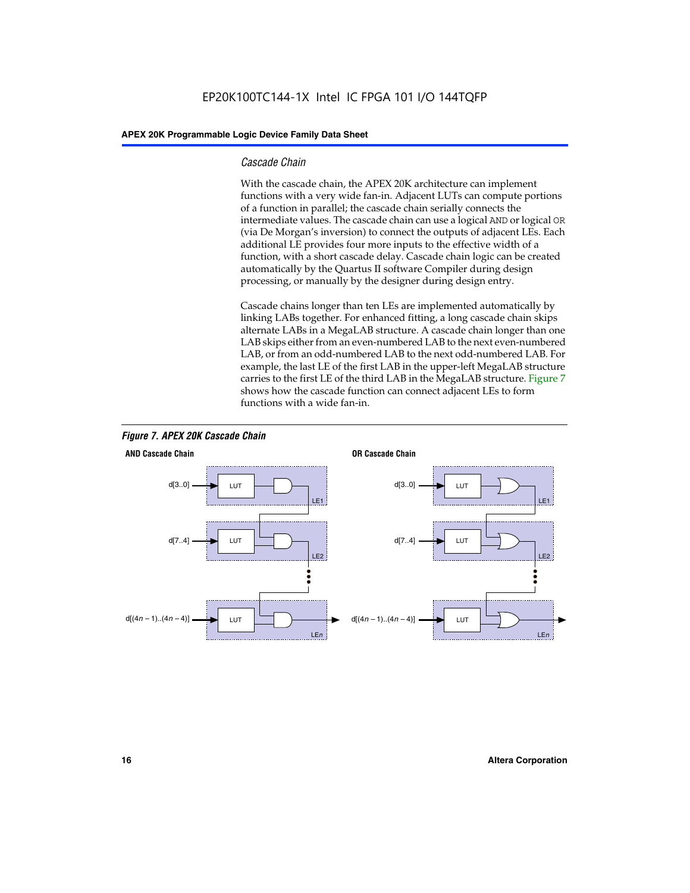### Cascade Chain

With the cascade chain, the APEX 20K architecture can implement functions with a very wide fan-in. Adjacent LUTs can compute portions of a function in parallel; the cascade chain serially connects the intermediate values. The cascade chain can use a logical `AND` or logical `OR` (via De Morgan's inversion) to connect the outputs of adjacent LEs. Each additional LE provides four more inputs to the effective width of a function, with a short cascade delay. Cascade chain logic can be created automatically by the Quartus II software Compiler during design processing, or manually by the designer during design entry.

Cascade chains longer than ten LEs are implemented automatically by linking LABs together. For enhanced fitting, a long cascade chain skips alternate LABs in a MegaLAB structure. A cascade chain longer than one LAB skips either from an even-numbered LAB to the next even-numbered LAB, or from an odd-numbered LAB to the next odd-numbered LAB. For example, the last LE of the first LAB in the upper-left MegaLAB structure carries to the first LE of the third LAB in the MegaLAB structure. Figure 7 shows how the cascade function can connect adjacent LEs to form functions with a wide fan-in.

*Figure 7. APEX 20K Cascade Chain*

**AND Cascade Chain**

d[3..0] → LUT → LE1
d[7..4] → LUT → LE2
d[(4n – 1)..(4n – 4)] → LUT → LEn

**OR Cascade Chain**

d[3..0] → LUT → LE1
d[7..4] → LUT → LE2
d[(4n – 1)..(4n – 4)] → LUT → LEn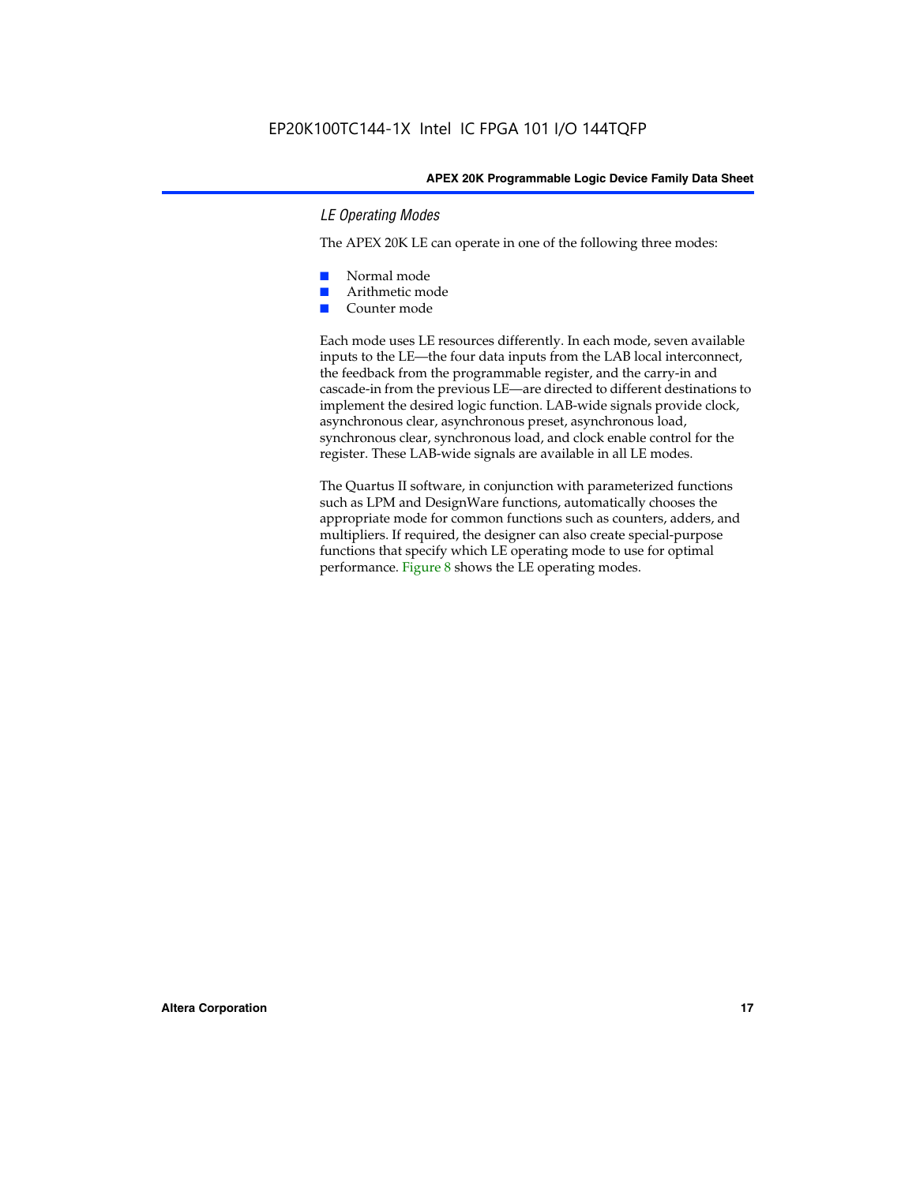### *LE Operating Modes*

The APEX 20K LE can operate in one of the following three modes:

- Normal mode
- Arithmetic mode
- Counter mode

Each mode uses LE resources differently. In each mode, seven available inputs to the LE—the four data inputs from the LAB local interconnect, the feedback from the programmable register, and the carry-in and cascade-in from the previous LE—are directed to different destinations to implement the desired logic function. LAB-wide signals provide clock, asynchronous clear, asynchronous preset, asynchronous load, synchronous clear, synchronous load, and clock enable control for the register. These LAB-wide signals are available in all LE modes.

The Quartus II software, in conjunction with parameterized functions such as LPM and DesignWare functions, automatically chooses the appropriate mode for common functions such as counters, adders, and multipliers. If required, the designer can also create special-purpose functions that specify which LE operating mode to use for optimal performance. Figure 8 shows the LE operating modes.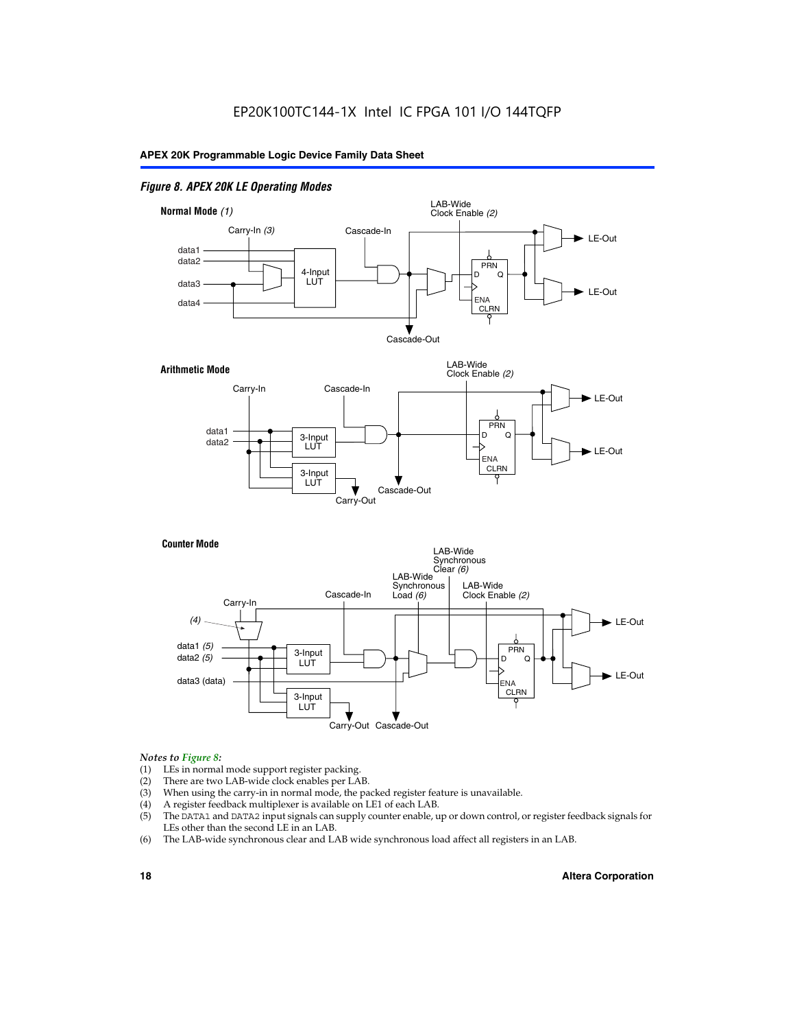*Figure 8. APEX 20K LE Operating Modes*

**Normal Mode** *(1)*

**Arithmetic Mode**

**Counter Mode**

*Notes to Figure 8:*

1. LEs in normal mode support register packing.
2. There are two LAB-wide clock enables per LAB.
3. When using the carry-in in normal mode, the packed register feature is unavailable.
4. A register feedback multiplexer is available on LE1 of each LAB.
5. The DATA1 and DATA2 input signals can supply counter enable, up or down control, or register feedback signals for LEs other than the second LE in an LAB.
6. The LAB-wide synchronous clear and LAB wide synchronous load affect all registers in an LAB.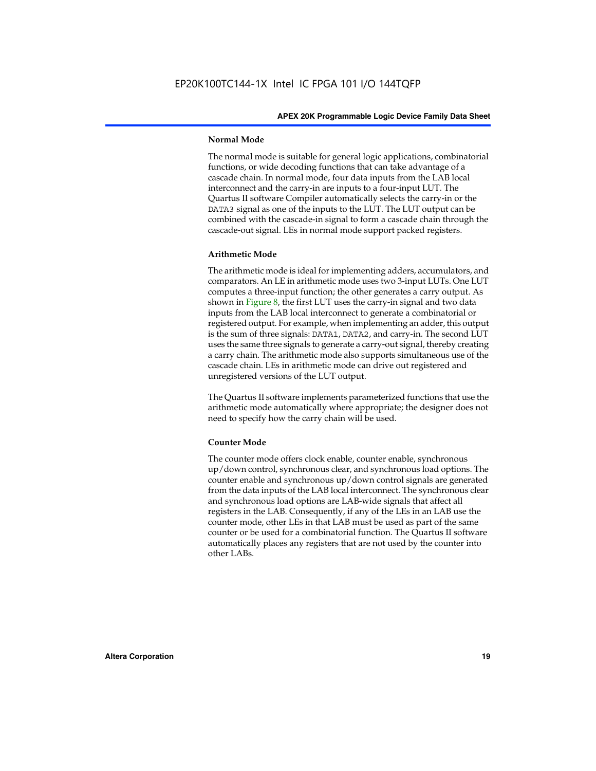#### Normal Mode

The normal mode is suitable for general logic applications, combinatorial functions, or wide decoding functions that can take advantage of a cascade chain. In normal mode, four data inputs from the LAB local interconnect and the carry-in are inputs to a four-input LUT. The Quartus II software Compiler automatically selects the carry-in or the DATA3 signal as one of the inputs to the LUT. The LUT output can be combined with the cascade-in signal to form a cascade chain through the cascade-out signal. LEs in normal mode support packed registers.

#### Arithmetic Mode

The arithmetic mode is ideal for implementing adders, accumulators, and comparators. An LE in arithmetic mode uses two 3-input LUTs. One LUT computes a three-input function; the other generates a carry output. As shown in Figure 8, the first LUT uses the carry-in signal and two data inputs from the LAB local interconnect to generate a combinatorial or registered output. For example, when implementing an adder, this output is the sum of three signals: DATA1, DATA2, and carry-in. The second LUT uses the same three signals to generate a carry-out signal, thereby creating a carry chain. The arithmetic mode also supports simultaneous use of the cascade chain. LEs in arithmetic mode can drive out registered and unregistered versions of the LUT output.

The Quartus II software implements parameterized functions that use the arithmetic mode automatically where appropriate; the designer does not need to specify how the carry chain will be used.

#### Counter Mode

The counter mode offers clock enable, counter enable, synchronous up/down control, synchronous clear, and synchronous load options. The counter enable and synchronous up/down control signals are generated from the data inputs of the LAB local interconnect. The synchronous clear and synchronous load options are LAB-wide signals that affect all registers in the LAB. Consequently, if any of the LEs in an LAB use the counter mode, other LEs in that LAB must be used as part of the same counter or be used for a combinatorial function. The Quartus II software automatically places any registers that are not used by the counter into other LABs.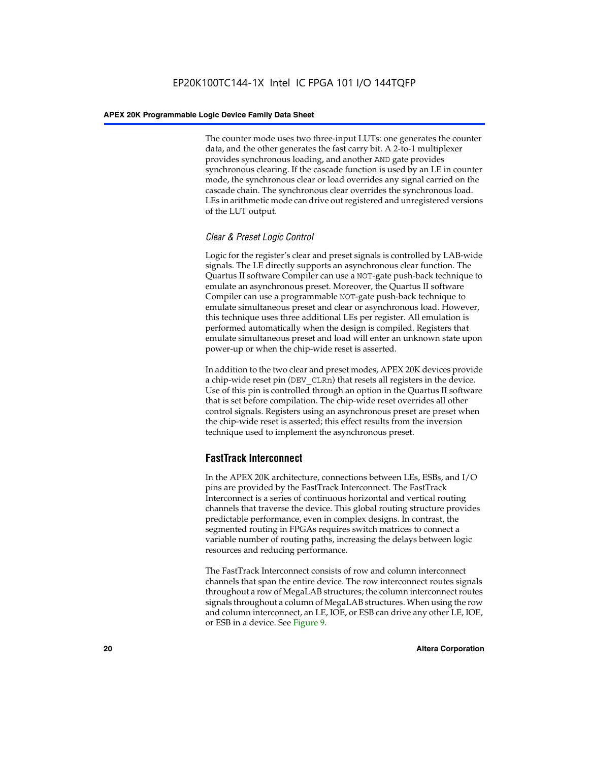The counter mode uses two three-input LUTs: one generates the counter data, and the other generates the fast carry bit. A 2-to-1 multiplexer provides synchronous loading, and another AND gate provides synchronous clearing. If the cascade function is used by an LE in counter mode, the synchronous clear or load overrides any signal carried on the cascade chain. The synchronous clear overrides the synchronous load. LEs in arithmetic mode can drive out registered and unregistered versions of the LUT output.

### *Clear & Preset Logic Control*

Logic for the register's clear and preset signals is controlled by LAB-wide signals. The LE directly supports an asynchronous clear function. The Quartus II software Compiler can use a NOT-gate push-back technique to emulate an asynchronous preset. Moreover, the Quartus II software Compiler can use a programmable NOT-gate push-back technique to emulate simultaneous preset and clear or asynchronous load. However, this technique uses three additional LEs per register. All emulation is performed automatically when the design is compiled. Registers that emulate simultaneous preset and load will enter an unknown state upon power-up or when the chip-wide reset is asserted.

In addition to the two clear and preset modes, APEX 20K devices provide a chip-wide reset pin (DEV_CLRn) that resets all registers in the device. Use of this pin is controlled through an option in the Quartus II software that is set before compilation. The chip-wide reset overrides all other control signals. Registers using an asynchronous preset are preset when the chip-wide reset is asserted; this effect results from the inversion technique used to implement the asynchronous preset.

## FastTrack Interconnect

In the APEX 20K architecture, connections between LEs, ESBs, and I/O pins are provided by the FastTrack Interconnect. The FastTrack Interconnect is a series of continuous horizontal and vertical routing channels that traverse the device. This global routing structure provides predictable performance, even in complex designs. In contrast, the segmented routing in FPGAs requires switch matrices to connect a variable number of routing paths, increasing the delays between logic resources and reducing performance.

The FastTrack Interconnect consists of row and column interconnect channels that span the entire device. The row interconnect routes signals throughout a row of MegaLAB structures; the column interconnect routes signals throughout a column of MegaLAB structures. When using the row and column interconnect, an LE, IOE, or ESB can drive any other LE, IOE, or ESB in a device. See Figure 9.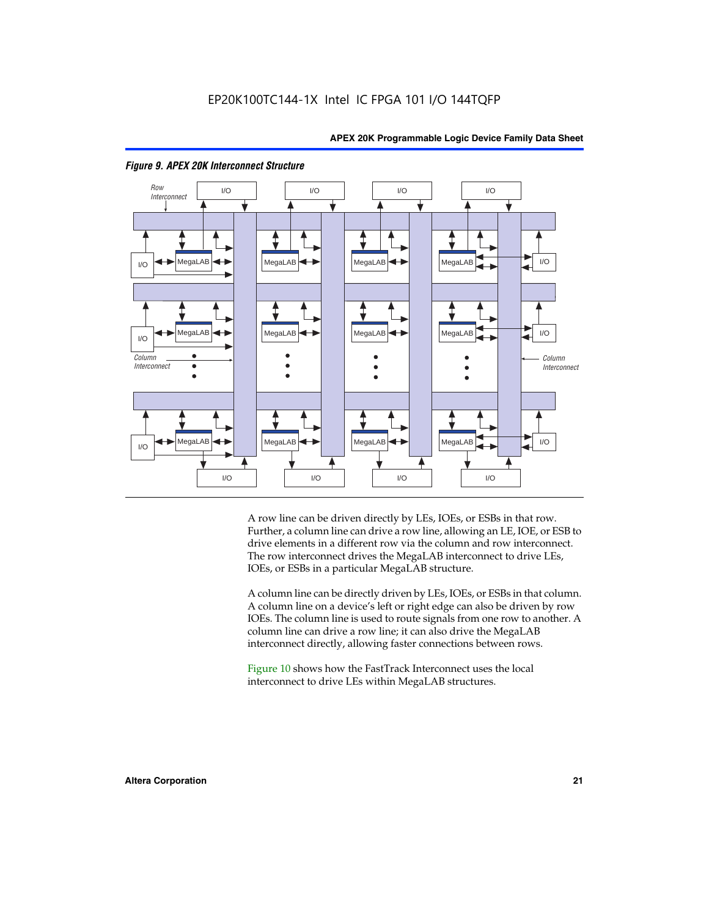*Figure 9. APEX 20K Interconnect Structure*

A row line can be driven directly by LEs, IOEs, or ESBs in that row. Further, a column line can drive a row line, allowing an LE, IOE, or ESB to drive elements in a different row via the column and row interconnect. The row interconnect drives the MegaLAB interconnect to drive LEs, IOEs, or ESBs in a particular MegaLAB structure.

A column line can be directly driven by LEs, IOEs, or ESBs in that column. A column line on a device's left or right edge can also be driven by row IOEs. The column line is used to route signals from one row to another. A column line can drive a row line; it can also drive the MegaLAB interconnect directly, allowing faster connections between rows.

Figure 10 shows how the FastTrack Interconnect uses the local interconnect to drive LEs within MegaLAB structures.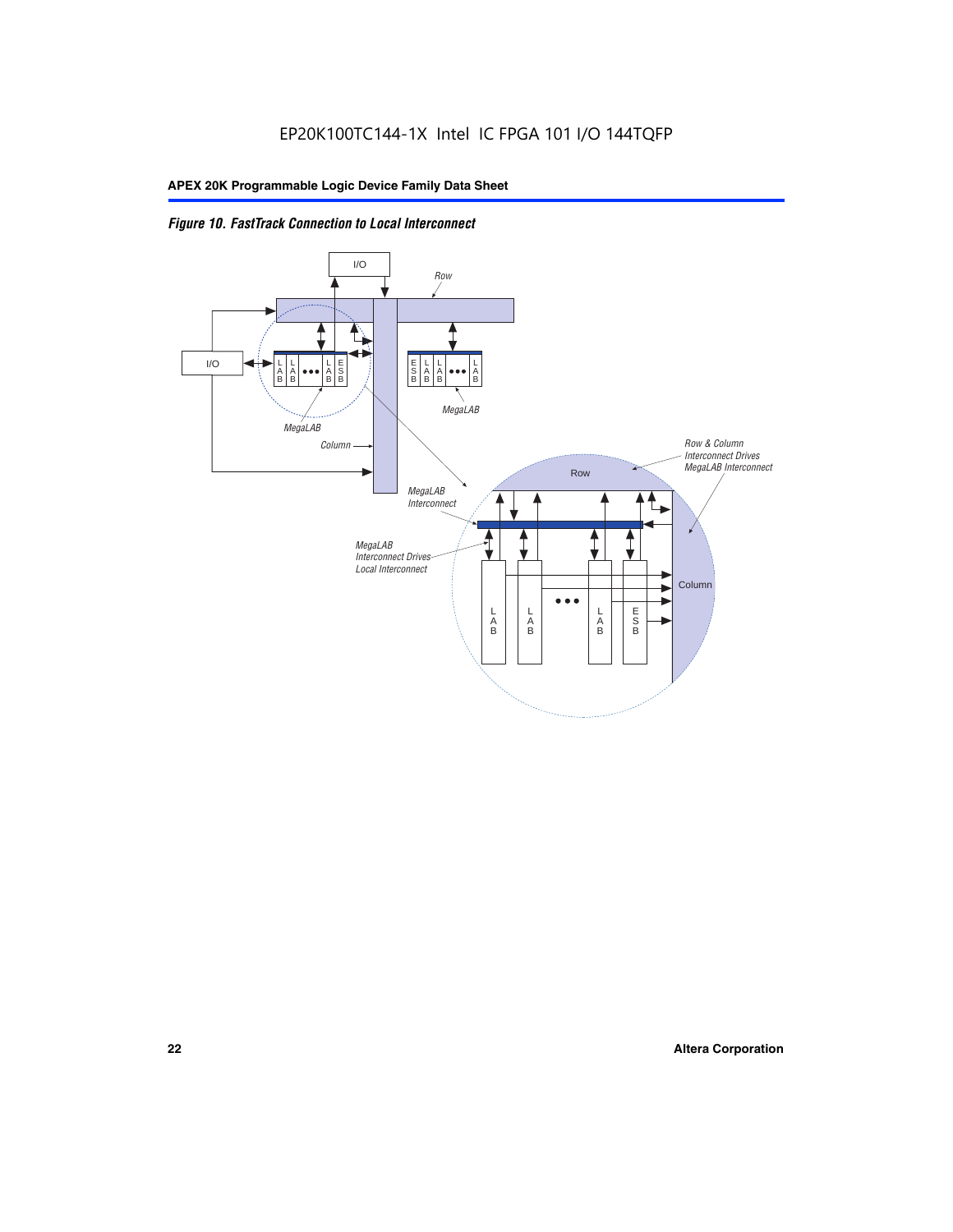*Figure 10. FastTrack Connection to Local Interconnect*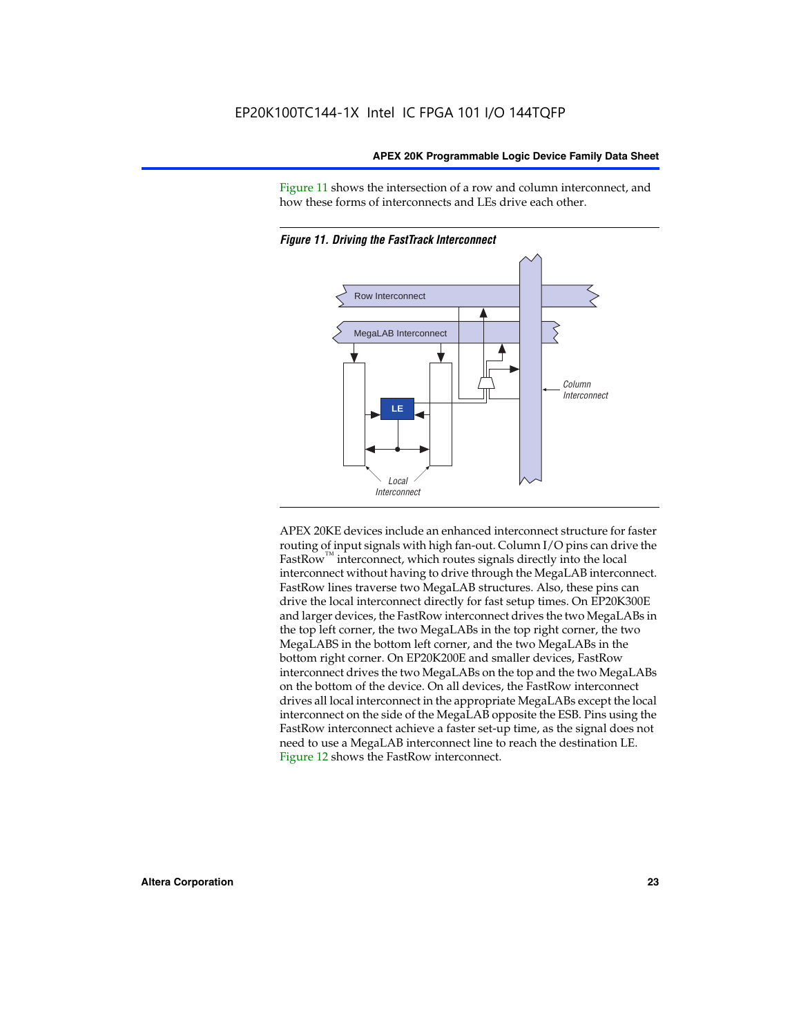Figure 11 shows the intersection of a row and column interconnect, and how these forms of interconnects and LEs drive each other.

*Figure 11. Driving the FastTrack Interconnect*

Row Interconnect

MegaLAB Interconnect

LE

Column Interconnect

Local Interconnect

APEX 20KE devices include an enhanced interconnect structure for faster routing of input signals with high fan-out. Column I/O pins can drive the FastRow™ interconnect, which routes signals directly into the local interconnect without having to drive through the MegaLAB interconnect. FastRow lines traverse two MegaLAB structures. Also, these pins can drive the local interconnect directly for fast setup times. On EP20K300E and larger devices, the FastRow interconnect drives the two MegaLABs in the top left corner, the two MegaLABs in the top right corner, the two MegaLABS in the bottom left corner, and the two MegaLABs in the bottom right corner. On EP20K200E and smaller devices, FastRow interconnect drives the two MegaLABs on the top and the two MegaLABs on the bottom of the device. On all devices, the FastRow interconnect drives all local interconnect in the appropriate MegaLABs except the local interconnect on the side of the MegaLAB opposite the ESB. Pins using the FastRow interconnect achieve a faster set-up time, as the signal does not need to use a MegaLAB interconnect line to reach the destination LE. Figure 12 shows the FastRow interconnect.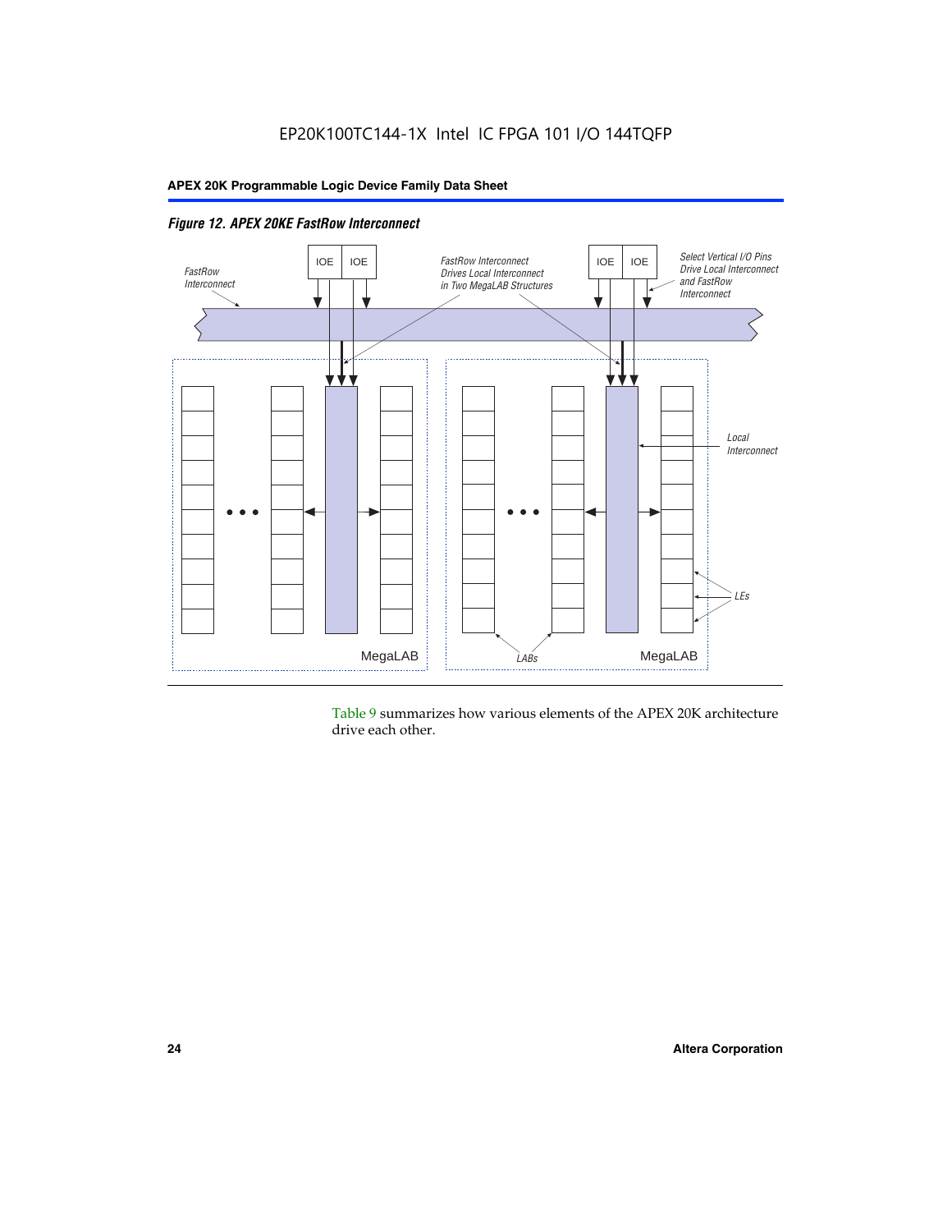*Figure 12. APEX 20KE FastRow Interconnect*

Table 9 summarizes how various elements of the APEX 20K architecture drive each other.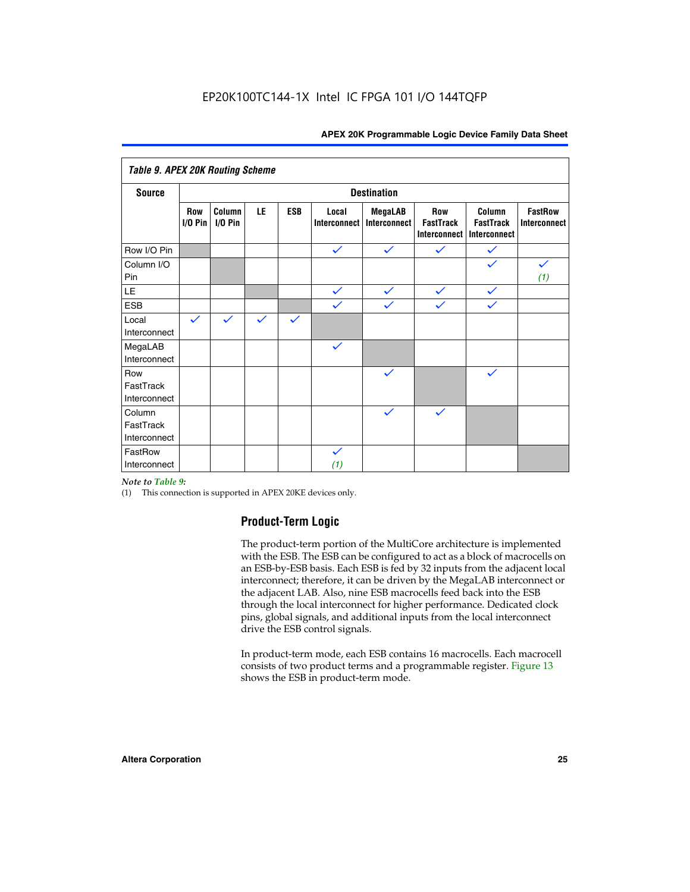EP20K100TC144-1X Intel IC FPGA 101 I/O 144TQFP

**Table 9. APEX 20K Routing Scheme**

| Source | Destination | | | | | | | | |
|---|---|---|---|---|---|---|---|---|---|
| | Row I/O Pin | Column I/O Pin | LE | ESB | Local Interconnect | MegaLAB Interconnect | Row FastTrack Interconnect | Column FastTrack Interconnect | FastRow Interconnect |
| Row I/O Pin | | | | | ✓ | ✓ | ✓ | ✓ | |
| Column I/O Pin | | | | | | | | ✓ | ✓ (1) |
| LE | | | | | ✓ | ✓ | ✓ | ✓ | |
| ESB | | | | | ✓ | ✓ | ✓ | ✓ | |
| Local Interconnect | ✓ | ✓ | ✓ | ✓ | | | | | |
| MegaLAB Interconnect | | | | | ✓ | | | | |
| Row FastTrack Interconnect | | | | | | ✓ | | ✓ | |
| Column FastTrack Interconnect | | | | | | ✓ | ✓ | | |
| FastRow Interconnect | | | | | ✓ (1) | | | | |

*Note to Table 9:*

(1) This connection is supported in APEX 20KE devices only.

## Product-Term Logic

The product-term portion of the MultiCore architecture is implemented with the ESB. The ESB can be configured to act as a block of macrocells on an ESB-by-ESB basis. Each ESB is fed by 32 inputs from the adjacent local interconnect; therefore, it can be driven by the MegaLAB interconnect or the adjacent LAB. Also, nine ESB macrocells feed back into the ESB through the local interconnect for higher performance. Dedicated clock pins, global signals, and additional inputs from the local interconnect drive the ESB control signals.

In product-term mode, each ESB contains 16 macrocells. Each macrocell consists of two product terms and a programmable register. Figure 13 shows the ESB in product-term mode.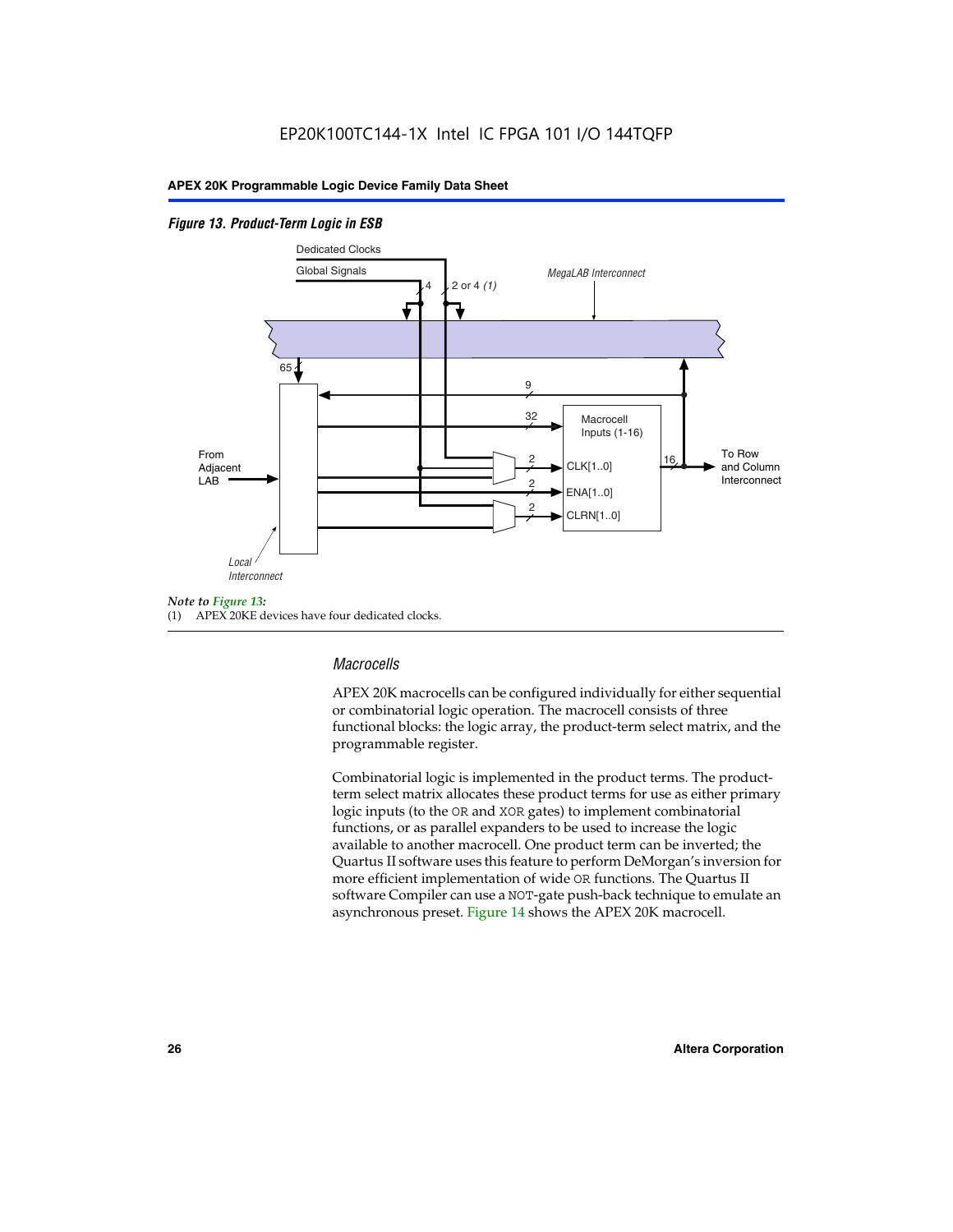*Figure 13. Product-Term Logic in ESB*

*Note to Figure 13:*

(1) APEX 20KE devices have four dedicated clocks.

### *Macrocells*

APEX 20K macrocells can be configured individually for either sequential or combinatorial logic operation. The macrocell consists of three functional blocks: the logic array, the product-term select matrix, and the programmable register.

Combinatorial logic is implemented in the product terms. The product-term select matrix allocates these product terms for use as either primary logic inputs (to the OR and XOR gates) to implement combinatorial functions, or as parallel expanders to be used to increase the logic available to another macrocell. One product term can be inverted; the Quartus II software uses this feature to perform DeMorgan's inversion for more efficient implementation of wide OR functions. The Quartus II software Compiler can use a NOT-gate push-back technique to emulate an asynchronous preset. Figure 14 shows the APEX 20K macrocell.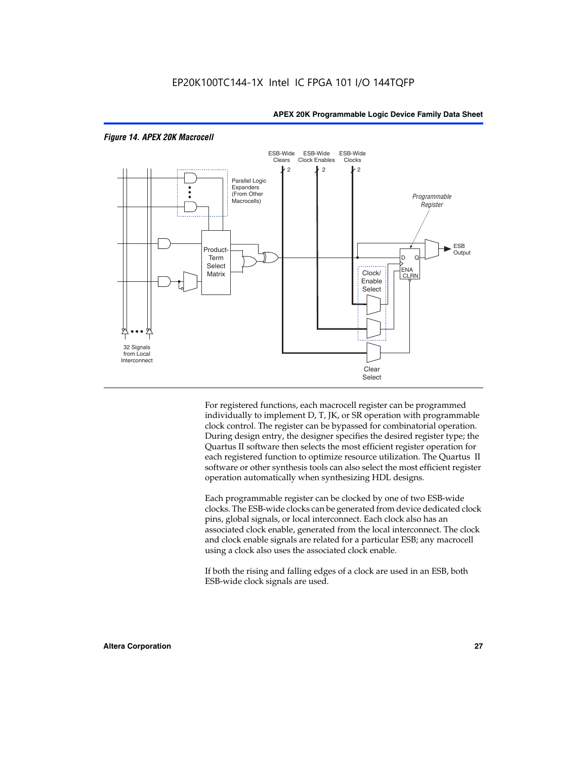*Figure 14. APEX 20K Macrocell*

For registered functions, each macrocell register can be programmed individually to implement D, T, JK, or SR operation with programmable clock control. The register can be bypassed for combinatorial operation. During design entry, the designer specifies the desired register type; the Quartus II software then selects the most efficient register operation for each registered function to optimize resource utilization. The Quartus II software or other synthesis tools can also select the most efficient register operation automatically when synthesizing HDL designs.

Each programmable register can be clocked by one of two ESB-wide clocks. The ESB-wide clocks can be generated from device dedicated clock pins, global signals, or local interconnect. Each clock also has an associated clock enable, generated from the local interconnect. The clock and clock enable signals are related for a particular ESB; any macrocell using a clock also uses the associated clock enable.

If both the rising and falling edges of a clock are used in an ESB, both ESB-wide clock signals are used.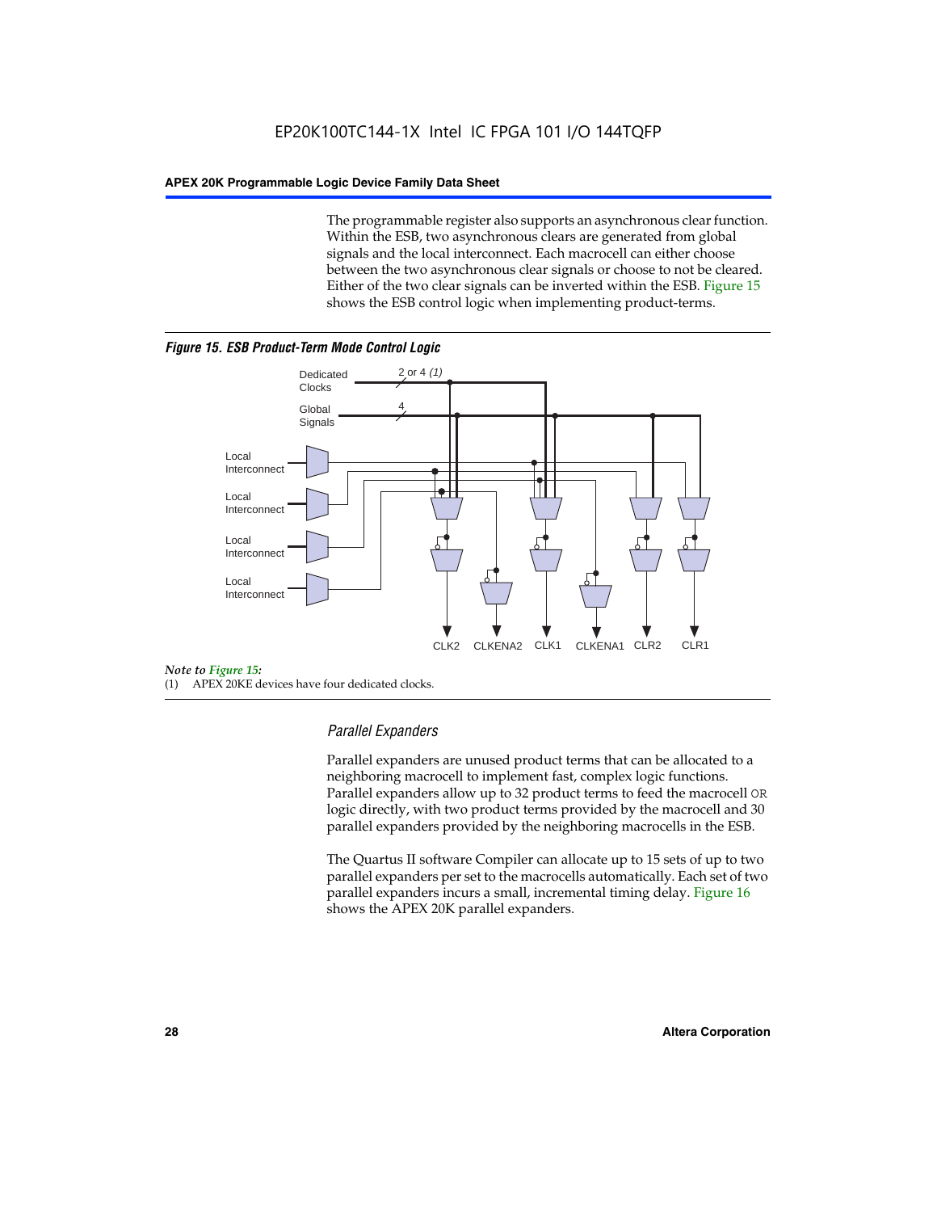The programmable register also supports an asynchronous clear function. Within the ESB, two asynchronous clears are generated from global signals and the local interconnect. Each macrocell can either choose between the two asynchronous clear signals or choose to not be cleared. Either of the two clear signals can be inverted within the ESB. Figure 15 shows the ESB control logic when implementing product-terms.

*Figure 15. ESB Product-Term Mode Control Logic*

Dedicated Clocks — 2 or 4 *(1)*

Global Signals — 4

Local Interconnect

Local Interconnect

Local Interconnect

Local Interconnect

CLK2 CLKENA2 CLK1 CLKENA1 CLR2 CLR1

*Note to Figure 15:*

(1) APEX 20KE devices have four dedicated clocks.

### *Parallel Expanders*

Parallel expanders are unused product terms that can be allocated to a neighboring macrocell to implement fast, complex logic functions. Parallel expanders allow up to 32 product terms to feed the macrocell OR logic directly, with two product terms provided by the macrocell and 30 parallel expanders provided by the neighboring macrocells in the ESB.

The Quartus II software Compiler can allocate up to 15 sets of up to two parallel expanders per set to the macrocells automatically. Each set of two parallel expanders incurs a small, incremental timing delay. Figure 16 shows the APEX 20K parallel expanders.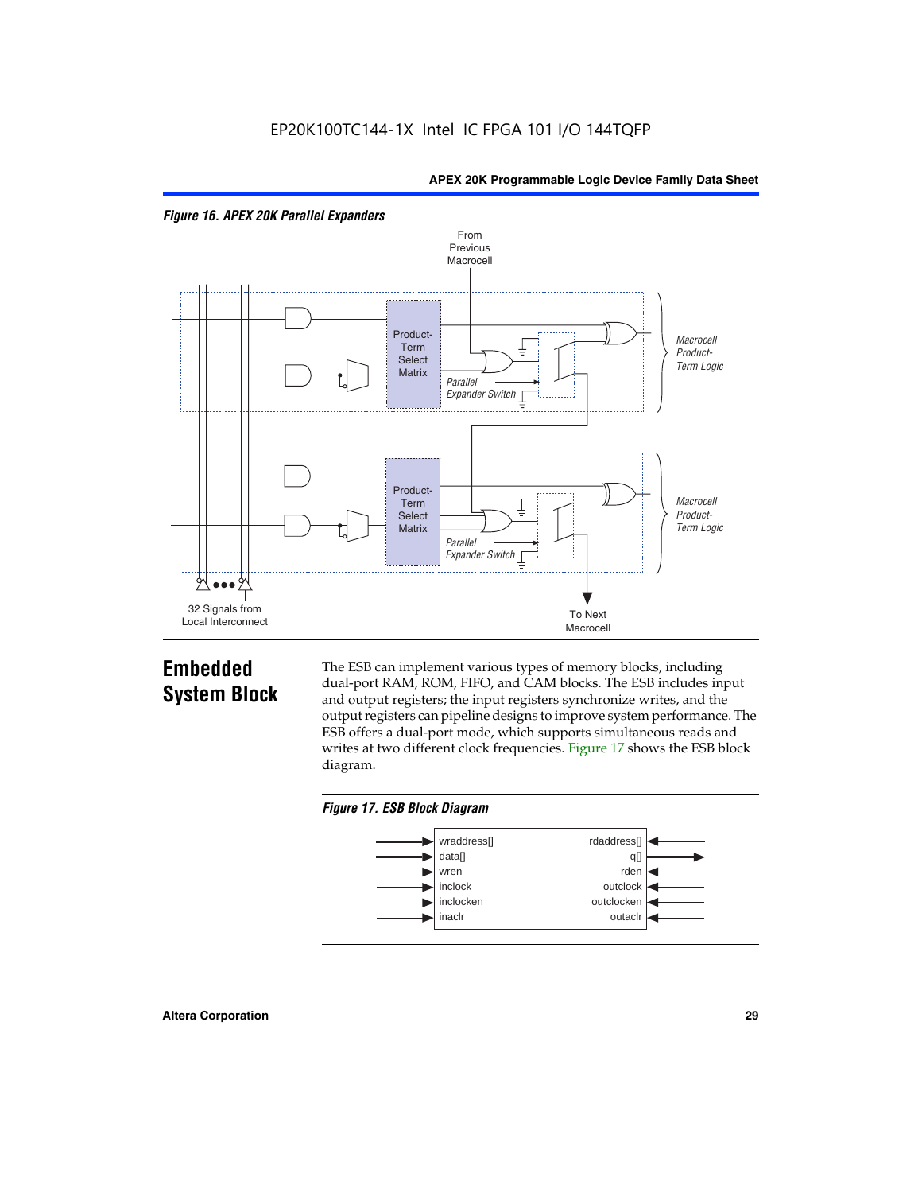*Figure 16. APEX 20K Parallel Expanders*

## Embedded System Block

The ESB can implement various types of memory blocks, including dual-port RAM, ROM, FIFO, and CAM blocks. The ESB includes input and output registers; the input registers synchronize writes, and the output registers can pipeline designs to improve system performance. The ESB offers a dual-port mode, which supports simultaneous reads and writes at two different clock frequencies. Figure 17 shows the ESB block diagram.

*Figure 17. ESB Block Diagram*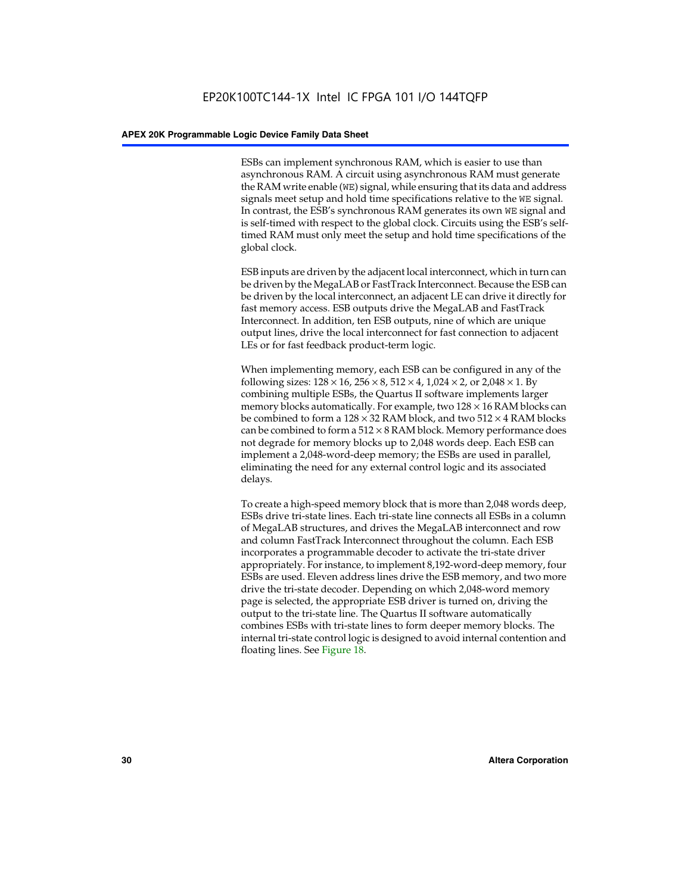ESBs can implement synchronous RAM, which is easier to use than asynchronous RAM. A circuit using asynchronous RAM must generate the RAM write enable (WE) signal, while ensuring that its data and address signals meet setup and hold time specifications relative to the WE signal. In contrast, the ESB's synchronous RAM generates its own WE signal and is self-timed with respect to the global clock. Circuits using the ESB's self-timed RAM must only meet the setup and hold time specifications of the global clock.

ESB inputs are driven by the adjacent local interconnect, which in turn can be driven by the MegaLAB or FastTrack Interconnect. Because the ESB can be driven by the local interconnect, an adjacent LE can drive it directly for fast memory access. ESB outputs drive the MegaLAB and FastTrack Interconnect. In addition, ten ESB outputs, nine of which are unique output lines, drive the local interconnect for fast connection to adjacent LEs or for fast feedback product-term logic.

When implementing memory, each ESB can be configured in any of the following sizes: $128 \times 16$, $256 \times 8$, $512 \times 4$, $1,024 \times 2$, or $2,048 \times 1$. By combining multiple ESBs, the Quartus II software implements larger memory blocks automatically. For example, two $128 \times 16$ RAM blocks can be combined to form a $128 \times 32$ RAM block, and two $512 \times 4$ RAM blocks can be combined to form a $512 \times 8$ RAM block. Memory performance does not degrade for memory blocks up to 2,048 words deep. Each ESB can implement a 2,048-word-deep memory; the ESBs are used in parallel, eliminating the need for any external control logic and its associated delays.

To create a high-speed memory block that is more than 2,048 words deep, ESBs drive tri-state lines. Each tri-state line connects all ESBs in a column of MegaLAB structures, and drives the MegaLAB interconnect and row and column FastTrack Interconnect throughout the column. Each ESB incorporates a programmable decoder to activate the tri-state driver appropriately. For instance, to implement 8,192-word-deep memory, four ESBs are used. Eleven address lines drive the ESB memory, and two more drive the tri-state decoder. Depending on which 2,048-word memory page is selected, the appropriate ESB driver is turned on, driving the output to the tri-state line. The Quartus II software automatically combines ESBs with tri-state lines to form deeper memory blocks. The internal tri-state control logic is designed to avoid internal contention and floating lines. See Figure 18.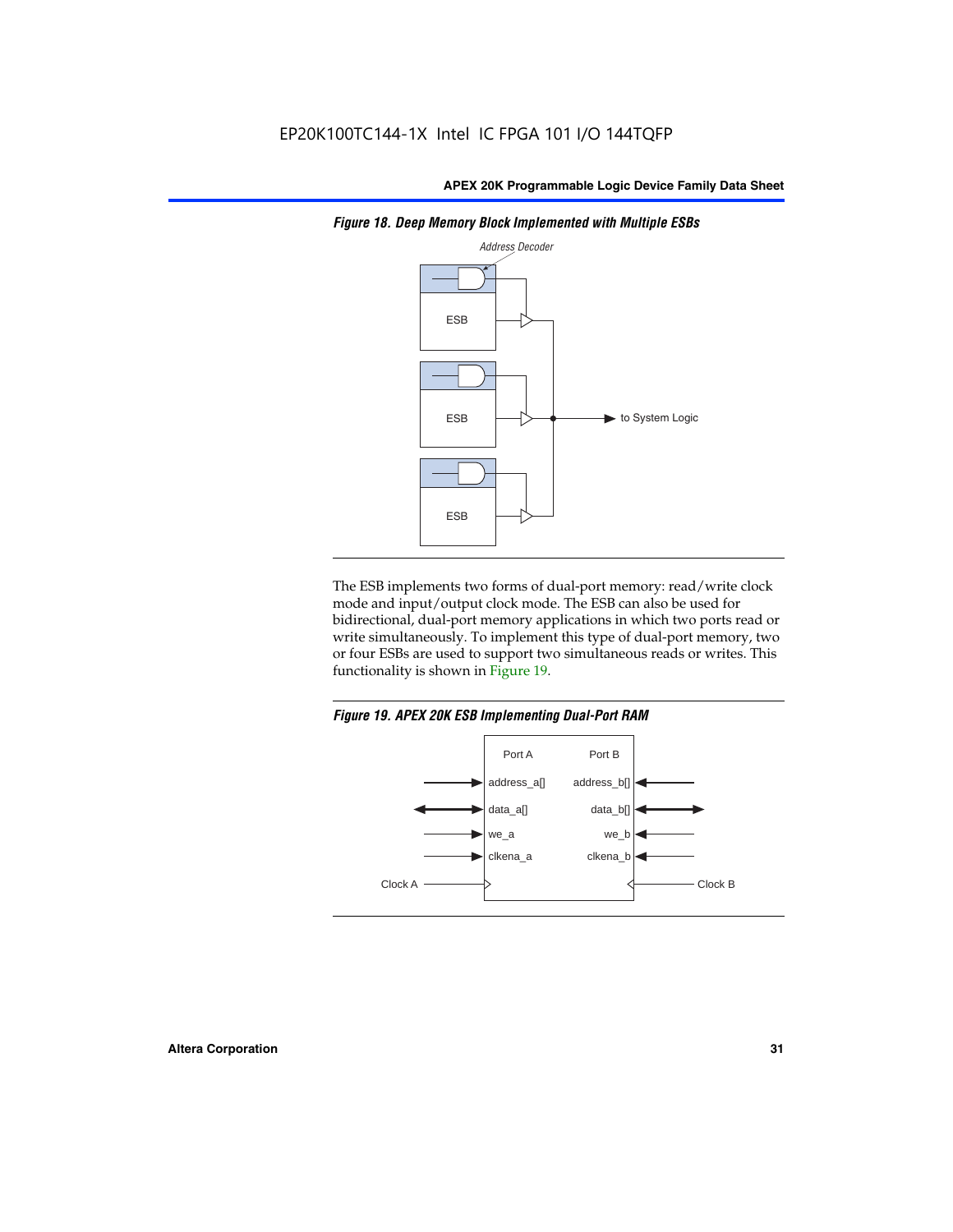*Figure 18. Deep Memory Block Implemented with Multiple ESBs*

The ESB implements two forms of dual-port memory: read/write clock mode and input/output clock mode. The ESB can also be used for bidirectional, dual-port memory applications in which two ports read or write simultaneously. To implement this type of dual-port memory, two or four ESBs are used to support two simultaneous reads or writes. This functionality is shown in Figure 19.

*Figure 19. APEX 20K ESB Implementing Dual-Port RAM*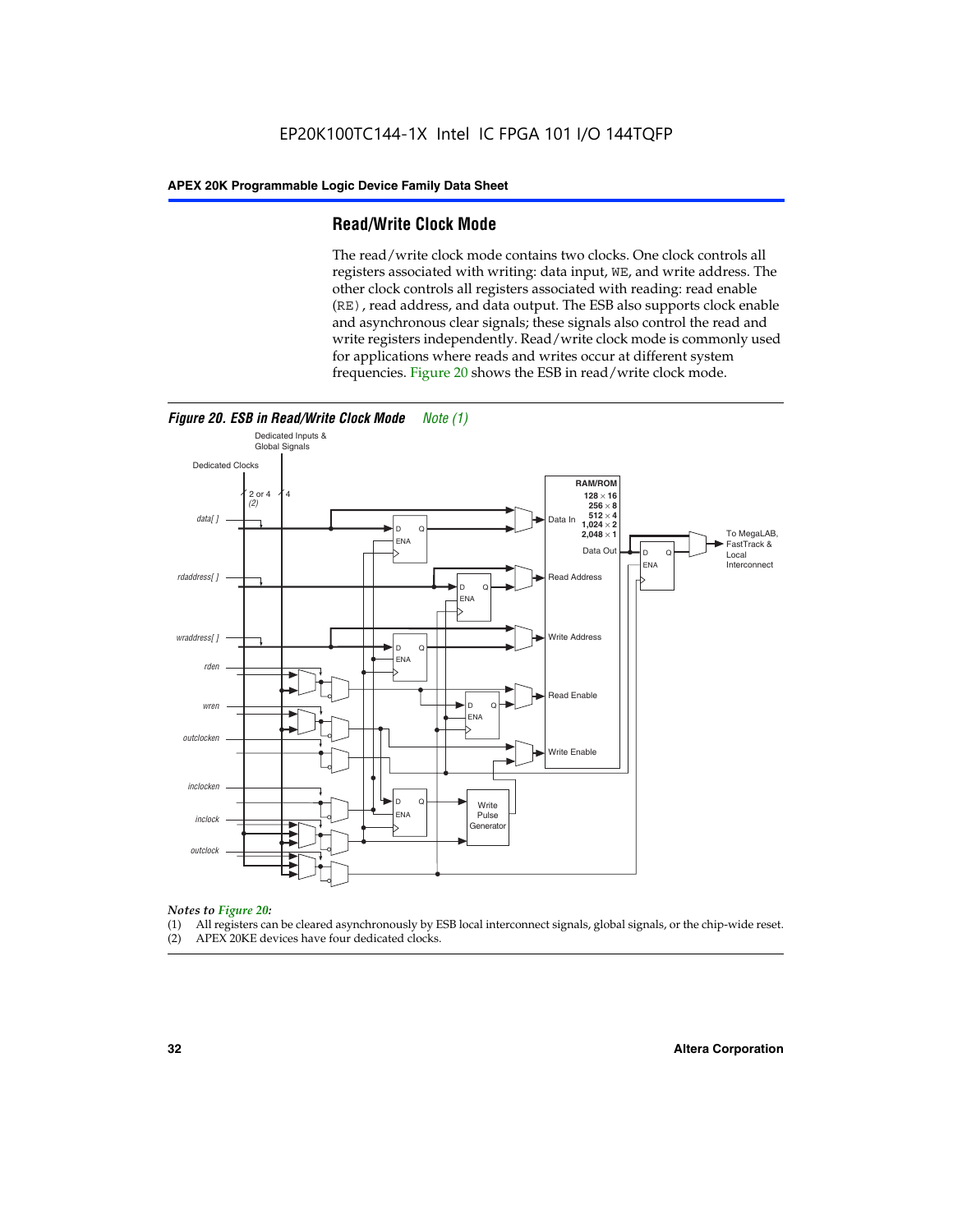## Read/Write Clock Mode

The read/write clock mode contains two clocks. One clock controls all registers associated with writing: data input, WE, and write address. The other clock controls all registers associated with reading: read enable (RE), read address, and data output. The ESB also supports clock enable and asynchronous clear signals; these signals also control the read and write registers independently. Read/write clock mode is commonly used for applications where reads and writes occur at different system frequencies. Figure 20 shows the ESB in read/write clock mode.

***Figure 20. ESB in Read/Write Clock Mode*** *Note (1)*

*Notes to Figure 20:*

(1) All registers can be cleared asynchronously by ESB local interconnect signals, global signals, or the chip-wide reset.
(2) APEX 20KE devices have four dedicated clocks.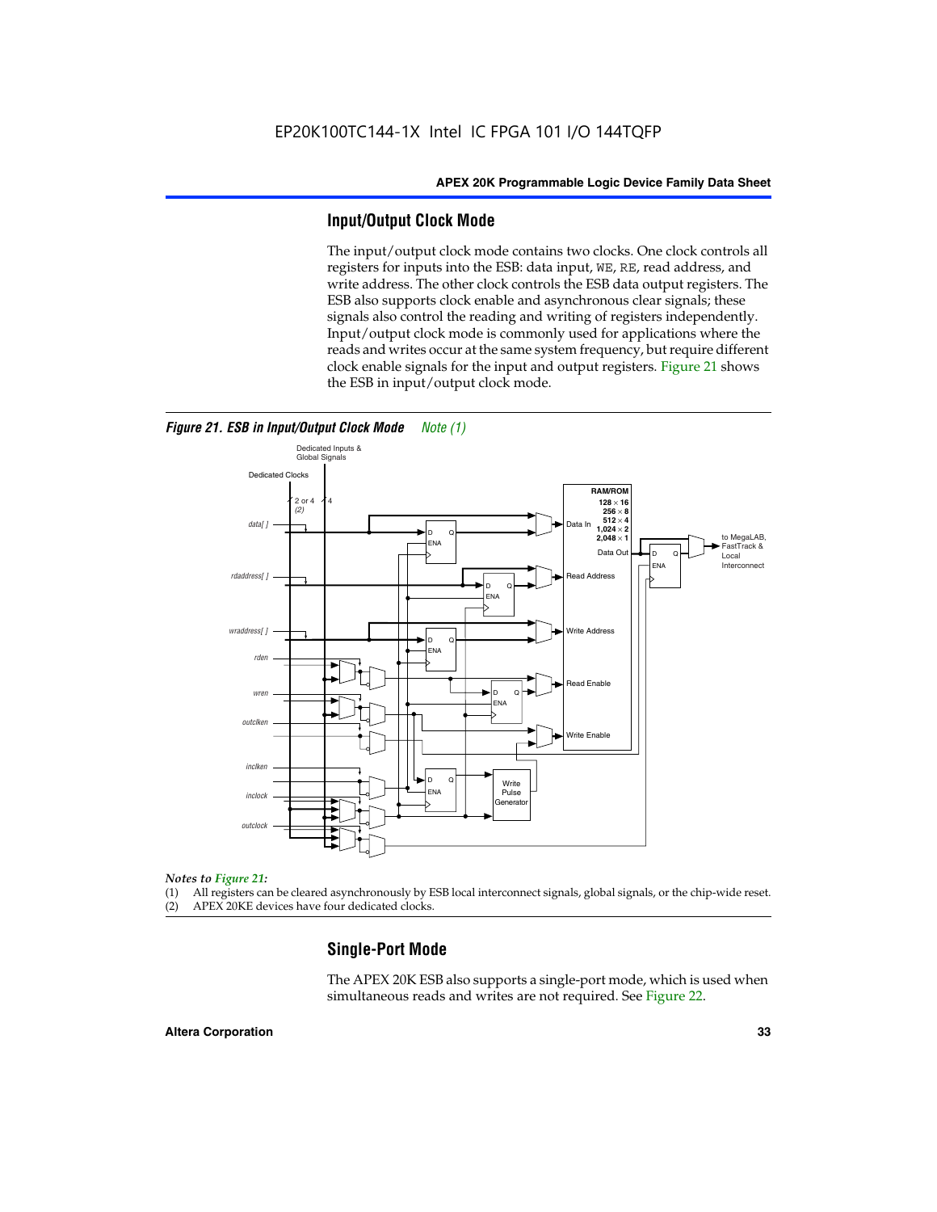## Input/Output Clock Mode

The input/output clock mode contains two clocks. One clock controls all registers for inputs into the ESB: data input, WE, RE, read address, and write address. The other clock controls the ESB data output registers. The ESB also supports clock enable and asynchronous clear signals; these signals also control the reading and writing of registers independently. Input/output clock mode is commonly used for applications where the reads and writes occur at the same system frequency, but require different clock enable signals for the input and output registers. Figure 21 shows the ESB in input/output clock mode.

*Figure 21. ESB in Input/Output Clock Mode* *Note (1)*

*Notes to Figure 21:*

(1) All registers can be cleared asynchronously by ESB local interconnect signals, global signals, or the chip-wide reset.
(2) APEX 20KE devices have four dedicated clocks.

## Single-Port Mode

The APEX 20K ESB also supports a single-port mode, which is used when simultaneous reads and writes are not required. See Figure 22.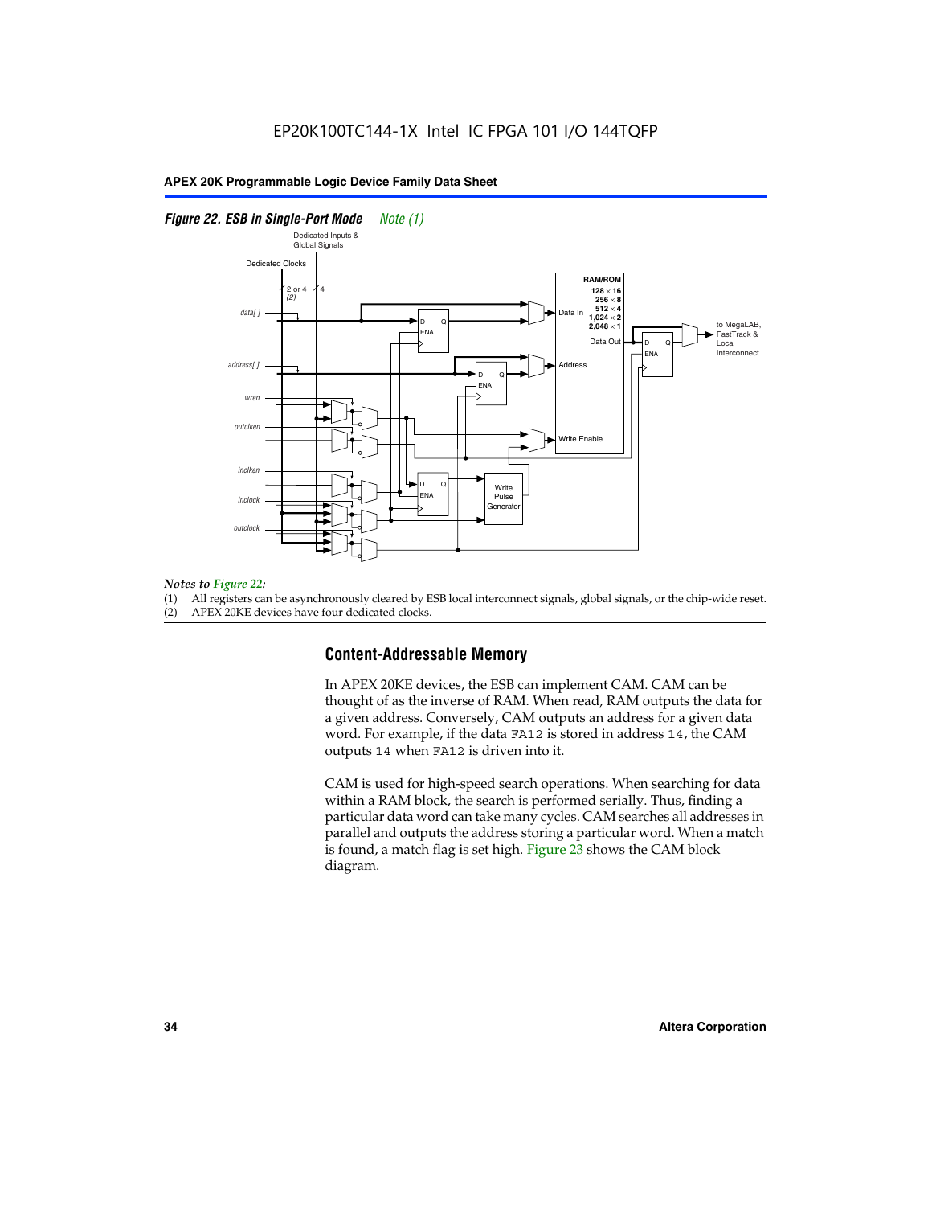*Figure 22. ESB in Single-Port Mode    Note (1)*

*Notes to Figure 22:*

(1) All registers can be asynchronously cleared by ESB local interconnect signals, global signals, or the chip-wide reset.

(2) APEX 20KE devices have four dedicated clocks.

## Content-Addressable Memory

In APEX 20KE devices, the ESB can implement CAM. CAM can be thought of as the inverse of RAM. When read, RAM outputs the data for a given address. Conversely, CAM outputs an address for a given data word. For example, if the data `FA12` is stored in address `14`, the CAM outputs `14` when `FA12` is driven into it.

CAM is used for high-speed search operations. When searching for data within a RAM block, the search is performed serially. Thus, finding a particular data word can take many cycles. CAM searches all addresses in parallel and outputs the address storing a particular word. When a match is found, a match flag is set high. Figure 23 shows the CAM block diagram.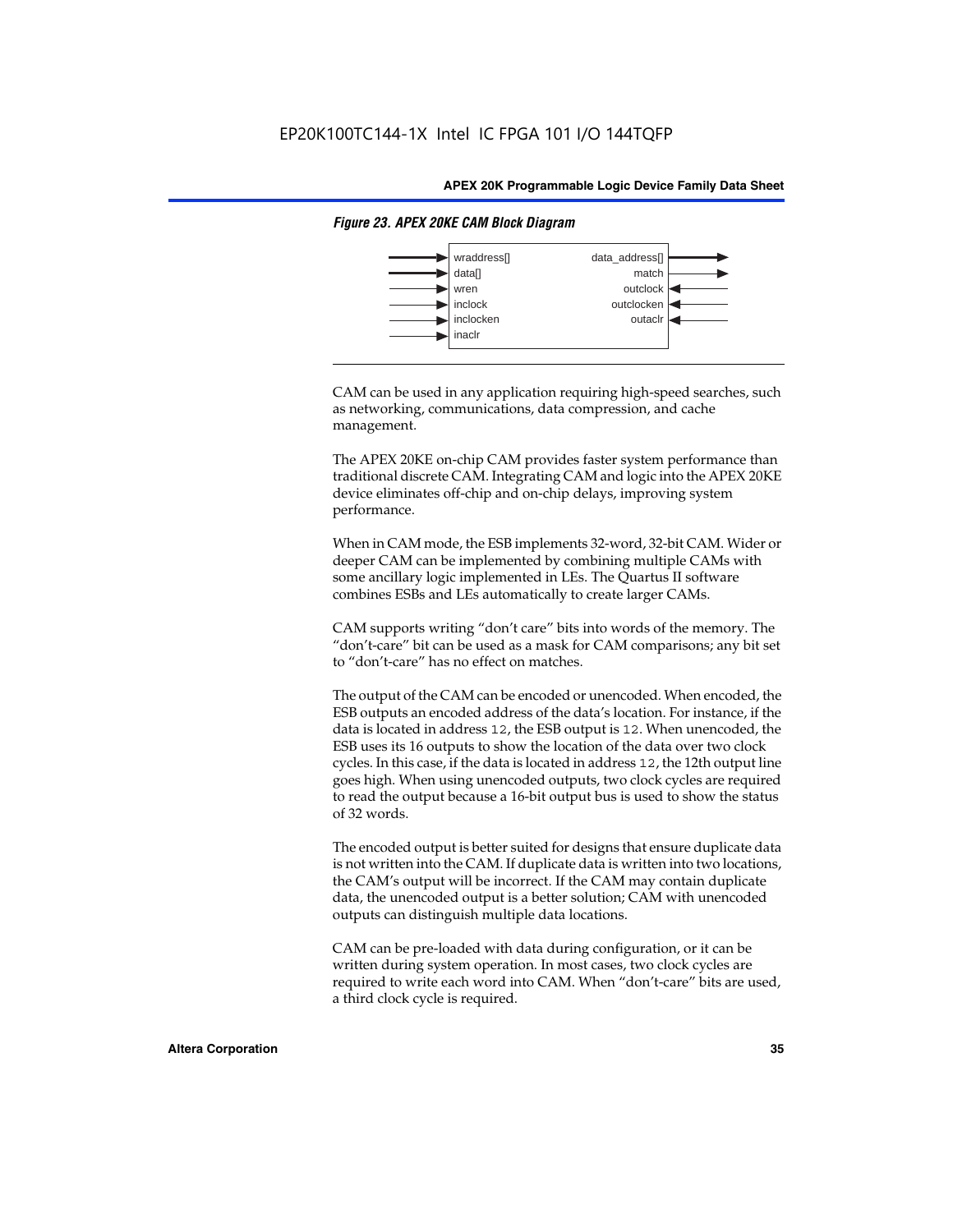*Figure 23. APEX 20KE CAM Block Diagram*

| Inputs | Outputs |
|---|---|
| wraddress[] | data_address[] |
| data[] | match |
| wren | outclock |
| inclock | outclocken |
| inclocken | outaclr |
| inaclr | |

CAM can be used in any application requiring high-speed searches, such as networking, communications, data compression, and cache management.

The APEX 20KE on-chip CAM provides faster system performance than traditional discrete CAM. Integrating CAM and logic into the APEX 20KE device eliminates off-chip and on-chip delays, improving system performance.

When in CAM mode, the ESB implements 32-word, 32-bit CAM. Wider or deeper CAM can be implemented by combining multiple CAMs with some ancillary logic implemented in LEs. The Quartus II software combines ESBs and LEs automatically to create larger CAMs.

CAM supports writing "don't care" bits into words of the memory. The "don't-care" bit can be used as a mask for CAM comparisons; any bit set to "don't-care" has no effect on matches.

The output of the CAM can be encoded or unencoded. When encoded, the ESB outputs an encoded address of the data's location. For instance, if the data is located in address `12`, the ESB output is `12`. When unencoded, the ESB uses its 16 outputs to show the location of the data over two clock cycles. In this case, if the data is located in address `12`, the 12th output line goes high. When using unencoded outputs, two clock cycles are required to read the output because a 16-bit output bus is used to show the status of 32 words.

The encoded output is better suited for designs that ensure duplicate data is not written into the CAM. If duplicate data is written into two locations, the CAM's output will be incorrect. If the CAM may contain duplicate data, the unencoded output is a better solution; CAM with unencoded outputs can distinguish multiple data locations.

CAM can be pre-loaded with data during configuration, or it can be written during system operation. In most cases, two clock cycles are required to write each word into CAM. When "don't-care" bits are used, a third clock cycle is required.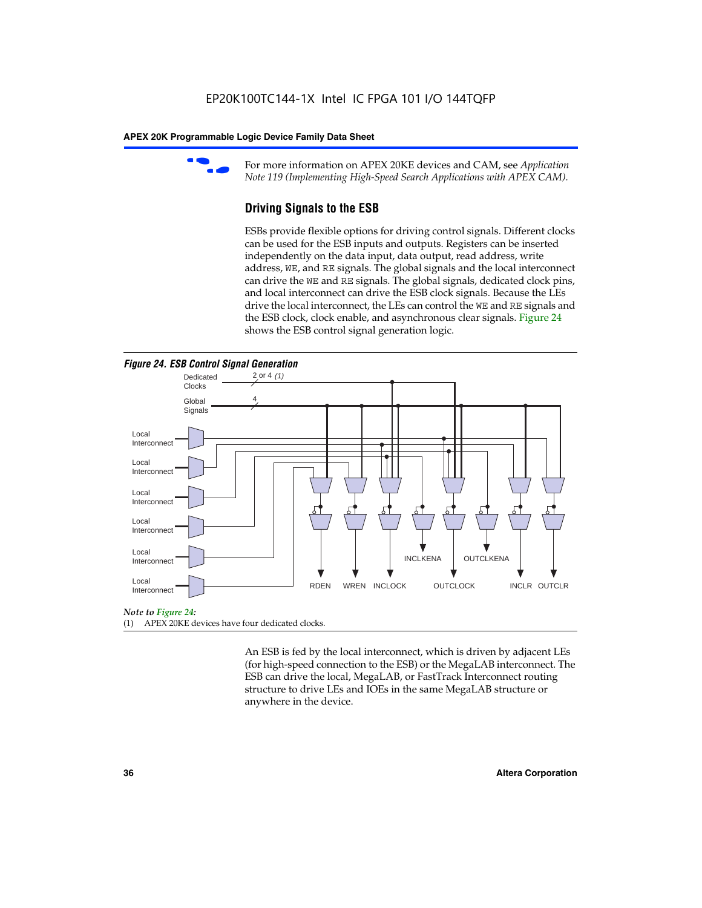For more information on APEX 20KE devices and CAM, see *Application Note 119 (Implementing High-Speed Search Applications with APEX CAM).*

## Driving Signals to the ESB

ESBs provide flexible options for driving control signals. Different clocks can be used for the ESB inputs and outputs. Registers can be inserted independently on the data input, data output, read address, write address, `WE`, and `RE` signals. The global signals and the local interconnect can drive the `WE` and `RE` signals. The global signals, dedicated clock pins, and local interconnect can drive the ESB clock signals. Because the LEs drive the local interconnect, the LEs can control the `WE` and `RE` signals and the ESB clock, clock enable, and asynchronous clear signals. Figure 24 shows the ESB control signal generation logic.

**Figure 24. ESB Control Signal Generation**

Dedicated Clocks 2 or 4 (1)
Global Signals 4
Local Interconnect
Local Interconnect
Local Interconnect
Local Interconnect
Local Interconnect
Local Interconnect
RDEN WREN INCLOCK INCLKENA OUTCLOCK OUTCLKENA INCLR OUTCLR

*Note to Figure 24:*
(1) APEX 20KE devices have four dedicated clocks.

An ESB is fed by the local interconnect, which is driven by adjacent LEs (for high-speed connection to the ESB) or the MegaLAB interconnect. The ESB can drive the local, MegaLAB, or FastTrack Interconnect routing structure to drive LEs and IOEs in the same MegaLAB structure or anywhere in the device.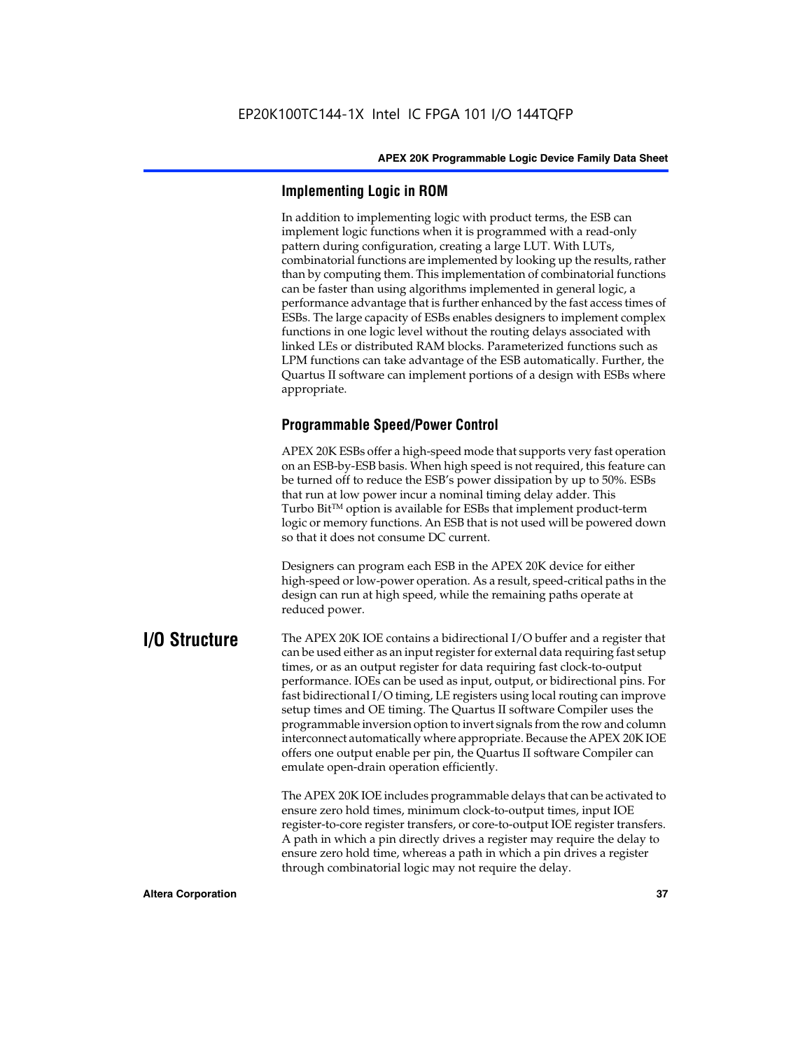### Implementing Logic in ROM

In addition to implementing logic with product terms, the ESB can implement logic functions when it is programmed with a read-only pattern during configuration, creating a large LUT. With LUTs, combinatorial functions are implemented by looking up the results, rather than by computing them. This implementation of combinatorial functions can be faster than using algorithms implemented in general logic, a performance advantage that is further enhanced by the fast access times of ESBs. The large capacity of ESBs enables designers to implement complex functions in one logic level without the routing delays associated with linked LEs or distributed RAM blocks. Parameterized functions such as LPM functions can take advantage of the ESB automatically. Further, the Quartus II software can implement portions of a design with ESBs where appropriate.

### Programmable Speed/Power Control

APEX 20K ESBs offer a high-speed mode that supports very fast operation on an ESB-by-ESB basis. When high speed is not required, this feature can be turned off to reduce the ESB's power dissipation by up to 50%. ESBs that run at low power incur a nominal timing delay adder. This Turbo Bit™ option is available for ESBs that implement product-term logic or memory functions. An ESB that is not used will be powered down so that it does not consume DC current.

Designers can program each ESB in the APEX 20K device for either high-speed or low-power operation. As a result, speed-critical paths in the design can run at high speed, while the remaining paths operate at reduced power.

## I/O Structure

The APEX 20K IOE contains a bidirectional I/O buffer and a register that can be used either as an input register for external data requiring fast setup times, or as an output register for data requiring fast clock-to-output performance. IOEs can be used as input, output, or bidirectional pins. For fast bidirectional I/O timing, LE registers using local routing can improve setup times and OE timing. The Quartus II software Compiler uses the programmable inversion option to invert signals from the row and column interconnect automatically where appropriate. Because the APEX 20K IOE offers one output enable per pin, the Quartus II software Compiler can emulate open-drain operation efficiently.

The APEX 20K IOE includes programmable delays that can be activated to ensure zero hold times, minimum clock-to-output times, input IOE register-to-core register transfers, or core-to-output IOE register transfers. A path in which a pin directly drives a register may require the delay to ensure zero hold time, whereas a path in which a pin drives a register through combinatorial logic may not require the delay.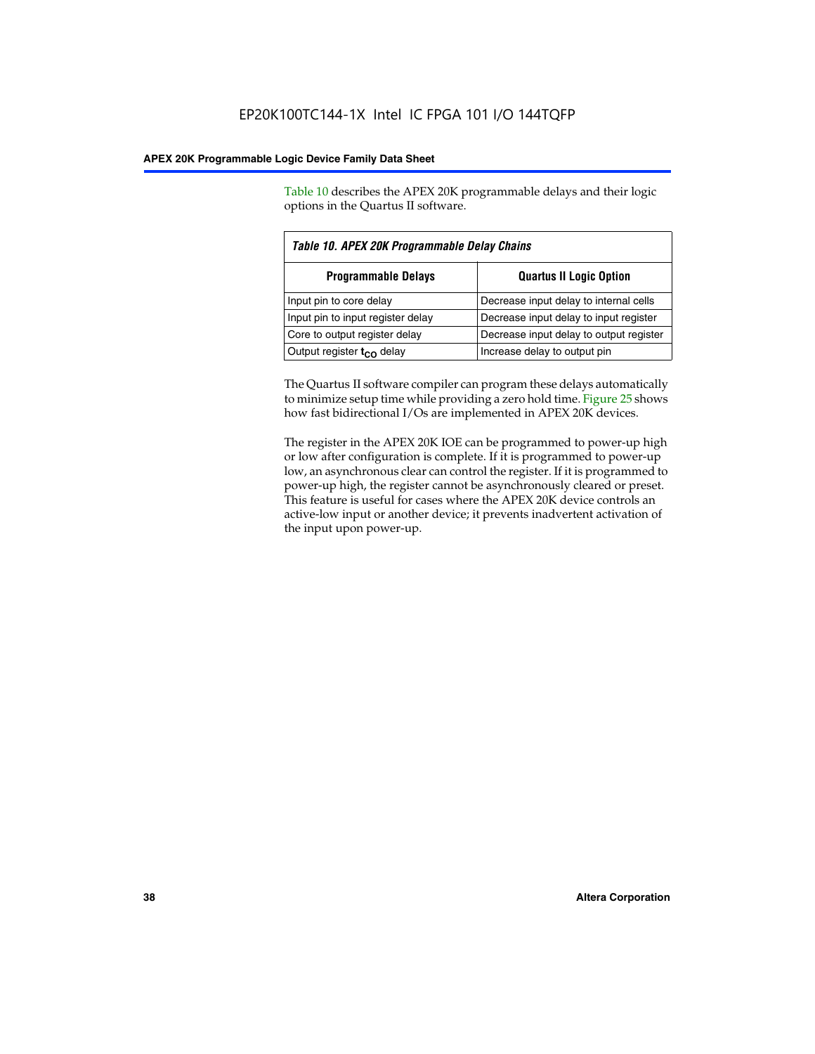Table 10 describes the APEX 20K programmable delays and their logic options in the Quartus II software.

*Table 10. APEX 20K Programmable Delay Chains*

| Programmable Delays | Quartus II Logic Option |
| --- | --- |
| Input pin to core delay | Decrease input delay to internal cells |
| Input pin to input register delay | Decrease input delay to input register |
| Core to output register delay | Decrease input delay to output register |
| Output register $t_{CO}$ delay | Increase delay to output pin |

The Quartus II software compiler can program these delays automatically to minimize setup time while providing a zero hold time. Figure 25 shows how fast bidirectional I/Os are implemented in APEX 20K devices.

The register in the APEX 20K IOE can be programmed to power-up high or low after configuration is complete. If it is programmed to power-up low, an asynchronous clear can control the register. If it is programmed to power-up high, the register cannot be asynchronously cleared or preset. This feature is useful for cases where the APEX 20K device controls an active-low input or another device; it prevents inadvertent activation of the input upon power-up.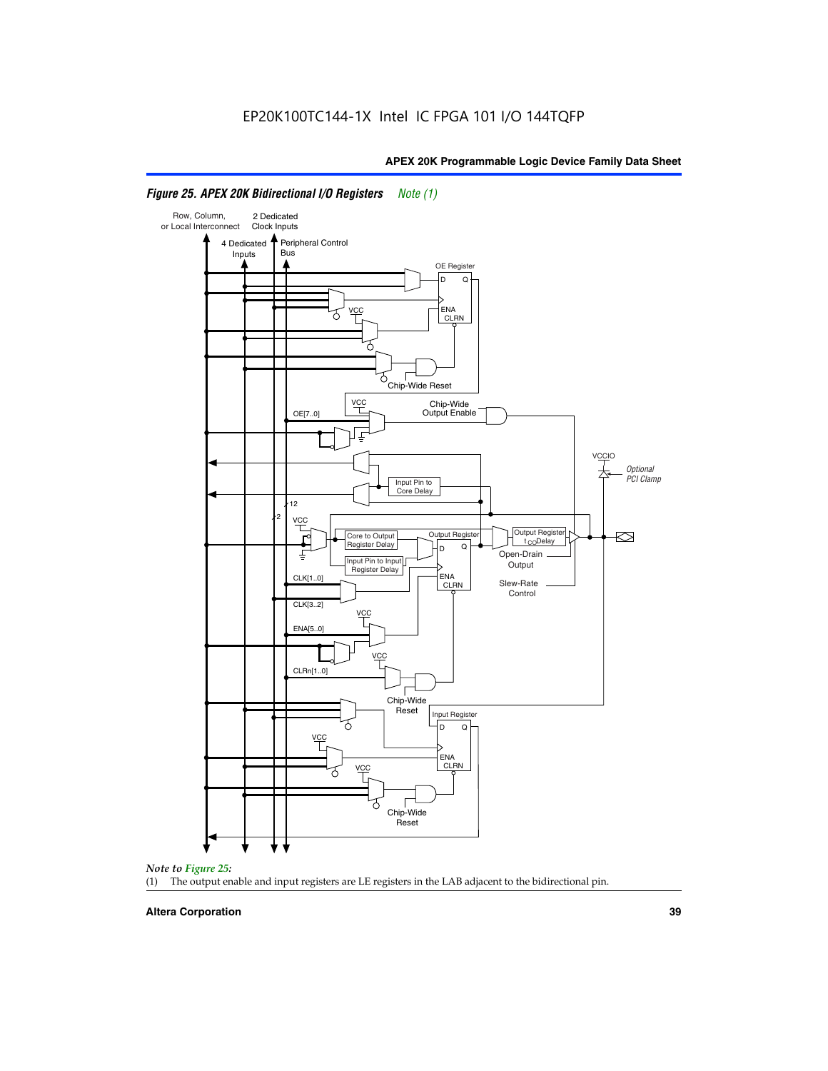## Figure 25. APEX 20K Bidirectional I/O Registers *Note (1)*

Row, Column, or Local Interconnect

2 Dedicated Clock Inputs

4 Dedicated Inputs

Peripheral Control Bus

OE Register

Chip-Wide Reset

Chip-Wide Output Enable

OE[7..0]

VCCIO

*Optional PCI Clamp*

Input Pin to Core Delay

Core to Output Register Delay

Input Pin to Input Register Delay

Output Register

Output Register $t_{CO}$ Delay

Open-Drain Output

Slew-Rate Control

CLK[1..0]

CLK[3..2]

ENA[5..0]

CLRn[1..0]

Chip-Wide Reset

Input Register

Chip-Wide Reset

*Note to Figure 25:*

(1) The output enable and input registers are LE registers in the LAB adjacent to the bidirectional pin.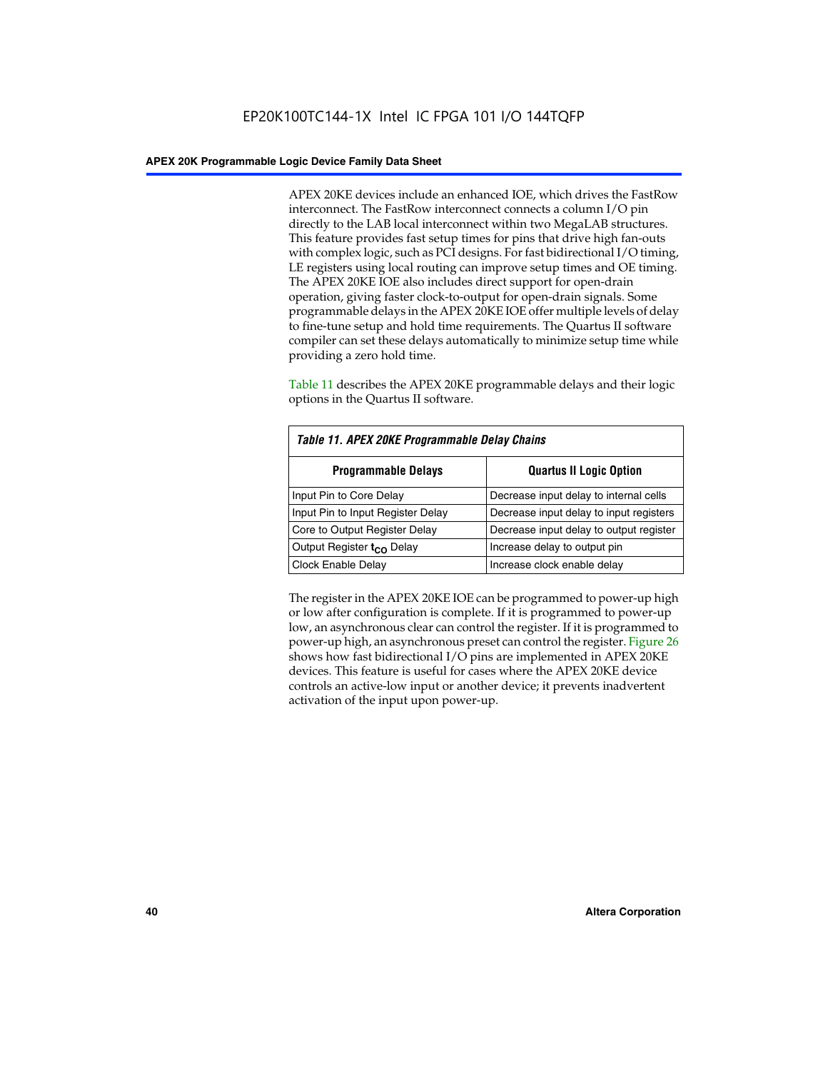APEX 20KE devices include an enhanced IOE, which drives the FastRow interconnect. The FastRow interconnect connects a column I/O pin directly to the LAB local interconnect within two MegaLAB structures. This feature provides fast setup times for pins that drive high fan-outs with complex logic, such as PCI designs. For fast bidirectional I/O timing, LE registers using local routing can improve setup times and OE timing. The APEX 20KE IOE also includes direct support for open-drain operation, giving faster clock-to-output for open-drain signals. Some programmable delays in the APEX 20KE IOE offer multiple levels of delay to fine-tune setup and hold time requirements. The Quartus II software compiler can set these delays automatically to minimize setup time while providing a zero hold time.

Table 11 describes the APEX 20KE programmable delays and their logic options in the Quartus II software.

*Table 11. APEX 20KE Programmable Delay Chains*

| Programmable Delays | Quartus II Logic Option |
|---|---|
| Input Pin to Core Delay | Decrease input delay to internal cells |
| Input Pin to Input Register Delay | Decrease input delay to input registers |
| Core to Output Register Delay | Decrease input delay to output register |
| Output Register $t_{CO}$ Delay | Increase delay to output pin |
| Clock Enable Delay | Increase clock enable delay |

The register in the APEX 20KE IOE can be programmed to power-up high or low after configuration is complete. If it is programmed to power-up low, an asynchronous clear can control the register. If it is programmed to power-up high, an asynchronous preset can control the register. Figure 26 shows how fast bidirectional I/O pins are implemented in APEX 20KE devices. This feature is useful for cases where the APEX 20KE device controls an active-low input or another device; it prevents inadvertent activation of the input upon power-up.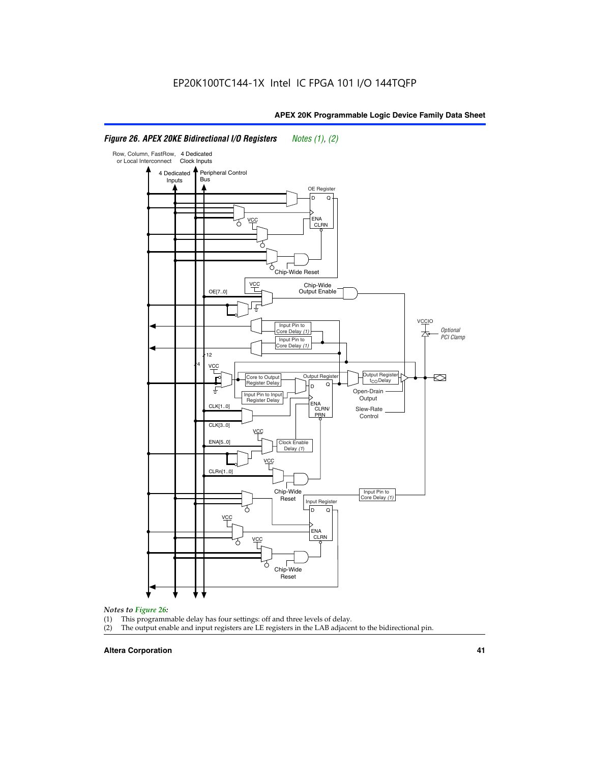*Figure 26. APEX 20KE Bidirectional I/O Registers* *Notes (1), (2)*

*Notes to Figure 26:*

(1) This programmable delay has four settings: off and three levels of delay.
(2) The output enable and input registers are LE registers in the LAB adjacent to the bidirectional pin.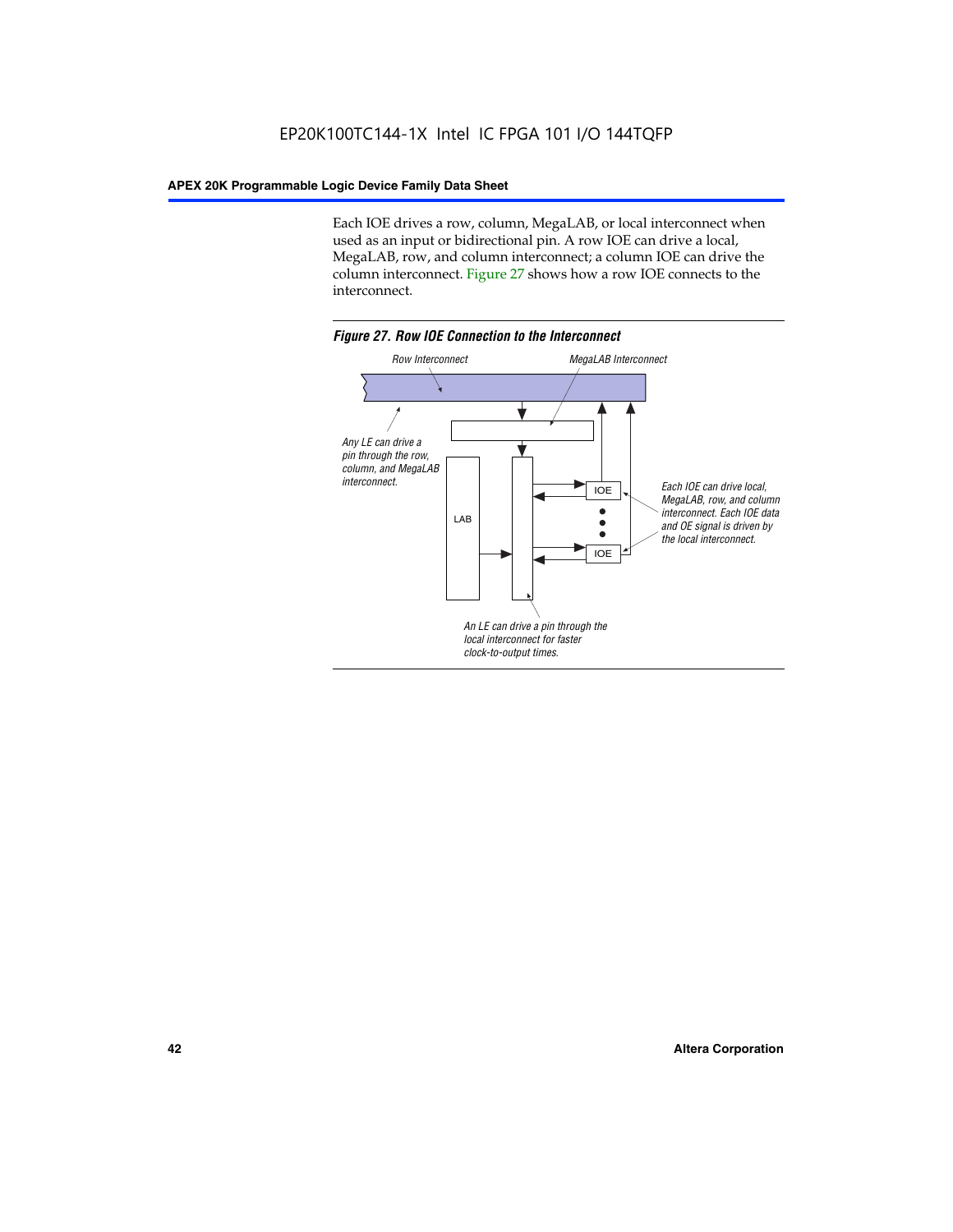Each IOE drives a row, column, MegaLAB, or local interconnect when used as an input or bidirectional pin. A row IOE can drive a local, MegaLAB, row, and column interconnect; a column IOE can drive the column interconnect. Figure 27 shows how a row IOE connects to the interconnect.

*Figure 27. Row IOE Connection to the Interconnect*

Row Interconnect

MegaLAB Interconnect

Any LE can drive a pin through the row, column, and MegaLAB interconnect.

LAB

IOE

IOE

Each IOE can drive local, MegaLAB, row, and column interconnect. Each IOE data and OE signal is driven by the local interconnect.

An LE can drive a pin through the local interconnect for faster clock-to-output times.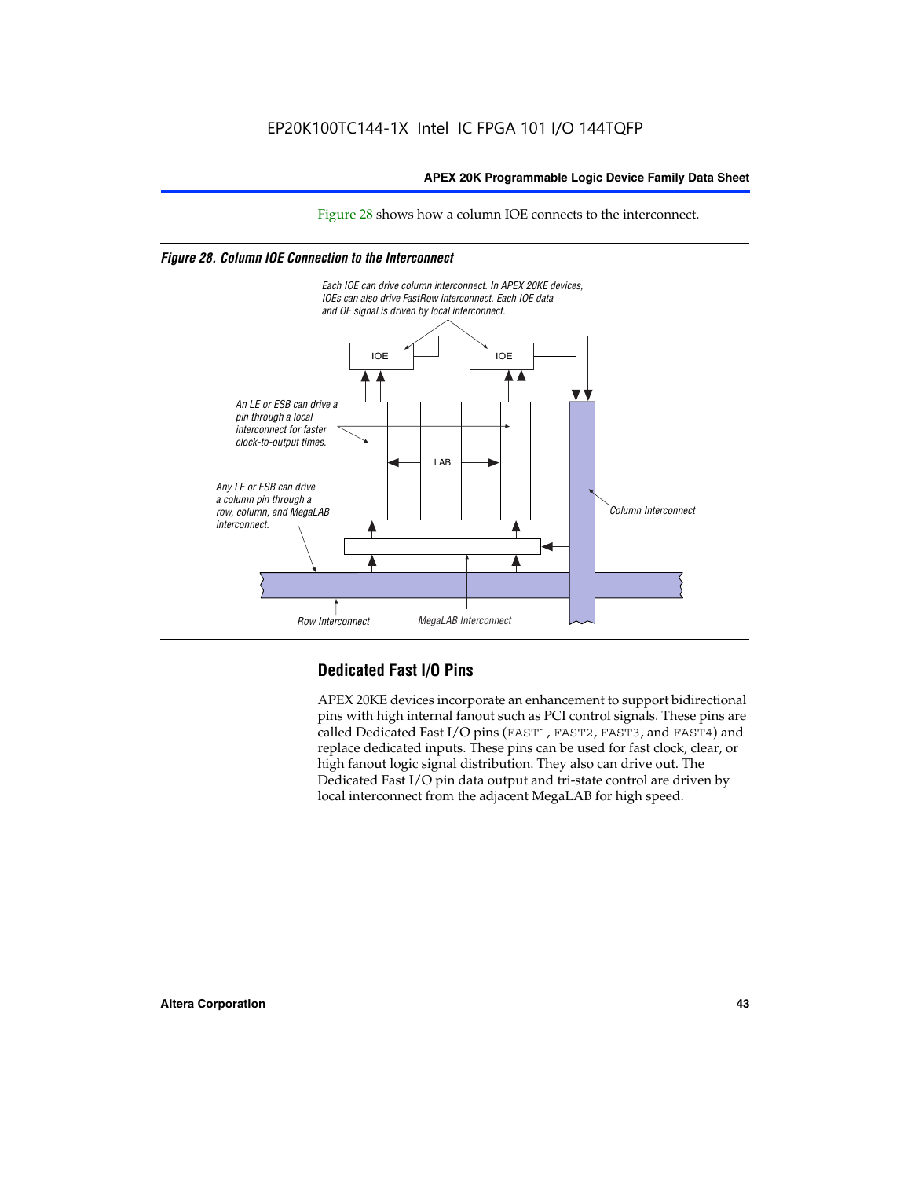Figure 28 shows how a column IOE connects to the interconnect.

*Figure 28. Column IOE Connection to the Interconnect*

Each IOE can drive column interconnect. In APEX 20KE devices, IOEs can also drive FastRow interconnect. Each IOE data and OE signal is driven by local interconnect.

An LE or ESB can drive a pin through a local interconnect for faster clock-to-output times.

Any LE or ESB can drive a column pin through a row, column, and MegaLAB interconnect.

IOE

IOE

LAB

Column Interconnect

Row Interconnect

MegaLAB Interconnect

## Dedicated Fast I/O Pins

APEX 20KE devices incorporate an enhancement to support bidirectional pins with high internal fanout such as PCI control signals. These pins are called Dedicated Fast I/O pins (FAST1, FAST2, FAST3, and FAST4) and replace dedicated inputs. These pins can be used for fast clock, clear, or high fanout logic signal distribution. They also can drive out. The Dedicated Fast I/O pin data output and tri-state control are driven by local interconnect from the adjacent MegaLAB for high speed.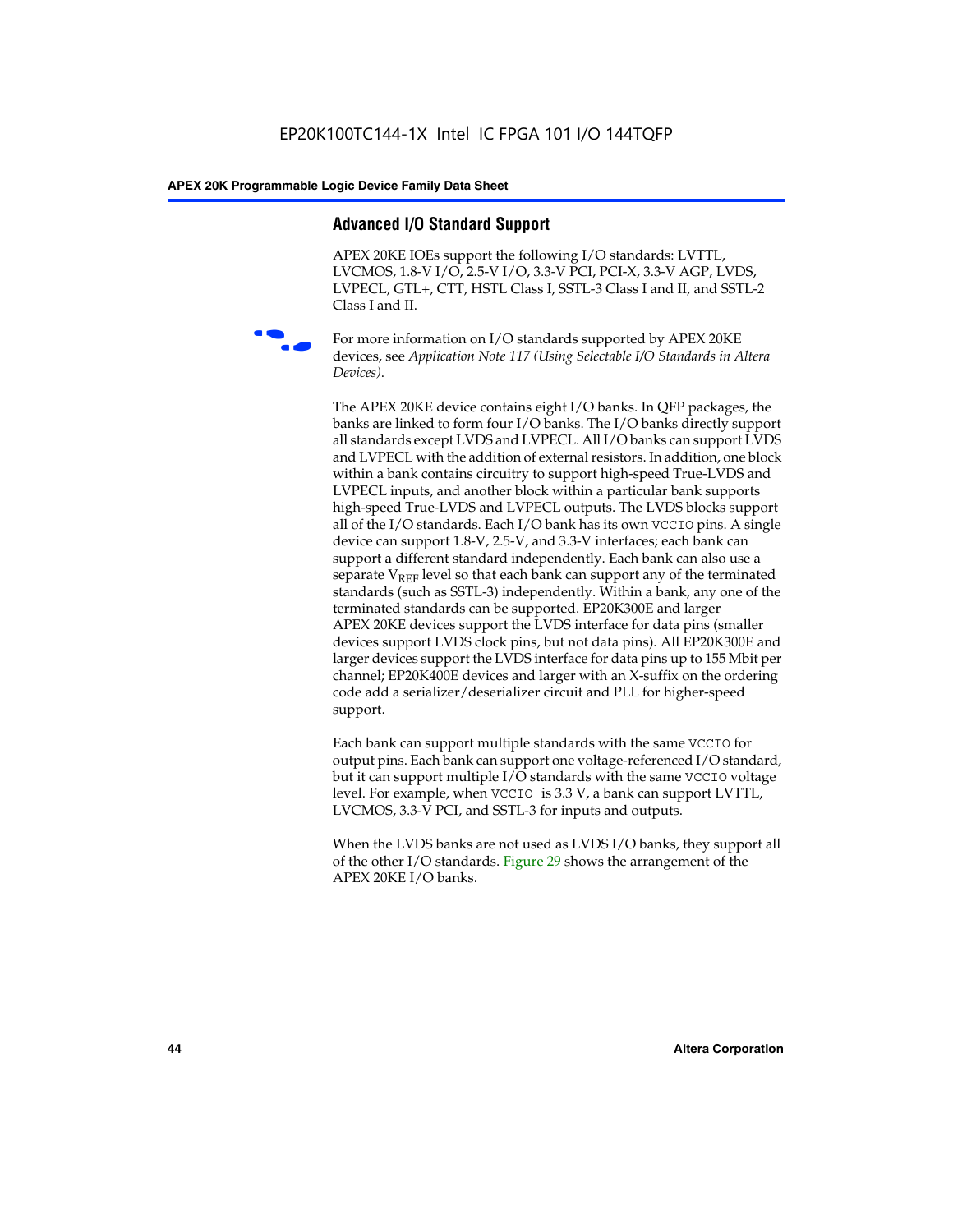## Advanced I/O Standard Support

APEX 20KE IOEs support the following I/O standards: LVTTL, LVCMOS, 1.8-V I/O, 2.5-V I/O, 3.3-V PCI, PCI-X, 3.3-V AGP, LVDS, LVPECL, GTL+, CTT, HSTL Class I, SSTL-3 Class I and II, and SSTL-2 Class I and II.

For more information on I/O standards supported by APEX 20KE devices, see *Application Note 117 (Using Selectable I/O Standards in Altera Devices)*.

The APEX 20KE device contains eight I/O banks. In QFP packages, the banks are linked to form four I/O banks. The I/O banks directly support all standards except LVDS and LVPECL. All I/O banks can support LVDS and LVPECL with the addition of external resistors. In addition, one block within a bank contains circuitry to support high-speed True-LVDS and LVPECL inputs, and another block within a particular bank supports high-speed True-LVDS and LVPECL outputs. The LVDS blocks support all of the I/O standards. Each I/O bank has its own `VCCIO` pins. A single device can support 1.8-V, 2.5-V, and 3.3-V interfaces; each bank can support a different standard independently. Each bank can also use a separate $V_{REF}$ level so that each bank can support any of the terminated standards (such as SSTL-3) independently. Within a bank, any one of the terminated standards can be supported. EP20K300E and larger APEX 20KE devices support the LVDS interface for data pins (smaller devices support LVDS clock pins, but not data pins). All EP20K300E and larger devices support the LVDS interface for data pins up to 155 Mbit per channel; EP20K400E devices and larger with an X-suffix on the ordering code add a serializer/deserializer circuit and PLL for higher-speed support.

Each bank can support multiple standards with the same `VCCIO` for output pins. Each bank can support one voltage-referenced I/O standard, but it can support multiple I/O standards with the same `VCCIO` voltage level. For example, when `VCCIO` is 3.3 V, a bank can support LVTTL, LVCMOS, 3.3-V PCI, and SSTL-3 for inputs and outputs.

When the LVDS banks are not used as LVDS I/O banks, they support all of the other I/O standards. Figure 29 shows the arrangement of the APEX 20KE I/O banks.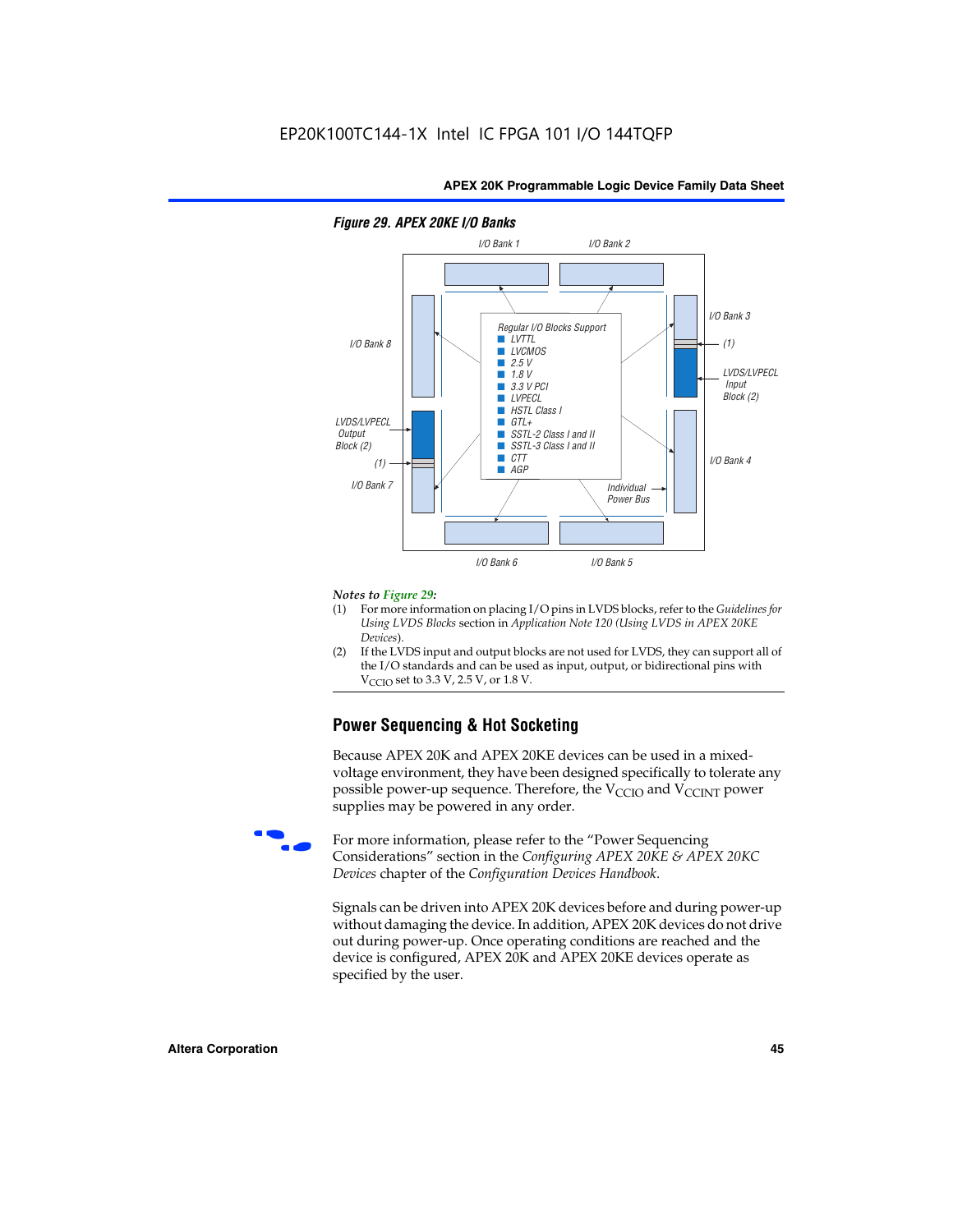#### Figure 29. APEX 20KE I/O Banks

I/O Bank 1 | I/O Bank 2 | I/O Bank 3 | I/O Bank 4 | I/O Bank 5 | I/O Bank 6 | I/O Bank 7 | I/O Bank 8

Regular I/O Blocks Support
- LVTTL
- LVCMOS
- 2.5 V
- 1.8 V
- 3.3 V PCI
- LVPECL
- HSTL Class I
- GTL+
- SSTL-2 Class I and II
- SSTL-3 Class I and II
- CTT
- AGP

LVDS/LVPECL Input Block (2)

LVDS/LVPECL Output Block (2)

(1)

Individual Power Bus

*Notes to Figure 29:*

(1) For more information on placing I/O pins in LVDS blocks, refer to the *Guidelines for Using LVDS Blocks* section in *Application Note 120 (Using LVDS in APEX 20KE Devices)*.

(2) If the LVDS input and output blocks are not used for LVDS, they can support all of the I/O standards and can be used as input, output, or bidirectional pins with $V_{CCIO}$ set to 3.3 V, 2.5 V, or 1.8 V.

## Power Sequencing & Hot Socketing

Because APEX 20K and APEX 20KE devices can be used in a mixed-voltage environment, they have been designed specifically to tolerate any possible power-up sequence. Therefore, the $V_{CCIO}$ and $V_{CCINT}$ power supplies may be powered in any order.

For more information, please refer to the "Power Sequencing Considerations" section in the *Configuring APEX 20KE & APEX 20KC Devices* chapter of the *Configuration Devices Handbook*.

Signals can be driven into APEX 20K devices before and during power-up without damaging the device. In addition, APEX 20K devices do not drive out during power-up. Once operating conditions are reached and the device is configured, APEX 20K and APEX 20KE devices operate as specified by the user.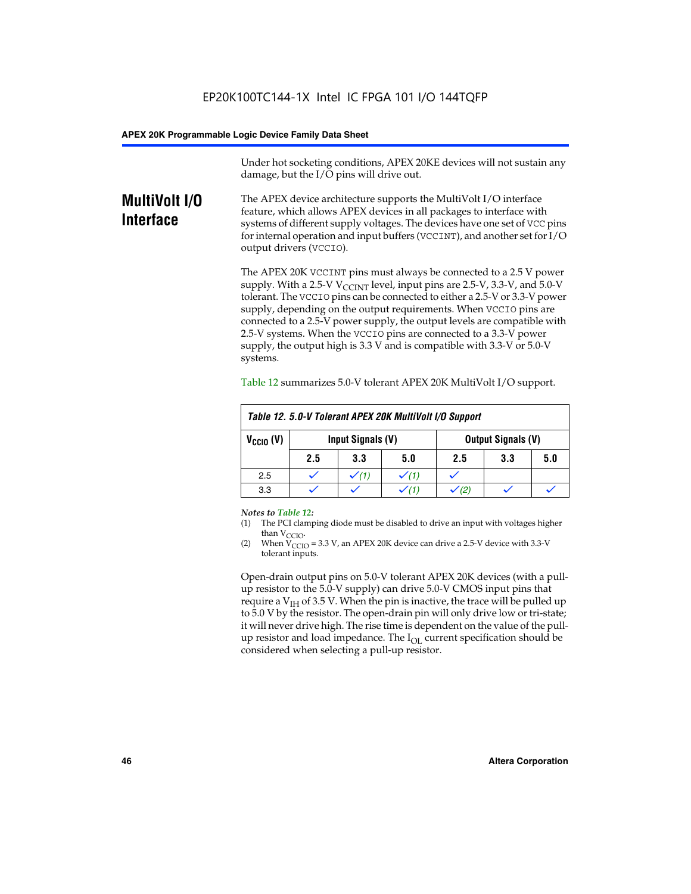Under hot socketing conditions, APEX 20KE devices will not sustain any damage, but the I/O pins will drive out.

## MultiVolt I/O Interface

The APEX device architecture supports the MultiVolt I/O interface feature, which allows APEX devices in all packages to interface with systems of different supply voltages. The devices have one set of VCC pins for internal operation and input buffers (VCCINT), and another set for I/O output drivers (VCCIO).

The APEX 20K VCCINT pins must always be connected to a 2.5 V power supply. With a 2.5-V $V_{CCINT}$ level, input pins are 2.5-V, 3.3-V, and 5.0-V tolerant. The VCCIO pins can be connected to either a 2.5-V or 3.3-V power supply, depending on the output requirements. When VCCIO pins are connected to a 2.5-V power supply, the output levels are compatible with 2.5-V systems. When the VCCIO pins are connected to a 3.3-V power supply, the output high is 3.3 V and is compatible with 3.3-V or 5.0-V systems.

Table 12 summarizes 5.0-V tolerant APEX 20K MultiVolt I/O support.

**Table 12. 5.0-V Tolerant APEX 20K MultiVolt I/O Support**

| $V_{CCIO}$ (V) | Input Signals (V) | | | Output Signals (V) | | |
|---|---|---|---|---|---|---|
| | 2.5 | 3.3 | 5.0 | 2.5 | 3.3 | 5.0 |
| 2.5 | ✓ | ✓ (1) | ✓ (1) | ✓ | | |
| 3.3 | ✓ | ✓ | ✓ (1) | ✓ (2) | ✓ | ✓ |

*Notes to Table 12:*

(1) The PCI clamping diode must be disabled to drive an input with voltages higher than $V_{CCIO}$.

(2) When $V_{CCIO}$ = 3.3 V, an APEX 20K device can drive a 2.5-V device with 3.3-V tolerant inputs.

Open-drain output pins on 5.0-V tolerant APEX 20K devices (with a pull-up resistor to the 5.0-V supply) can drive 5.0-V CMOS input pins that require a $V_{IH}$ of 3.5 V. When the pin is inactive, the trace will be pulled up to 5.0 V by the resistor. The open-drain pin will only drive low or tri-state; it will never drive high. The rise time is dependent on the value of the pull-up resistor and load impedance. The $I_{OL}$ current specification should be considered when selecting a pull-up resistor.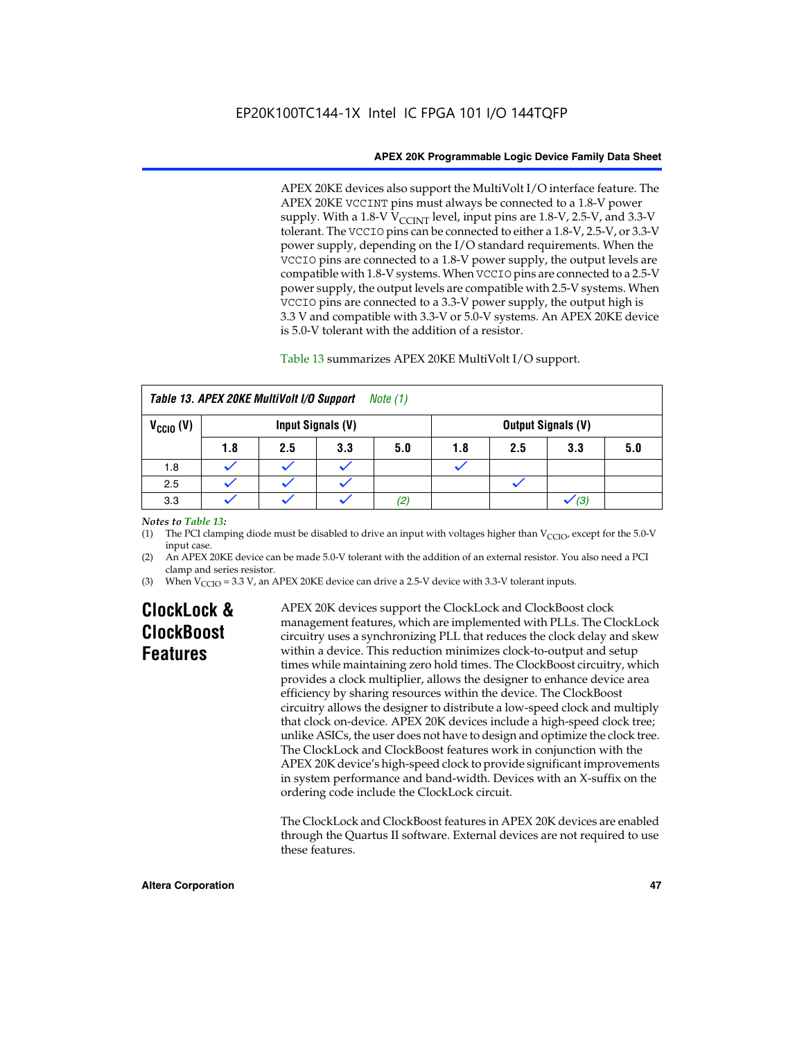APEX 20KE devices also support the MultiVolt I/O interface feature. The APEX 20KE VCCINT pins must always be connected to a 1.8-V power supply. With a 1.8-V $V_{CCINT}$ level, input pins are 1.8-V, 2.5-V, and 3.3-V tolerant. The VCCIO pins can be connected to either a 1.8-V, 2.5-V, or 3.3-V power supply, depending on the I/O standard requirements. When the VCCIO pins are connected to a 1.8-V power supply, the output levels are compatible with 1.8-V systems. When VCCIO pins are connected to a 2.5-V power supply, the output levels are compatible with 2.5-V systems. When VCCIO pins are connected to a 3.3-V power supply, the output high is 3.3 V and compatible with 3.3-V or 5.0-V systems. An APEX 20KE device is 5.0-V tolerant with the addition of a resistor.

Table 13 summarizes APEX 20KE MultiVolt I/O support.

**Table 13. APEX 20KE MultiVolt I/O Support** *Note (1)*

| $V_{CCIO}$ (V) | Input Signals (V) | | | | Output Signals (V) | | | |
|---|---|---|---|---|---|---|---|---|
| | 1.8 | 2.5 | 3.3 | 5.0 | 1.8 | 2.5 | 3.3 | 5.0 |
| 1.8 | ✓ | ✓ | ✓ | | ✓ | | | |
| 2.5 | ✓ | ✓ | ✓ | | | ✓ | | |
| 3.3 | ✓ | ✓ | ✓ | (2) | | | ✓ (3) | |

*Notes to Table 13:*

(1) The PCI clamping diode must be disabled to drive an input with voltages higher than $V_{CCIO}$, except for the 5.0-V input case.

(2) An APEX 20KE device can be made 5.0-V tolerant with the addition of an external resistor. You also need a PCI clamp and series resistor.

(3) When $V_{CCIO}$ = 3.3 V, an APEX 20KE device can drive a 2.5-V device with 3.3-V tolerant inputs.

## ClockLock & ClockBoost Features

APEX 20K devices support the ClockLock and ClockBoost clock management features, which are implemented with PLLs. The ClockLock circuitry uses a synchronizing PLL that reduces the clock delay and skew within a device. This reduction minimizes clock-to-output and setup times while maintaining zero hold times. The ClockBoost circuitry, which provides a clock multiplier, allows the designer to enhance device area efficiency by sharing resources within the device. The ClockBoost circuitry allows the designer to distribute a low-speed clock and multiply that clock on-device. APEX 20K devices include a high-speed clock tree; unlike ASICs, the user does not have to design and optimize the clock tree. The ClockLock and ClockBoost features work in conjunction with the APEX 20K device's high-speed clock to provide significant improvements in system performance and band-width. Devices with an X-suffix on the ordering code include the ClockLock circuit.

The ClockLock and ClockBoost features in APEX 20K devices are enabled through the Quartus II software. External devices are not required to use these features.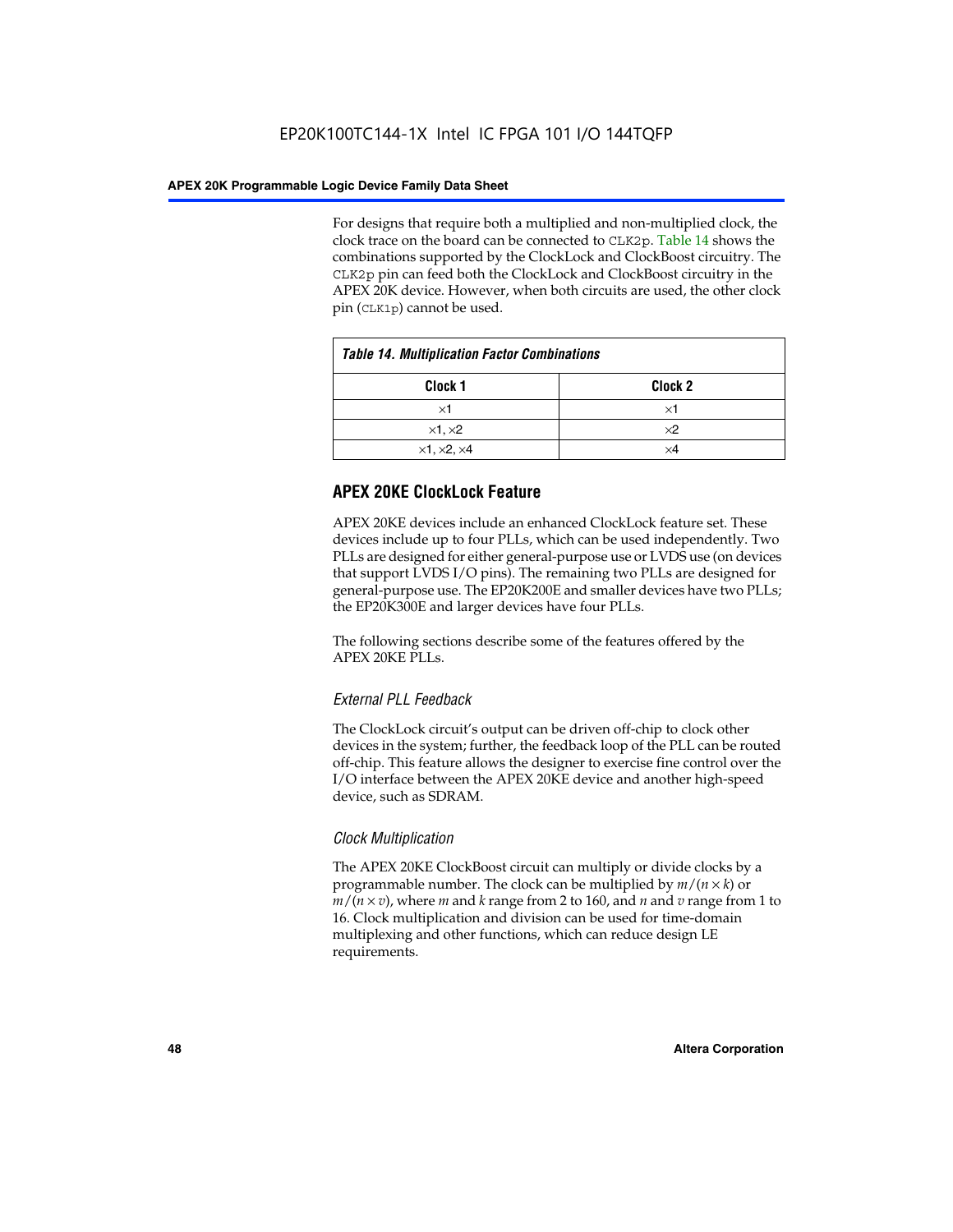For designs that require both a multiplied and non-multiplied clock, the clock trace on the board can be connected to CLK2p. Table 14 shows the combinations supported by the ClockLock and ClockBoost circuitry. The CLK2p pin can feed both the ClockLock and ClockBoost circuitry in the APEX 20K device. However, when both circuits are used, the other clock pin (CLK1p) cannot be used.

*Table 14. Multiplication Factor Combinations*

| Clock 1 | Clock 2 |
|---|---|
| ×1 | ×1 |
| ×1, ×2 | ×2 |
| ×1, ×2, ×4 | ×4 |

## APEX 20KE ClockLock Feature

APEX 20KE devices include an enhanced ClockLock feature set. These devices include up to four PLLs, which can be used independently. Two PLLs are designed for either general-purpose use or LVDS use (on devices that support LVDS I/O pins). The remaining two PLLs are designed for general-purpose use. The EP20K200E and smaller devices have two PLLs; the EP20K300E and larger devices have four PLLs.

The following sections describe some of the features offered by the APEX 20KE PLLs.

### *External PLL Feedback*

The ClockLock circuit's output can be driven off-chip to clock other devices in the system; further, the feedback loop of the PLL can be routed off-chip. This feature allows the designer to exercise fine control over the I/O interface between the APEX 20KE device and another high-speed device, such as SDRAM.

### *Clock Multiplication*

The APEX 20KE ClockBoost circuit can multiply or divide clocks by a programmable number. The clock can be multiplied by $m/(n \times k)$ or $m/(n \times v)$, where $m$ and $k$ range from 2 to 160, and $n$ and $v$ range from 1 to 16. Clock multiplication and division can be used for time-domain multiplexing and other functions, which can reduce design LE requirements.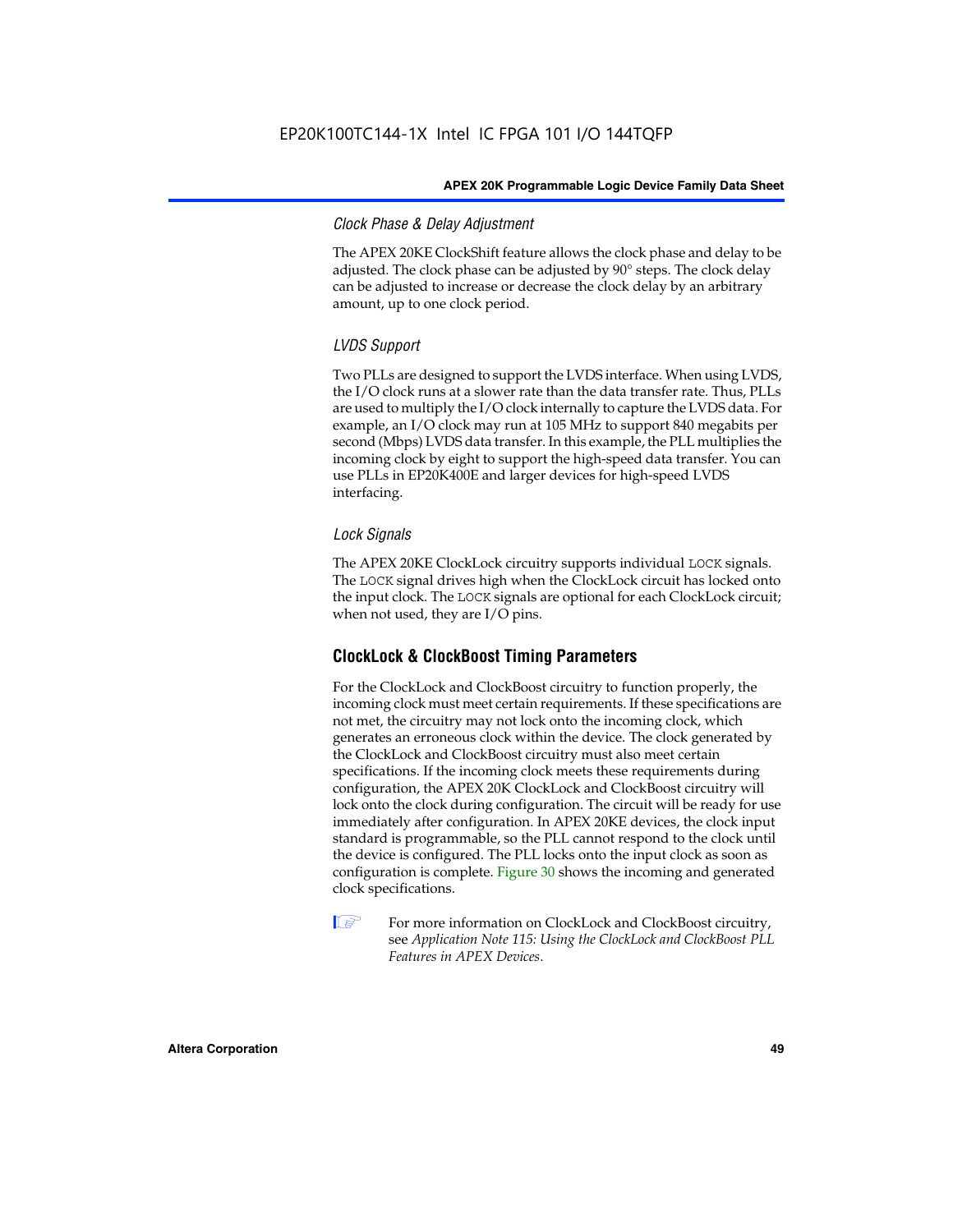#### Clock Phase & Delay Adjustment

The APEX 20KE ClockShift feature allows the clock phase and delay to be adjusted. The clock phase can be adjusted by 90° steps. The clock delay can be adjusted to increase or decrease the clock delay by an arbitrary amount, up to one clock period.

#### LVDS Support

Two PLLs are designed to support the LVDS interface. When using LVDS, the I/O clock runs at a slower rate than the data transfer rate. Thus, PLLs are used to multiply the I/O clock internally to capture the LVDS data. For example, an I/O clock may run at 105 MHz to support 840 megabits per second (Mbps) LVDS data transfer. In this example, the PLL multiplies the incoming clock by eight to support the high-speed data transfer. You can use PLLs in EP20K400E and larger devices for high-speed LVDS interfacing.

#### Lock Signals

The APEX 20KE ClockLock circuitry supports individual `LOCK` signals. The `LOCK` signal drives high when the ClockLock circuit has locked onto the input clock. The `LOCK` signals are optional for each ClockLock circuit; when not used, they are I/O pins.

### ClockLock & ClockBoost Timing Parameters

For the ClockLock and ClockBoost circuitry to function properly, the incoming clock must meet certain requirements. If these specifications are not met, the circuitry may not lock onto the incoming clock, which generates an erroneous clock within the device. The clock generated by the ClockLock and ClockBoost circuitry must also meet certain specifications. If the incoming clock meets these requirements during configuration, the APEX 20K ClockLock and ClockBoost circuitry will lock onto the clock during configuration. The circuit will be ready for use immediately after configuration. In APEX 20KE devices, the clock input standard is programmable, so the PLL cannot respond to the clock until the device is configured. The PLL locks onto the input clock as soon as configuration is complete. Figure 30 shows the incoming and generated clock specifications.

For more information on ClockLock and ClockBoost circuitry, see *Application Note 115: Using the ClockLock and ClockBoost PLL Features in APEX Devices*.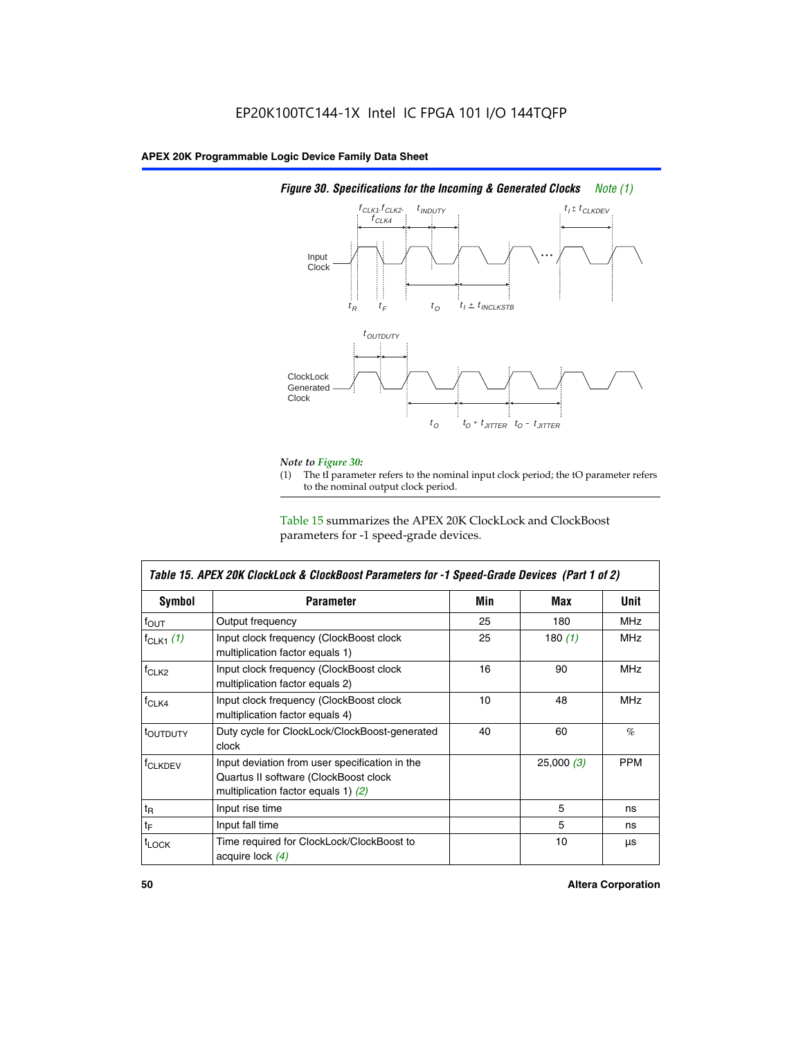*Figure 30. Specifications for the Incoming & Generated Clocks Note (1)*

*Note to Figure 30:*

(1) The tI parameter refers to the nominal input clock period; the tO parameter refers to the nominal output clock period.

Table 15 summarizes the APEX 20K ClockLock and ClockBoost parameters for -1 speed-grade devices.

| Table 15. APEX 20K ClockLock & ClockBoost Parameters for -1 Speed-Grade Devices (Part 1 of 2) | | | | |
|---|---|---|---|---|
| Symbol | Parameter | Min | Max | Unit |
| $f_{OUT}$ | Output frequency | 25 | 180 | MHz |
| $f_{CLK1}$ *(1)* | Input clock frequency (ClockBoost clock multiplication factor equals 1) | 25 | 180 *(1)* | MHz |
| $f_{CLK2}$ | Input clock frequency (ClockBoost clock multiplication factor equals 2) | 16 | 90 | MHz |
| $f_{CLK4}$ | Input clock frequency (ClockBoost clock multiplication factor equals 4) | 10 | 48 | MHz |
| $t_{OUTDUTY}$ | Duty cycle for ClockLock/ClockBoost-generated clock | 40 | 60 | % |
| $f_{CLKDEV}$ | Input deviation from user specification in the Quartus II software (ClockBoost clock multiplication factor equals 1) *(2)* | | 25,000 *(3)* | PPM |
| $t_R$ | Input rise time | | 5 | ns |
| $t_F$ | Input fall time | | 5 | ns |
| $t_{LOCK}$ | Time required for ClockLock/ClockBoost to acquire lock *(4)* | | 10 | µs |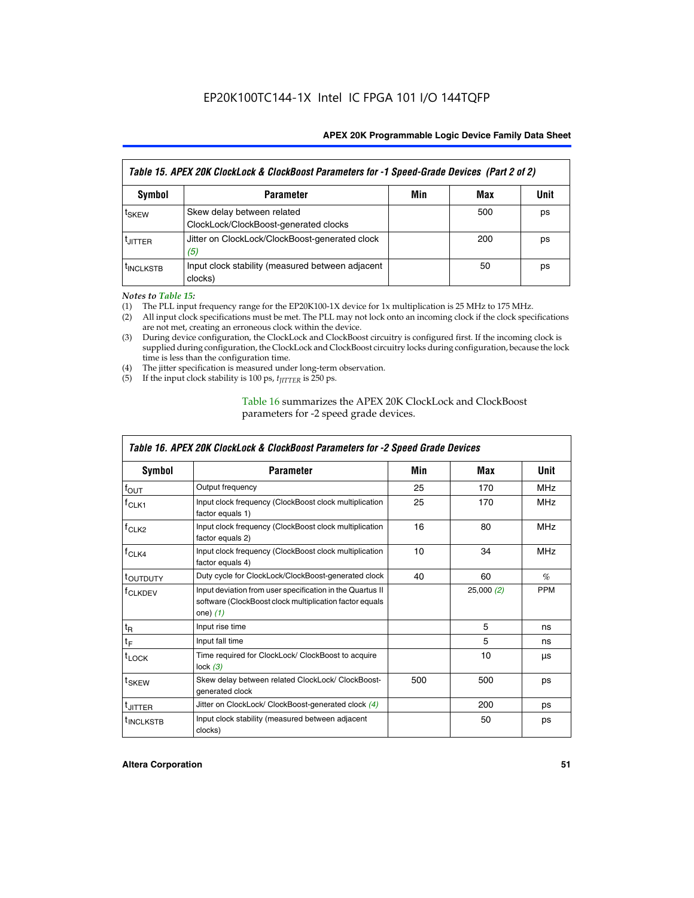| Table 15. APEX 20K ClockLock & ClockBoost Parameters for -1 Speed-Grade Devices (Part 2 of 2) | | | | |
|---|---|---|---|---|
| **Symbol** | **Parameter** | **Min** | **Max** | **Unit** |
| $t_{SKEW}$ | Skew delay between related ClockLock/ClockBoost-generated clocks | | 500 | ps |
| $t_{JITTER}$ | Jitter on ClockLock/ClockBoost-generated clock *(5)* | | 200 | ps |
| $t_{INCLKSTB}$ | Input clock stability (measured between adjacent clocks) | | 50 | ps |

*Notes to Table 15:*

(1) The PLL input frequency range for the EP20K100-1X device for 1x multiplication is 25 MHz to 175 MHz.
(2) All input clock specifications must be met. The PLL may not lock onto an incoming clock if the clock specifications are not met, creating an erroneous clock within the device.
(3) During device configuration, the ClockLock and ClockBoost circuitry is configured first. If the incoming clock is supplied during configuration, the ClockLock and ClockBoost circuitry locks during configuration, because the lock time is less than the configuration time.
(4) The jitter specification is measured under long-term observation.
(5) If the input clock stability is 100 ps, $t_{JITTER}$ is 250 ps.

Table 16 summarizes the APEX 20K ClockLock and ClockBoost parameters for -2 speed grade devices.

| Table 16. APEX 20K ClockLock & ClockBoost Parameters for -2 Speed Grade Devices | | | | |
|---|---|---|---|---|
| **Symbol** | **Parameter** | **Min** | **Max** | **Unit** |
| $f_{OUT}$ | Output frequency | 25 | 170 | MHz |
| $f_{CLK1}$ | Input clock frequency (ClockBoost clock multiplication factor equals 1) | 25 | 170 | MHz |
| $f_{CLK2}$ | Input clock frequency (ClockBoost clock multiplication factor equals 2) | 16 | 80 | MHz |
| $f_{CLK4}$ | Input clock frequency (ClockBoost clock multiplication factor equals 4) | 10 | 34 | MHz |
| $t_{OUTDUTY}$ | Duty cycle for ClockLock/ClockBoost-generated clock | 40 | 60 | % |
| $f_{CLKDEV}$ | Input deviation from user specification in the Quartus II software (ClockBoost clock multiplication factor equals one) *(1)* | | 25,000 *(2)* | PPM |
| $t_R$ | Input rise time | | 5 | ns |
| $t_F$ | Input fall time | | 5 | ns |
| $t_{LOCK}$ | Time required for ClockLock/ ClockBoost to acquire lock *(3)* | | 10 | µs |
| $t_{SKEW}$ | Skew delay between related ClockLock/ ClockBoost-generated clock | 500 | 500 | ps |
| $t_{JITTER}$ | Jitter on ClockLock/ ClockBoost-generated clock *(4)* | | 200 | ps |
| $t_{INCLKSTB}$ | Input clock stability (measured between adjacent clocks) | | 50 | ps |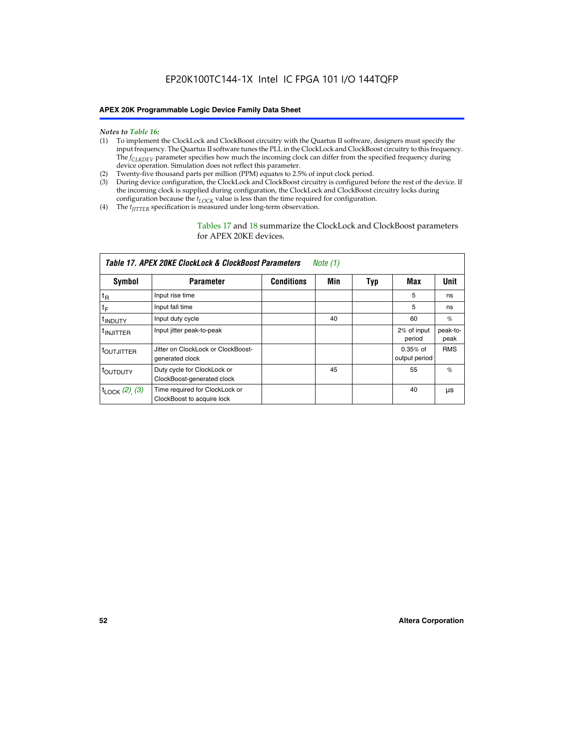*Notes to Table 16:*

(1) To implement the ClockLock and ClockBoost circuitry with the Quartus II software, designers must specify the input frequency. The Quartus II software tunes the PLL in the ClockLock and ClockBoost circuitry to this frequency. The $f_{CLKDEV}$ parameter specifies how much the incoming clock can differ from the specified frequency during device operation. Simulation does not reflect this parameter.

(2) Twenty-five thousand parts per million (PPM) equates to 2.5% of input clock period.

(3) During device configuration, the ClockLock and ClockBoost circuitry is configured before the rest of the device. If the incoming clock is supplied during configuration, the ClockLock and ClockBoost circuitry locks during configuration because the $t_{LOCK}$ value is less than the time required for configuration.

(4) The $t_{JITTER}$ specification is measured under long-term observation.

Tables 17 and 18 summarize the ClockLock and ClockBoost parameters for APEX 20KE devices.

**Table 17. APEX 20KE ClockLock & ClockBoost Parameters** *Note (1)*

| Symbol | Parameter | Conditions | Min | Typ | Max | Unit |
|---|---|---|---|---|---|---|
| $t_R$ | Input rise time | | | | 5 | ns |
| $t_F$ | Input fall time | | | | 5 | ns |
| $t_{INDUTY}$ | Input duty cycle | | 40 | | 60 | % |
| $t_{INJITTER}$ | Input jitter peak-to-peak | | | | 2% of input period | peak-to-peak |
| $t_{OUTJITTER}$ | Jitter on ClockLock or ClockBoost-generated clock | | | | 0.35% of output period | RMS |
| $t_{OUTDUTY}$ | Duty cycle for ClockLock or ClockBoost-generated clock | | 45 | | 55 | % |
| $t_{LOCK}$ *(2), (3)* | Time required for ClockLock or ClockBoost to acquire lock | | | | 40 | µs |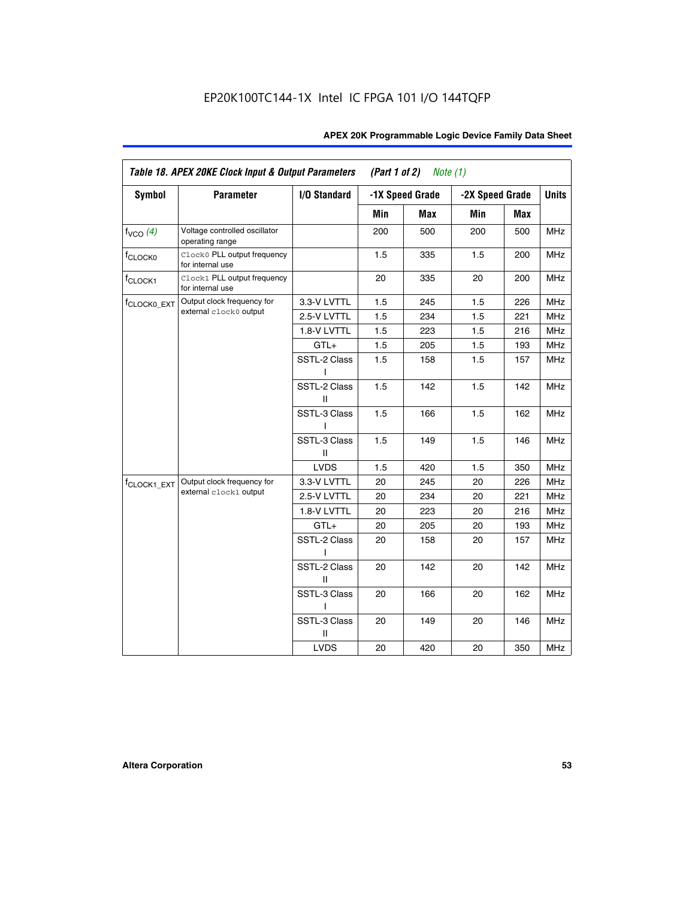EP20K100TC144-1X Intel IC FPGA 101 I/O 144TQFP

| *Table 18. APEX 20KE Clock Input & Output Parameters (Part 1 of 2) Note (1)* | | | | | | | |
|---|---|---|---|---|---|---|---|
| **Symbol** | **Parameter** | **I/O Standard** | **-1X Speed Grade** | | **-2X Speed Grade** | | **Units** |
| | | | **Min** | **Max** | **Min** | **Max** | |
| $f_{VCO}$ *(4)* | Voltage controlled oscillator operating range | | 200 | 500 | 200 | 500 | MHz |
| $f_{CLOCK0}$ | `Clock0` PLL output frequency for internal use | | 1.5 | 335 | 1.5 | 200 | MHz |
| $f_{CLOCK1}$ | `Clock1` PLL output frequency for internal use | | 20 | 335 | 20 | 200 | MHz |
| $f_{CLOCK0\_EXT}$ | Output clock frequency for external `clock0` output | 3.3-V LVTTL | 1.5 | 245 | 1.5 | 226 | MHz |
| | | 2.5-V LVTTL | 1.5 | 234 | 1.5 | 221 | MHz |
| | | 1.8-V LVTTL | 1.5 | 223 | 1.5 | 216 | MHz |
| | | GTL+ | 1.5 | 205 | 1.5 | 193 | MHz |
| | | SSTL-2 Class I | 1.5 | 158 | 1.5 | 157 | MHz |
| | | SSTL-2 Class II | 1.5 | 142 | 1.5 | 142 | MHz |
| | | SSTL-3 Class I | 1.5 | 166 | 1.5 | 162 | MHz |
| | | SSTL-3 Class II | 1.5 | 149 | 1.5 | 146 | MHz |
| | | LVDS | 1.5 | 420 | 1.5 | 350 | MHz |
| $f_{CLOCK1\_EXT}$ | Output clock frequency for external `clock1` output | 3.3-V LVTTL | 20 | 245 | 20 | 226 | MHz |
| | | 2.5-V LVTTL | 20 | 234 | 20 | 221 | MHz |
| | | 1.8-V LVTTL | 20 | 223 | 20 | 216 | MHz |
| | | GTL+ | 20 | 205 | 20 | 193 | MHz |
| | | SSTL-2 Class I | 20 | 158 | 20 | 157 | MHz |
| | | SSTL-2 Class II | 20 | 142 | 20 | 142 | MHz |
| | | SSTL-3 Class I | 20 | 166 | 20 | 162 | MHz |
| | | SSTL-3 Class II | 20 | 149 | 20 | 146 | MHz |
| | | LVDS | 20 | 420 | 20 | 350 | MHz |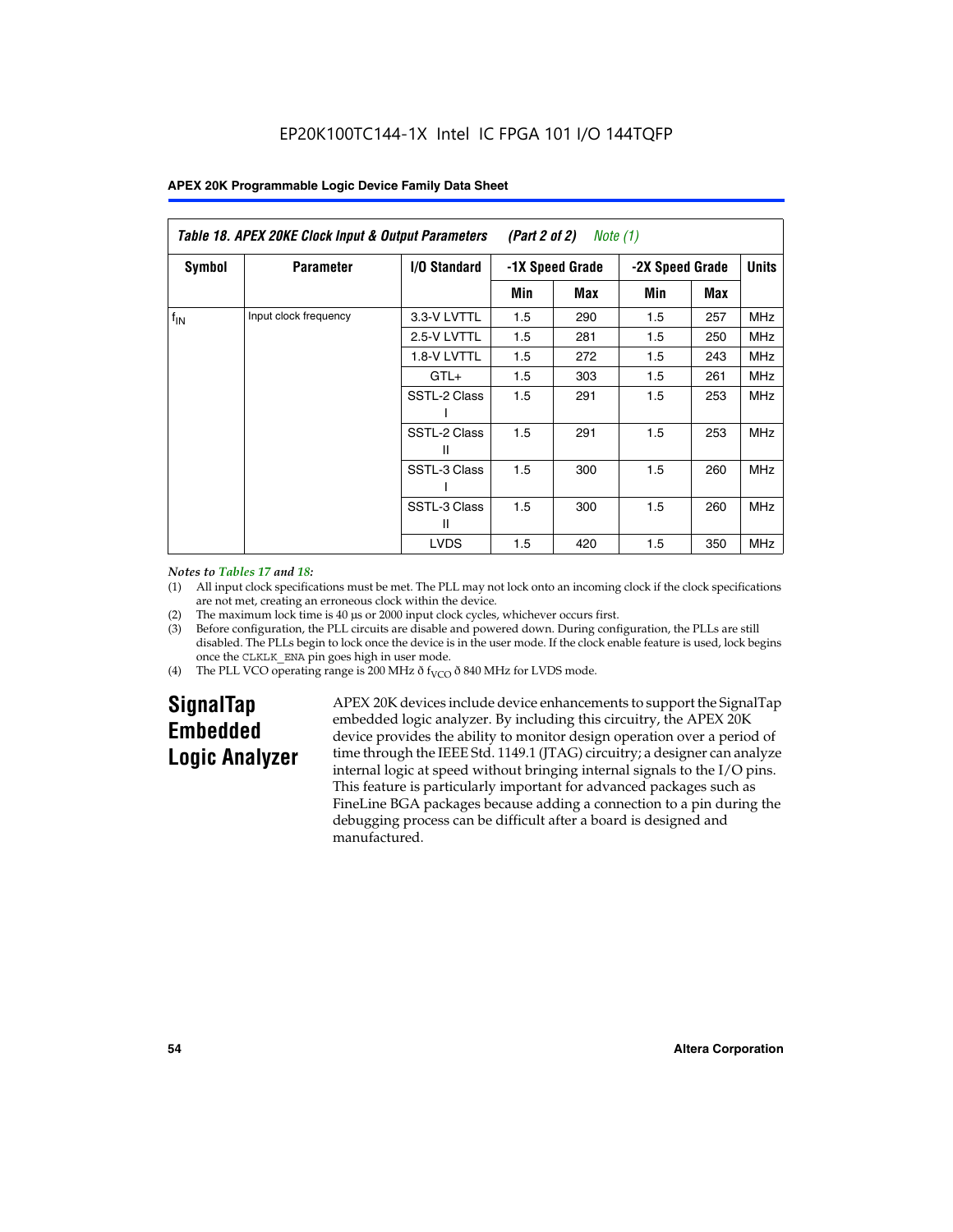**Table 18. APEX 20KE Clock Input & Output Parameters (Part 2 of 2) Note (1)**

| Symbol | Parameter | I/O Standard | -1X Speed Grade | | -2X Speed Grade | | Units |
|---|---|---|---|---|---|---|---|
| | | | Min | Max | Min | Max | |
| $f_{IN}$ | Input clock frequency | 3.3-V LVTTL | 1.5 | 290 | 1.5 | 257 | MHz |
| | | 2.5-V LVTTL | 1.5 | 281 | 1.5 | 250 | MHz |
| | | 1.8-V LVTTL | 1.5 | 272 | 1.5 | 243 | MHz |
| | | GTL+ | 1.5 | 303 | 1.5 | 261 | MHz |
| | | SSTL-2 Class I | 1.5 | 291 | 1.5 | 253 | MHz |
| | | SSTL-2 Class II | 1.5 | 291 | 1.5 | 253 | MHz |
| | | SSTL-3 Class I | 1.5 | 300 | 1.5 | 260 | MHz |
| | | SSTL-3 Class II | 1.5 | 300 | 1.5 | 260 | MHz |
| | | LVDS | 1.5 | 420 | 1.5 | 350 | MHz |

*Notes to Tables 17 and 18:*

(1) All input clock specifications must be met. The PLL may not lock onto an incoming clock if the clock specifications are not met, creating an erroneous clock within the device.

(2) The maximum lock time is 40 µs or 2000 input clock cycles, whichever occurs first.

(3) Before configuration, the PLL circuits are disable and powered down. During configuration, the PLLs are still disabled. The PLLs begin to lock once the device is in the user mode. If the clock enable feature is used, lock begins once the CLKLK_ENA pin goes high in user mode.

(4) The PLL VCO operating range is 200 MHz ð $f_{VCO}$ ð 840 MHz for LVDS mode.

## SignalTap Embedded Logic Analyzer

APEX 20K devices include device enhancements to support the SignalTap embedded logic analyzer. By including this circuitry, the APEX 20K device provides the ability to monitor design operation over a period of time through the IEEE Std. 1149.1 (JTAG) circuitry; a designer can analyze internal logic at speed without bringing internal signals to the I/O pins. This feature is particularly important for advanced packages such as FineLine BGA packages because adding a connection to a pin during the debugging process can be difficult after a board is designed and manufactured.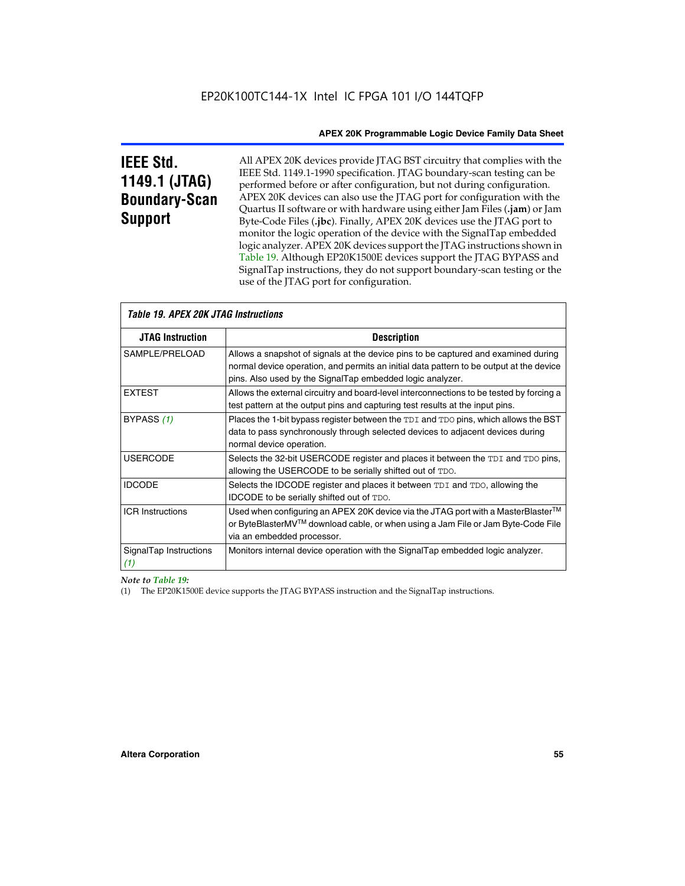# IEEE Std. 1149.1 (JTAG) Boundary-Scan Support

All APEX 20K devices provide JTAG BST circuitry that complies with the IEEE Std. 1149.1-1990 specification. JTAG boundary-scan testing can be performed before or after configuration, but not during configuration. APEX 20K devices can also use the JTAG port for configuration with the Quartus II software or with hardware using either Jam Files (**.jam**) or Jam Byte-Code Files (**.jbc**). Finally, APEX 20K devices use the JTAG port to monitor the logic operation of the device with the SignalTap embedded logic analyzer. APEX 20K devices support the JTAG instructions shown in Table 19. Although EP20K1500E devices support the JTAG BYPASS and SignalTap instructions, they do not support boundary-scan testing or the use of the JTAG port for configuration.

*Table 19. APEX 20K JTAG Instructions*

| JTAG Instruction | Description |
|---|---|
| SAMPLE/PRELOAD | Allows a snapshot of signals at the device pins to be captured and examined during normal device operation, and permits an initial data pattern to be output at the device pins. Also used by the SignalTap embedded logic analyzer. |
| EXTEST | Allows the external circuitry and board-level interconnections to be tested by forcing a test pattern at the output pins and capturing test results at the input pins. |
| BYPASS *(1)* | Places the 1-bit bypass register between the TDI and TDO pins, which allows the BST data to pass synchronously through selected devices to adjacent devices during normal device operation. |
| USERCODE | Selects the 32-bit USERCODE register and places it between the TDI and TDO pins, allowing the USERCODE to be serially shifted out of TDO. |
| IDCODE | Selects the IDCODE register and places it between TDI and TDO, allowing the IDCODE to be serially shifted out of TDO. |
| ICR Instructions | Used when configuring an APEX 20K device via the JTAG port with a MasterBlaster™ or ByteBlasterMV™ download cable, or when using a Jam File or Jam Byte-Code File via an embedded processor. |
| SignalTap Instructions *(1)* | Monitors internal device operation with the SignalTap embedded logic analyzer. |

*Note to Table 19:*

(1) The EP20K1500E device supports the JTAG BYPASS instruction and the SignalTap instructions.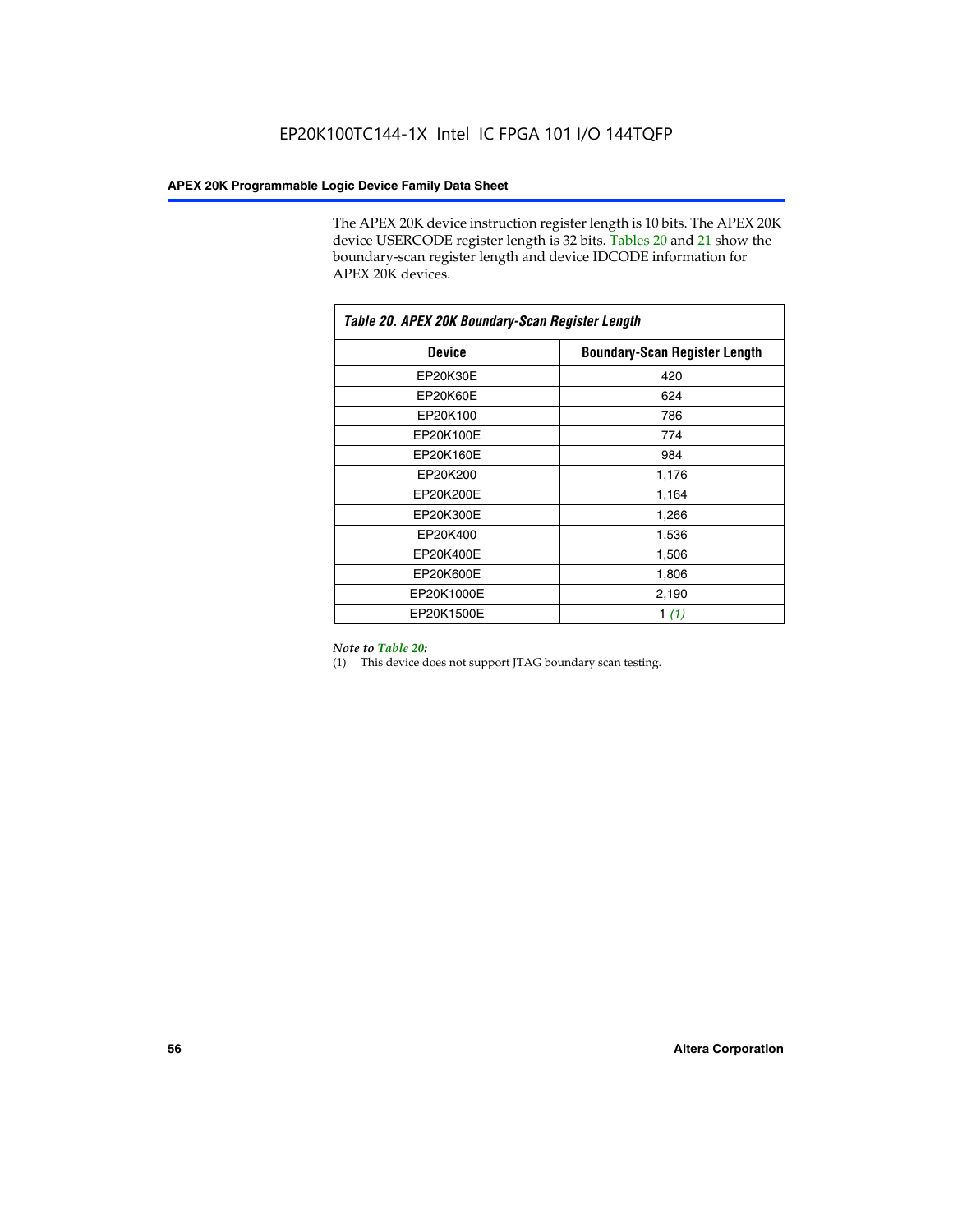The APEX 20K device instruction register length is 10 bits. The APEX 20K device USERCODE register length is 32 bits. Tables 20 and 21 show the boundary-scan register length and device IDCODE information for APEX 20K devices.

*Table 20. APEX 20K Boundary-Scan Register Length*

| Device | Boundary-Scan Register Length |
|---|---|
| EP20K30E | 420 |
| EP20K60E | 624 |
| EP20K100 | 786 |
| EP20K100E | 774 |
| EP20K160E | 984 |
| EP20K200 | 1,176 |
| EP20K200E | 1,164 |
| EP20K300E | 1,266 |
| EP20K400 | 1,536 |
| EP20K400E | 1,506 |
| EP20K600E | 1,806 |
| EP20K1000E | 2,190 |
| EP20K1500E | 1 *(1)* |

*Note to Table 20:*

(1) This device does not support JTAG boundary scan testing.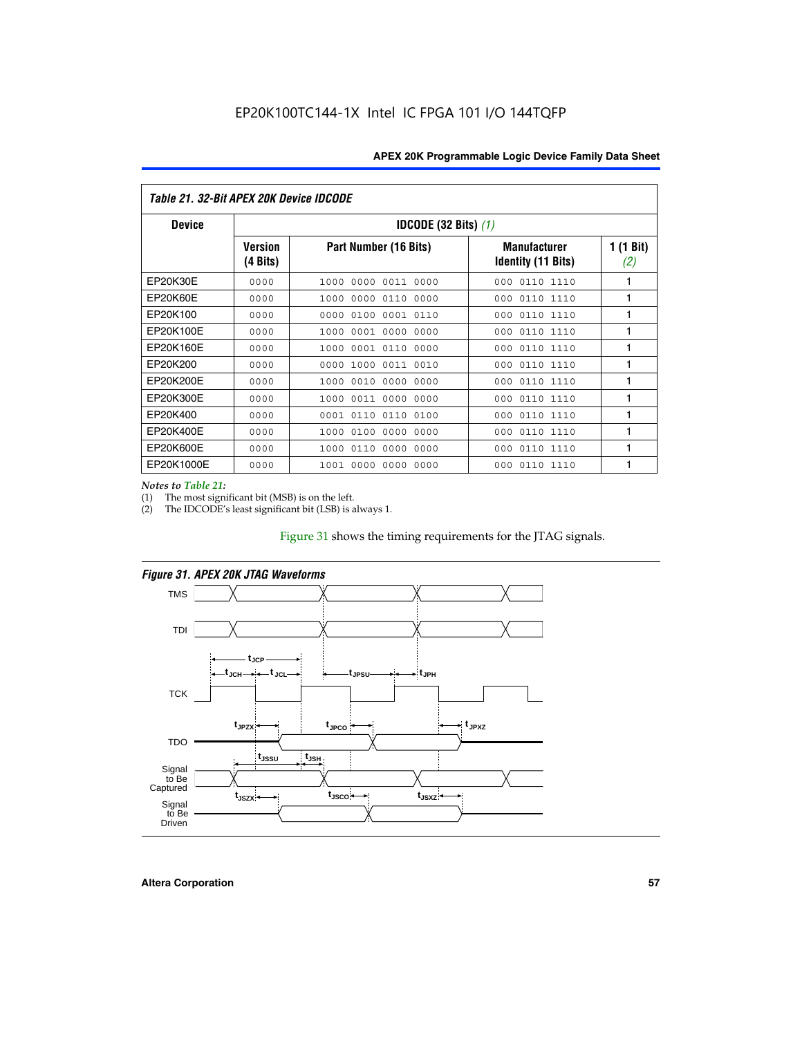**Table 21. 32-Bit APEX 20K Device IDCODE**

| Device | IDCODE (32 Bits) (1) | | | |
|---|---|---|---|---|
| | Version (4 Bits) | Part Number (16 Bits) | Manufacturer Identity (11 Bits) | 1 (1 Bit) (2) |
| EP20K30E | 0000 | 1000 0000 0011 0000 | 000 0110 1110 | 1 |
| EP20K60E | 0000 | 1000 0000 0110 0000 | 000 0110 1110 | 1 |
| EP20K100 | 0000 | 0000 0100 0001 0110 | 000 0110 1110 | 1 |
| EP20K100E | 0000 | 1000 0001 0000 0000 | 000 0110 1110 | 1 |
| EP20K160E | 0000 | 1000 0001 0110 0000 | 000 0110 1110 | 1 |
| EP20K200 | 0000 | 0000 1000 0011 0010 | 000 0110 1110 | 1 |
| EP20K200E | 0000 | 1000 0010 0000 0000 | 000 0110 1110 | 1 |
| EP20K300E | 0000 | 1000 0011 0000 0000 | 000 0110 1110 | 1 |
| EP20K400 | 0000 | 0001 0110 0110 0100 | 000 0110 1110 | 1 |
| EP20K400E | 0000 | 1000 0100 0000 0000 | 000 0110 1110 | 1 |
| EP20K600E | 0000 | 1000 0110 0000 0000 | 000 0110 1110 | 1 |
| EP20K1000E | 0000 | 1001 0000 0000 0000 | 000 0110 1110 | 1 |

*Notes to Table 21:*
(1) The most significant bit (MSB) is on the left.
(2) The IDCODE's least significant bit (LSB) is always 1.

Figure 31 shows the timing requirements for the JTAG signals.

**Figure 31. APEX 20K JTAG Waveforms**

TMS

TDI

$t_{JCP}$ $t_{JCH}$ $t_{JCL}$ $t_{JPSU}$ $t_{JPH}$

TCK

$t_{JPZX}$ $t_{JPCO}$ $t_{JPXZ}$

TDO

$t_{JSSU}$ $t_{JSH}$

Signal to Be Captured

$t_{JSZX}$ $t_{JSCO}$ $t_{JSXZ}$

Signal to Be Driven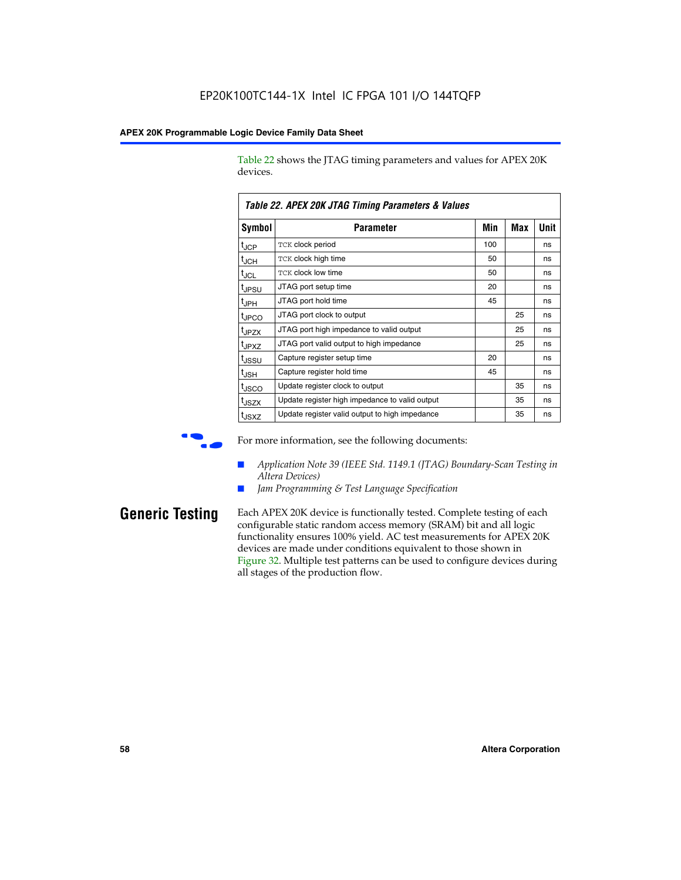Table 22 shows the JTAG timing parameters and values for APEX 20K devices.

**Table 22. APEX 20K JTAG Timing Parameters & Values**

| Symbol | Parameter | Min | Max | Unit |
|---|---|---|---|---|
| $t_{JCP}$ | TCK clock period | 100 | | ns |
| $t_{JCH}$ | TCK clock high time | 50 | | ns |
| $t_{JCL}$ | TCK clock low time | 50 | | ns |
| $t_{JPSU}$ | JTAG port setup time | 20 | | ns |
| $t_{JPH}$ | JTAG port hold time | 45 | | ns |
| $t_{JPCO}$ | JTAG port clock to output | | 25 | ns |
| $t_{JPZX}$ | JTAG port high impedance to valid output | | 25 | ns |
| $t_{JPXZ}$ | JTAG port valid output to high impedance | | 25 | ns |
| $t_{JSSU}$ | Capture register setup time | 20 | | ns |
| $t_{JSH}$ | Capture register hold time | 45 | | ns |
| $t_{JSCO}$ | Update register clock to output | | 35 | ns |
| $t_{JSZX}$ | Update register high impedance to valid output | | 35 | ns |
| $t_{JSXZ}$ | Update register valid output to high impedance | | 35 | ns |

For more information, see the following documents:

- *Application Note 39 (IEEE Std. 1149.1 (JTAG) Boundary-Scan Testing in Altera Devices)*
- *Jam Programming & Test Language Specification*

## Generic Testing

Each APEX 20K device is functionally tested. Complete testing of each configurable static random access memory (SRAM) bit and all logic functionality ensures 100% yield. AC test measurements for APEX 20K devices are made under conditions equivalent to those shown in Figure 32. Multiple test patterns can be used to configure devices during all stages of the production flow.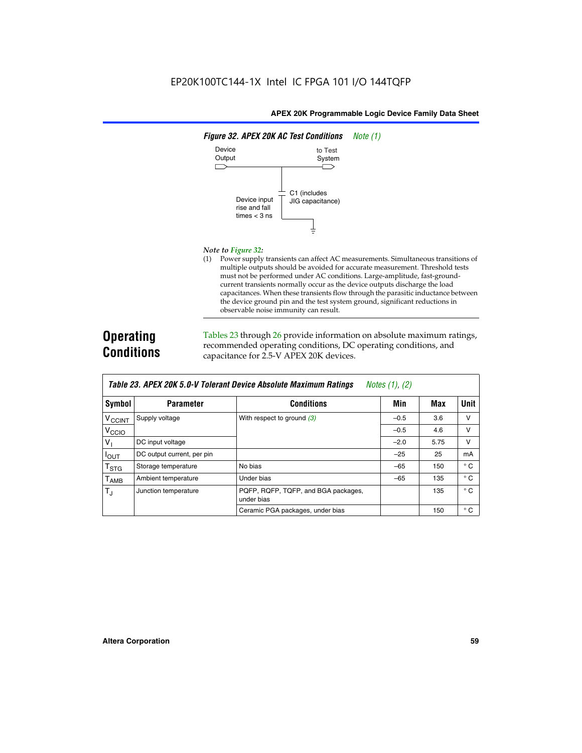EP20K100TC144-1X Intel IC FPGA 101 I/O 144TQFP

*Figure 32. APEX 20K AC Test Conditions Note (1)*

Device Output

to Test System

C1 (includes JIG capacitance)

Device input rise and fall times < 3 ns

*Note to Figure 32:*

(1) Power supply transients can affect AC measurements. Simultaneous transitions of multiple outputs should be avoided for accurate measurement. Threshold tests must not be performed under AC conditions. Large-amplitude, fast-ground-current transients normally occur as the device outputs discharge the load capacitances. When these transients flow through the parasitic inductance between the device ground pin and the test system ground, significant reductions in observable noise immunity can result.

## Operating Conditions

Tables 23 through 26 provide information on absolute maximum ratings, recommended operating conditions, DC operating conditions, and capacitance for 2.5-V APEX 20K devices.

*Table 23. APEX 20K 5.0-V Tolerant Device Absolute Maximum Ratings Notes (1), (2)*

| Symbol | Parameter | Conditions | Min | Max | Unit |
|---|---|---|---|---|---|
| $V_{CCINT}$ | Supply voltage | With respect to ground (3) | –0.5 | 3.6 | V |
| $V_{CCIO}$ | | | –0.5 | 4.6 | V |
| $V_I$ | DC input voltage | | –2.0 | 5.75 | V |
| $I_{OUT}$ | DC output current, per pin | | –25 | 25 | mA |
| $T_{STG}$ | Storage temperature | No bias | –65 | 150 | °C |
| $T_{AMB}$ | Ambient temperature | Under bias | –65 | 135 | °C |
| $T_J$ | Junction temperature | PQFP, RQFP, TQFP, and BGA packages, under bias | | 135 | °C |
| | | Ceramic PGA packages, under bias | | 150 | °C |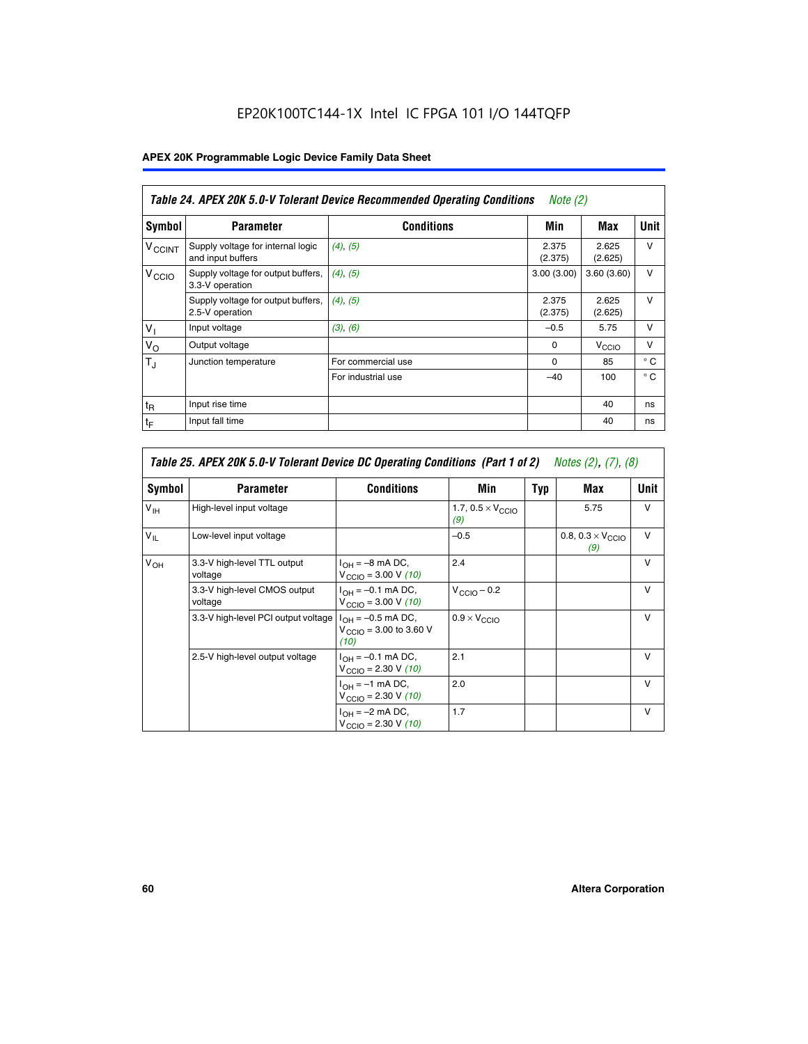EP20K100TC144-1X Intel IC FPGA 101 I/O 144TQFP

**APEX 20K Programmable Logic Device Family Data Sheet**

| *Table 24. APEX 20K 5.0-V Tolerant Device Recommended Operating Conditions Note (2)* | | | | | |
|---|---|---|---|---|---|
| **Symbol** | **Parameter** | **Conditions** | **Min** | **Max** | **Unit** |
| $V_{CCINT}$ | Supply voltage for internal logic and input buffers | *(4)*, *(5)* | 2.375 (2.375) | 2.625 (2.625) | V |
| $V_{CCIO}$ | Supply voltage for output buffers, 3.3-V operation | *(4)*, *(5)* | 3.00 (3.00) | 3.60 (3.60) | V |
| | Supply voltage for output buffers, 2.5-V operation | *(4)*, *(5)* | 2.375 (2.375) | 2.625 (2.625) | V |
| $V_I$ | Input voltage | *(3)*, *(6)* | –0.5 | 5.75 | V |
| $V_O$ | Output voltage | | 0 | $V_{CCIO}$ | V |
| $T_J$ | Junction temperature | For commercial use | 0 | 85 | ° C |
| | | For industrial use | –40 | 100 | ° C |
| $t_R$ | Input rise time | | | 40 | ns |
| $t_F$ | Input fall time | | | 40 | ns |

| *Table 25. APEX 20K 5.0-V Tolerant Device DC Operating Conditions (Part 1 of 2) Notes (2), (7), (8)* | | | | | | |
|---|---|---|---|---|---|---|
| **Symbol** | **Parameter** | **Conditions** | **Min** | **Typ** | **Max** | **Unit** |
| $V_{IH}$ | High-level input voltage | | 1.7, $0.5 \times V_{CCIO}$ *(9)* | | 5.75 | V |
| $V_{IL}$ | Low-level input voltage | | –0.5 | | 0.8, $0.3 \times V_{CCIO}$ *(9)* | V |
| $V_{OH}$ | 3.3-V high-level TTL output voltage | $I_{OH}$ = –8 mA DC, $V_{CCIO}$ = 3.00 V *(10)* | 2.4 | | | V |
| | 3.3-V high-level CMOS output voltage | $I_{OH}$ = –0.1 mA DC, $V_{CCIO}$ = 3.00 V *(10)* | $V_{CCIO}$ – 0.2 | | | V |
| | 3.3-V high-level PCI output voltage | $I_{OH}$ = –0.5 mA DC, $V_{CCIO}$ = 3.00 to 3.60 V *(10)* | $0.9 \times V_{CCIO}$ | | | V |
| | 2.5-V high-level output voltage | $I_{OH}$ = –0.1 mA DC, $V_{CCIO}$ = 2.30 V *(10)* | 2.1 | | | V |
| | | $I_{OH}$ = –1 mA DC, $V_{CCIO}$ = 2.30 V *(10)* | 2.0 | | | V |
| | | $I_{OH}$ = –2 mA DC, $V_{CCIO}$ = 2.30 V *(10)* | 1.7 | | | V |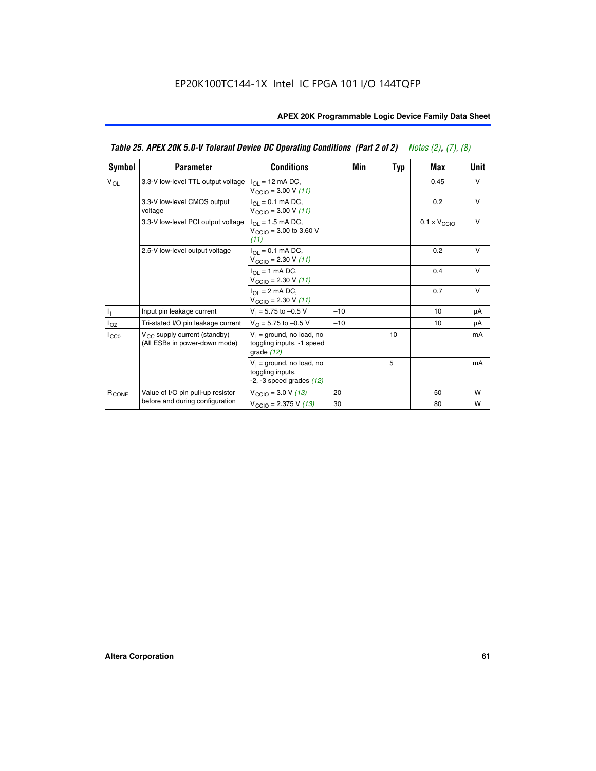EP20K100TC144-1X Intel IC FPGA 101 I/O 144TQFP

**Table 25. APEX 20K 5.0-V Tolerant Device DC Operating Conditions (Part 2 of 2)** *Notes (2), (7), (8)*

| Symbol | Parameter | Conditions | Min | Typ | Max | Unit |
|---|---|---|---|---|---|---|
| $V_{OL}$ | 3.3-V low-level TTL output voltage | $I_{OL}$ = 12 mA DC, $V_{CCIO}$ = 3.00 V *(11)* | | | 0.45 | V |
| | 3.3-V low-level CMOS output voltage | $I_{OL}$ = 0.1 mA DC, $V_{CCIO}$ = 3.00 V *(11)* | | | 0.2 | V |
| | 3.3-V low-level PCI output voltage | $I_{OL}$ = 1.5 mA DC, $V_{CCIO}$ = 3.00 to 3.60 V *(11)* | | | $0.1 \times V_{CCIO}$ | V |
| | 2.5-V low-level output voltage | $I_{OL}$ = 0.1 mA DC, $V_{CCIO}$ = 2.30 V *(11)* | | | 0.2 | V |
| | | $I_{OL}$ = 1 mA DC, $V_{CCIO}$ = 2.30 V *(11)* | | | 0.4 | V |
| | | $I_{OL}$ = 2 mA DC, $V_{CCIO}$ = 2.30 V *(11)* | | | 0.7 | V |
| $I_I$ | Input pin leakage current | $V_I$ = 5.75 to –0.5 V | –10 | | 10 | µA |
| $I_{OZ}$ | Tri-stated I/O pin leakage current | $V_O$ = 5.75 to –0.5 V | –10 | | 10 | µA |
| $I_{CC0}$ | $V_{CC}$ supply current (standby) (All ESBs in power-down mode) | $V_I$ = ground, no load, no toggling inputs, -1 speed grade *(12)* | | 10 | | mA |
| | | $V_I$ = ground, no load, no toggling inputs, -2, -3 speed grades *(12)* | | 5 | | mA |
| $R_{CONF}$ | Value of I/O pin pull-up resistor before and during configuration | $V_{CCIO}$ = 3.0 V *(13)* | 20 | | 50 | W |
| | | $V_{CCIO}$ = 2.375 V *(13)* | 30 | | 80 | W |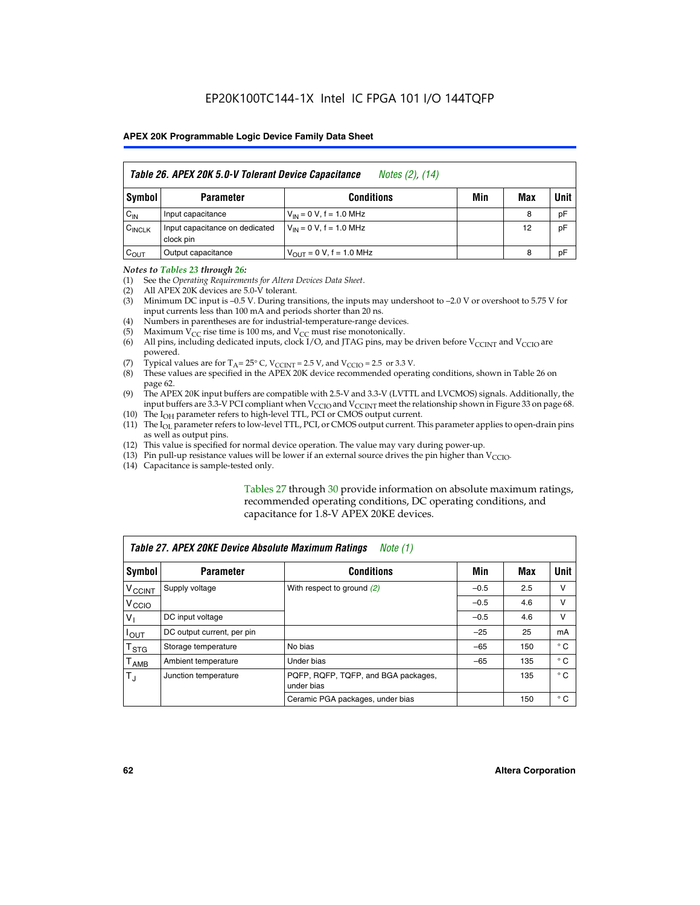EP20K100TC144-1X Intel IC FPGA 101 I/O 144TQFP

**Table 26. APEX 20K 5.0-V Tolerant Device Capacitance** *Notes (2), (14)*

| Symbol | Parameter | Conditions | Min | Max | Unit |
|---|---|---|---|---|---|
| $C_{IN}$ | Input capacitance | $V_{IN}$ = 0 V, f = 1.0 MHz | | 8 | pF |
| $C_{INCLK}$ | Input capacitance on dedicated clock pin | $V_{IN}$ = 0 V, f = 1.0 MHz | | 12 | pF |
| $C_{OUT}$ | Output capacitance | $V_{OUT}$ = 0 V, f = 1.0 MHz | | 8 | pF |

*Notes to Tables 23 through 26:*

(1) See the *Operating Requirements for Altera Devices Data Sheet*.
(2) All APEX 20K devices are 5.0-V tolerant.
(3) Minimum DC input is –0.5 V. During transitions, the inputs may undershoot to –2.0 V or overshoot to 5.75 V for input currents less than 100 mA and periods shorter than 20 ns.
(4) Numbers in parentheses are for industrial-temperature-range devices.
(5) Maximum $V_{CC}$ rise time is 100 ms, and $V_{CC}$ must rise monotonically.
(6) All pins, including dedicated inputs, clock I/O, and JTAG pins, may be driven before $V_{CCINT}$ and $V_{CCIO}$ are powered.
(7) Typical values are for $T_A$ = 25° C, $V_{CCINT}$ = 2.5 V, and $V_{CCIO}$ = 2.5 or 3.3 V.
(8) These values are specified in the APEX 20K device recommended operating conditions, shown in Table 26 on page 62.
(9) The APEX 20K input buffers are compatible with 2.5-V and 3.3-V (LVTTL and LVCMOS) signals. Additionally, the input buffers are 3.3-V PCI compliant when $V_{CCIO}$ and $V_{CCINT}$ meet the relationship shown in Figure 33 on page 68.
(10) The $I_{OH}$ parameter refers to high-level TTL, PCI or CMOS output current.
(11) The $I_{OL}$ parameter refers to low-level TTL, PCI, or CMOS output current. This parameter applies to open-drain pins as well as output pins.
(12) This value is specified for normal device operation. The value may vary during power-up.
(13) Pin pull-up resistance values will be lower if an external source drives the pin higher than $V_{CCIO}$.
(14) Capacitance is sample-tested only.

Tables 27 through 30 provide information on absolute maximum ratings, recommended operating conditions, DC operating conditions, and capacitance for 1.8-V APEX 20KE devices.

**Table 27. APEX 20KE Device Absolute Maximum Ratings** *Note (1)*

| Symbol | Parameter | Conditions | Min | Max | Unit |
|---|---|---|---|---|---|
| $V_{CCINT}$ | Supply voltage | With respect to ground *(2)* | –0.5 | 2.5 | V |
| $V_{CCIO}$ | | | –0.5 | 4.6 | V |
| $V_I$ | DC input voltage | | –0.5 | 4.6 | V |
| $I_{OUT}$ | DC output current, per pin | | –25 | 25 | mA |
| $T_{STG}$ | Storage temperature | No bias | –65 | 150 | ° C |
| $T_{AMB}$ | Ambient temperature | Under bias | –65 | 135 | ° C |
| $T_J$ | Junction temperature | PQFP, RQFP, TQFP, and BGA packages, under bias | | 135 | ° C |
| | | Ceramic PGA packages, under bias | | 150 | ° C |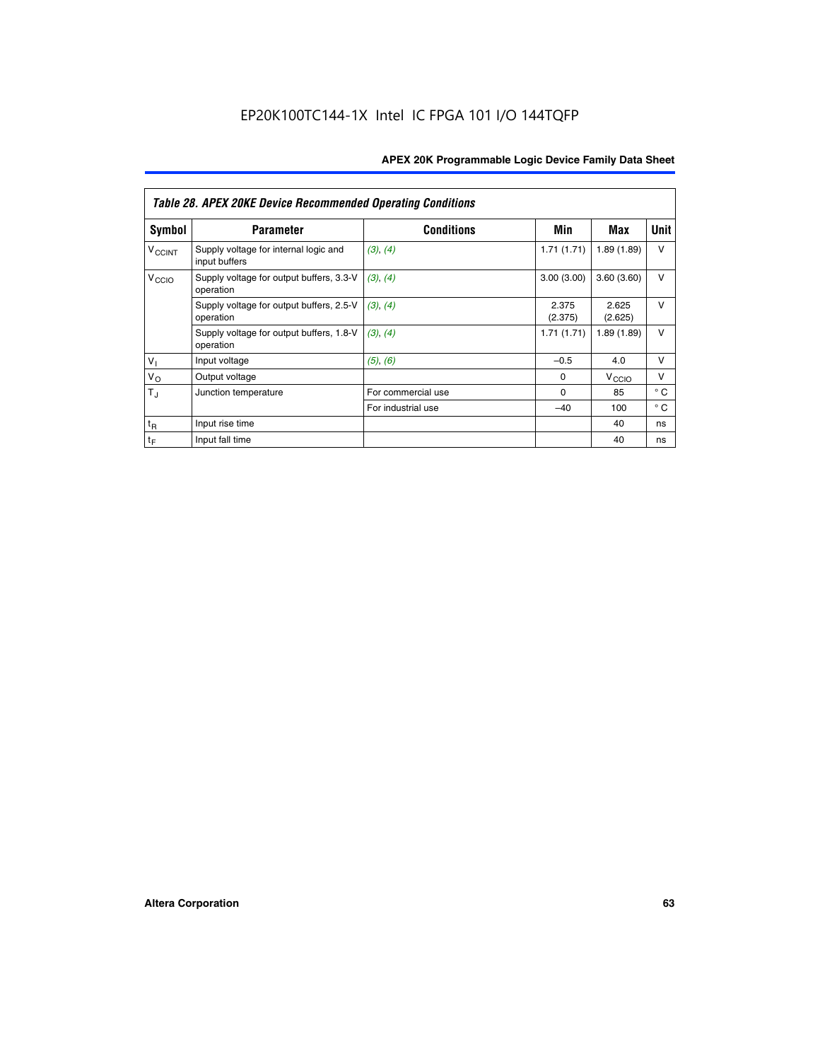EP20K100TC144-1X Intel IC FPGA 101 I/O 144TQFP

| Table 28. APEX 20KE Device Recommended Operating Conditions | | | | | |
|---|---|---|---|---|---|
| **Symbol** | **Parameter** | **Conditions** | **Min** | **Max** | **Unit** |
| $V_{CCINT}$ | Supply voltage for internal logic and input buffers | (3), (4) | 1.71 (1.71) | 1.89 (1.89) | V |
| $V_{CCIO}$ | Supply voltage for output buffers, 3.3-V operation | (3), (4) | 3.00 (3.00) | 3.60 (3.60) | V |
| | Supply voltage for output buffers, 2.5-V operation | (3), (4) | 2.375 (2.375) | 2.625 (2.625) | V |
| | Supply voltage for output buffers, 1.8-V operation | (3), (4) | 1.71 (1.71) | 1.89 (1.89) | V |
| $V_I$ | Input voltage | (5), (6) | –0.5 | 4.0 | V |
| $V_O$ | Output voltage | | 0 | $V_{CCIO}$ | V |
| $T_J$ | Junction temperature | For commercial use | 0 | 85 | ° C |
| | | For industrial use | –40 | 100 | ° C |
| $t_R$ | Input rise time | | | 40 | ns |
| $t_F$ | Input fall time | | | 40 | ns |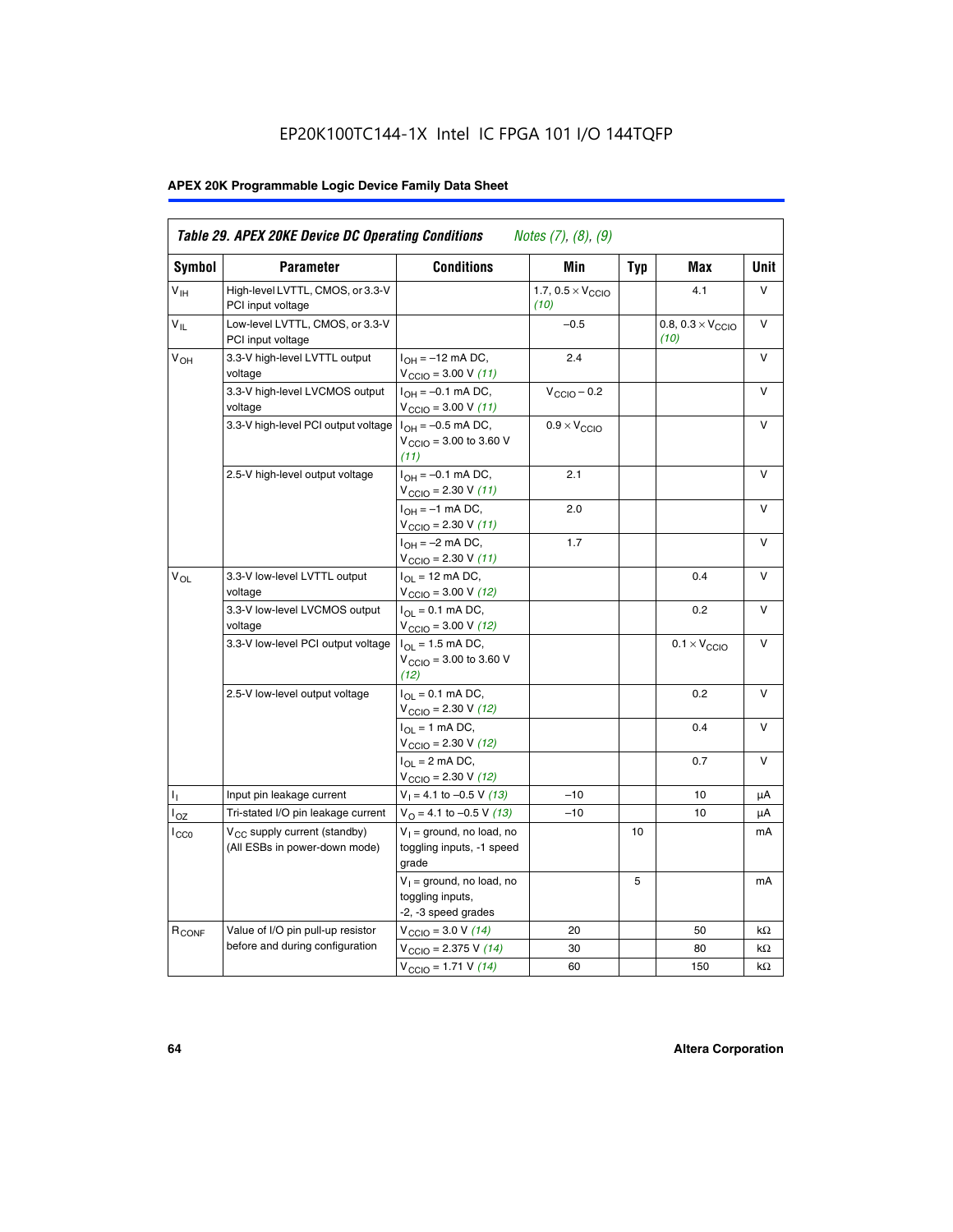EP20K100TC144-1X Intel IC FPGA 101 I/O 144TQFP

**Table 29. APEX 20KE Device DC Operating Conditions** *Notes (7), (8), (9)*

| Symbol | Parameter | Conditions | Min | Typ | Max | Unit |
|---|---|---|---|---|---|---|
| $V_{IH}$ | High-level LVTTL, CMOS, or 3.3-V PCI input voltage | | 1.7, 0.5 × $V_{CCIO}$ *(10)* | | 4.1 | V |
| $V_{IL}$ | Low-level LVTTL, CMOS, or 3.3-V PCI input voltage | | –0.5 | | 0.8, 0.3 × $V_{CCIO}$ *(10)* | V |
| $V_{OH}$ | 3.3-V high-level LVTTL output voltage | $I_{OH}$ = –12 mA DC, $V_{CCIO}$ = 3.00 V *(11)* | 2.4 | | | V |
| | 3.3-V high-level LVCMOS output voltage | $I_{OH}$ = –0.1 mA DC, $V_{CCIO}$ = 3.00 V *(11)* | $V_{CCIO}$ – 0.2 | | | V |
| | 3.3-V high-level PCI output voltage | $I_{OH}$ = –0.5 mA DC, $V_{CCIO}$ = 3.00 to 3.60 V *(11)* | 0.9 × $V_{CCIO}$ | | | V |
| | 2.5-V high-level output voltage | $I_{OH}$ = –0.1 mA DC, $V_{CCIO}$ = 2.30 V *(11)* | 2.1 | | | V |
| | | $I_{OH}$ = –1 mA DC, $V_{CCIO}$ = 2.30 V *(11)* | 2.0 | | | V |
| | | $I_{OH}$ = –2 mA DC, $V_{CCIO}$ = 2.30 V *(11)* | 1.7 | | | V |
| $V_{OL}$ | 3.3-V low-level LVTTL output voltage | $I_{OL}$ = 12 mA DC, $V_{CCIO}$ = 3.00 V *(12)* | | | 0.4 | V |
| | 3.3-V low-level LVCMOS output voltage | $I_{OL}$ = 0.1 mA DC, $V_{CCIO}$ = 3.00 V *(12)* | | | 0.2 | V |
| | 3.3-V low-level PCI output voltage | $I_{OL}$ = 1.5 mA DC, $V_{CCIO}$ = 3.00 to 3.60 V *(12)* | | | 0.1 × $V_{CCIO}$ | V |
| | 2.5-V low-level output voltage | $I_{OL}$ = 0.1 mA DC, $V_{CCIO}$ = 2.30 V *(12)* | | | 0.2 | V |
| | | $I_{OL}$ = 1 mA DC, $V_{CCIO}$ = 2.30 V *(12)* | | | 0.4 | V |
| | | $I_{OL}$ = 2 mA DC, $V_{CCIO}$ = 2.30 V *(12)* | | | 0.7 | V |
| $I_I$ | Input pin leakage current | $V_I$ = 4.1 to –0.5 V *(13)* | –10 | | 10 | µA |
| $I_{OZ}$ | Tri-stated I/O pin leakage current | $V_O$ = 4.1 to –0.5 V *(13)* | –10 | | 10 | µA |
| $I_{CC0}$ | $V_{CC}$ supply current (standby) (All ESBs in power-down mode) | $V_I$ = ground, no load, no toggling inputs, -1 speed grade | | 10 | | mA |
| | | $V_I$ = ground, no load, no toggling inputs, -2, -3 speed grades | | 5 | | mA |
| $R_{CONF}$ | Value of I/O pin pull-up resistor before and during configuration | $V_{CCIO}$ = 3.0 V *(14)* | 20 | | 50 | kΩ |
| | | $V_{CCIO}$ = 2.375 V *(14)* | 30 | | 80 | kΩ |
| | | $V_{CCIO}$ = 1.71 V *(14)* | 60 | | 150 | kΩ |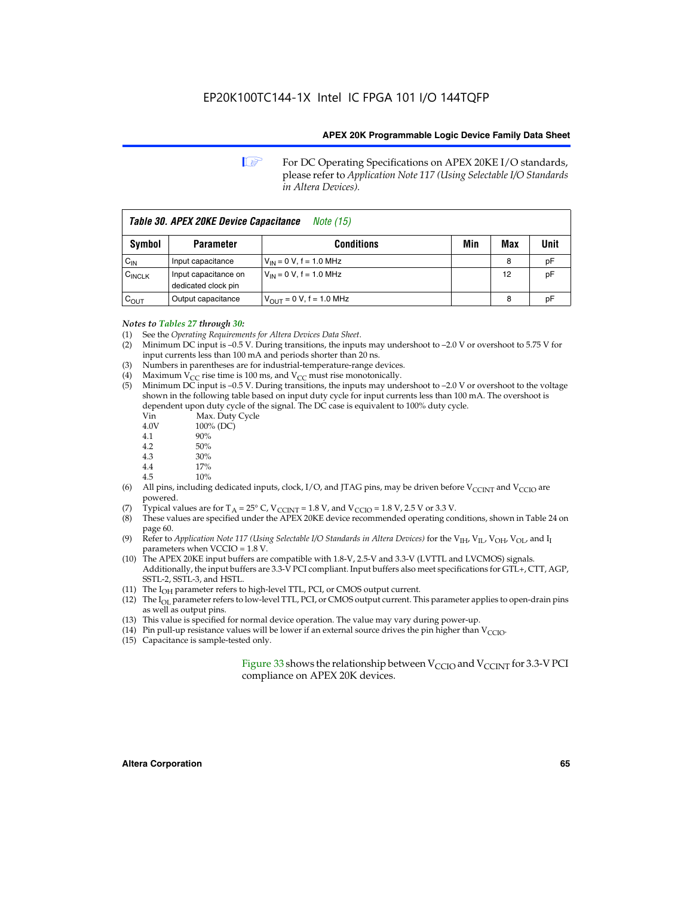For DC Operating Specifications on APEX 20KE I/O standards, please refer to *Application Note 117 (Using Selectable I/O Standards in Altera Devices).*

**Table 30. APEX 20KE Device Capacitance** *Note (15)*

| Symbol | Parameter | Conditions | Min | Max | Unit |
|---|---|---|---|---|---|
| $C_{IN}$ | Input capacitance | $V_{IN}$ = 0 V, f = 1.0 MHz | | 8 | pF |
| $C_{INCLK}$ | Input capacitance on dedicated clock pin | $V_{IN}$ = 0 V, f = 1.0 MHz | | 12 | pF |
| $C_{OUT}$ | Output capacitance | $V_{OUT}$ = 0 V, f = 1.0 MHz | | 8 | pF |

*Notes to Tables 27 through 30:*

(1) See the *Operating Requirements for Altera Devices Data Sheet*.
(2) Minimum DC input is –0.5 V. During transitions, the inputs may undershoot to –2.0 V or overshoot to 5.75 V for input currents less than 100 mA and periods shorter than 20 ns.
(3) Numbers in parentheses are for industrial-temperature-range devices.
(4) Maximum $V_{CC}$ rise time is 100 ms, and $V_{CC}$ must rise monotonically.
(5) Minimum DC input is –0.5 V. During transitions, the inputs may undershoot to –2.0 V or overshoot to the voltage shown in the following table based on input duty cycle for input currents less than 100 mA. The overshoot is dependent upon duty cycle of the signal. The DC case is equivalent to 100% duty cycle.

| Vin | Max. Duty Cycle |
|---|---|
| 4.0V | 100% (DC) |
| 4.1 | 90% |
| 4.2 | 50% |
| 4.3 | 30% |
| 4.4 | 17% |
| 4.5 | 10% |

(6) All pins, including dedicated inputs, clock, I/O, and JTAG pins, may be driven before $V_{CCINT}$ and $V_{CCIO}$ are powered.
(7) Typical values are for $T_A$ = 25° C, $V_{CCINT}$ = 1.8 V, and $V_{CCIO}$ = 1.8 V, 2.5 V or 3.3 V.
(8) These values are specified under the APEX 20KE device recommended operating conditions, shown in Table 24 on page 60.
(9) Refer to *Application Note 117 (Using Selectable I/O Standards in Altera Devices)* for the $V_{IH}$, $V_{IL}$, $V_{OH}$, $V_{OL}$, and $I_I$ parameters when VCCIO = 1.8 V.
(10) The APEX 20KE input buffers are compatible with 1.8-V, 2.5-V and 3.3-V (LVTTL and LVCMOS) signals. Additionally, the input buffers are 3.3-V PCI compliant. Input buffers also meet specifications for GTL+, CTT, AGP, SSTL-2, SSTL-3, and HSTL.
(11) The $I_{OH}$ parameter refers to high-level TTL, PCI, or CMOS output current.
(12) The $I_{OL}$ parameter refers to low-level TTL, PCI, or CMOS output current. This parameter applies to open-drain pins as well as output pins.
(13) This value is specified for normal device operation. The value may vary during power-up.
(14) Pin pull-up resistance values will be lower if an external source drives the pin higher than $V_{CCIO}$.
(15) Capacitance is sample-tested only.

Figure 33 shows the relationship between $V_{CCIO}$ and $V_{CCINT}$ for 3.3-V PCI compliance on APEX 20K devices.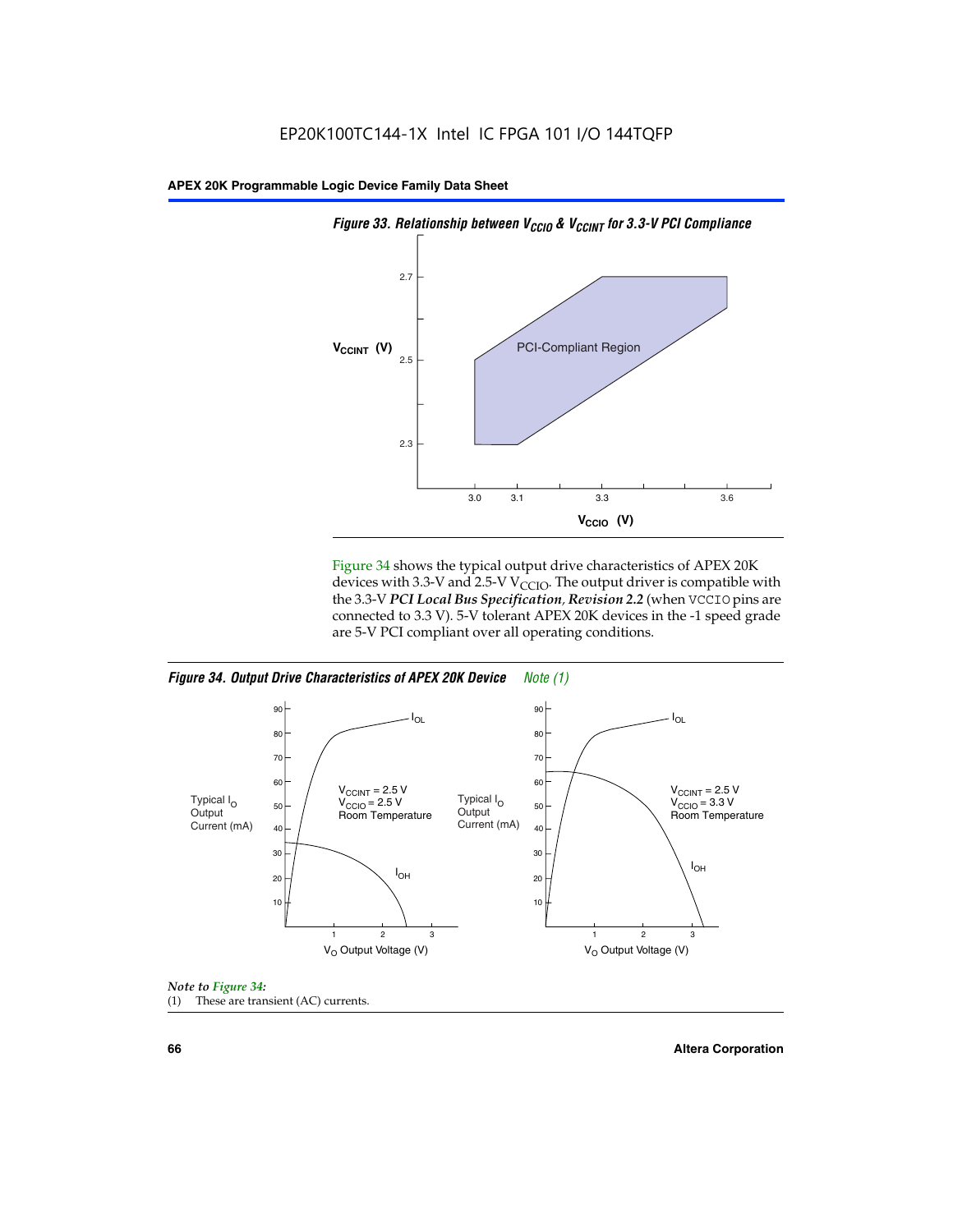*Figure 33. Relationship between $V_{CCIO}$ & $V_{CCINT}$ for 3.3-V PCI Compliance*

Figure 34 shows the typical output drive characteristics of APEX 20K devices with 3.3-V and 2.5-V $V_{CCIO}$. The output driver is compatible with the 3.3-V ***PCI Local Bus Specification, Revision 2.2*** (when VCCIO pins are connected to 3.3 V). 5-V tolerant APEX 20K devices in the -1 speed grade are 5-V PCI compliant over all operating conditions.

*Figure 34. Output Drive Characteristics of APEX 20K Device Note (1)*

*Note to Figure 34:*

(1) These are transient (AC) currents.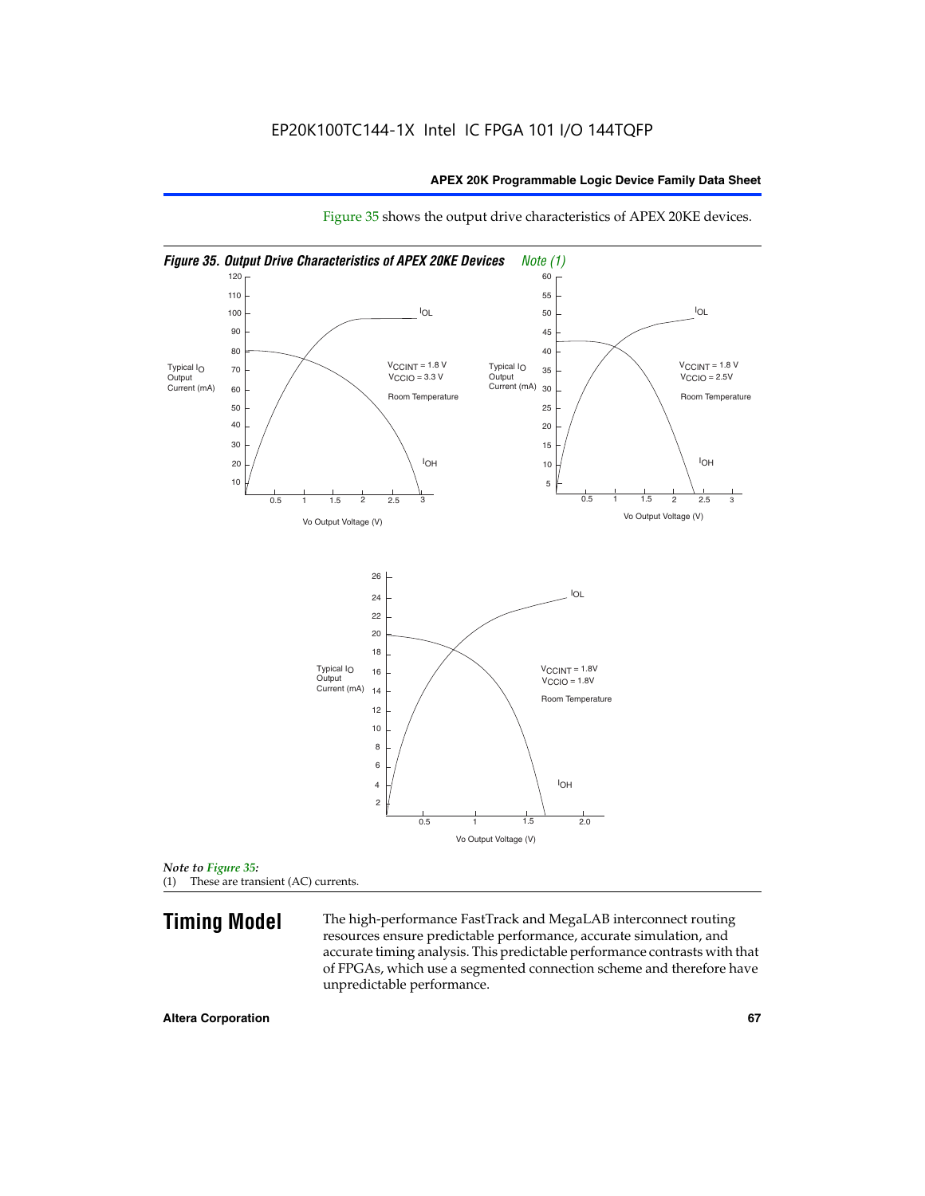Figure 35 shows the output drive characteristics of APEX 20KE devices.

*Figure 35. Output Drive Characteristics of APEX 20KE Devices Note (1)*

*Note to Figure 35:*
(1) These are transient (AC) currents.

## Timing Model

The high-performance FastTrack and MegaLAB interconnect routing resources ensure predictable performance, accurate simulation, and accurate timing analysis. This predictable performance contrasts with that of FPGAs, which use a segmented connection scheme and therefore have unpredictable performance.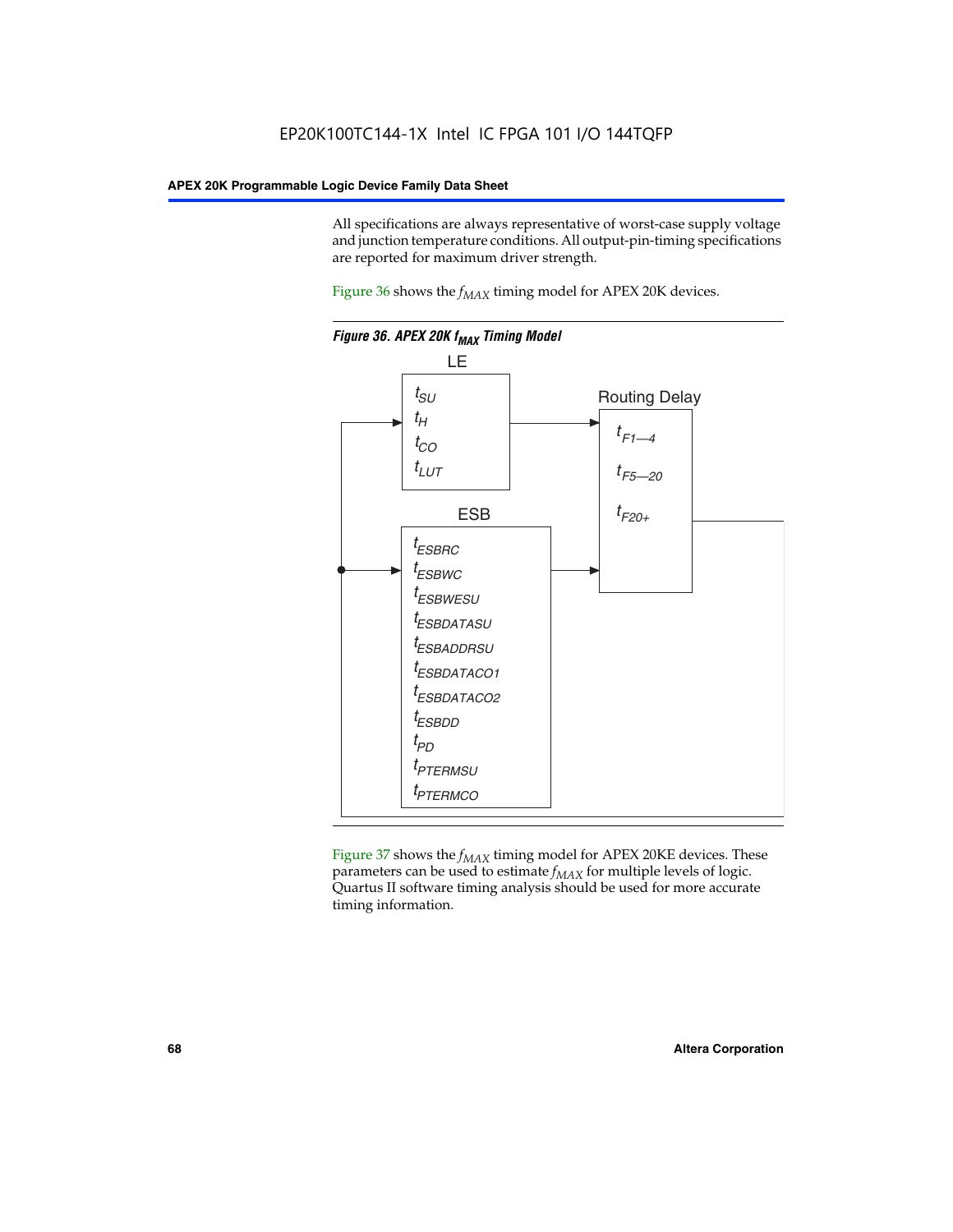All specifications are always representative of worst-case supply voltage and junction temperature conditions. All output-pin-timing specifications are reported for maximum driver strength.

Figure 36 shows the $f_{MAX}$ timing model for APEX 20K devices.

*Figure 36. APEX 20K $f_{MAX}$ Timing Model*

LE

$t_{SU}$
$t_H$
$t_{CO}$
$t_{LUT}$

Routing Delay

$t_{F1—4}$
$t_{F5—20}$
$t_{F20+}$

ESB

$t_{ESBRC}$
$t_{ESBWC}$
$t_{ESBWESU}$
$t_{ESBDATASU}$
$t_{ESBADDRSU}$
$t_{ESBDATACO1}$
$t_{ESBDATACO2}$
$t_{ESBDD}$
$t_{PD}$
$t_{PTERMSU}$
$t_{PTERMCO}$

Figure 37 shows the $f_{MAX}$ timing model for APEX 20KE devices. These parameters can be used to estimate $f_{MAX}$ for multiple levels of logic. Quartus II software timing analysis should be used for more accurate timing information.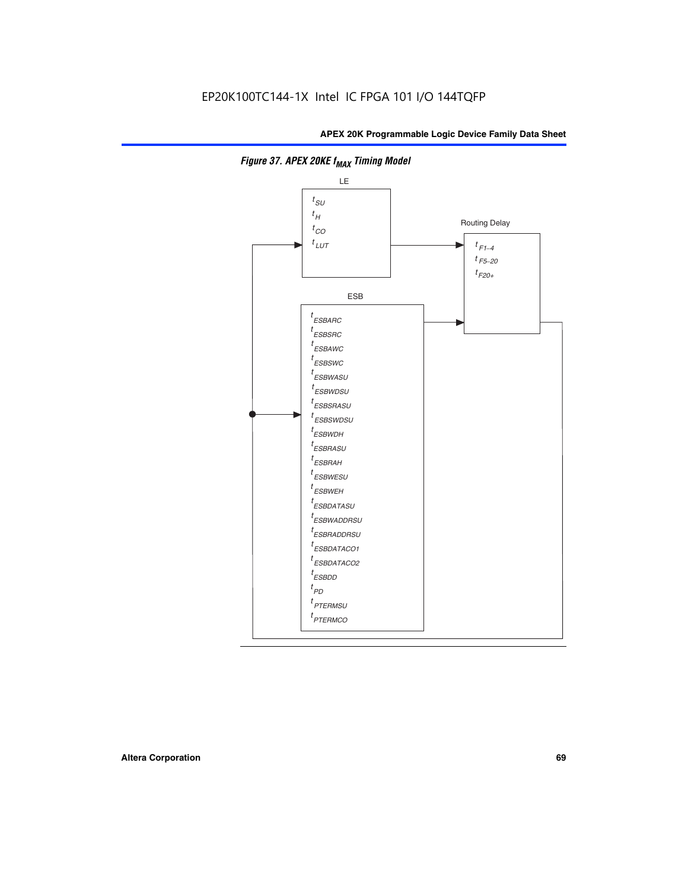EP20K100TC144-1X Intel IC FPGA 101 I/O 144TQFP

**Figure 37. APEX 20KE $f_{MAX}$ Timing Model**

LE

$t_{SU}$
$t_{H}$
$t_{CO}$
$t_{LUT}$

Routing Delay

$t_{F1-4}$
$t_{F5-20}$
$t_{F20+}$

ESB

$t_{ESBARC}$
$t_{ESBSRC}$
$t_{ESBAWC}$
$t_{ESBSWC}$
$t_{ESBWASU}$
$t_{ESBWDSU}$
$t_{ESBSRASU}$
$t_{ESBSWDSU}$
$t_{ESBWDH}$
$t_{ESBRASU}$
$t_{ESBRAH}$
$t_{ESBWESU}$
$t_{ESBWEH}$
$t_{ESBDATASU}$
$t_{ESBWADDRSU}$
$t_{ESBRADDRSU}$
$t_{ESBDATACO1}$
$t_{ESBDATACO2}$
$t_{ESBDD}$
$t_{PD}$
$t_{PTERMSU}$
$t_{PTERMCO}$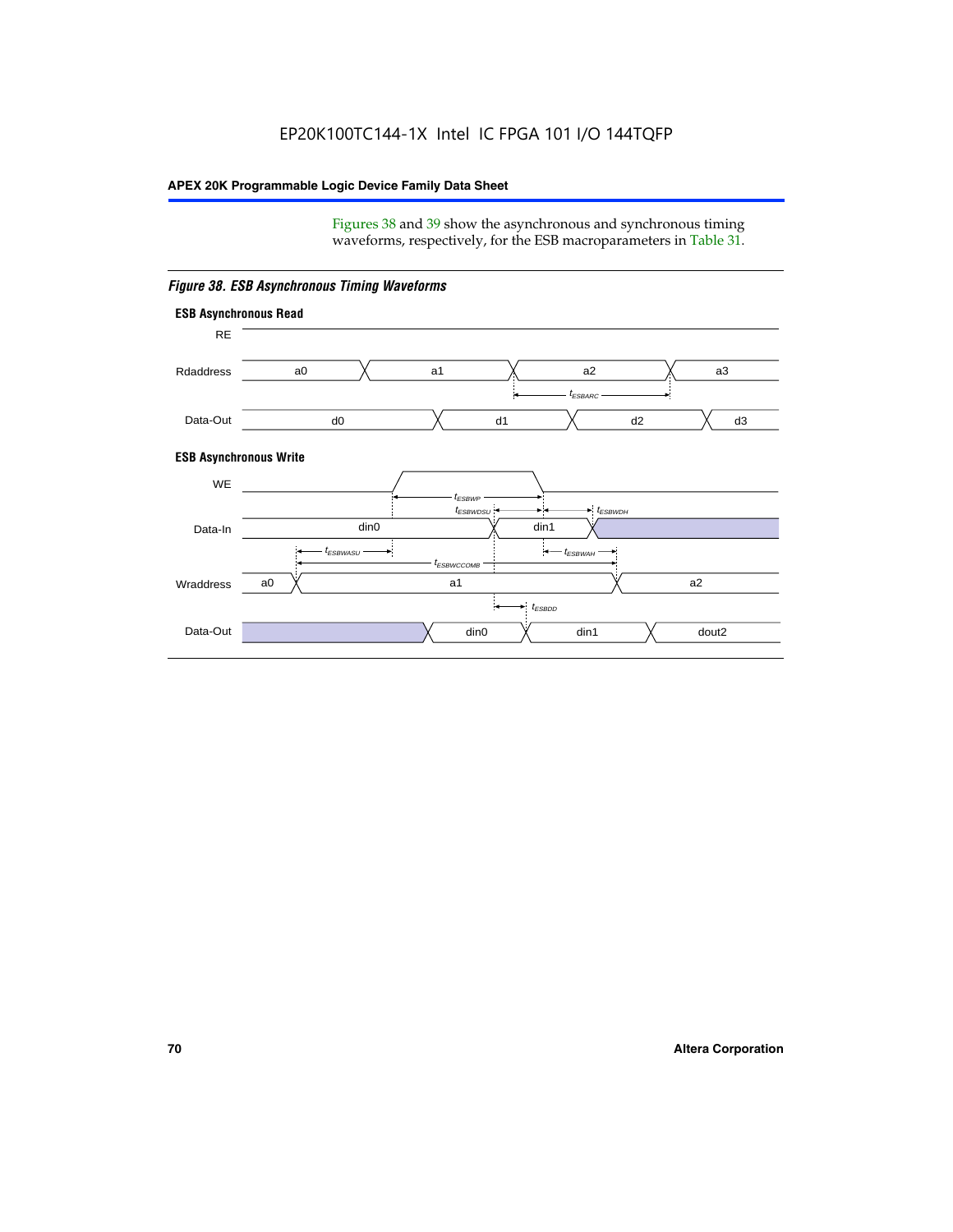Figures 38 and 39 show the asynchronous and synchronous timing waveforms, respectively, for the ESB macroparameters in Table 31.

*Figure 38. ESB Asynchronous Timing Waveforms*

**ESB Asynchronous Read**

RE

Rdaddress: a0, a1, a2, a3

$t_{ESBARC}$

Data-Out: d0, d1, d2, d3

**ESB Asynchronous Write**

WE

$t_{ESBWP}$

$t_{ESBWDSU}$ $t_{ESBWDH}$

Data-In: din0, din1

$t_{ESBWASU}$ $t_{ESBWAH}$

$t_{ESBWCCOMB}$

Wraddress: a0, a1, a2

$t_{ESBDD}$

Data-Out: din0, din1, dout2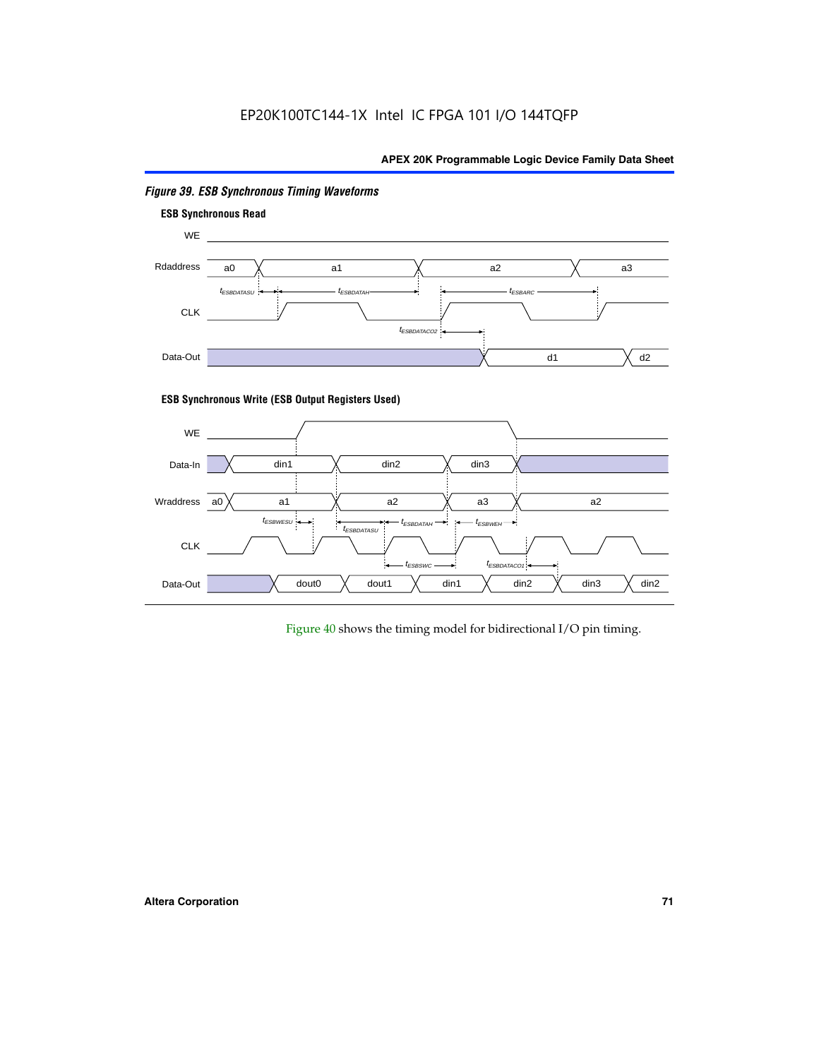*Figure 39. ESB Synchronous Timing Waveforms*

**ESB Synchronous Read**

WE

Rdaddress a0 a1 a2 a3

$t_{ESBDATASU}$ $t_{ESBDATAH}$ $t_{ESBARC}$

CLK

$t_{ESBDATACO2}$

Data-Out d1 d2

**ESB Synchronous Write (ESB Output Registers Used)**

WE

Data-In din1 din2 din3

Wraddress a0 a1 a2 a3 a2

$t_{ESBWESU}$ $t_{ESBDATASU}$ $t_{ESBDATAH}$ $t_{ESBWEH}$

CLK

$t_{ESBWC}$ $t_{ESBDATACO1}$

Data-Out dout0 dout1 din1 din2 din3 din2

Figure 40 shows the timing model for bidirectional I/O pin timing.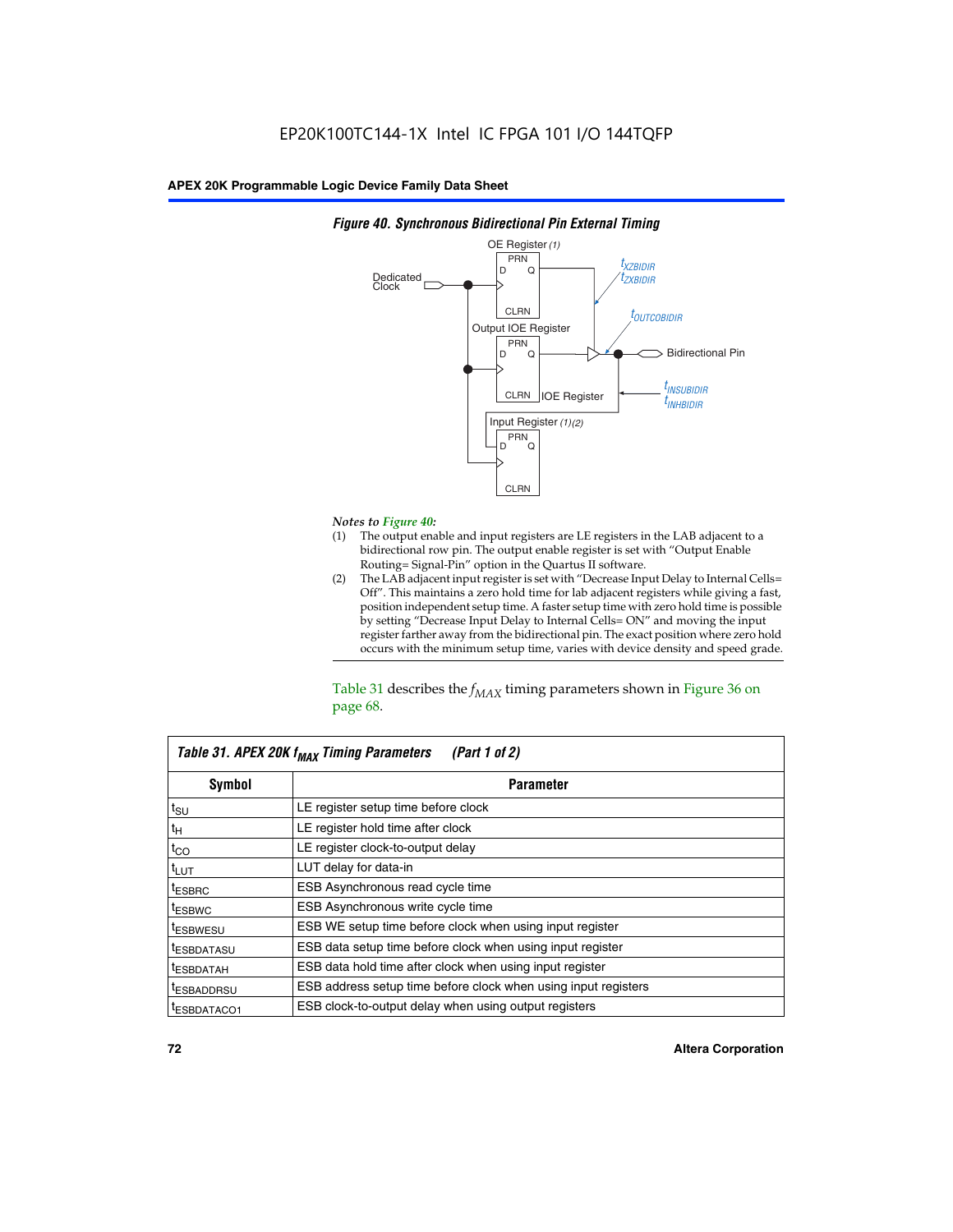*Figure 40. Synchronous Bidirectional Pin External Timing*

OE Register (1)

PRN D Q CLRN

Dedicated Clock

$t_{XZBIDIR}$
$t_{ZXBIDIR}$

$t_{OUTCOBIDIR}$

Output IOE Register

PRN D Q CLRN

Bidirectional Pin

IOE Register

$t_{INSUBIDIR}$
$t_{INHBIDIR}$

Input Register (1)(2)

PRN D Q CLRN

*Notes to Figure 40:*

(1) The output enable and input registers are LE registers in the LAB adjacent to a bidirectional row pin. The output enable register is set with "Output Enable Routing= Signal-Pin" option in the Quartus II software.

(2) The LAB adjacent input register is set with "Decrease Input Delay to Internal Cells= Off". This maintains a zero hold time for lab adjacent registers while giving a fast, position independent setup time. A faster setup time with zero hold time is possible by setting "Decrease Input Delay to Internal Cells= ON" and moving the input register farther away from the bidirectional pin. The exact position where zero hold occurs with the minimum setup time, varies with device density and speed grade.

Table 31 describes the $f_{MAX}$ timing parameters shown in Figure 36 on page 68.

*Table 31. APEX 20K $f_{MAX}$ Timing Parameters (Part 1 of 2)*

| Symbol | Parameter |
|---|---|
| $t_{SU}$ | LE register setup time before clock |
| $t_H$ | LE register hold time after clock |
| $t_{CO}$ | LE register clock-to-output delay |
| $t_{LUT}$ | LUT delay for data-in |
| $t_{ESBRC}$ | ESB Asynchronous read cycle time |
| $t_{ESBWC}$ | ESB Asynchronous write cycle time |
| $t_{ESBWESU}$ | ESB WE setup time before clock when using input register |
| $t_{ESBDATASU}$ | ESB data setup time before clock when using input register |
| $t_{ESBDATAH}$ | ESB data hold time after clock when using input register |
| $t_{ESBADDRSU}$ | ESB address setup time before clock when using input registers |
| $t_{ESBDATACO1}$ | ESB clock-to-output delay when using output registers |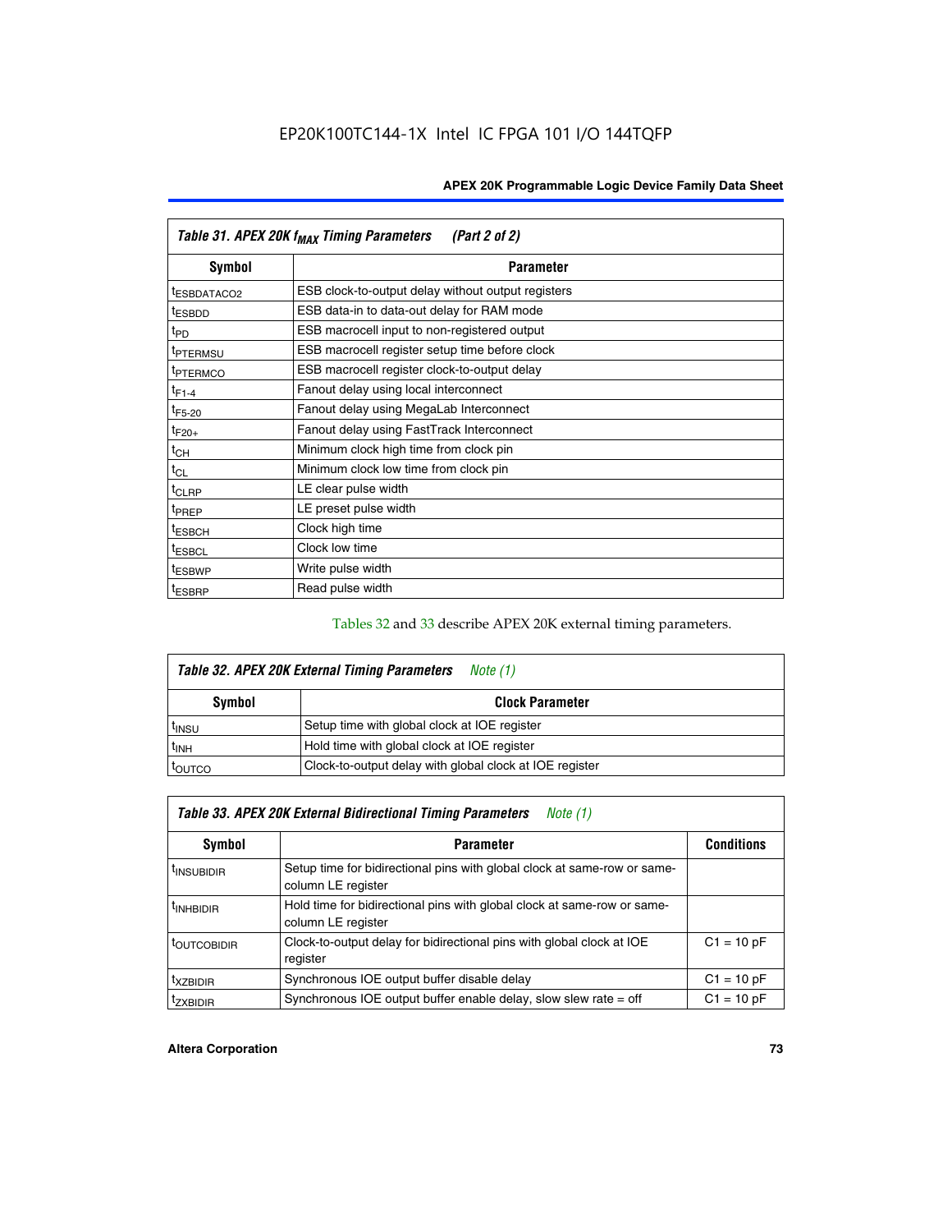| Table 31. APEX 20K $f_{MAX}$ Timing Parameters (Part 2 of 2) | |
|---|---|
| **Symbol** | **Parameter** |
| $t_{ESBDATACO2}$ | ESB clock-to-output delay without output registers |
| $t_{ESBDD}$ | ESB data-in to data-out delay for RAM mode |
| $t_{PD}$ | ESB macrocell input to non-registered output |
| $t_{PTERMSU}$ | ESB macrocell register setup time before clock |
| $t_{PTERMCO}$ | ESB macrocell register clock-to-output delay |
| $t_{F1-4}$ | Fanout delay using local interconnect |
| $t_{F5-20}$ | Fanout delay using MegaLab Interconnect |
| $t_{F20+}$ | Fanout delay using FastTrack Interconnect |
| $t_{CH}$ | Minimum clock high time from clock pin |
| $t_{CL}$ | Minimum clock low time from clock pin |
| $t_{CLRP}$ | LE clear pulse width |
| $t_{PREP}$ | LE preset pulse width |
| $t_{ESBCH}$ | Clock high time |
| $t_{ESBCL}$ | Clock low time |
| $t_{ESBWP}$ | Write pulse width |
| $t_{ESBRP}$ | Read pulse width |

Tables 32 and 33 describe APEX 20K external timing parameters.

| Table 32. APEX 20K External Timing Parameters *Note (1)* | |
|---|---|
| **Symbol** | **Clock Parameter** |
| $t_{INSU}$ | Setup time with global clock at IOE register |
| $t_{INH}$ | Hold time with global clock at IOE register |
| $t_{OUTCO}$ | Clock-to-output delay with global clock at IOE register |

| Table 33. APEX 20K External Bidirectional Timing Parameters *Note (1)* | | |
|---|---|---|
| **Symbol** | **Parameter** | **Conditions** |
| $t_{INSUBIDIR}$ | Setup time for bidirectional pins with global clock at same-row or same-column LE register | |
| $t_{INHBIDIR}$ | Hold time for bidirectional pins with global clock at same-row or same-column LE register | |
| $t_{OUTCOBIDIR}$ | Clock-to-output delay for bidirectional pins with global clock at IOE register | C1 = 10 pF |
| $t_{XZBIDIR}$ | Synchronous IOE output buffer disable delay | C1 = 10 pF |
| $t_{ZXBIDIR}$ | Synchronous IOE output buffer enable delay, slow slew rate = off | C1 = 10 pF |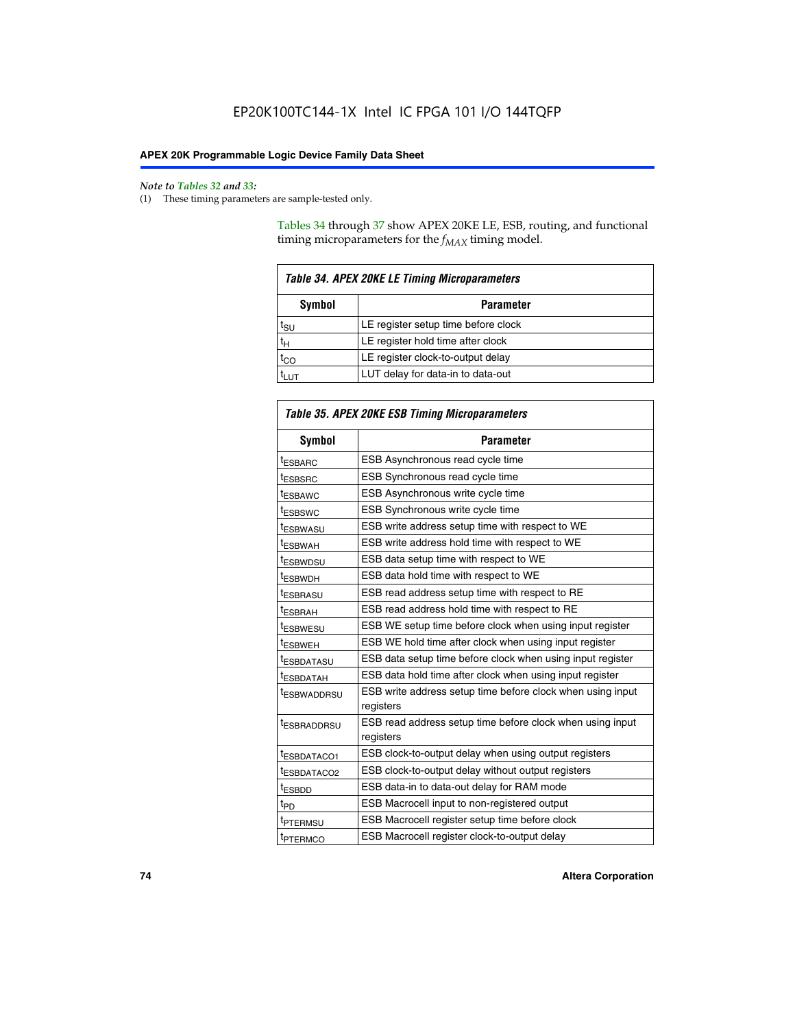*Note to Tables 32 and 33:*
(1) These timing parameters are sample-tested only.

Tables 34 through 37 show APEX 20KE LE, ESB, routing, and functional timing microparameters for the $f_{MAX}$ timing model.

**Table 34. APEX 20KE LE Timing Microparameters**

| Symbol | Parameter |
|---|---|
| $t_{SU}$ | LE register setup time before clock |
| $t_H$ | LE register hold time after clock |
| $t_{CO}$ | LE register clock-to-output delay |
| $t_{LUT}$ | LUT delay for data-in to data-out |

**Table 35. APEX 20KE ESB Timing Microparameters**

| Symbol | Parameter |
|---|---|
| $t_{ESBARC}$ | ESB Asynchronous read cycle time |
| $t_{ESBSRC}$ | ESB Synchronous read cycle time |
| $t_{ESBAWC}$ | ESB Asynchronous write cycle time |
| $t_{ESBSWC}$ | ESB Synchronous write cycle time |
| $t_{ESBWASU}$ | ESB write address setup time with respect to WE |
| $t_{ESBWAH}$ | ESB write address hold time with respect to WE |
| $t_{ESBWDSU}$ | ESB data setup time with respect to WE |
| $t_{ESBWDH}$ | ESB data hold time with respect to WE |
| $t_{ESBRASU}$ | ESB read address setup time with respect to RE |
| $t_{ESBRAH}$ | ESB read address hold time with respect to RE |
| $t_{ESBWESU}$ | ESB WE setup time before clock when using input register |
| $t_{ESBWEH}$ | ESB WE hold time after clock when using input register |
| $t_{ESBDATASU}$ | ESB data setup time before clock when using input register |
| $t_{ESBDATAH}$ | ESB data hold time after clock when using input register |
| $t_{ESBWADDRSU}$ | ESB write address setup time before clock when using input registers |
| $t_{ESBRADDRSU}$ | ESB read address setup time before clock when using input registers |
| $t_{ESBDATACO1}$ | ESB clock-to-output delay when using output registers |
| $t_{ESBDATACO2}$ | ESB clock-to-output delay without output registers |
| $t_{ESBDD}$ | ESB data-in to data-out delay for RAM mode |
| $t_{PD}$ | ESB Macrocell input to non-registered output |
| $t_{PTERMSU}$ | ESB Macrocell register setup time before clock |
| $t_{PTERMCO}$ | ESB Macrocell register clock-to-output delay |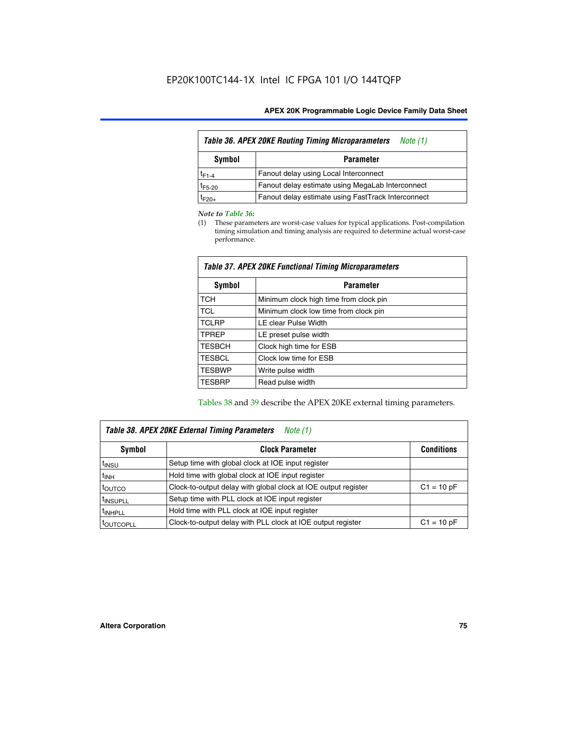**Table 36. APEX 20KE Routing Timing Microparameters** *Note (1)*

| Symbol | Parameter |
|---|---|
| $t_{F1-4}$ | Fanout delay using Local Interconnect |
| $t_{F5-20}$ | Fanout delay estimate using MegaLab Interconnect |
| $t_{F20+}$ | Fanout delay estimate using FastTrack Interconnect |

*Note to Table 36:*

(1) These parameters are worst-case values for typical applications. Post-compilation timing simulation and timing analysis are required to determine actual worst-case performance.

**Table 37. APEX 20KE Functional Timing Microparameters**

| Symbol | Parameter |
|---|---|
| TCH | Minimum clock high time from clock pin |
| TCL | Minimum clock low time from clock pin |
| TCLRP | LE clear Pulse Width |
| TPREP | LE preset pulse width |
| TESBCH | Clock high time for ESB |
| TESBCL | Clock low time for ESB |
| TESBWP | Write pulse width |
| TESBRP | Read pulse width |

Tables 38 and 39 describe the APEX 20KE external timing parameters.

**Table 38. APEX 20KE External Timing Parameters** *Note (1)*

| Symbol | Clock Parameter | Conditions |
|---|---|---|
| $t_{INSU}$ | Setup time with global clock at IOE input register | |
| $t_{INH}$ | Hold time with global clock at IOE input register | |
| $t_{OUTCO}$ | Clock-to-output delay with global clock at IOE output register | C1 = 10 pF |
| $t_{INSUPLL}$ | Setup time with PLL clock at IOE input register | |
| $t_{INHPLL}$ | Hold time with PLL clock at IOE input register | |
| $t_{OUTCOPLL}$ | Clock-to-output delay with PLL clock at IOE output register | C1 = 10 pF |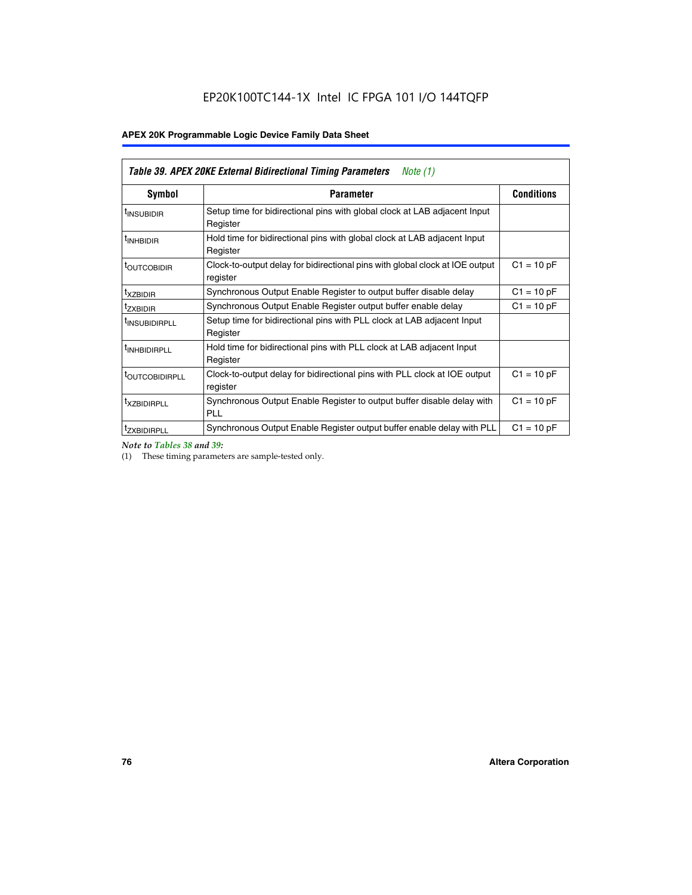| *Table 39. APEX 20KE External Bidirectional Timing Parameters* *Note (1)* | | |
|---|---|---|
| **Symbol** | **Parameter** | **Conditions** |
| $t_{INSUBIDIR}$ | Setup time for bidirectional pins with global clock at LAB adjacent Input Register | |
| $t_{INHBIDIR}$ | Hold time for bidirectional pins with global clock at LAB adjacent Input Register | |
| $t_{OUTCOBIDIR}$ | Clock-to-output delay for bidirectional pins with global clock at IOE output register | C1 = 10 pF |
| $t_{XZBIDIR}$ | Synchronous Output Enable Register to output buffer disable delay | C1 = 10 pF |
| $t_{ZXBIDIR}$ | Synchronous Output Enable Register output buffer enable delay | C1 = 10 pF |
| $t_{INSUBIDIRPLL}$ | Setup time for bidirectional pins with PLL clock at LAB adjacent Input Register | |
| $t_{INHBIDIRPLL}$ | Hold time for bidirectional pins with PLL clock at LAB adjacent Input Register | |
| $t_{OUTCOBIDIRPLL}$ | Clock-to-output delay for bidirectional pins with PLL clock at IOE output register | C1 = 10 pF |
| $t_{XZBIDIRPLL}$ | Synchronous Output Enable Register to output buffer disable delay with PLL | C1 = 10 pF |
| $t_{ZXBIDIRPLL}$ | Synchronous Output Enable Register output buffer enable delay with PLL | C1 = 10 pF |

*Note to Tables 38 and 39:*

(1) These timing parameters are sample-tested only.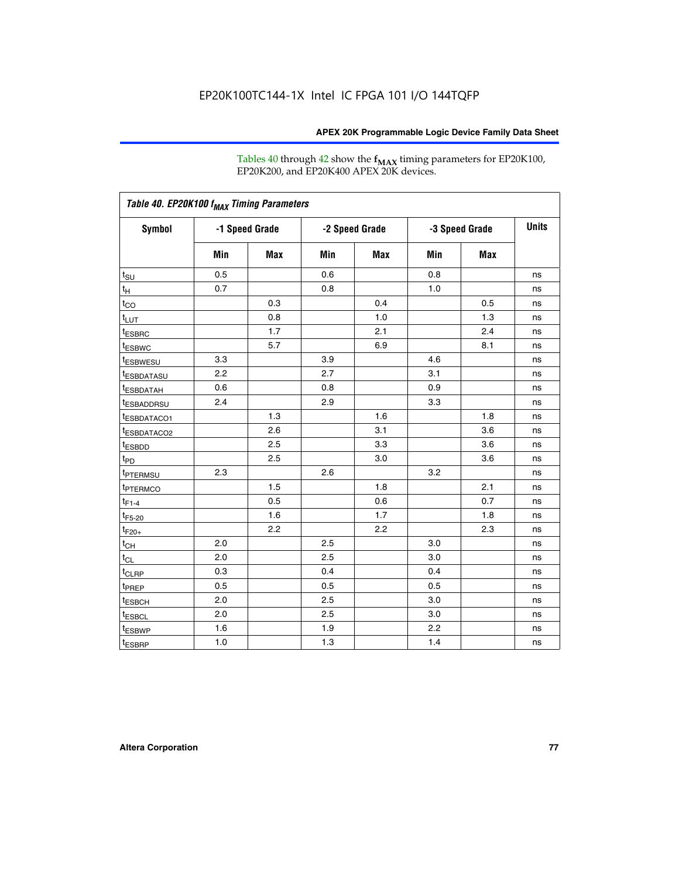Tables 40 through 42 show the $f_{MAX}$ timing parameters for EP20K100, EP20K200, and EP20K400 APEX 20K devices.

*Table 40. EP20K100 $f_{MAX}$ Timing Parameters*

| Symbol | -1 Speed Grade | | -2 Speed Grade | | -3 Speed Grade | | Units |
|---|---|---|---|---|---|---|---|
| | Min | Max | Min | Max | Min | Max | |
| $t_{SU}$ | 0.5 | | 0.6 | | 0.8 | | ns |
| $t_{H}$ | 0.7 | | 0.8 | | 1.0 | | ns |
| $t_{CO}$ | | 0.3 | | 0.4 | | 0.5 | ns |
| $t_{LUT}$ | | 0.8 | | 1.0 | | 1.3 | ns |
| $t_{ESBRC}$ | | 1.7 | | 2.1 | | 2.4 | ns |
| $t_{ESBWC}$ | | 5.7 | | 6.9 | | 8.1 | ns |
| $t_{ESBWESU}$ | 3.3 | | 3.9 | | 4.6 | | ns |
| $t_{ESBDATASU}$ | 2.2 | | 2.7 | | 3.1 | | ns |
| $t_{ESBDATAH}$ | 0.6 | | 0.8 | | 0.9 | | ns |
| $t_{ESBADDRSU}$ | 2.4 | | 2.9 | | 3.3 | | ns |
| $t_{ESBDATACO1}$ | | 1.3 | | 1.6 | | 1.8 | ns |
| $t_{ESBDATACO2}$ | | 2.6 | | 3.1 | | 3.6 | ns |
| $t_{ESBDD}$ | | 2.5 | | 3.3 | | 3.6 | ns |
| $t_{PD}$ | | 2.5 | | 3.0 | | 3.6 | ns |
| $t_{PTERMSU}$ | 2.3 | | 2.6 | | 3.2 | | ns |
| $t_{PTERMCO}$ | | 1.5 | | 1.8 | | 2.1 | ns |
| $t_{F1-4}$ | | 0.5 | | 0.6 | | 0.7 | ns |
| $t_{F5-20}$ | | 1.6 | | 1.7 | | 1.8 | ns |
| $t_{F20+}$ | | 2.2 | | 2.2 | | 2.3 | ns |
| $t_{CH}$ | 2.0 | | 2.5 | | 3.0 | | ns |
| $t_{CL}$ | 2.0 | | 2.5 | | 3.0 | | ns |
| $t_{CLRP}$ | 0.3 | | 0.4 | | 0.4 | | ns |
| $t_{PREP}$ | 0.5 | | 0.5 | | 0.5 | | ns |
| $t_{ESBCH}$ | 2.0 | | 2.5 | | 3.0 | | ns |
| $t_{ESBCL}$ | 2.0 | | 2.5 | | 3.0 | | ns |
| $t_{ESBWP}$ | 1.6 | | 1.9 | | 2.2 | | ns |
| $t_{ESBRP}$ | 1.0 | | 1.3 | | 1.4 | | ns |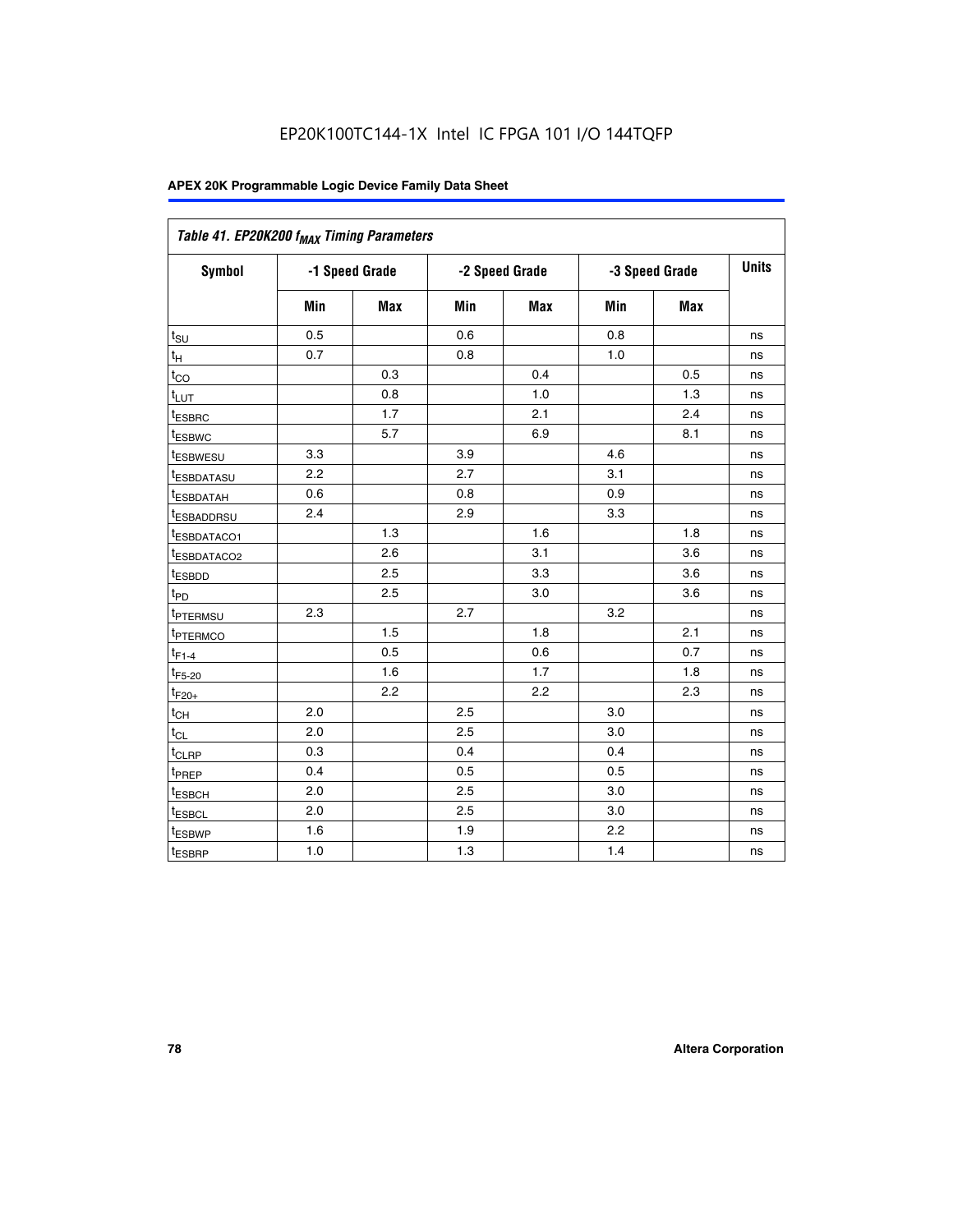| Table 41. EP20K200 $f_{MAX}$ Timing Parameters | | | | | | | |
|---|---|---|---|---|---|---|---|
| Symbol | -1 Speed Grade | | -2 Speed Grade | | -3 Speed Grade | | Units |
| | Min | Max | Min | Max | Min | Max | |
| $t_{SU}$ | 0.5 | | 0.6 | | 0.8 | | ns |
| $t_{H}$ | 0.7 | | 0.8 | | 1.0 | | ns |
| $t_{CO}$ | | 0.3 | | 0.4 | | 0.5 | ns |
| $t_{LUT}$ | | 0.8 | | 1.0 | | 1.3 | ns |
| $t_{ESBRC}$ | | 1.7 | | 2.1 | | 2.4 | ns |
| $t_{ESBWC}$ | | 5.7 | | 6.9 | | 8.1 | ns |
| $t_{ESBWESU}$ | 3.3 | | 3.9 | | 4.6 | | ns |
| $t_{ESBDATASU}$ | 2.2 | | 2.7 | | 3.1 | | ns |
| $t_{ESBDATAH}$ | 0.6 | | 0.8 | | 0.9 | | ns |
| $t_{ESBADDRSU}$ | 2.4 | | 2.9 | | 3.3 | | ns |
| $t_{ESBDATACO1}$ | | 1.3 | | 1.6 | | 1.8 | ns |
| $t_{ESBDATACO2}$ | | 2.6 | | 3.1 | | 3.6 | ns |
| $t_{ESBDD}$ | | 2.5 | | 3.3 | | 3.6 | ns |
| $t_{PD}$ | | 2.5 | | 3.0 | | 3.6 | ns |
| $t_{PTERMSU}$ | 2.3 | | 2.7 | | 3.2 | | ns |
| $t_{PTERMCO}$ | | 1.5 | | 1.8 | | 2.1 | ns |
| $t_{F1-4}$ | | 0.5 | | 0.6 | | 0.7 | ns |
| $t_{F5-20}$ | | 1.6 | | 1.7 | | 1.8 | ns |
| $t_{F20+}$ | | 2.2 | | 2.2 | | 2.3 | ns |
| $t_{CH}$ | 2.0 | | 2.5 | | 3.0 | | ns |
| $t_{CL}$ | 2.0 | | 2.5 | | 3.0 | | ns |
| $t_{CLRP}$ | 0.3 | | 0.4 | | 0.4 | | ns |
| $t_{PREP}$ | 0.4 | | 0.5 | | 0.5 | | ns |
| $t_{ESBCH}$ | 2.0 | | 2.5 | | 3.0 | | ns |
| $t_{ESBCL}$ | 2.0 | | 2.5 | | 3.0 | | ns |
| $t_{ESBWP}$ | 1.6 | | 1.9 | | 2.2 | | ns |
| $t_{ESBRP}$ | 1.0 | | 1.3 | | 1.4 | | ns |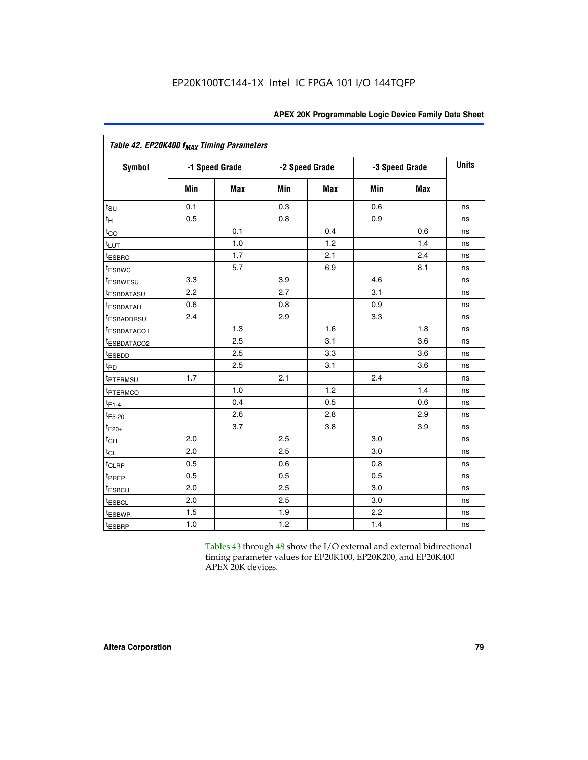Table 42. EP20K400 $f_{MAX}$ Timing Parameters

| Symbol | -1 Speed Grade | | -2 Speed Grade | | -3 Speed Grade | | Units |
|---|---|---|---|---|---|---|---|
| | Min | Max | Min | Max | Min | Max | |
| $t_{SU}$ | 0.1 | | 0.3 | | 0.6 | | ns |
| $t_{H}$ | 0.5 | | 0.8 | | 0.9 | | ns |
| $t_{CO}$ | | 0.1 | | 0.4 | | 0.6 | ns |
| $t_{LUT}$ | | 1.0 | | 1.2 | | 1.4 | ns |
| $t_{ESBRC}$ | | 1.7 | | 2.1 | | 2.4 | ns |
| $t_{ESBWC}$ | | 5.7 | | 6.9 | | 8.1 | ns |
| $t_{ESBWESU}$ | 3.3 | | 3.9 | | 4.6 | | ns |
| $t_{ESBDATASU}$ | 2.2 | | 2.7 | | 3.1 | | ns |
| $t_{ESBDATAH}$ | 0.6 | | 0.8 | | 0.9 | | ns |
| $t_{ESBADDRSU}$ | 2.4 | | 2.9 | | 3.3 | | ns |
| $t_{ESBDATACO1}$ | | 1.3 | | 1.6 | | 1.8 | ns |
| $t_{ESBDATACO2}$ | | 2.5 | | 3.1 | | 3.6 | ns |
| $t_{ESBDD}$ | | 2.5 | | 3.3 | | 3.6 | ns |
| $t_{PD}$ | | 2.5 | | 3.1 | | 3.6 | ns |
| $t_{PTERMSU}$ | 1.7 | | 2.1 | | 2.4 | | ns |
| $t_{PTERMCO}$ | | 1.0 | | 1.2 | | 1.4 | ns |
| $t_{F1-4}$ | | 0.4 | | 0.5 | | 0.6 | ns |
| $t_{F5-20}$ | | 2.6 | | 2.8 | | 2.9 | ns |
| $t_{F20+}$ | | 3.7 | | 3.8 | | 3.9 | ns |
| $t_{CH}$ | 2.0 | | 2.5 | | 3.0 | | ns |
| $t_{CL}$ | 2.0 | | 2.5 | | 3.0 | | ns |
| $t_{CLRP}$ | 0.5 | | 0.6 | | 0.8 | | ns |
| $t_{PREP}$ | 0.5 | | 0.5 | | 0.5 | | ns |
| $t_{ESBCH}$ | 2.0 | | 2.5 | | 3.0 | | ns |
| $t_{ESBCL}$ | 2.0 | | 2.5 | | 3.0 | | ns |
| $t_{ESBWP}$ | 1.5 | | 1.9 | | 2.2 | | ns |
| $t_{ESBRP}$ | 1.0 | | 1.2 | | 1.4 | | ns |

Tables 43 through 48 show the I/O external and external bidirectional timing parameter values for EP20K100, EP20K200, and EP20K400 APEX 20K devices.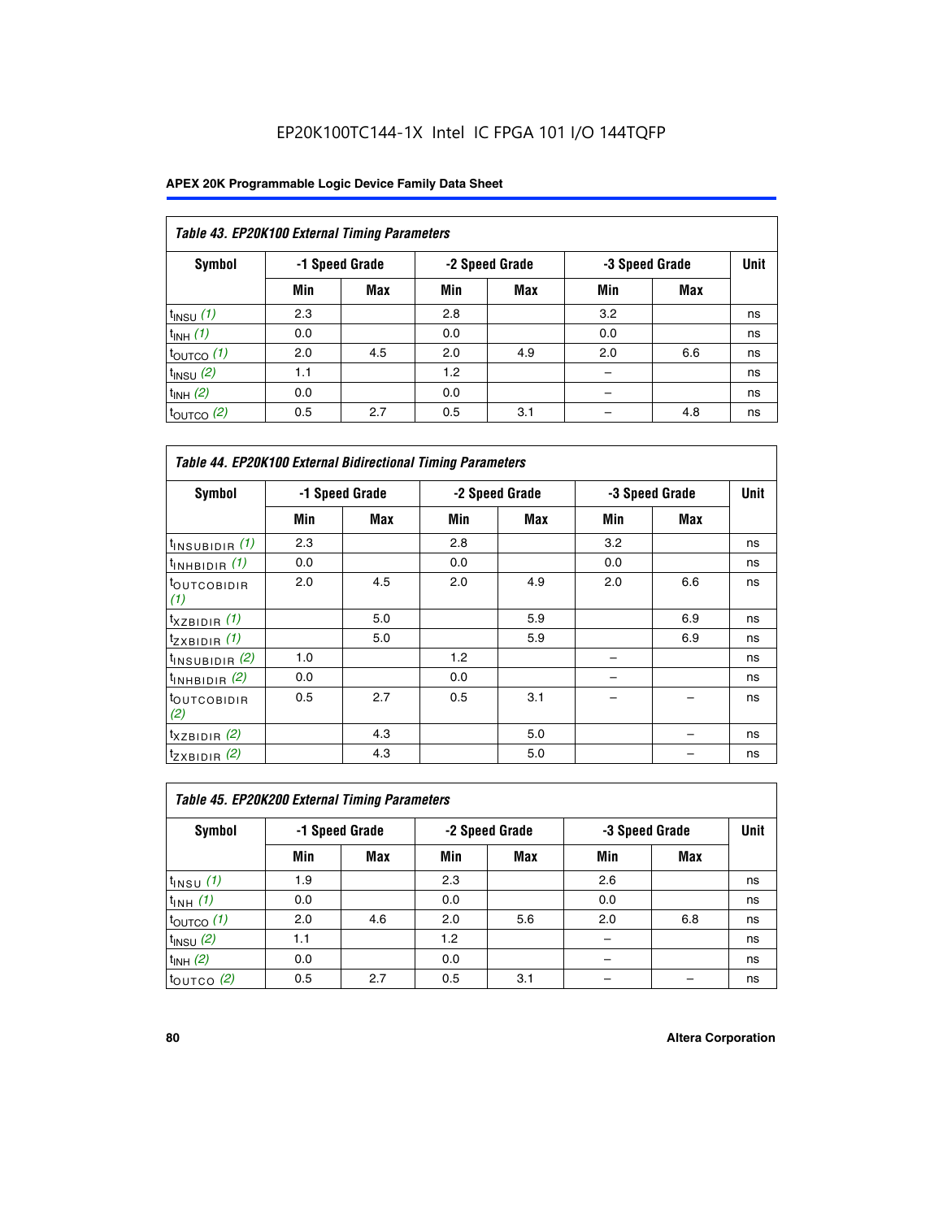EP20K100TC144-1X Intel IC FPGA 101 I/O 144TQFP

**Table 43. EP20K100 External Timing Parameters**

| Symbol | -1 Speed Grade | | -2 Speed Grade | | -3 Speed Grade | | Unit |
|---|---|---|---|---|---|---|---|
| | Min | Max | Min | Max | Min | Max | |
| $t_{INSU}$ *(1)* | 2.3 | | 2.8 | | 3.2 | | ns |
| $t_{INH}$ *(1)* | 0.0 | | 0.0 | | 0.0 | | ns |
| $t_{OUTCO}$ *(1)* | 2.0 | 4.5 | 2.0 | 4.9 | 2.0 | 6.6 | ns |
| $t_{INSU}$ *(2)* | 1.1 | | 1.2 | | – | | ns |
| $t_{INH}$ *(2)* | 0.0 | | 0.0 | | – | | ns |
| $t_{OUTCO}$ *(2)* | 0.5 | 2.7 | 0.5 | 3.1 | – | 4.8 | ns |

**Table 44. EP20K100 External Bidirectional Timing Parameters**

| Symbol | -1 Speed Grade | | -2 Speed Grade | | -3 Speed Grade | | Unit |
|---|---|---|---|---|---|---|---|
| | Min | Max | Min | Max | Min | Max | |
| $t_{INSUBIDIR}$ *(1)* | 2.3 | | 2.8 | | 3.2 | | ns |
| $t_{INHBIDIR}$ *(1)* | 0.0 | | 0.0 | | 0.0 | | ns |
| $t_{OUTCOBIDIR}$ *(1)* | 2.0 | 4.5 | 2.0 | 4.9 | 2.0 | 6.6 | ns |
| $t_{XZBIDIR}$ *(1)* | | 5.0 | | 5.9 | | 6.9 | ns |
| $t_{ZXBIDIR}$ *(1)* | | 5.0 | | 5.9 | | 6.9 | ns |
| $t_{INSUBIDIR}$ *(2)* | 1.0 | | 1.2 | | – | | ns |
| $t_{INHBIDIR}$ *(2)* | 0.0 | | 0.0 | | – | | ns |
| $t_{OUTCOBIDIR}$ *(2)* | 0.5 | 2.7 | 0.5 | 3.1 | – | – | ns |
| $t_{XZBIDIR}$ *(2)* | | 4.3 | | 5.0 | | – | ns |
| $t_{ZXBIDIR}$ *(2)* | | 4.3 | | 5.0 | | – | ns |

**Table 45. EP20K200 External Timing Parameters**

| Symbol | -1 Speed Grade | | -2 Speed Grade | | -3 Speed Grade | | Unit |
|---|---|---|---|---|---|---|---|
| | Min | Max | Min | Max | Min | Max | |
| $t_{INSU}$ *(1)* | 1.9 | | 2.3 | | 2.6 | | ns |
| $t_{INH}$ *(1)* | 0.0 | | 0.0 | | 0.0 | | ns |
| $t_{OUTCO}$ *(1)* | 2.0 | 4.6 | 2.0 | 5.6 | 2.0 | 6.8 | ns |
| $t_{INSU}$ *(2)* | 1.1 | | 1.2 | | – | | ns |
| $t_{INH}$ *(2)* | 0.0 | | 0.0 | | – | | ns |
| $t_{OUTCO}$ *(2)* | 0.5 | 2.7 | 0.5 | 3.1 | – | – | ns |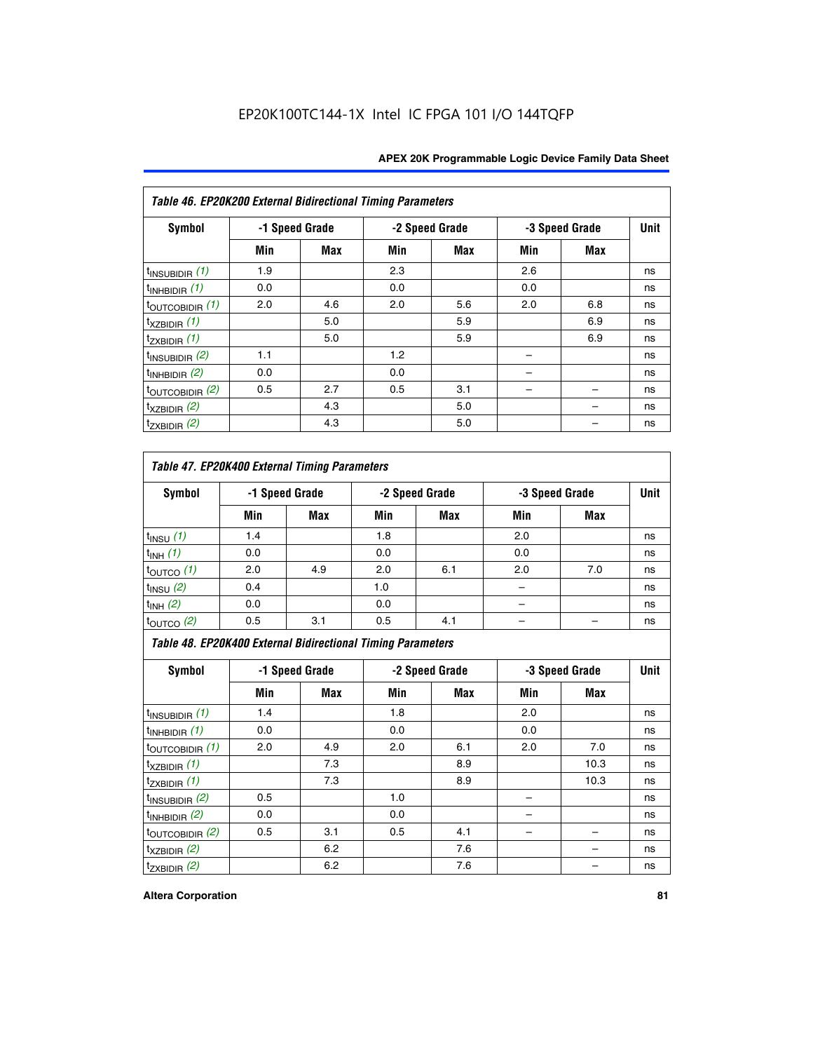EP20K100TC144-1X Intel IC FPGA 101 I/O 144TQFP

| Table 46. EP20K200 External Bidirectional Timing Parameters | | | | | | | |
|---|---|---|---|---|---|---|---|
| Symbol | -1 Speed Grade | | -2 Speed Grade | | -3 Speed Grade | | Unit |
| | Min | Max | Min | Max | Min | Max | |
| $t_{INSUBIDIR}$ (1) | 1.9 | | 2.3 | | 2.6 | | ns |
| $t_{INHBIDIR}$ (1) | 0.0 | | 0.0 | | 0.0 | | ns |
| $t_{OUTCOBIDIR}$ (1) | 2.0 | 4.6 | 2.0 | 5.6 | 2.0 | 6.8 | ns |
| $t_{XZBIDIR}$ (1) | | 5.0 | | 5.9 | | 6.9 | ns |
| $t_{ZXBIDIR}$ (1) | | 5.0 | | 5.9 | | 6.9 | ns |
| $t_{INSUBIDIR}$ (2) | 1.1 | | 1.2 | | – | | ns |
| $t_{INHBIDIR}$ (2) | 0.0 | | 0.0 | | – | | ns |
| $t_{OUTCOBIDIR}$ (2) | 0.5 | 2.7 | 0.5 | 3.1 | – | – | ns |
| $t_{XZBIDIR}$ (2) | | 4.3 | | 5.0 | | – | ns |
| $t_{ZXBIDIR}$ (2) | | 4.3 | | 5.0 | | – | ns |

| Table 47. EP20K400 External Timing Parameters | | | | | | | |
|---|---|---|---|---|---|---|---|
| Symbol | -1 Speed Grade | | -2 Speed Grade | | -3 Speed Grade | | Unit |
| | Min | Max | Min | Max | Min | Max | |
| $t_{INSU}$ (1) | 1.4 | | 1.8 | | 2.0 | | ns |
| $t_{INH}$ (1) | 0.0 | | 0.0 | | 0.0 | | ns |
| $t_{OUTCO}$ (1) | 2.0 | 4.9 | 2.0 | 6.1 | 2.0 | 7.0 | ns |
| $t_{INSU}$ (2) | 0.4 | | 1.0 | | – | | ns |
| $t_{INH}$ (2) | 0.0 | | 0.0 | | – | | ns |
| $t_{OUTCO}$ (2) | 0.5 | 3.1 | 0.5 | 4.1 | – | – | ns |

| Table 48. EP20K400 External Bidirectional Timing Parameters | | | | | | | |
|---|---|---|---|---|---|---|---|
| Symbol | -1 Speed Grade | | -2 Speed Grade | | -3 Speed Grade | | Unit |
| | Min | Max | Min | Max | Min | Max | |
| $t_{INSUBIDIR}$ (1) | 1.4 | | 1.8 | | 2.0 | | ns |
| $t_{INHBIDIR}$ (1) | 0.0 | | 0.0 | | 0.0 | | ns |
| $t_{OUTCOBIDIR}$ (1) | 2.0 | 4.9 | 2.0 | 6.1 | 2.0 | 7.0 | ns |
| $t_{XZBIDIR}$ (1) | | 7.3 | | 8.9 | | 10.3 | ns |
| $t_{ZXBIDIR}$ (1) | | 7.3 | | 8.9 | | 10.3 | ns |
| $t_{INSUBIDIR}$ (2) | 0.5 | | 1.0 | | – | | ns |
| $t_{INHBIDIR}$ (2) | 0.0 | | 0.0 | | – | | ns |
| $t_{OUTCOBIDIR}$ (2) | 0.5 | 3.1 | 0.5 | 4.1 | – | – | ns |
| $t_{XZBIDIR}$ (2) | | 6.2 | | 7.6 | | – | ns |
| $t_{ZXBIDIR}$ (2) | | 6.2 | | 7.6 | | – | ns |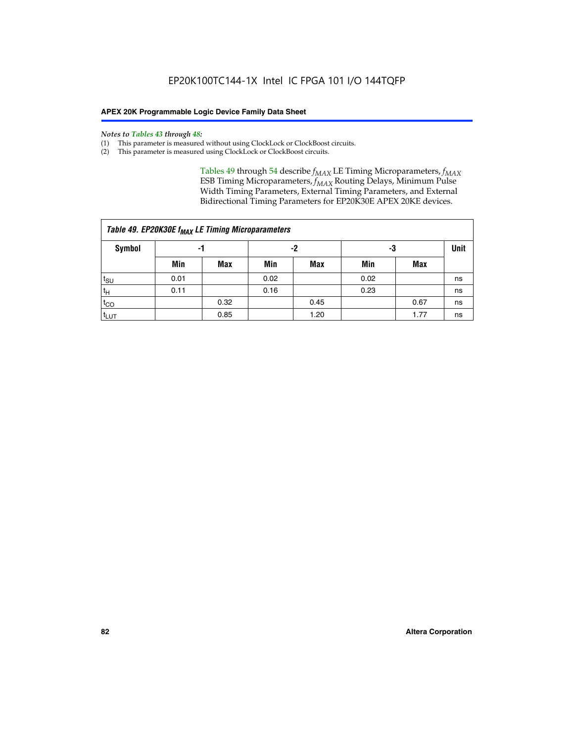*Notes to Tables 43 through 48:*

(1) This parameter is measured without using ClockLock or ClockBoost circuits.
(2) This parameter is measured using ClockLock or ClockBoost circuits.

Tables 49 through 54 describe $f_{MAX}$ LE Timing Microparameters, $f_{MAX}$ ESB Timing Microparameters, $f_{MAX}$ Routing Delays, Minimum Pulse Width Timing Parameters, External Timing Parameters, and External Bidirectional Timing Parameters for EP20K30E APEX 20KE devices.

| *Table 49. EP20K30E $f_{MAX}$ LE Timing Microparameters* | | | | | | | |
|---|---|---|---|---|---|---|---|
| **Symbol** | **-1** | | **-2** | | **-3** | | **Unit** |
| | **Min** | **Max** | **Min** | **Max** | **Min** | **Max** | |
| $t_{SU}$ | 0.01 | | 0.02 | | 0.02 | | ns |
| $t_{H}$ | 0.11 | | 0.16 | | 0.23 | | ns |
| $t_{CO}$ | | 0.32 | | 0.45 | | 0.67 | ns |
| $t_{LUT}$ | | 0.85 | | 1.20 | | 1.77 | ns |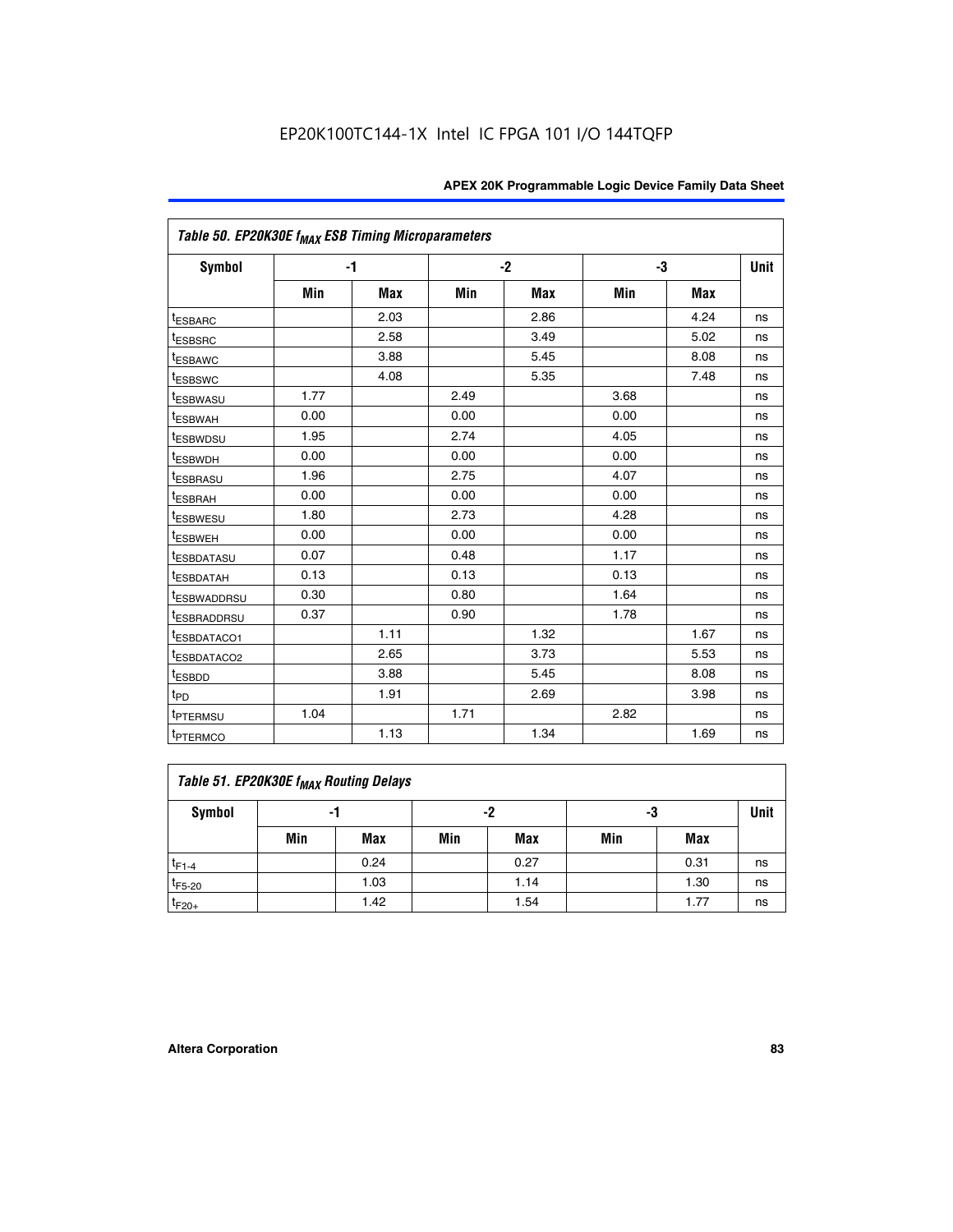### Table 50. EP20K30E $f_{MAX}$ ESB Timing Microparameters

| Symbol | -1 | | -2 | | -3 | | Unit |
|---|---|---|---|---|---|---|---|
| | Min | Max | Min | Max | Min | Max | |
| $t_{ESBARC}$ | | 2.03 | | 2.86 | | 4.24 | ns |
| $t_{ESBSRC}$ | | 2.58 | | 3.49 | | 5.02 | ns |
| $t_{ESBAWC}$ | | 3.88 | | 5.45 | | 8.08 | ns |
| $t_{ESBSWC}$ | | 4.08 | | 5.35 | | 7.48 | ns |
| $t_{ESBWASU}$ | 1.77 | | 2.49 | | 3.68 | | ns |
| $t_{ESBWAH}$ | 0.00 | | 0.00 | | 0.00 | | ns |
| $t_{ESBWDSU}$ | 1.95 | | 2.74 | | 4.05 | | ns |
| $t_{ESBWDH}$ | 0.00 | | 0.00 | | 0.00 | | ns |
| $t_{ESBRASU}$ | 1.96 | | 2.75 | | 4.07 | | ns |
| $t_{ESBRAH}$ | 0.00 | | 0.00 | | 0.00 | | ns |
| $t_{ESBWESU}$ | 1.80 | | 2.73 | | 4.28 | | ns |
| $t_{ESBWEH}$ | 0.00 | | 0.00 | | 0.00 | | ns |
| $t_{ESBDATASU}$ | 0.07 | | 0.48 | | 1.17 | | ns |
| $t_{ESBDATAH}$ | 0.13 | | 0.13 | | 0.13 | | ns |
| $t_{ESBWADDRSU}$ | 0.30 | | 0.80 | | 1.64 | | ns |
| $t_{ESBRADDRSU}$ | 0.37 | | 0.90 | | 1.78 | | ns |
| $t_{ESBDATACO1}$ | | 1.11 | | 1.32 | | 1.67 | ns |
| $t_{ESBDATACO2}$ | | 2.65 | | 3.73 | | 5.53 | ns |
| $t_{ESBDD}$ | | 3.88 | | 5.45 | | 8.08 | ns |
| $t_{PD}$ | | 1.91 | | 2.69 | | 3.98 | ns |
| $t_{PTERMSU}$ | 1.04 | | 1.71 | | 2.82 | | ns |
| $t_{PTERMCO}$ | | 1.13 | | 1.34 | | 1.69 | ns |

### Table 51. EP20K30E $f_{MAX}$ Routing Delays

| Symbol | -1 | | -2 | | -3 | | Unit |
|---|---|---|---|---|---|---|---|
| | Min | Max | Min | Max | Min | Max | |
| $t_{F1-4}$ | | 0.24 | | 0.27 | | 0.31 | ns |
| $t_{F5-20}$ | | 1.03 | | 1.14 | | 1.30 | ns |
| $t_{F20+}$ | | 1.42 | | 1.54 | | 1.77 | ns |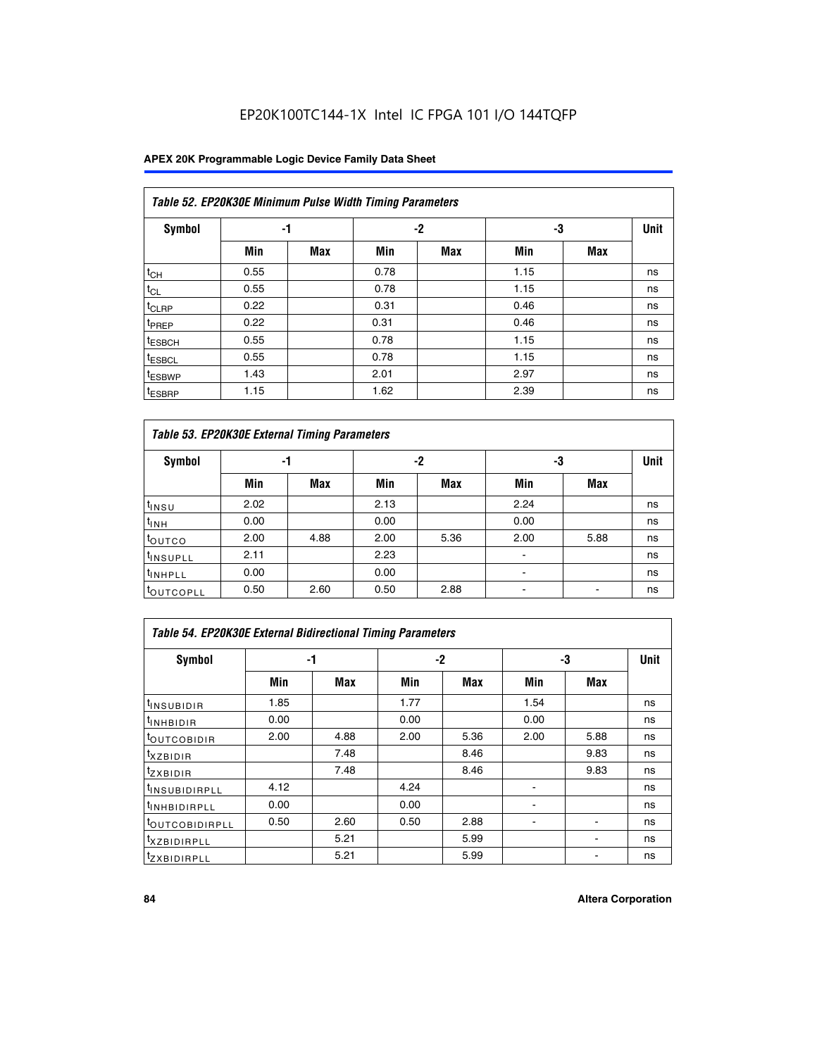EP20K100TC144-1X Intel IC FPGA 101 I/O 144TQFP

| *Table 52. EP20K30E Minimum Pulse Width Timing Parameters* | | | | | | | |
|---|---|---|---|---|---|---|---|
| **Symbol** | **-1** | | **-2** | | **-3** | | **Unit** |
| | **Min** | **Max** | **Min** | **Max** | **Min** | **Max** | |
| $t_{CH}$ | 0.55 | | 0.78 | | 1.15 | | ns |
| $t_{CL}$ | 0.55 | | 0.78 | | 1.15 | | ns |
| $t_{CLRP}$ | 0.22 | | 0.31 | | 0.46 | | ns |
| $t_{PREP}$ | 0.22 | | 0.31 | | 0.46 | | ns |
| $t_{ESBCH}$ | 0.55 | | 0.78 | | 1.15 | | ns |
| $t_{ESBCL}$ | 0.55 | | 0.78 | | 1.15 | | ns |
| $t_{ESBWP}$ | 1.43 | | 2.01 | | 2.97 | | ns |
| $t_{ESBRP}$ | 1.15 | | 1.62 | | 2.39 | | ns |

| *Table 53. EP20K30E External Timing Parameters* | | | | | | | |
|---|---|---|---|---|---|---|---|
| **Symbol** | **-1** | | **-2** | | **-3** | | **Unit** |
| | **Min** | **Max** | **Min** | **Max** | **Min** | **Max** | |
| $t_{INSU}$ | 2.02 | | 2.13 | | 2.24 | | ns |
| $t_{INH}$ | 0.00 | | 0.00 | | 0.00 | | ns |
| $t_{OUTCO}$ | 2.00 | 4.88 | 2.00 | 5.36 | 2.00 | 5.88 | ns |
| $t_{INSUPLL}$ | 2.11 | | 2.23 | | - | | ns |
| $t_{INHPLL}$ | 0.00 | | 0.00 | | - | | ns |
| $t_{OUTCOPLL}$ | 0.50 | 2.60 | 0.50 | 2.88 | - | - | ns |

| *Table 54. EP20K30E External Bidirectional Timing Parameters* | | | | | | | |
|---|---|---|---|---|---|---|---|
| **Symbol** | **-1** | | **-2** | | **-3** | | **Unit** |
| | **Min** | **Max** | **Min** | **Max** | **Min** | **Max** | |
| $t_{INSUBIDIR}$ | 1.85 | | 1.77 | | 1.54 | | ns |
| $t_{INHBIDIR}$ | 0.00 | | 0.00 | | 0.00 | | ns |
| $t_{OUTCOBIDIR}$ | 2.00 | 4.88 | 2.00 | 5.36 | 2.00 | 5.88 | ns |
| $t_{XZBIDIR}$ | | 7.48 | | 8.46 | | 9.83 | ns |
| $t_{ZXBIDIR}$ | | 7.48 | | 8.46 | | 9.83 | ns |
| $t_{INSUBIDIRPLL}$ | 4.12 | | 4.24 | | - | | ns |
| $t_{INHBIDIRPLL}$ | 0.00 | | 0.00 | | - | | ns |
| $t_{OUTCOBIDIRPLL}$ | 0.50 | 2.60 | 0.50 | 2.88 | - | - | ns |
| $t_{XZBIDIRPLL}$ | | 5.21 | | 5.99 | | - | ns |
| $t_{ZXBIDIRPLL}$ | | 5.21 | | 5.99 | | - | ns |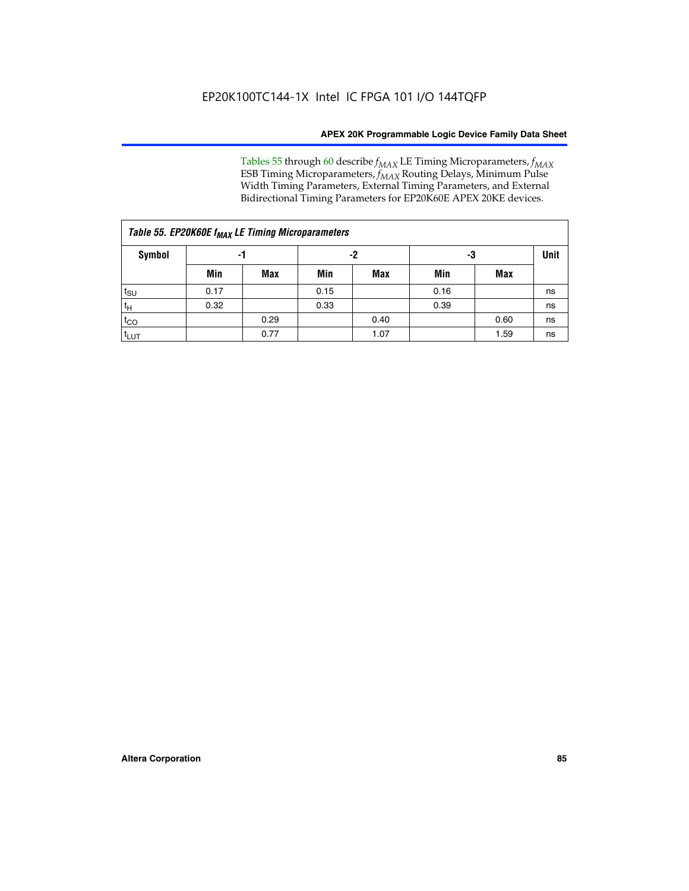Tables 55 through 60 describe $f_{MAX}$ LE Timing Microparameters, $f_{MAX}$ ESB Timing Microparameters, $f_{MAX}$ Routing Delays, Minimum Pulse Width Timing Parameters, External Timing Parameters, and External Bidirectional Timing Parameters for EP20K60E APEX 20KE devices.

*Table 55. EP20K60E $f_{MAX}$ LE Timing Microparameters*

| Symbol | -1 | | -2 | | -3 | | Unit |
|---|---|---|---|---|---|---|---|
| | Min | Max | Min | Max | Min | Max | |
| $t_{SU}$ | 0.17 | | 0.15 | | 0.16 | | ns |
| $t_H$ | 0.32 | | 0.33 | | 0.39 | | ns |
| $t_{CO}$ | | 0.29 | | 0.40 | | 0.60 | ns |
| $t_{LUT}$ | | 0.77 | | 1.07 | | 1.59 | ns |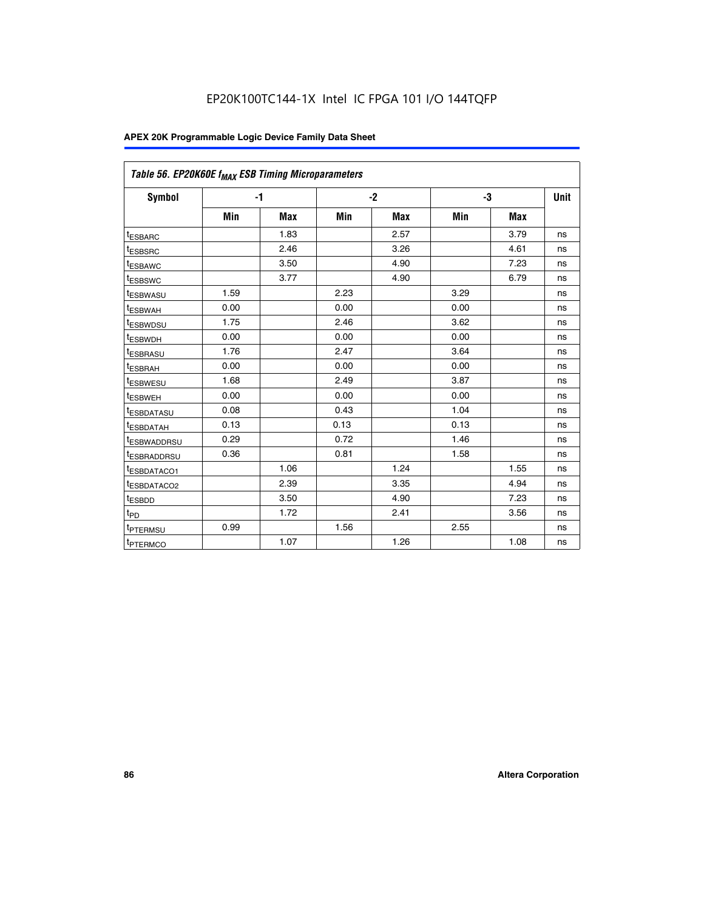EP20K100TC144-1X Intel IC FPGA 101 I/O 144TQFP

| Table 56. EP20K60E $f_{MAX}$ ESB Timing Microparameters | | | | | | | |
|---|---|---|---|---|---|---|---|
| Symbol | -1 | | -2 | | -3 | | Unit |
| | Min | Max | Min | Max | Min | Max | |
| $t_{ESBARC}$ | | 1.83 | | 2.57 | | 3.79 | ns |
| $t_{ESBSRC}$ | | 2.46 | | 3.26 | | 4.61 | ns |
| $t_{ESBAWC}$ | | 3.50 | | 4.90 | | 7.23 | ns |
| $t_{ESBSWC}$ | | 3.77 | | 4.90 | | 6.79 | ns |
| $t_{ESBWASU}$ | 1.59 | | 2.23 | | 3.29 | | ns |
| $t_{ESBWAH}$ | 0.00 | | 0.00 | | 0.00 | | ns |
| $t_{ESBWDSU}$ | 1.75 | | 2.46 | | 3.62 | | ns |
| $t_{ESBWDH}$ | 0.00 | | 0.00 | | 0.00 | | ns |
| $t_{ESBRASU}$ | 1.76 | | 2.47 | | 3.64 | | ns |
| $t_{ESBRAH}$ | 0.00 | | 0.00 | | 0.00 | | ns |
| $t_{ESBWESU}$ | 1.68 | | 2.49 | | 3.87 | | ns |
| $t_{ESBWEH}$ | 0.00 | | 0.00 | | 0.00 | | ns |
| $t_{ESBDATASU}$ | 0.08 | | 0.43 | | 1.04 | | ns |
| $t_{ESBDATAH}$ | 0.13 | | 0.13 | | 0.13 | | ns |
| $t_{ESBWADDRSU}$ | 0.29 | | 0.72 | | 1.46 | | ns |
| $t_{ESBRADDRSU}$ | 0.36 | | 0.81 | | 1.58 | | ns |
| $t_{ESBDATACO1}$ | | 1.06 | | 1.24 | | 1.55 | ns |
| $t_{ESBDATACO2}$ | | 2.39 | | 3.35 | | 4.94 | ns |
| $t_{ESBDD}$ | | 3.50 | | 4.90 | | 7.23 | ns |
| $t_{PD}$ | | 1.72 | | 2.41 | | 3.56 | ns |
| $t_{PTERMSU}$ | 0.99 | | 1.56 | | 2.55 | | ns |
| $t_{PTERMCO}$ | | 1.07 | | 1.26 | | 1.08 | ns |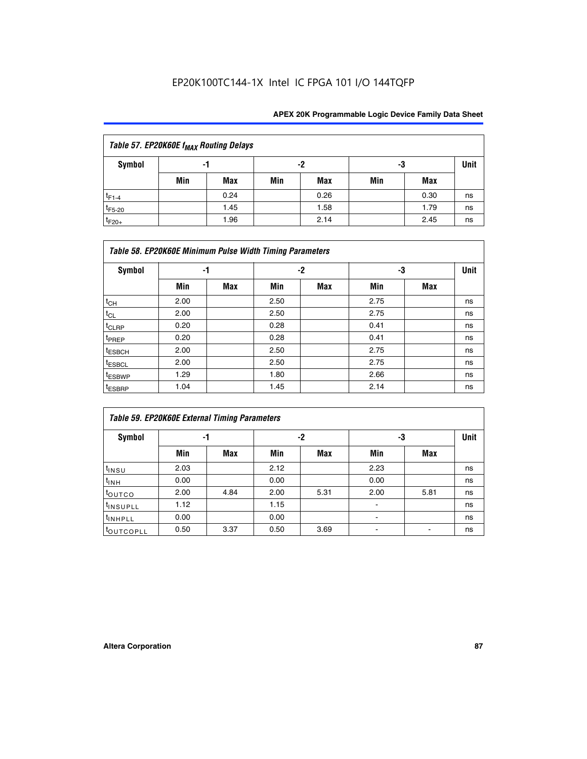| Table 57. EP20K60E $f_{MAX}$ Routing Delays | | | | | | | |
|---|---|---|---|---|---|---|---|
| Symbol | -1 | | -2 | | -3 | | Unit |
| | Min | Max | Min | Max | Min | Max | |
| $t_{F1-4}$ | | 0.24 | | 0.26 | | 0.30 | ns |
| $t_{F5-20}$ | | 1.45 | | 1.58 | | 1.79 | ns |
| $t_{F20+}$ | | 1.96 | | 2.14 | | 2.45 | ns |

| Table 58. EP20K60E Minimum Pulse Width Timing Parameters | | | | | | | |
|---|---|---|---|---|---|---|---|
| Symbol | -1 | | -2 | | -3 | | Unit |
| | Min | Max | Min | Max | Min | Max | |
| $t_{CH}$ | 2.00 | | 2.50 | | 2.75 | | ns |
| $t_{CL}$ | 2.00 | | 2.50 | | 2.75 | | ns |
| $t_{CLRP}$ | 0.20 | | 0.28 | | 0.41 | | ns |
| $t_{PREP}$ | 0.20 | | 0.28 | | 0.41 | | ns |
| $t_{ESBCH}$ | 2.00 | | 2.50 | | 2.75 | | ns |
| $t_{ESBCL}$ | 2.00 | | 2.50 | | 2.75 | | ns |
| $t_{ESBWP}$ | 1.29 | | 1.80 | | 2.66 | | ns |
| $t_{ESBRP}$ | 1.04 | | 1.45 | | 2.14 | | ns |

| Table 59. EP20K60E External Timing Parameters | | | | | | | |
|---|---|---|---|---|---|---|---|
| Symbol | -1 | | -2 | | -3 | | Unit |
| | Min | Max | Min | Max | Min | Max | |
| $t_{INSU}$ | 2.03 | | 2.12 | | 2.23 | | ns |
| $t_{INH}$ | 0.00 | | 0.00 | | 0.00 | | ns |
| $t_{OUTCO}$ | 2.00 | 4.84 | 2.00 | 5.31 | 2.00 | 5.81 | ns |
| $t_{INSUPLL}$ | 1.12 | | 1.15 | | - | | ns |
| $t_{INHPLL}$ | 0.00 | | 0.00 | | - | | ns |
| $t_{OUTCOPLL}$ | 0.50 | 3.37 | 0.50 | 3.69 | - | - | ns |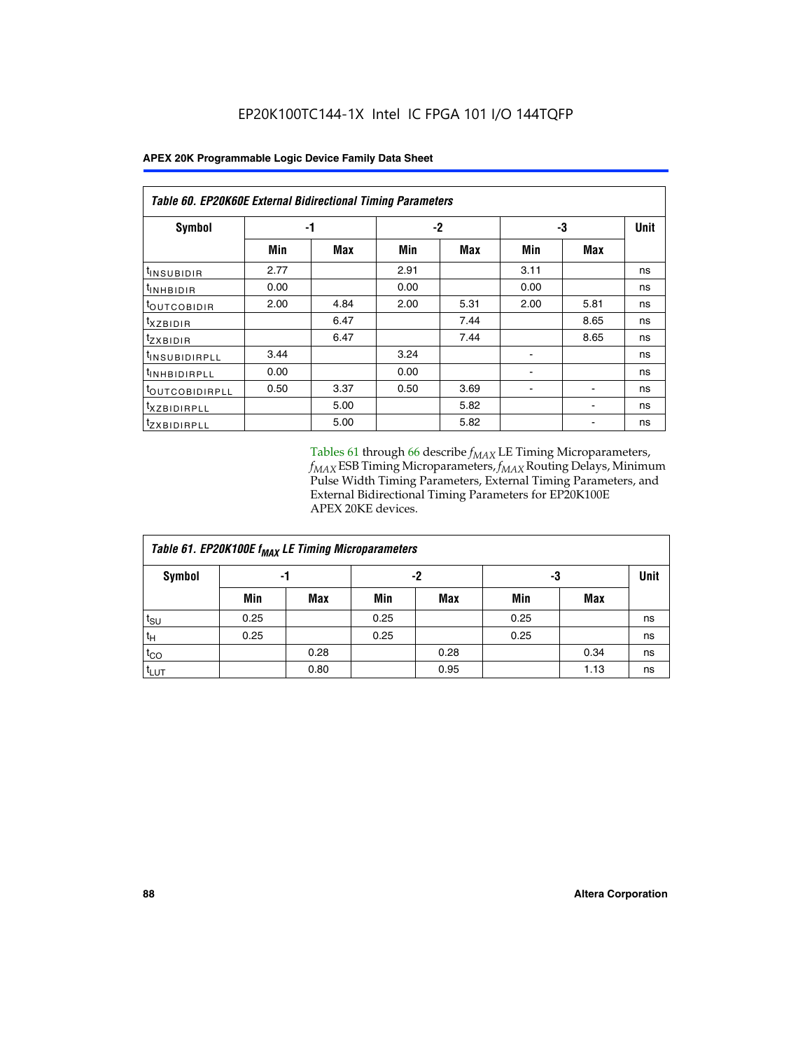**Table 60. EP20K60E External Bidirectional Timing Parameters**

| Symbol | -1 | | -2 | | -3 | | Unit |
|---|---|---|---|---|---|---|---|
| | Min | Max | Min | Max | Min | Max | |
| $t_{INSUBIDIR}$ | 2.77 | | 2.91 | | 3.11 | | ns |
| $t_{INHBIDIR}$ | 0.00 | | 0.00 | | 0.00 | | ns |
| $t_{OUTCOBIDIR}$ | 2.00 | 4.84 | 2.00 | 5.31 | 2.00 | 5.81 | ns |
| $t_{XZBIDIR}$ | | 6.47 | | 7.44 | | 8.65 | ns |
| $t_{ZXBIDIR}$ | | 6.47 | | 7.44 | | 8.65 | ns |
| $t_{INSUBIDIRPLL}$ | 3.44 | | 3.24 | | - | | ns |
| $t_{INHBIDIRPLL}$ | 0.00 | | 0.00 | | - | | ns |
| $t_{OUTCOBIDIRPLL}$ | 0.50 | 3.37 | 0.50 | 3.69 | - | - | ns |
| $t_{XZBIDIRPLL}$ | | 5.00 | | 5.82 | | - | ns |
| $t_{ZXBIDIRPLL}$ | | 5.00 | | 5.82 | | - | ns |

Tables 61 through 66 describe $f_{MAX}$ LE Timing Microparameters, $f_{MAX}$ ESB Timing Microparameters, $f_{MAX}$ Routing Delays, Minimum Pulse Width Timing Parameters, External Timing Parameters, and External Bidirectional Timing Parameters for EP20K100E APEX 20KE devices.

**Table 61. EP20K100E $f_{MAX}$ LE Timing Microparameters**

| Symbol | -1 | | -2 | | -3 | | Unit |
|---|---|---|---|---|---|---|---|
| | Min | Max | Min | Max | Min | Max | |
| $t_{SU}$ | 0.25 | | 0.25 | | 0.25 | | ns |
| $t_{H}$ | 0.25 | | 0.25 | | 0.25 | | ns |
| $t_{CO}$ | | 0.28 | | 0.28 | | 0.34 | ns |
| $t_{LUT}$ | | 0.80 | | 0.95 | | 1.13 | ns |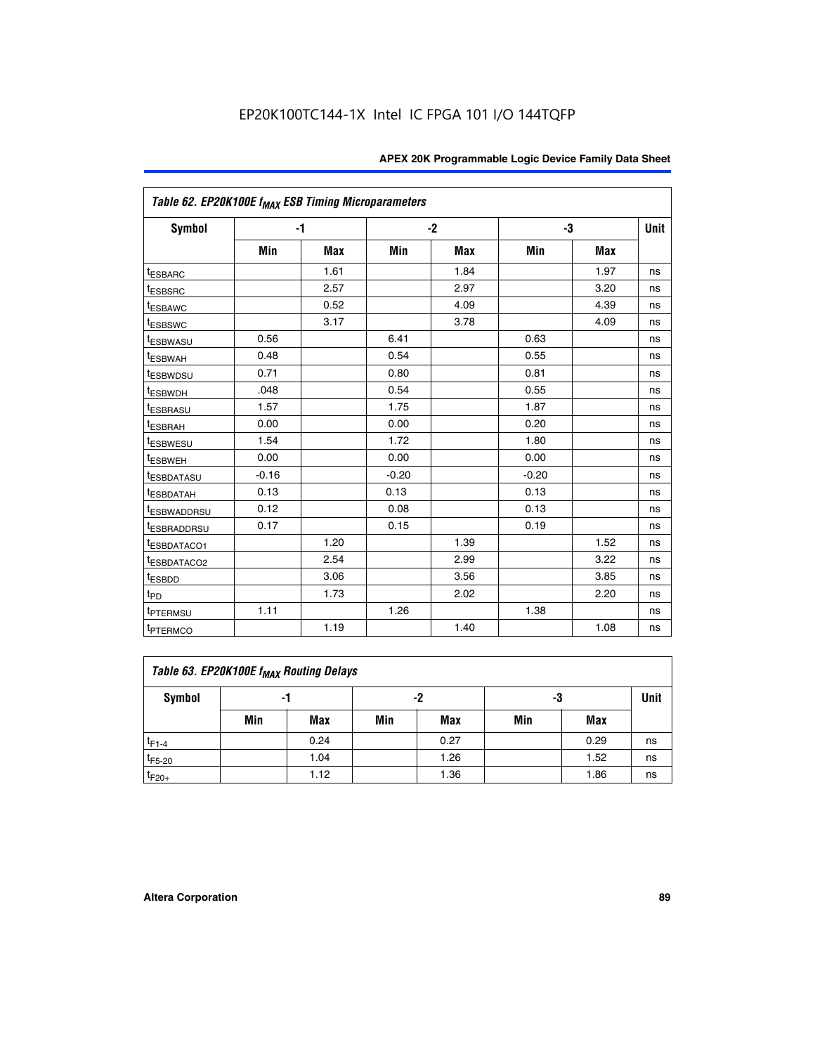EP20K100TC144-1X Intel IC FPGA 101 I/O 144TQFP

| *Table 62. EP20K100E $f_{MAX}$ ESB Timing Microparameters* | | | | | | | |
|---|---|---|---|---|---|---|---|
| **Symbol** | **-1** | | **-2** | | **-3** | | **Unit** |
| | **Min** | **Max** | **Min** | **Max** | **Min** | **Max** | |
| $t_{ESBARC}$ | | 1.61 | | 1.84 | | 1.97 | ns |
| $t_{ESBSRC}$ | | 2.57 | | 2.97 | | 3.20 | ns |
| $t_{ESBAWC}$ | | 0.52 | | 4.09 | | 4.39 | ns |
| $t_{ESBSWC}$ | | 3.17 | | 3.78 | | 4.09 | ns |
| $t_{ESBWASU}$ | 0.56 | | 6.41 | | 0.63 | | ns |
| $t_{ESBWAH}$ | 0.48 | | 0.54 | | 0.55 | | ns |
| $t_{ESBWDSU}$ | 0.71 | | 0.80 | | 0.81 | | ns |
| $t_{ESBWDH}$ | .048 | | 0.54 | | 0.55 | | ns |
| $t_{ESBRASU}$ | 1.57 | | 1.75 | | 1.87 | | ns |
| $t_{ESBRAH}$ | 0.00 | | 0.00 | | 0.20 | | ns |
| $t_{ESBWESU}$ | 1.54 | | 1.72 | | 1.80 | | ns |
| $t_{ESBWEH}$ | 0.00 | | 0.00 | | 0.00 | | ns |
| $t_{ESBDATASU}$ | -0.16 | | -0.20 | | -0.20 | | ns |
| $t_{ESBDATAH}$ | 0.13 | | 0.13 | | 0.13 | | ns |
| $t_{ESBWADDRSU}$ | 0.12 | | 0.08 | | 0.13 | | ns |
| $t_{ESBRADDRSU}$ | 0.17 | | 0.15 | | 0.19 | | ns |
| $t_{ESBDATACO1}$ | | 1.20 | | 1.39 | | 1.52 | ns |
| $t_{ESBDATACO2}$ | | 2.54 | | 2.99 | | 3.22 | ns |
| $t_{ESBDD}$ | | 3.06 | | 3.56 | | 3.85 | ns |
| $t_{PD}$ | | 1.73 | | 2.02 | | 2.20 | ns |
| $t_{PTERMSU}$ | 1.11 | | 1.26 | | 1.38 | | ns |
| $t_{PTERMCO}$ | | 1.19 | | 1.40 | | 1.08 | ns |

| *Table 63. EP20K100E $f_{MAX}$ Routing Delays* | | | | | | | |
|---|---|---|---|---|---|---|---|
| **Symbol** | **-1** | | **-2** | | **-3** | | **Unit** |
| | **Min** | **Max** | **Min** | **Max** | **Min** | **Max** | |
| $t_{F1-4}$ | | 0.24 | | 0.27 | | 0.29 | ns |
| $t_{F5-20}$ | | 1.04 | | 1.26 | | 1.52 | ns |
| $t_{F20+}$ | | 1.12 | | 1.36 | | 1.86 | ns |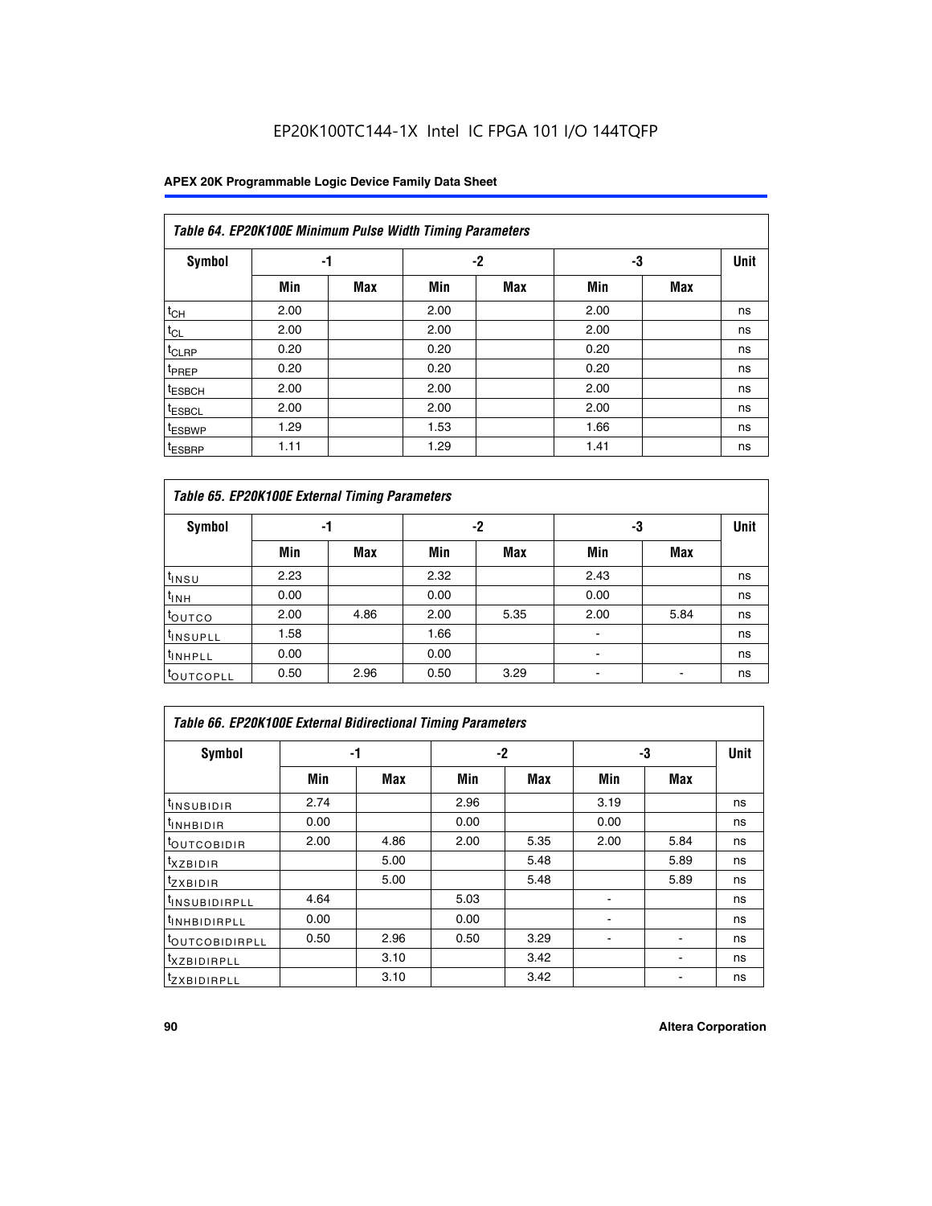EP20K100TC144-1X Intel IC FPGA 101 I/O 144TQFP

| Table 64. EP20K100E Minimum Pulse Width Timing Parameters | | | | | | | |
|---|---|---|---|---|---|---|---|
| Symbol | -1 | | -2 | | -3 | | Unit |
| | Min | Max | Min | Max | Min | Max | |
| $t_{CH}$ | 2.00 | | 2.00 | | 2.00 | | ns |
| $t_{CL}$ | 2.00 | | 2.00 | | 2.00 | | ns |
| $t_{CLRP}$ | 0.20 | | 0.20 | | 0.20 | | ns |
| $t_{PREP}$ | 0.20 | | 0.20 | | 0.20 | | ns |
| $t_{ESBCH}$ | 2.00 | | 2.00 | | 2.00 | | ns |
| $t_{ESBCL}$ | 2.00 | | 2.00 | | 2.00 | | ns |
| $t_{ESBWP}$ | 1.29 | | 1.53 | | 1.66 | | ns |
| $t_{ESBRP}$ | 1.11 | | 1.29 | | 1.41 | | ns |

| Table 65. EP20K100E External Timing Parameters | | | | | | | |
|---|---|---|---|---|---|---|---|
| Symbol | -1 | | -2 | | -3 | | Unit |
| | Min | Max | Min | Max | Min | Max | |
| $t_{INSU}$ | 2.23 | | 2.32 | | 2.43 | | ns |
| $t_{INH}$ | 0.00 | | 0.00 | | 0.00 | | ns |
| $t_{OUTCO}$ | 2.00 | 4.86 | 2.00 | 5.35 | 2.00 | 5.84 | ns |
| $t_{INSUPLL}$ | 1.58 | | 1.66 | | - | | ns |
| $t_{INHPLL}$ | 0.00 | | 0.00 | | - | | ns |
| $t_{OUTCOPLL}$ | 0.50 | 2.96 | 0.50 | 3.29 | - | - | ns |

| Table 66. EP20K100E External Bidirectional Timing Parameters | | | | | | | |
|---|---|---|---|---|---|---|---|
| Symbol | -1 | | -2 | | -3 | | Unit |
| | Min | Max | Min | Max | Min | Max | |
| $t_{INSUBIDIR}$ | 2.74 | | 2.96 | | 3.19 | | ns |
| $t_{INHBIDIR}$ | 0.00 | | 0.00 | | 0.00 | | ns |
| $t_{OUTCOBIDIR}$ | 2.00 | 4.86 | 2.00 | 5.35 | 2.00 | 5.84 | ns |
| $t_{XZBIDIR}$ | | 5.00 | | 5.48 | | 5.89 | ns |
| $t_{ZXBIDIR}$ | | 5.00 | | 5.48 | | 5.89 | ns |
| $t_{INSUBIDIRPLL}$ | 4.64 | | 5.03 | | - | | ns |
| $t_{INHBIDIRPLL}$ | 0.00 | | 0.00 | | - | | ns |
| $t_{OUTCOBIDIRPLL}$ | 0.50 | 2.96 | 0.50 | 3.29 | - | - | ns |
| $t_{XZBIDIRPLL}$ | | 3.10 | | 3.42 | | - | ns |
| $t_{ZXBIDIRPLL}$ | | 3.10 | | 3.42 | | - | ns |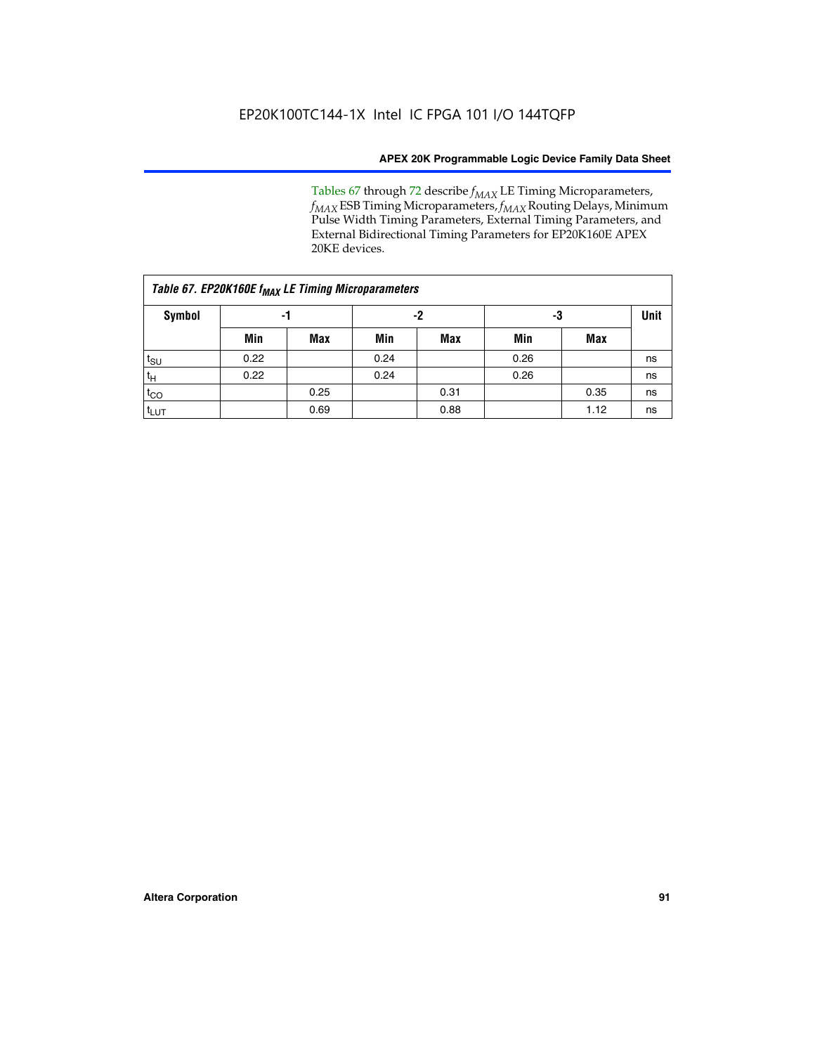Tables 67 through 72 describe $f_{MAX}$ LE Timing Microparameters, $f_{MAX}$ ESB Timing Microparameters, $f_{MAX}$ Routing Delays, Minimum Pulse Width Timing Parameters, External Timing Parameters, and External Bidirectional Timing Parameters for EP20K160E APEX 20KE devices.

*Table 67. EP20K160E $f_{MAX}$ LE Timing Microparameters*

| Symbol | -1 | | -2 | | -3 | | Unit |
|---|---|---|---|---|---|---|---|
| | Min | Max | Min | Max | Min | Max | |
| $t_{SU}$ | 0.22 | | 0.24 | | 0.26 | | ns |
| $t_H$ | 0.22 | | 0.24 | | 0.26 | | ns |
| $t_{CO}$ | | 0.25 | | 0.31 | | 0.35 | ns |
| $t_{LUT}$ | | 0.69 | | 0.88 | | 1.12 | ns |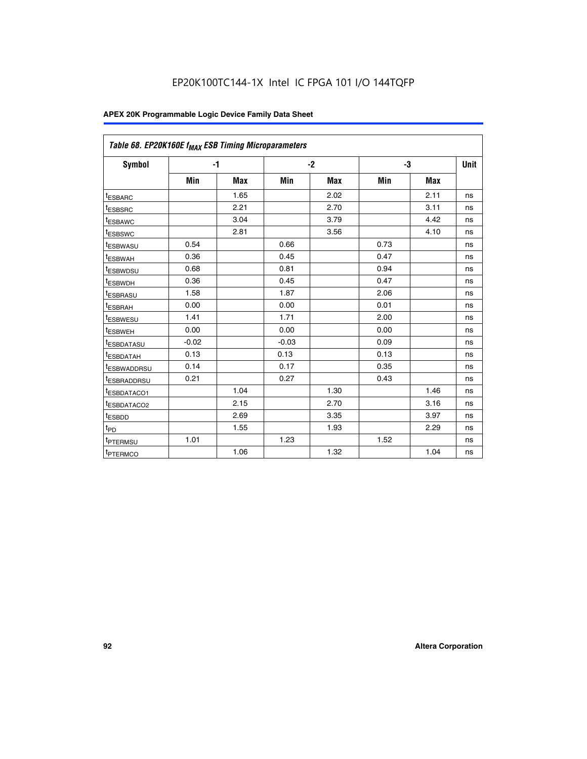EP20K100TC144-1X Intel IC FPGA 101 I/O 144TQFP

**APEX 20K Programmable Logic Device Family Data Sheet**

*Table 68. EP20K160E $f_{MAX}$ ESB Timing Microparameters*

| Symbol | -1 | | -2 | | -3 | | Unit |
|---|---|---|---|---|---|---|---|
| | Min | Max | Min | Max | Min | Max | |
| $t_{ESBARC}$ | | 1.65 | | 2.02 | | 2.11 | ns |
| $t_{ESBSRC}$ | | 2.21 | | 2.70 | | 3.11 | ns |
| $t_{ESBAWC}$ | | 3.04 | | 3.79 | | 4.42 | ns |
| $t_{ESBSWC}$ | | 2.81 | | 3.56 | | 4.10 | ns |
| $t_{ESBWASU}$ | 0.54 | | 0.66 | | 0.73 | | ns |
| $t_{ESBWAH}$ | 0.36 | | 0.45 | | 0.47 | | ns |
| $t_{ESBWDSU}$ | 0.68 | | 0.81 | | 0.94 | | ns |
| $t_{ESBWDH}$ | 0.36 | | 0.45 | | 0.47 | | ns |
| $t_{ESBRASU}$ | 1.58 | | 1.87 | | 2.06 | | ns |
| $t_{ESBRAH}$ | 0.00 | | 0.00 | | 0.01 | | ns |
| $t_{ESBWESU}$ | 1.41 | | 1.71 | | 2.00 | | ns |
| $t_{ESBWEH}$ | 0.00 | | 0.00 | | 0.00 | | ns |
| $t_{ESBDATASU}$ | -0.02 | | -0.03 | | 0.09 | | ns |
| $t_{ESBDATAH}$ | 0.13 | | 0.13 | | 0.13 | | ns |
| $t_{ESBWADDRSU}$ | 0.14 | | 0.17 | | 0.35 | | ns |
| $t_{ESBRADDRSU}$ | 0.21 | | 0.27 | | 0.43 | | ns |
| $t_{ESBDATACO1}$ | | 1.04 | | 1.30 | | 1.46 | ns |
| $t_{ESBDATACO2}$ | | 2.15 | | 2.70 | | 3.16 | ns |
| $t_{ESBDD}$ | | 2.69 | | 3.35 | | 3.97 | ns |
| $t_{PD}$ | | 1.55 | | 1.93 | | 2.29 | ns |
| $t_{PTERMSU}$ | 1.01 | | 1.23 | | 1.52 | | ns |
| $t_{PTERMCO}$ | | 1.06 | | 1.32 | | 1.04 | ns |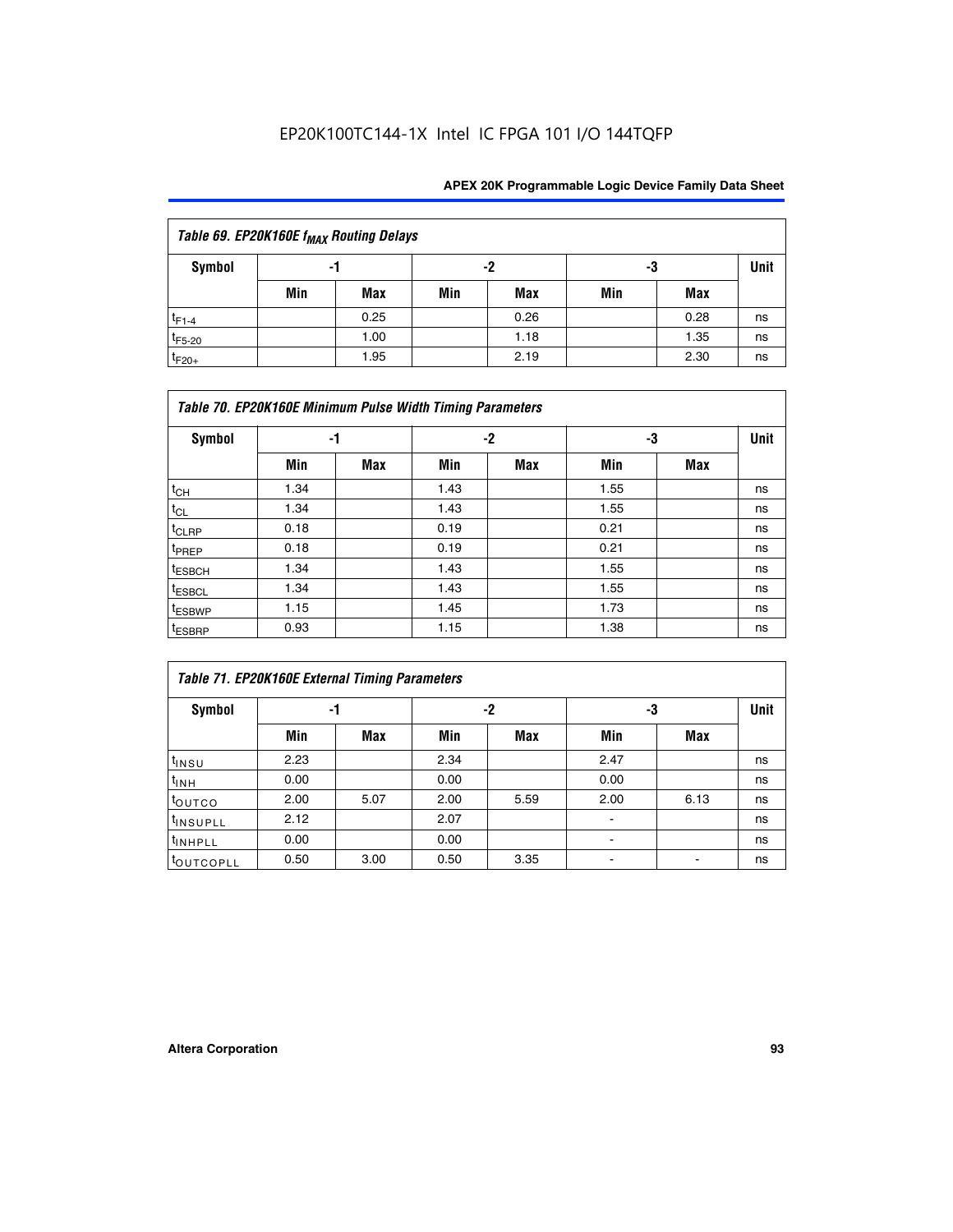EP20K100TC144-1X Intel IC FPGA 101 I/O 144TQFP

| Table 69. EP20K160E $f_{MAX}$ Routing Delays | | | | | | | |
|---|---|---|---|---|---|---|---|
| Symbol | -1 | | -2 | | -3 | | Unit |
| | Min | Max | Min | Max | Min | Max | |
| $t_{F1-4}$ | | 0.25 | | 0.26 | | 0.28 | ns |
| $t_{F5-20}$ | | 1.00 | | 1.18 | | 1.35 | ns |
| $t_{F20+}$ | | 1.95 | | 2.19 | | 2.30 | ns |

| Table 70. EP20K160E Minimum Pulse Width Timing Parameters | | | | | | | |
|---|---|---|---|---|---|---|---|
| Symbol | -1 | | -2 | | -3 | | Unit |
| | Min | Max | Min | Max | Min | Max | |
| $t_{CH}$ | 1.34 | | 1.43 | | 1.55 | | ns |
| $t_{CL}$ | 1.34 | | 1.43 | | 1.55 | | ns |
| $t_{CLRP}$ | 0.18 | | 0.19 | | 0.21 | | ns |
| $t_{PREP}$ | 0.18 | | 0.19 | | 0.21 | | ns |
| $t_{ESBCH}$ | 1.34 | | 1.43 | | 1.55 | | ns |
| $t_{ESBCL}$ | 1.34 | | 1.43 | | 1.55 | | ns |
| $t_{ESBWP}$ | 1.15 | | 1.45 | | 1.73 | | ns |
| $t_{ESBRP}$ | 0.93 | | 1.15 | | 1.38 | | ns |

| Table 71. EP20K160E External Timing Parameters | | | | | | | |
|---|---|---|---|---|---|---|---|
| Symbol | -1 | | -2 | | -3 | | Unit |
| | Min | Max | Min | Max | Min | Max | |
| $t_{INSU}$ | 2.23 | | 2.34 | | 2.47 | | ns |
| $t_{INH}$ | 0.00 | | 0.00 | | 0.00 | | ns |
| $t_{OUTCO}$ | 2.00 | 5.07 | 2.00 | 5.59 | 2.00 | 6.13 | ns |
| $t_{INSUPLL}$ | 2.12 | | 2.07 | | - | | ns |
| $t_{INHPLL}$ | 0.00 | | 0.00 | | - | | ns |
| $t_{OUTCOPLL}$ | 0.50 | 3.00 | 0.50 | 3.35 | - | - | ns |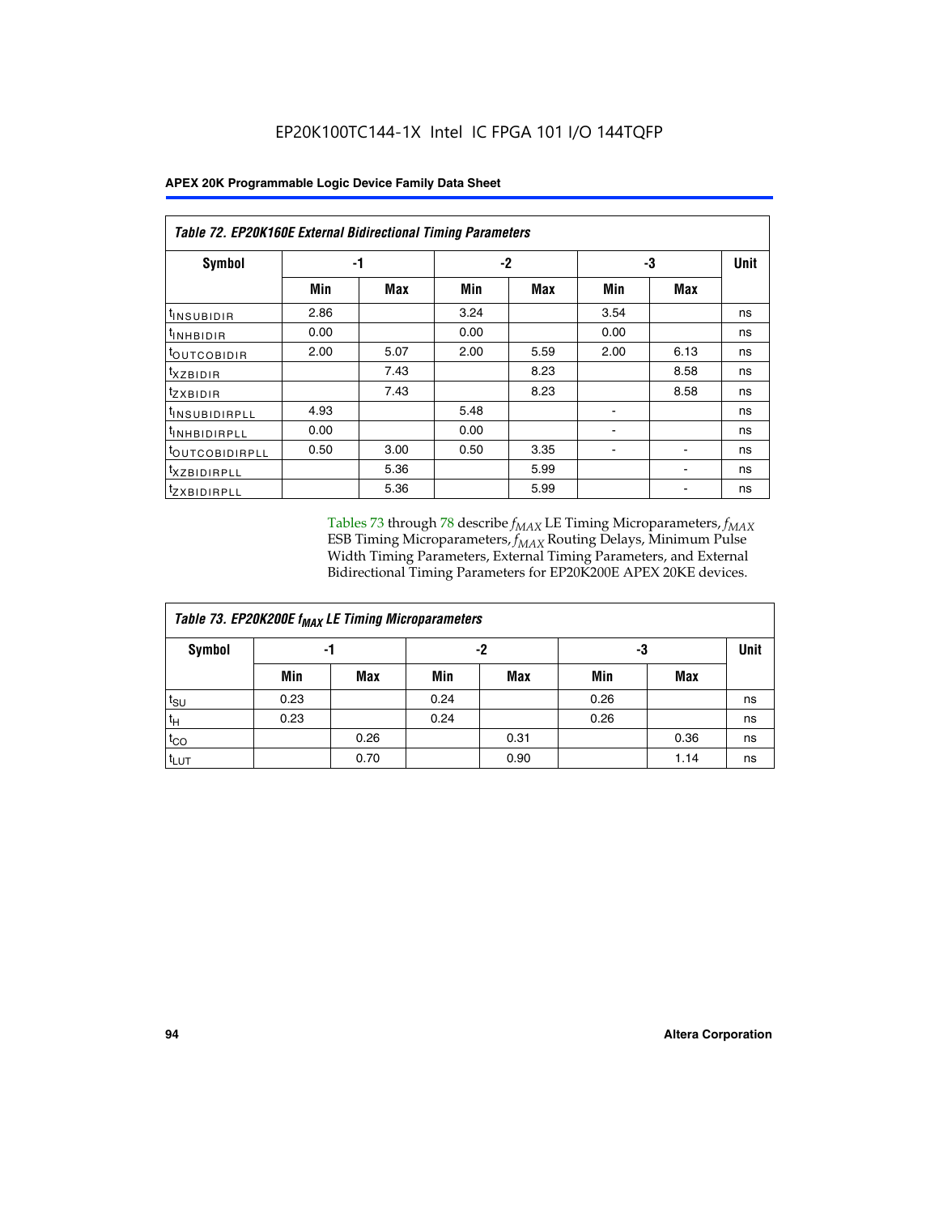**Table 72. EP20K160E External Bidirectional Timing Parameters**

| Symbol | -1 | | -2 | | -3 | | Unit |
|---|---|---|---|---|---|---|---|
| | Min | Max | Min | Max | Min | Max | |
| $t_{INSUBIDIR}$ | 2.86 | | 3.24 | | 3.54 | | ns |
| $t_{INHBIDIR}$ | 0.00 | | 0.00 | | 0.00 | | ns |
| $t_{OUTCOBIDIR}$ | 2.00 | 5.07 | 2.00 | 5.59 | 2.00 | 6.13 | ns |
| $t_{XZBIDIR}$ | | 7.43 | | 8.23 | | 8.58 | ns |
| $t_{ZXBIDIR}$ | | 7.43 | | 8.23 | | 8.58 | ns |
| $t_{INSUBIDIRPLL}$ | 4.93 | | 5.48 | | - | | ns |
| $t_{INHBIDIRPLL}$ | 0.00 | | 0.00 | | - | | ns |
| $t_{OUTCOBIDIRPLL}$ | 0.50 | 3.00 | 0.50 | 3.35 | - | - | ns |
| $t_{XZBIDIRPLL}$ | | 5.36 | | 5.99 | | - | ns |
| $t_{ZXBIDIRPLL}$ | | 5.36 | | 5.99 | | - | ns |

Tables 73 through 78 describe $f_{MAX}$ LE Timing Microparameters, $f_{MAX}$ ESB Timing Microparameters, $f_{MAX}$ Routing Delays, Minimum Pulse Width Timing Parameters, External Timing Parameters, and External Bidirectional Timing Parameters for EP20K200E APEX 20KE devices.

**Table 73. EP20K200E $f_{MAX}$ LE Timing Microparameters**

| Symbol | -1 | | -2 | | -3 | | Unit |
|---|---|---|---|---|---|---|---|
| | Min | Max | Min | Max | Min | Max | |
| $t_{SU}$ | 0.23 | | 0.24 | | 0.26 | | ns |
| $t_{H}$ | 0.23 | | 0.24 | | 0.26 | | ns |
| $t_{CO}$ | | 0.26 | | 0.31 | | 0.36 | ns |
| $t_{LUT}$ | | 0.70 | | 0.90 | | 1.14 | ns |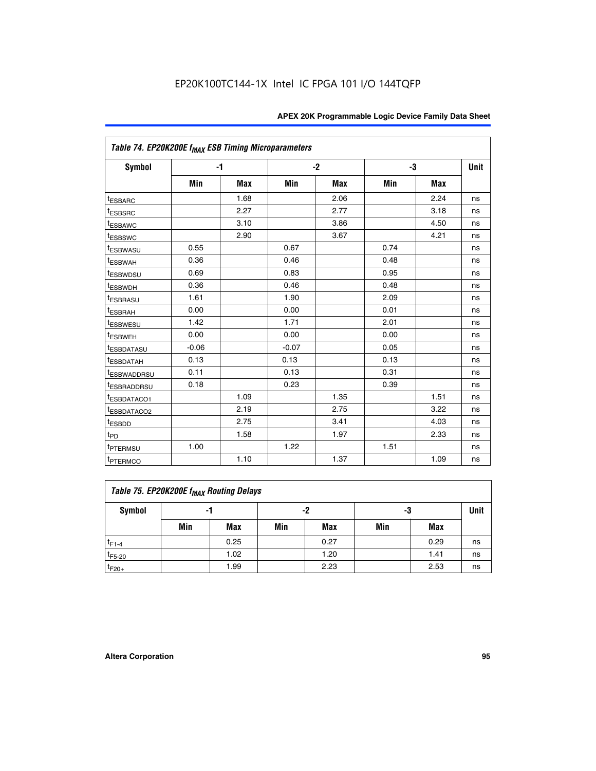EP20K100TC144-1X Intel IC FPGA 101 I/O 144TQFP

| Table 74. EP20K200E $f_{MAX}$ ESB Timing Microparameters | | | | | | | |
|---|---|---|---|---|---|---|---|
| Symbol | -1 | | -2 | | -3 | | Unit |
| | Min | Max | Min | Max | Min | Max | |
| $t_{ESBARC}$ | | 1.68 | | 2.06 | | 2.24 | ns |
| $t_{ESBSRC}$ | | 2.27 | | 2.77 | | 3.18 | ns |
| $t_{ESBAWC}$ | | 3.10 | | 3.86 | | 4.50 | ns |
| $t_{ESBSWC}$ | | 2.90 | | 3.67 | | 4.21 | ns |
| $t_{ESBWASU}$ | 0.55 | | 0.67 | | 0.74 | | ns |
| $t_{ESBWAH}$ | 0.36 | | 0.46 | | 0.48 | | ns |
| $t_{ESBWDSU}$ | 0.69 | | 0.83 | | 0.95 | | ns |
| $t_{ESBWDH}$ | 0.36 | | 0.46 | | 0.48 | | ns |
| $t_{ESBRASU}$ | 1.61 | | 1.90 | | 2.09 | | ns |
| $t_{ESBRAH}$ | 0.00 | | 0.00 | | 0.01 | | ns |
| $t_{ESBWESU}$ | 1.42 | | 1.71 | | 2.01 | | ns |
| $t_{ESBWEH}$ | 0.00 | | 0.00 | | 0.00 | | ns |
| $t_{ESBDATASU}$ | -0.06 | | -0.07 | | 0.05 | | ns |
| $t_{ESBDATAH}$ | 0.13 | | 0.13 | | 0.13 | | ns |
| $t_{ESBWADDRSU}$ | 0.11 | | 0.13 | | 0.31 | | ns |
| $t_{ESBRADDRSU}$ | 0.18 | | 0.23 | | 0.39 | | ns |
| $t_{ESBDATACO1}$ | | 1.09 | | 1.35 | | 1.51 | ns |
| $t_{ESBDATACO2}$ | | 2.19 | | 2.75 | | 3.22 | ns |
| $t_{ESBDD}$ | | 2.75 | | 3.41 | | 4.03 | ns |
| $t_{PD}$ | | 1.58 | | 1.97 | | 2.33 | ns |
| $t_{PTERMSU}$ | 1.00 | | 1.22 | | 1.51 | | ns |
| $t_{PTERMCO}$ | | 1.10 | | 1.37 | | 1.09 | ns |

| Table 75. EP20K200E $f_{MAX}$ Routing Delays | | | | | | | |
|---|---|---|---|---|---|---|---|
| Symbol | -1 | | -2 | | -3 | | Unit |
| | Min | Max | Min | Max | Min | Max | |
| $t_{F1-4}$ | | 0.25 | | 0.27 | | 0.29 | ns |
| $t_{F5-20}$ | | 1.02 | | 1.20 | | 1.41 | ns |
| $t_{F20+}$ | | 1.99 | | 2.23 | | 2.53 | ns |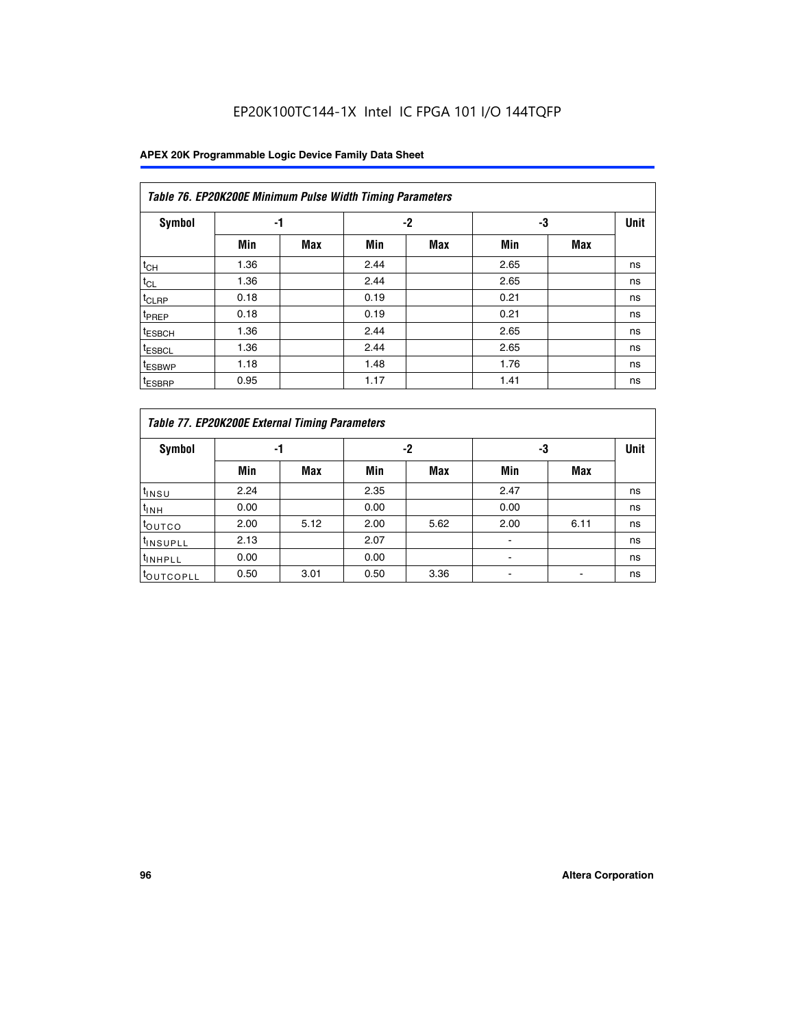EP20K100TC144-1X Intel IC FPGA 101 I/O 144TQFP

| Table 76. EP20K200E Minimum Pulse Width Timing Parameters | | | | | | | |
|---|---|---|---|---|---|---|---|
| Symbol | -1 | | -2 | | -3 | | Unit |
| | Min | Max | Min | Max | Min | Max | |
| $t_{CH}$ | 1.36 | | 2.44 | | 2.65 | | ns |
| $t_{CL}$ | 1.36 | | 2.44 | | 2.65 | | ns |
| $t_{CLRP}$ | 0.18 | | 0.19 | | 0.21 | | ns |
| $t_{PREP}$ | 0.18 | | 0.19 | | 0.21 | | ns |
| $t_{ESBCH}$ | 1.36 | | 2.44 | | 2.65 | | ns |
| $t_{ESBCL}$ | 1.36 | | 2.44 | | 2.65 | | ns |
| $t_{ESBWP}$ | 1.18 | | 1.48 | | 1.76 | | ns |
| $t_{ESBRP}$ | 0.95 | | 1.17 | | 1.41 | | ns |

| Table 77. EP20K200E External Timing Parameters | | | | | | | |
|---|---|---|---|---|---|---|---|
| Symbol | -1 | | -2 | | -3 | | Unit |
| | Min | Max | Min | Max | Min | Max | |
| $t_{INSU}$ | 2.24 | | 2.35 | | 2.47 | | ns |
| $t_{INH}$ | 0.00 | | 0.00 | | 0.00 | | ns |
| $t_{OUTCO}$ | 2.00 | 5.12 | 2.00 | 5.62 | 2.00 | 6.11 | ns |
| $t_{INSUPLL}$ | 2.13 | | 2.07 | | - | | ns |
| $t_{INHPLL}$ | 0.00 | | 0.00 | | - | | ns |
| $t_{OUTCOPLL}$ | 0.50 | 3.01 | 0.50 | 3.36 | - | - | ns |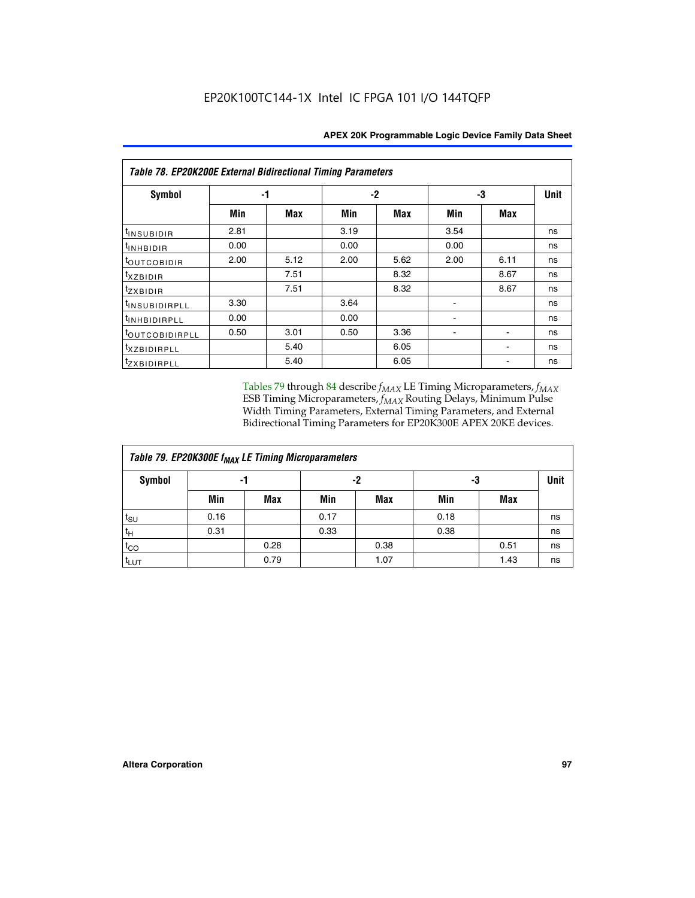**Table 78. EP20K200E External Bidirectional Timing Parameters**

| Symbol | -1 | | -2 | | -3 | | Unit |
|---|---|---|---|---|---|---|---|
| | Min | Max | Min | Max | Min | Max | |
| $t_{INSUBIDIR}$ | 2.81 | | 3.19 | | 3.54 | | ns |
| $t_{INHBIDIR}$ | 0.00 | | 0.00 | | 0.00 | | ns |
| $t_{OUTCOBIDIR}$ | 2.00 | 5.12 | 2.00 | 5.62 | 2.00 | 6.11 | ns |
| $t_{XZBIDIR}$ | | 7.51 | | 8.32 | | 8.67 | ns |
| $t_{ZXBIDIR}$ | | 7.51 | | 8.32 | | 8.67 | ns |
| $t_{INSUBIDIRPLL}$ | 3.30 | | 3.64 | | - | | ns |
| $t_{INHBIDIRPLL}$ | 0.00 | | 0.00 | | - | | ns |
| $t_{OUTCOBIDIRPLL}$ | 0.50 | 3.01 | 0.50 | 3.36 | - | - | ns |
| $t_{XZBIDIRPLL}$ | | 5.40 | | 6.05 | | - | ns |
| $t_{ZXBIDIRPLL}$ | | 5.40 | | 6.05 | | - | ns |

Tables 79 through 84 describe $f_{MAX}$ LE Timing Microparameters, $f_{MAX}$ ESB Timing Microparameters, $f_{MAX}$ Routing Delays, Minimum Pulse Width Timing Parameters, External Timing Parameters, and External Bidirectional Timing Parameters for EP20K300E APEX 20KE devices.

**Table 79. EP20K300E $f_{MAX}$ LE Timing Microparameters**

| Symbol | -1 | | -2 | | -3 | | Unit |
|---|---|---|---|---|---|---|---|
| | Min | Max | Min | Max | Min | Max | |
| $t_{SU}$ | 0.16 | | 0.17 | | 0.18 | | ns |
| $t_{H}$ | 0.31 | | 0.33 | | 0.38 | | ns |
| $t_{CO}$ | | 0.28 | | 0.38 | | 0.51 | ns |
| $t_{LUT}$ | | 0.79 | | 1.07 | | 1.43 | ns |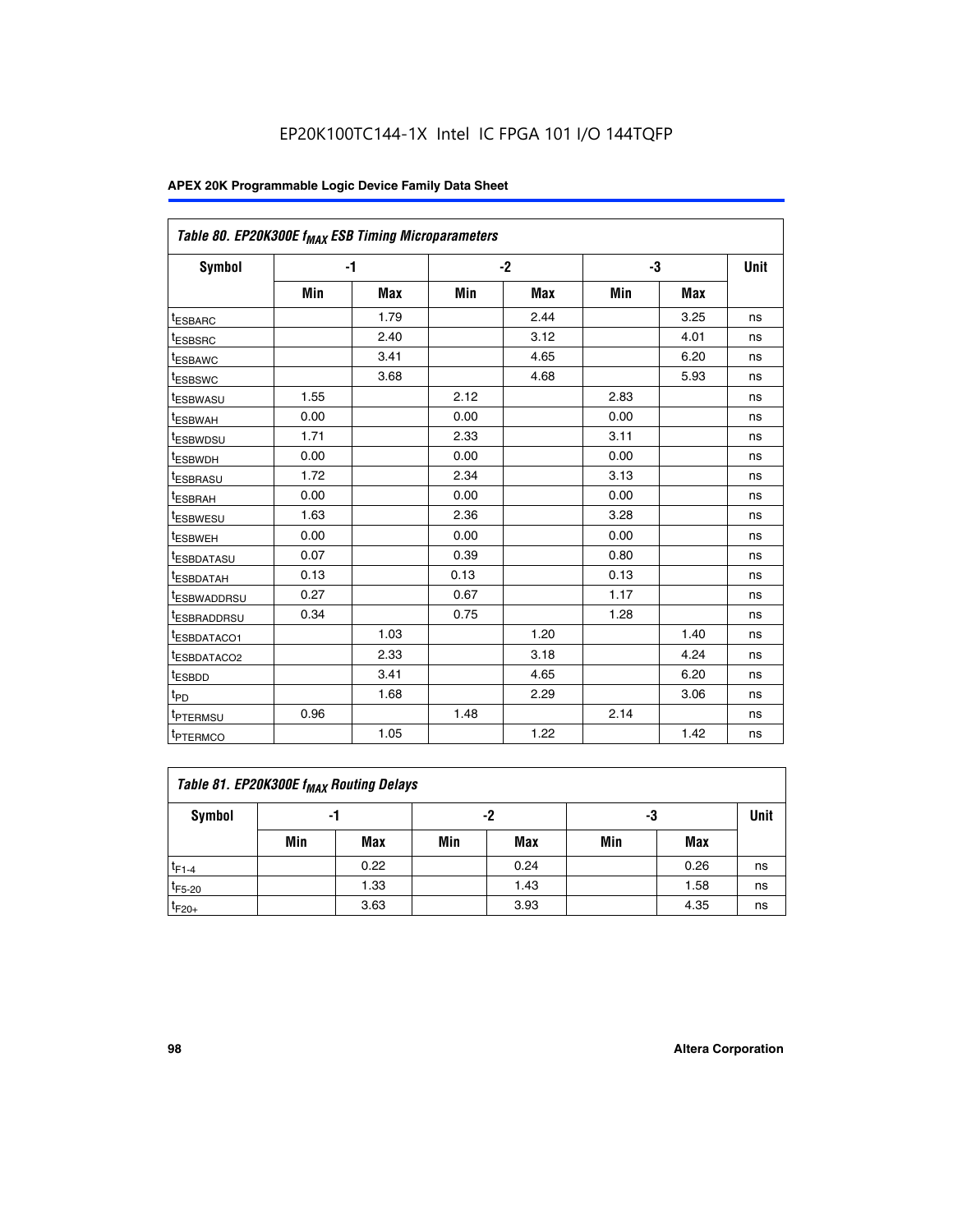**Table 80. EP20K300E $f_{MAX}$ ESB Timing Microparameters**

| Symbol | -1 | | -2 | | -3 | | Unit |
|---|---|---|---|---|---|---|---|
| | Min | Max | Min | Max | Min | Max | |
| $t_{ESBARC}$ | | 1.79 | | 2.44 | | 3.25 | ns |
| $t_{ESBSRC}$ | | 2.40 | | 3.12 | | 4.01 | ns |
| $t_{ESBAWC}$ | | 3.41 | | 4.65 | | 6.20 | ns |
| $t_{ESBSWC}$ | | 3.68 | | 4.68 | | 5.93 | ns |
| $t_{ESBWASU}$ | 1.55 | | 2.12 | | 2.83 | | ns |
| $t_{ESBWAH}$ | 0.00 | | 0.00 | | 0.00 | | ns |
| $t_{ESBWDSU}$ | 1.71 | | 2.33 | | 3.11 | | ns |
| $t_{ESBWDH}$ | 0.00 | | 0.00 | | 0.00 | | ns |
| $t_{ESBRASU}$ | 1.72 | | 2.34 | | 3.13 | | ns |
| $t_{ESBRAH}$ | 0.00 | | 0.00 | | 0.00 | | ns |
| $t_{ESBWESU}$ | 1.63 | | 2.36 | | 3.28 | | ns |
| $t_{ESBWEH}$ | 0.00 | | 0.00 | | 0.00 | | ns |
| $t_{ESBDATASU}$ | 0.07 | | 0.39 | | 0.80 | | ns |
| $t_{ESBDATAH}$ | 0.13 | | 0.13 | | 0.13 | | ns |
| $t_{ESBWADDRSU}$ | 0.27 | | 0.67 | | 1.17 | | ns |
| $t_{ESBRADDRSU}$ | 0.34 | | 0.75 | | 1.28 | | ns |
| $t_{ESBDATACO1}$ | | 1.03 | | 1.20 | | 1.40 | ns |
| $t_{ESBDATACO2}$ | | 2.33 | | 3.18 | | 4.24 | ns |
| $t_{ESBDD}$ | | 3.41 | | 4.65 | | 6.20 | ns |
| $t_{PD}$ | | 1.68 | | 2.29 | | 3.06 | ns |
| $t_{PTERMSU}$ | 0.96 | | 1.48 | | 2.14 | | ns |
| $t_{PTERMCO}$ | | 1.05 | | 1.22 | | 1.42 | ns |

**Table 81. EP20K300E $f_{MAX}$ Routing Delays**

| Symbol | -1 | | -2 | | -3 | | Unit |
|---|---|---|---|---|---|---|---|
| | Min | Max | Min | Max | Min | Max | |
| $t_{F1-4}$ | | 0.22 | | 0.24 | | 0.26 | ns |
| $t_{F5-20}$ | | 1.33 | | 1.43 | | 1.58 | ns |
| $t_{F20+}$ | | 3.63 | | 3.93 | | 4.35 | ns |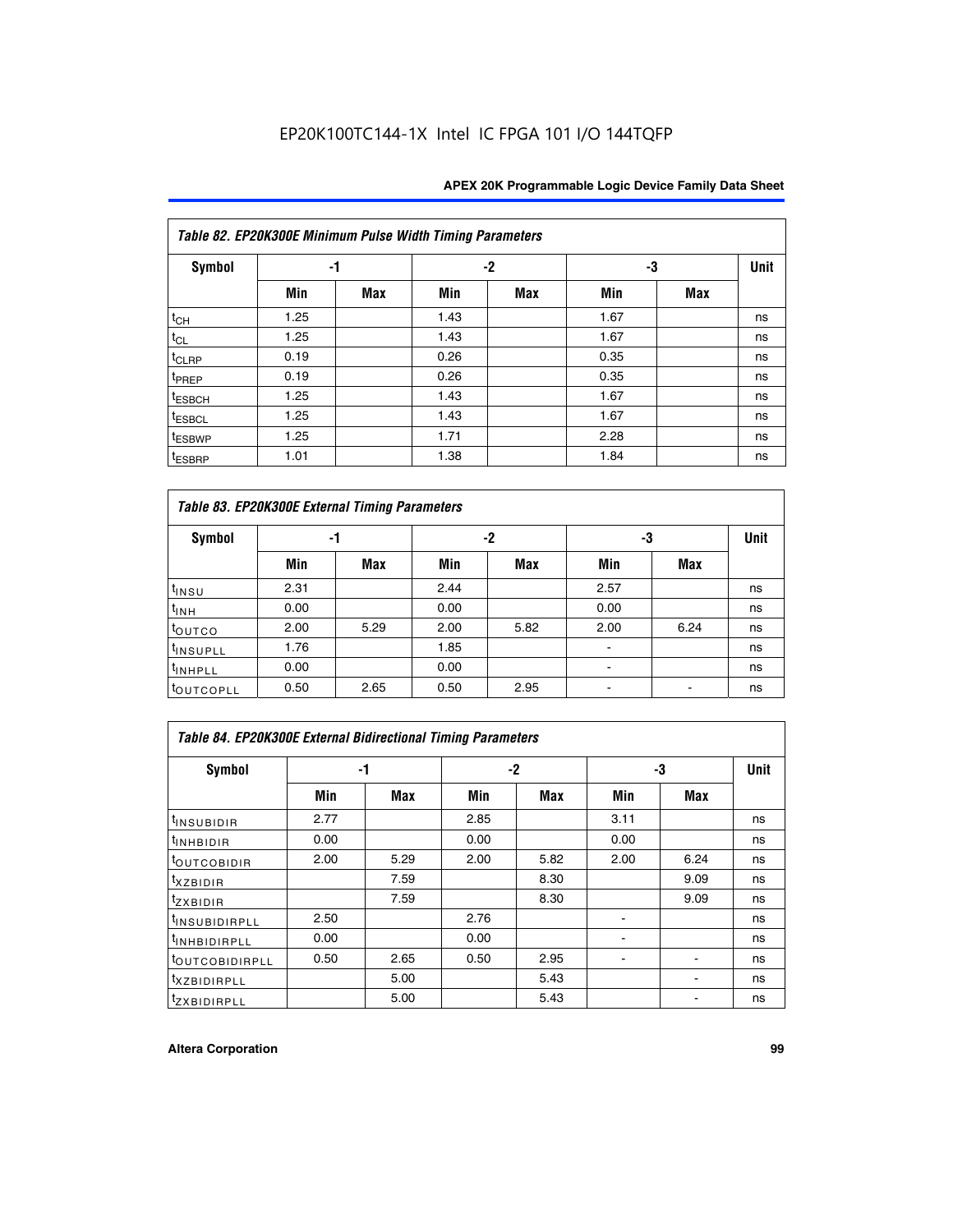| Table 82. EP20K300E Minimum Pulse Width Timing Parameters | | | | | | | |
|---|---|---|---|---|---|---|---|
| Symbol | -1 | | -2 | | -3 | | Unit |
| | Min | Max | Min | Max | Min | Max | |
| $t_{CH}$ | 1.25 | | 1.43 | | 1.67 | | ns |
| $t_{CL}$ | 1.25 | | 1.43 | | 1.67 | | ns |
| $t_{CLRP}$ | 0.19 | | 0.26 | | 0.35 | | ns |
| $t_{PREP}$ | 0.19 | | 0.26 | | 0.35 | | ns |
| $t_{ESBCH}$ | 1.25 | | 1.43 | | 1.67 | | ns |
| $t_{ESBCL}$ | 1.25 | | 1.43 | | 1.67 | | ns |
| $t_{ESBWP}$ | 1.25 | | 1.71 | | 2.28 | | ns |
| $t_{ESBRP}$ | 1.01 | | 1.38 | | 1.84 | | ns |

| Table 83. EP20K300E External Timing Parameters | | | | | | | |
|---|---|---|---|---|---|---|---|
| Symbol | -1 | | -2 | | -3 | | Unit |
| | Min | Max | Min | Max | Min | Max | |
| $t_{INSU}$ | 2.31 | | 2.44 | | 2.57 | | ns |
| $t_{INH}$ | 0.00 | | 0.00 | | 0.00 | | ns |
| $t_{OUTCO}$ | 2.00 | 5.29 | 2.00 | 5.82 | 2.00 | 6.24 | ns |
| $t_{INSUPLL}$ | 1.76 | | 1.85 | | - | | ns |
| $t_{INHPLL}$ | 0.00 | | 0.00 | | - | | ns |
| $t_{OUTCOPLL}$ | 0.50 | 2.65 | 0.50 | 2.95 | - | - | ns |

| Table 84. EP20K300E External Bidirectional Timing Parameters | | | | | | | |
|---|---|---|---|---|---|---|---|
| Symbol | -1 | | -2 | | -3 | | Unit |
| | Min | Max | Min | Max | Min | Max | |
| $t_{INSUBIDIR}$ | 2.77 | | 2.85 | | 3.11 | | ns |
| $t_{INHBIDIR}$ | 0.00 | | 0.00 | | 0.00 | | ns |
| $t_{OUTCOBIDIR}$ | 2.00 | 5.29 | 2.00 | 5.82 | 2.00 | 6.24 | ns |
| $t_{XZBIDIR}$ | | 7.59 | | 8.30 | | 9.09 | ns |
| $t_{ZXBIDIR}$ | | 7.59 | | 8.30 | | 9.09 | ns |
| $t_{INSUBIDIRPLL}$ | 2.50 | | 2.76 | | - | | ns |
| $t_{INHBIDIRPLL}$ | 0.00 | | 0.00 | | - | | ns |
| $t_{OUTCOBIDIRPLL}$ | 0.50 | 2.65 | 0.50 | 2.95 | - | - | ns |
| $t_{XZBIDIRPLL}$ | | 5.00 | | 5.43 | | - | ns |
| $t_{ZXBIDIRPLL}$ | | 5.00 | | 5.43 | | - | ns |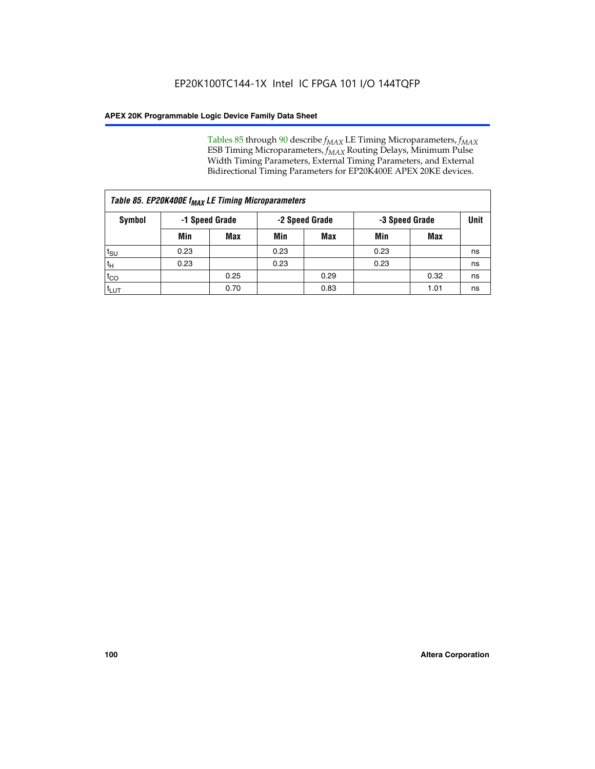Tables 85 through 90 describe $f_{MAX}$ LE Timing Microparameters, $f_{MAX}$ ESB Timing Microparameters, $f_{MAX}$ Routing Delays, Minimum Pulse Width Timing Parameters, External Timing Parameters, and External Bidirectional Timing Parameters for EP20K400E APEX 20KE devices.

*Table 85. EP20K400E $f_{MAX}$ LE Timing Microparameters*

| Symbol | -1 Speed Grade | | -2 Speed Grade | | -3 Speed Grade | | Unit |
|---|---|---|---|---|---|---|---|
| | Min | Max | Min | Max | Min | Max | |
| $t_{SU}$ | 0.23 | | 0.23 | | 0.23 | | ns |
| $t_H$ | 0.23 | | 0.23 | | 0.23 | | ns |
| $t_{CO}$ | | 0.25 | | 0.29 | | 0.32 | ns |
| $t_{LUT}$ | | 0.70 | | 0.83 | | 1.01 | ns |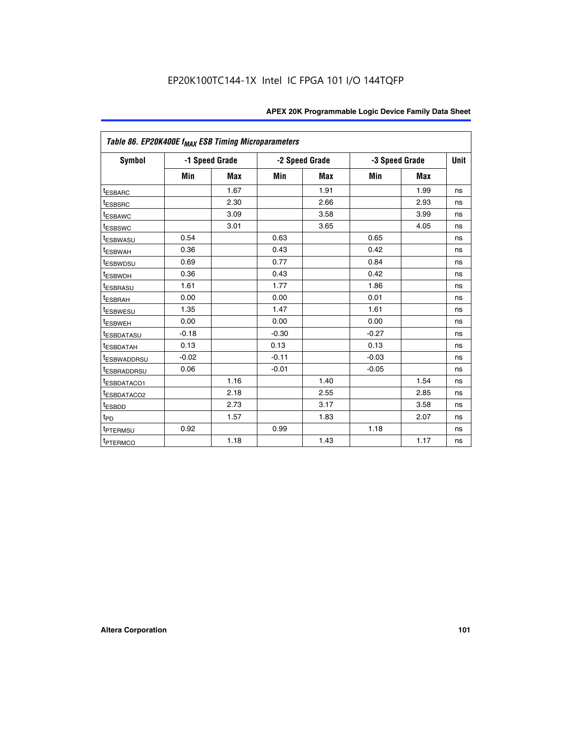*Table 86. EP20K400E $f_{MAX}$ ESB Timing Microparameters*

| Symbol | -1 Speed Grade | | -2 Speed Grade | | -3 Speed Grade | | Unit |
|---|---|---|---|---|---|---|---|
| | Min | Max | Min | Max | Min | Max | |
| $t_{ESBARC}$ | | 1.67 | | 1.91 | | 1.99 | ns |
| $t_{ESBSRC}$ | | 2.30 | | 2.66 | | 2.93 | ns |
| $t_{ESBAWC}$ | | 3.09 | | 3.58 | | 3.99 | ns |
| $t_{ESBSWC}$ | | 3.01 | | 3.65 | | 4.05 | ns |
| $t_{ESBWASU}$ | 0.54 | | 0.63 | | 0.65 | | ns |
| $t_{ESBWAH}$ | 0.36 | | 0.43 | | 0.42 | | ns |
| $t_{ESBWDSU}$ | 0.69 | | 0.77 | | 0.84 | | ns |
| $t_{ESBWDH}$ | 0.36 | | 0.43 | | 0.42 | | ns |
| $t_{ESBRASU}$ | 1.61 | | 1.77 | | 1.86 | | ns |
| $t_{ESBRAH}$ | 0.00 | | 0.00 | | 0.01 | | ns |
| $t_{ESBWESU}$ | 1.35 | | 1.47 | | 1.61 | | ns |
| $t_{ESBWEH}$ | 0.00 | | 0.00 | | 0.00 | | ns |
| $t_{ESBDATASU}$ | -0.18 | | -0.30 | | -0.27 | | ns |
| $t_{ESBDATAH}$ | 0.13 | | 0.13 | | 0.13 | | ns |
| $t_{ESBWADDRSU}$ | -0.02 | | -0.11 | | -0.03 | | ns |
| $t_{ESBRADDRSU}$ | 0.06 | | -0.01 | | -0.05 | | ns |
| $t_{ESBDATACO1}$ | | 1.16 | | 1.40 | | 1.54 | ns |
| $t_{ESBDATACO2}$ | | 2.18 | | 2.55 | | 2.85 | ns |
| $t_{ESBDD}$ | | 2.73 | | 3.17 | | 3.58 | ns |
| $t_{PD}$ | | 1.57 | | 1.83 | | 2.07 | ns |
| $t_{PTERMSU}$ | 0.92 | | 0.99 | | 1.18 | | ns |
| $t_{PTERMCO}$ | | 1.18 | | 1.43 | | 1.17 | ns |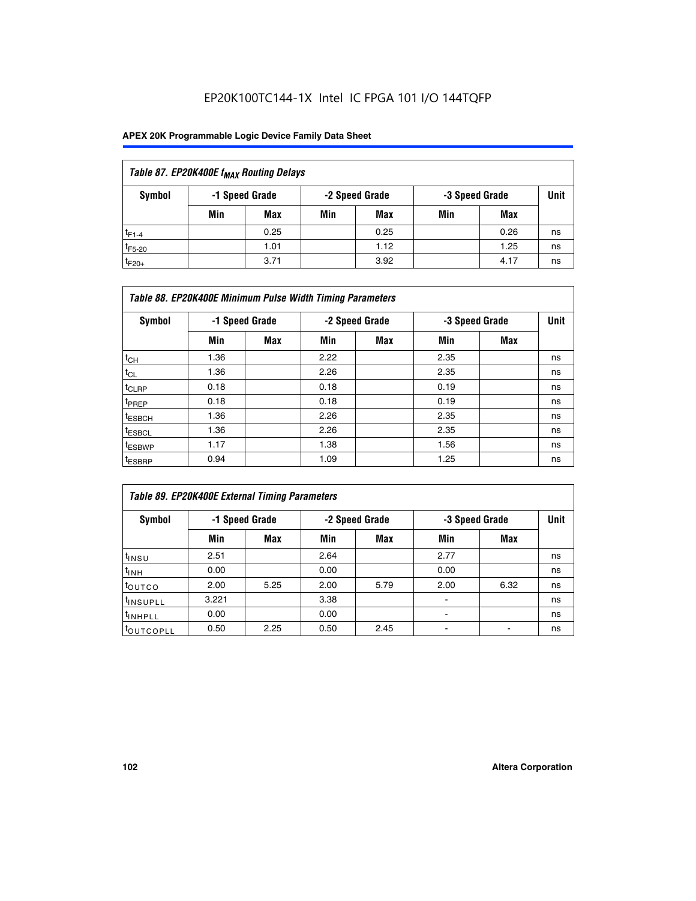**Table 87. EP20K400E $f_{MAX}$ Routing Delays**

| Symbol | -1 Speed Grade | | -2 Speed Grade | | -3 Speed Grade | | Unit |
|---|---|---|---|---|---|---|---|
| | Min | Max | Min | Max | Min | Max | |
| $t_{F1-4}$ | | 0.25 | | 0.25 | | 0.26 | ns |
| $t_{F5-20}$ | | 1.01 | | 1.12 | | 1.25 | ns |
| $t_{F20+}$ | | 3.71 | | 3.92 | | 4.17 | ns |

**Table 88. EP20K400E Minimum Pulse Width Timing Parameters**

| Symbol | -1 Speed Grade | | -2 Speed Grade | | -3 Speed Grade | | Unit |
|---|---|---|---|---|---|---|---|
| | Min | Max | Min | Max | Min | Max | |
| $t_{CH}$ | 1.36 | | 2.22 | | 2.35 | | ns |
| $t_{CL}$ | 1.36 | | 2.26 | | 2.35 | | ns |
| $t_{CLRP}$ | 0.18 | | 0.18 | | 0.19 | | ns |
| $t_{PREP}$ | 0.18 | | 0.18 | | 0.19 | | ns |
| $t_{ESBCH}$ | 1.36 | | 2.26 | | 2.35 | | ns |
| $t_{ESBCL}$ | 1.36 | | 2.26 | | 2.35 | | ns |
| $t_{ESBWP}$ | 1.17 | | 1.38 | | 1.56 | | ns |
| $t_{ESBRP}$ | 0.94 | | 1.09 | | 1.25 | | ns |

**Table 89. EP20K400E External Timing Parameters**

| Symbol | -1 Speed Grade | | -2 Speed Grade | | -3 Speed Grade | | Unit |
|---|---|---|---|---|---|---|---|
| | Min | Max | Min | Max | Min | Max | |
| $t_{INSU}$ | 2.51 | | 2.64 | | 2.77 | | ns |
| $t_{INH}$ | 0.00 | | 0.00 | | 0.00 | | ns |
| $t_{OUTCO}$ | 2.00 | 5.25 | 2.00 | 5.79 | 2.00 | 6.32 | ns |
| $t_{INSUPLL}$ | 3.221 | | 3.38 | | - | | ns |
| $t_{INHPLL}$ | 0.00 | | 0.00 | | - | | ns |
| $t_{OUTCOPLL}$ | 0.50 | 2.25 | 0.50 | 2.45 | - | - | ns |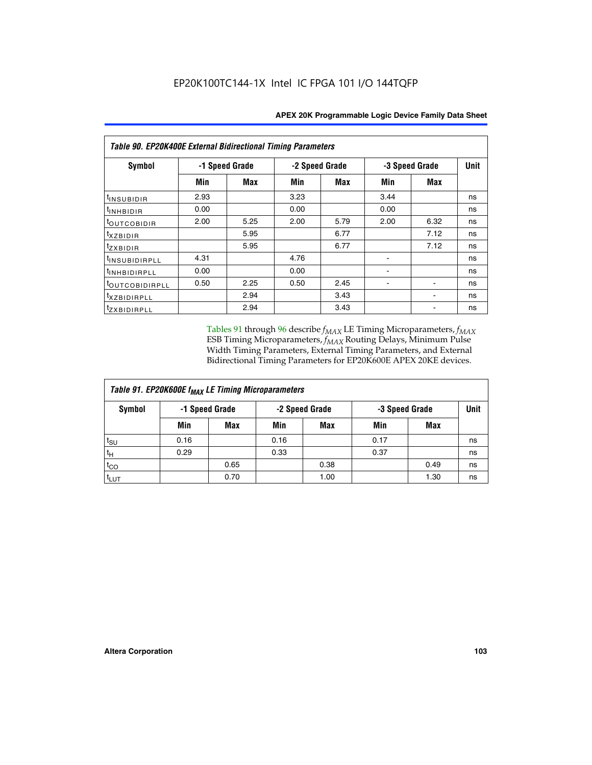| Table 90. EP20K400E External Bidirectional Timing Parameters | | | | | | | |
|---|---|---|---|---|---|---|---|
| Symbol | -1 Speed Grade | | -2 Speed Grade | | -3 Speed Grade | | Unit |
| | Min | Max | Min | Max | Min | Max | |
| $t_{INSUBIDIR}$ | 2.93 | | 3.23 | | 3.44 | | ns |
| $t_{INHBIDIR}$ | 0.00 | | 0.00 | | 0.00 | | ns |
| $t_{OUTCOBIDIR}$ | 2.00 | 5.25 | 2.00 | 5.79 | 2.00 | 6.32 | ns |
| $t_{XZBIDIR}$ | | 5.95 | | 6.77 | | 7.12 | ns |
| $t_{ZXBIDIR}$ | | 5.95 | | 6.77 | | 7.12 | ns |
| $t_{INSUBIDIRPLL}$ | 4.31 | | 4.76 | | - | | ns |
| $t_{INHBIDIRPLL}$ | 0.00 | | 0.00 | | - | | ns |
| $t_{OUTCOBIDIRPLL}$ | 0.50 | 2.25 | 0.50 | 2.45 | - | - | ns |
| $t_{XZBIDIRPLL}$ | | 2.94 | | 3.43 | | - | ns |
| $t_{ZXBIDIRPLL}$ | | 2.94 | | 3.43 | | - | ns |

Tables 91 through 96 describe $f_{MAX}$ LE Timing Microparameters, $f_{MAX}$ ESB Timing Microparameters, $f_{MAX}$ Routing Delays, Minimum Pulse Width Timing Parameters, External Timing Parameters, and External Bidirectional Timing Parameters for EP20K600E APEX 20KE devices.

| Table 91. EP20K600E $f_{MAX}$ LE Timing Microparameters | | | | | | | |
|---|---|---|---|---|---|---|---|
| Symbol | -1 Speed Grade | | -2 Speed Grade | | -3 Speed Grade | | Unit |
| | Min | Max | Min | Max | Min | Max | |
| $t_{SU}$ | 0.16 | | 0.16 | | 0.17 | | ns |
| $t_{H}$ | 0.29 | | 0.33 | | 0.37 | | ns |
| $t_{CO}$ | | 0.65 | | 0.38 | | 0.49 | ns |
| $t_{LUT}$ | | 0.70 | | 1.00 | | 1.30 | ns |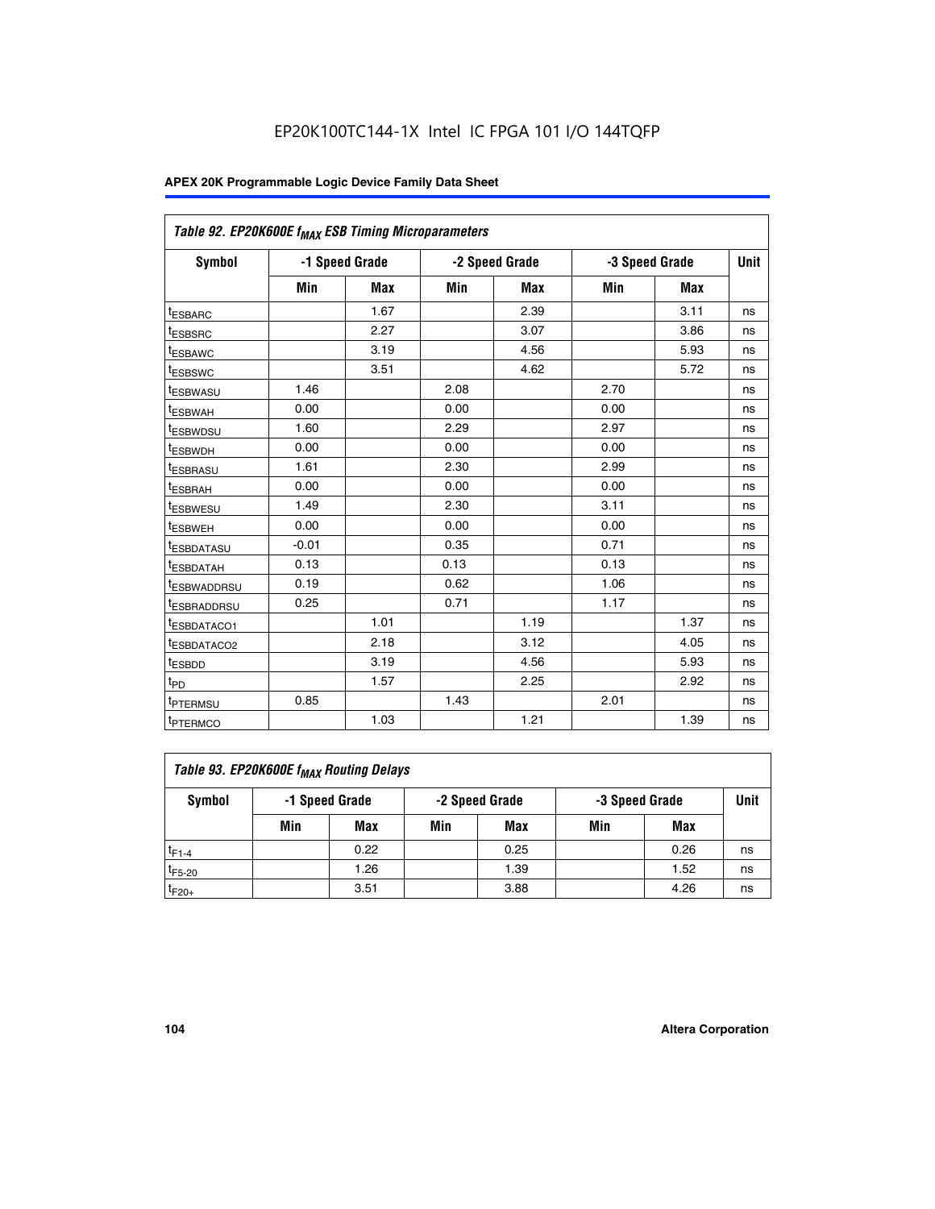EP20K100TC144-1X Intel IC FPGA 101 I/O 144TQFP

| Table 92. EP20K600E $f_{MAX}$ ESB Timing Microparameters | | | | | | | |
|---|---|---|---|---|---|---|---|
| Symbol | -1 Speed Grade | | -2 Speed Grade | | -3 Speed Grade | | Unit |
| | Min | Max | Min | Max | Min | Max | |
| $t_{ESBARC}$ | | 1.67 | | 2.39 | | 3.11 | ns |
| $t_{ESBSRC}$ | | 2.27 | | 3.07 | | 3.86 | ns |
| $t_{ESBAWC}$ | | 3.19 | | 4.56 | | 5.93 | ns |
| $t_{ESBSWC}$ | | 3.51 | | 4.62 | | 5.72 | ns |
| $t_{ESBWASU}$ | 1.46 | | 2.08 | | 2.70 | | ns |
| $t_{ESBWAH}$ | 0.00 | | 0.00 | | 0.00 | | ns |
| $t_{ESBWDSU}$ | 1.60 | | 2.29 | | 2.97 | | ns |
| $t_{ESBWDH}$ | 0.00 | | 0.00 | | 0.00 | | ns |
| $t_{ESBRASU}$ | 1.61 | | 2.30 | | 2.99 | | ns |
| $t_{ESBRAH}$ | 0.00 | | 0.00 | | 0.00 | | ns |
| $t_{ESBWESU}$ | 1.49 | | 2.30 | | 3.11 | | ns |
| $t_{ESBWEH}$ | 0.00 | | 0.00 | | 0.00 | | ns |
| $t_{ESBDATASU}$ | -0.01 | | 0.35 | | 0.71 | | ns |
| $t_{ESBDATAH}$ | 0.13 | | 0.13 | | 0.13 | | ns |
| $t_{ESBWADDRSU}$ | 0.19 | | 0.62 | | 1.06 | | ns |
| $t_{ESBRADDRSU}$ | 0.25 | | 0.71 | | 1.17 | | ns |
| $t_{ESBDATACO1}$ | | 1.01 | | 1.19 | | 1.37 | ns |
| $t_{ESBDATACO2}$ | | 2.18 | | 3.12 | | 4.05 | ns |
| $t_{ESBDD}$ | | 3.19 | | 4.56 | | 5.93 | ns |
| $t_{PD}$ | | 1.57 | | 2.25 | | 2.92 | ns |
| $t_{PTERMSU}$ | 0.85 | | 1.43 | | 2.01 | | ns |
| $t_{PTERMCO}$ | | 1.03 | | 1.21 | | 1.39 | ns |

| Table 93. EP20K600E $f_{MAX}$ Routing Delays | | | | | | | |
|---|---|---|---|---|---|---|---|
| Symbol | -1 Speed Grade | | -2 Speed Grade | | -3 Speed Grade | | Unit |
| | Min | Max | Min | Max | Min | Max | |
| $t_{F1-4}$ | | 0.22 | | 0.25 | | 0.26 | ns |
| $t_{F5-20}$ | | 1.26 | | 1.39 | | 1.52 | ns |
| $t_{F20+}$ | | 3.51 | | 3.88 | | 4.26 | ns |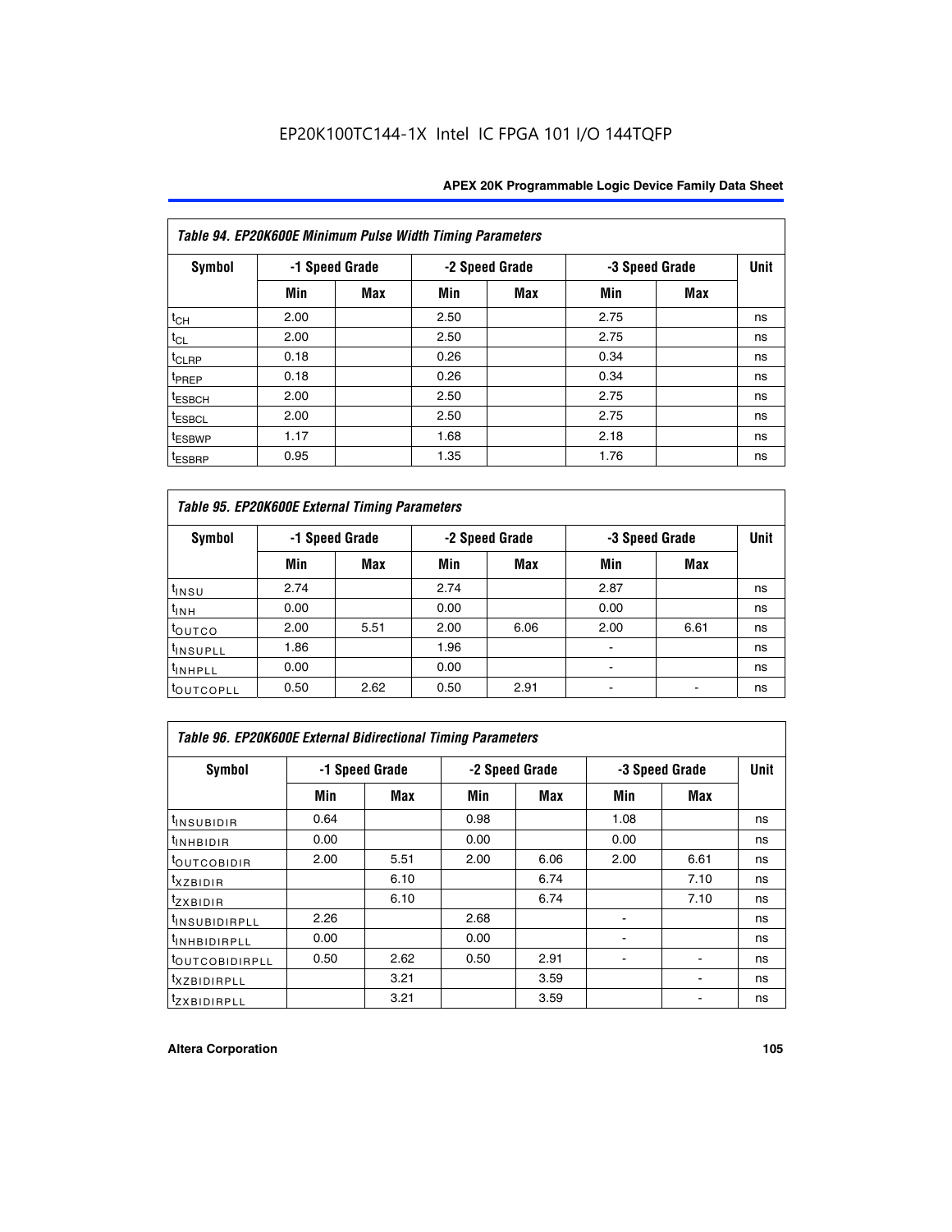**Table 94. EP20K600E Minimum Pulse Width Timing Parameters**

| Symbol | -1 Speed Grade | | -2 Speed Grade | | -3 Speed Grade | | Unit |
|---|---|---|---|---|---|---|---|
| | Min | Max | Min | Max | Min | Max | |
| $t_{CH}$ | 2.00 | | 2.50 | | 2.75 | | ns |
| $t_{CL}$ | 2.00 | | 2.50 | | 2.75 | | ns |
| $t_{CLRP}$ | 0.18 | | 0.26 | | 0.34 | | ns |
| $t_{PREP}$ | 0.18 | | 0.26 | | 0.34 | | ns |
| $t_{ESBCH}$ | 2.00 | | 2.50 | | 2.75 | | ns |
| $t_{ESBCL}$ | 2.00 | | 2.50 | | 2.75 | | ns |
| $t_{ESBWP}$ | 1.17 | | 1.68 | | 2.18 | | ns |
| $t_{ESBRP}$ | 0.95 | | 1.35 | | 1.76 | | ns |

**Table 95. EP20K600E External Timing Parameters**

| Symbol | -1 Speed Grade | | -2 Speed Grade | | -3 Speed Grade | | Unit |
|---|---|---|---|---|---|---|---|
| | Min | Max | Min | Max | Min | Max | |
| $t_{INSU}$ | 2.74 | | 2.74 | | 2.87 | | ns |
| $t_{INH}$ | 0.00 | | 0.00 | | 0.00 | | ns |
| $t_{OUTCO}$ | 2.00 | 5.51 | 2.00 | 6.06 | 2.00 | 6.61 | ns |
| $t_{INSUPLL}$ | 1.86 | | 1.96 | | - | | ns |
| $t_{INHPLL}$ | 0.00 | | 0.00 | | - | | ns |
| $t_{OUTCOPLL}$ | 0.50 | 2.62 | 0.50 | 2.91 | - | - | ns |

**Table 96. EP20K600E External Bidirectional Timing Parameters**

| Symbol | -1 Speed Grade | | -2 Speed Grade | | -3 Speed Grade | | Unit |
|---|---|---|---|---|---|---|---|
| | Min | Max | Min | Max | Min | Max | |
| $t_{INSUBIDIR}$ | 0.64 | | 0.98 | | 1.08 | | ns |
| $t_{INHBIDIR}$ | 0.00 | | 0.00 | | 0.00 | | ns |
| $t_{OUTCOBIDIR}$ | 2.00 | 5.51 | 2.00 | 6.06 | 2.00 | 6.61 | ns |
| $t_{XZBIDIR}$ | | 6.10 | | 6.74 | | 7.10 | ns |
| $t_{ZXBIDIR}$ | | 6.10 | | 6.74 | | 7.10 | ns |
| $t_{INSUBIDIRPLL}$ | 2.26 | | 2.68 | | - | | ns |
| $t_{INHBIDIRPLL}$ | 0.00 | | 0.00 | | - | | ns |
| $t_{OUTCOBIDIRPLL}$ | 0.50 | 2.62 | 0.50 | 2.91 | - | - | ns |
| $t_{XZBIDIRPLL}$ | | 3.21 | | 3.59 | | - | ns |
| $t_{ZXBIDIRPLL}$ | | 3.21 | | 3.59 | | - | ns |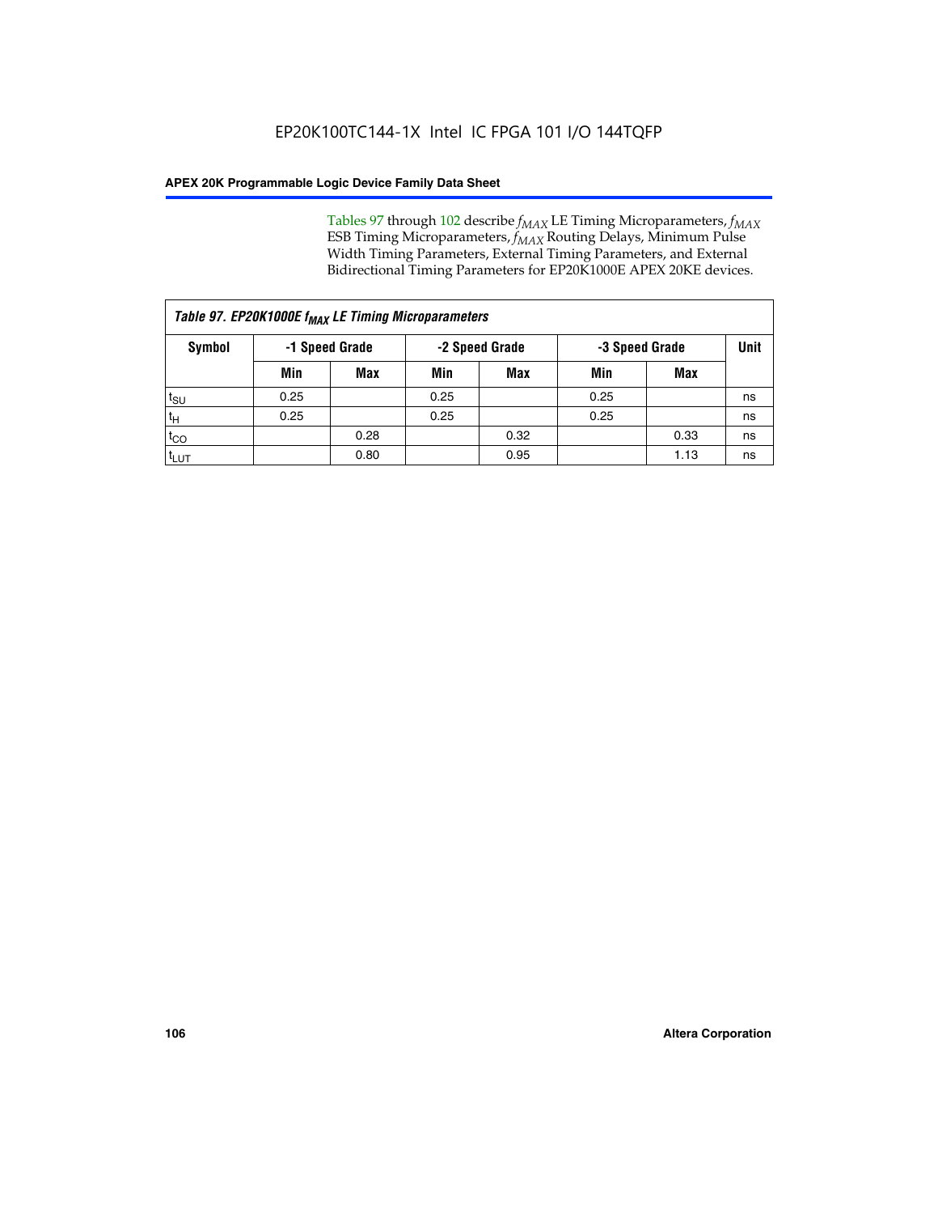Tables 97 through 102 describe $f_{MAX}$ LE Timing Microparameters, $f_{MAX}$ ESB Timing Microparameters, $f_{MAX}$ Routing Delays, Minimum Pulse Width Timing Parameters, External Timing Parameters, and External Bidirectional Timing Parameters for EP20K1000E APEX 20KE devices.

*Table 97. EP20K1000E $f_{MAX}$ LE Timing Microparameters*

| Symbol | -1 Speed Grade | | -2 Speed Grade | | -3 Speed Grade | | Unit |
|---|---|---|---|---|---|---|---|
| | Min | Max | Min | Max | Min | Max | |
| $t_{SU}$ | 0.25 | | 0.25 | | 0.25 | | ns |
| $t_H$ | 0.25 | | 0.25 | | 0.25 | | ns |
| $t_{CO}$ | | 0.28 | | 0.32 | | 0.33 | ns |
| $t_{LUT}$ | | 0.80 | | 0.95 | | 1.13 | ns |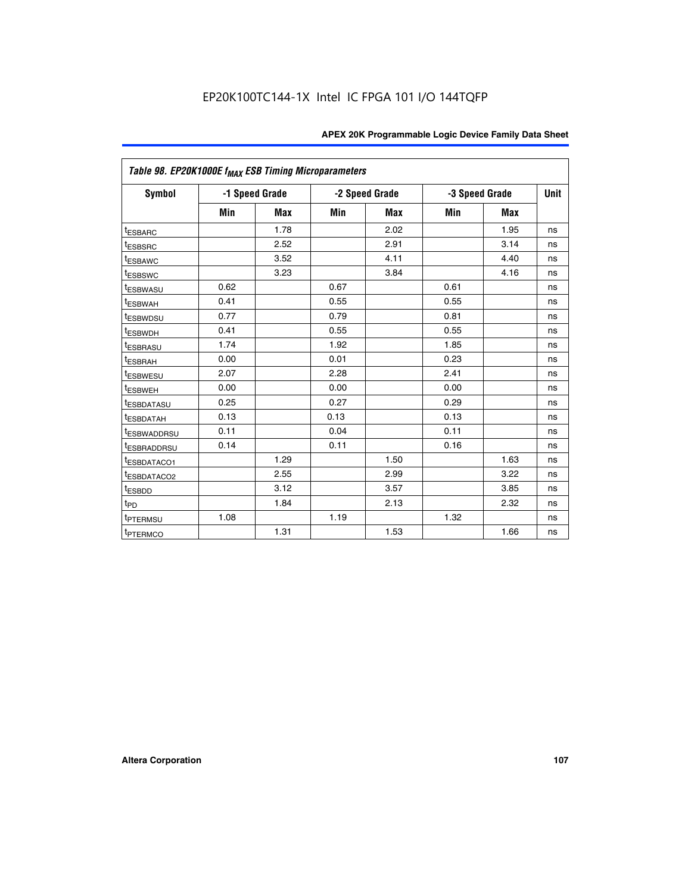Table 98. EP20K1000E $f_{MAX}$ ESB Timing Microparameters

| Symbol | -1 Speed Grade | | -2 Speed Grade | | -3 Speed Grade | | Unit |
|---|---|---|---|---|---|---|---|
| | Min | Max | Min | Max | Min | Max | |
| $t_{ESBARC}$ | | 1.78 | | 2.02 | | 1.95 | ns |
| $t_{ESBSRC}$ | | 2.52 | | 2.91 | | 3.14 | ns |
| $t_{ESBAWC}$ | | 3.52 | | 4.11 | | 4.40 | ns |
| $t_{ESBSWC}$ | | 3.23 | | 3.84 | | 4.16 | ns |
| $t_{ESBWASU}$ | 0.62 | | 0.67 | | 0.61 | | ns |
| $t_{ESBWAH}$ | 0.41 | | 0.55 | | 0.55 | | ns |
| $t_{ESBWDSU}$ | 0.77 | | 0.79 | | 0.81 | | ns |
| $t_{ESBWDH}$ | 0.41 | | 0.55 | | 0.55 | | ns |
| $t_{ESBRASU}$ | 1.74 | | 1.92 | | 1.85 | | ns |
| $t_{ESBRAH}$ | 0.00 | | 0.01 | | 0.23 | | ns |
| $t_{ESBWESU}$ | 2.07 | | 2.28 | | 2.41 | | ns |
| $t_{ESBWEH}$ | 0.00 | | 0.00 | | 0.00 | | ns |
| $t_{ESBDATASU}$ | 0.25 | | 0.27 | | 0.29 | | ns |
| $t_{ESBDATAH}$ | 0.13 | | 0.13 | | 0.13 | | ns |
| $t_{ESBWADDRSU}$ | 0.11 | | 0.04 | | 0.11 | | ns |
| $t_{ESBRADDRSU}$ | 0.14 | | 0.11 | | 0.16 | | ns |
| $t_{ESBDATACO1}$ | | 1.29 | | 1.50 | | 1.63 | ns |
| $t_{ESBDATACO2}$ | | 2.55 | | 2.99 | | 3.22 | ns |
| $t_{ESBDD}$ | | 3.12 | | 3.57 | | 3.85 | ns |
| $t_{PD}$ | | 1.84 | | 2.13 | | 2.32 | ns |
| $t_{PTERMSU}$ | 1.08 | | 1.19 | | 1.32 | | ns |
| $t_{PTERMCO}$ | | 1.31 | | 1.53 | | 1.66 | ns |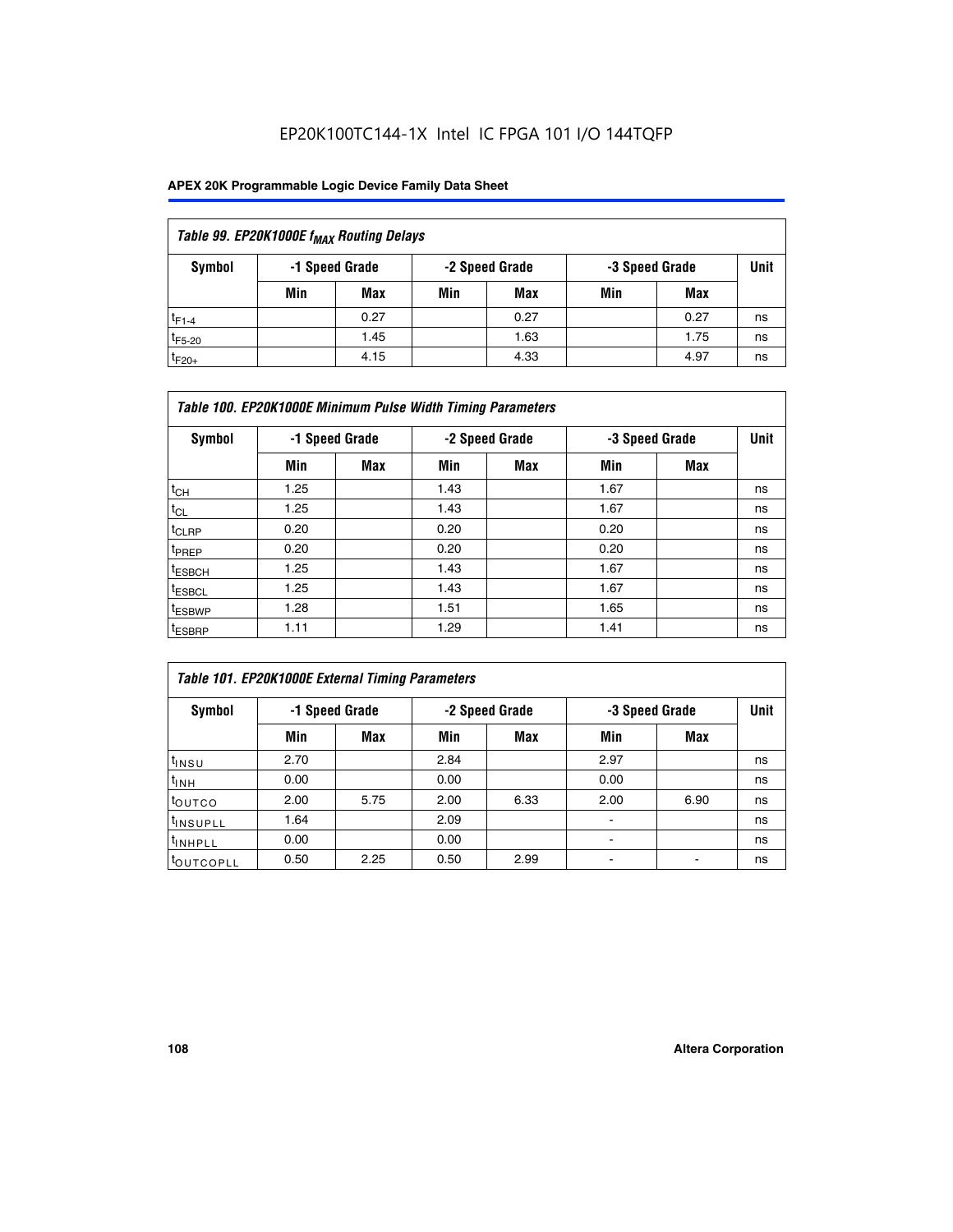| *Table 99. EP20K1000E $f_{MAX}$ Routing Delays* | | | | | | | |
|---|---|---|---|---|---|---|---|
| **Symbol** | **-1 Speed Grade** | | **-2 Speed Grade** | | **-3 Speed Grade** | | **Unit** |
| | **Min** | **Max** | **Min** | **Max** | **Min** | **Max** | |
| $t_{F1-4}$ | | 0.27 | | 0.27 | | 0.27 | ns |
| $t_{F5-20}$ | | 1.45 | | 1.63 | | 1.75 | ns |
| $t_{F20+}$ | | 4.15 | | 4.33 | | 4.97 | ns |

| *Table 100. EP20K1000E Minimum Pulse Width Timing Parameters* | | | | | | | |
|---|---|---|---|---|---|---|---|
| **Symbol** | **-1 Speed Grade** | | **-2 Speed Grade** | | **-3 Speed Grade** | | **Unit** |
| | **Min** | **Max** | **Min** | **Max** | **Min** | **Max** | |
| $t_{CH}$ | 1.25 | | 1.43 | | 1.67 | | ns |
| $t_{CL}$ | 1.25 | | 1.43 | | 1.67 | | ns |
| $t_{CLRP}$ | 0.20 | | 0.20 | | 0.20 | | ns |
| $t_{PREP}$ | 0.20 | | 0.20 | | 0.20 | | ns |
| $t_{ESBCH}$ | 1.25 | | 1.43 | | 1.67 | | ns |
| $t_{ESBCL}$ | 1.25 | | 1.43 | | 1.67 | | ns |
| $t_{ESBWP}$ | 1.28 | | 1.51 | | 1.65 | | ns |
| $t_{ESBRP}$ | 1.11 | | 1.29 | | 1.41 | | ns |

| *Table 101. EP20K1000E External Timing Parameters* | | | | | | | |
|---|---|---|---|---|---|---|---|
| **Symbol** | **-1 Speed Grade** | | **-2 Speed Grade** | | **-3 Speed Grade** | | **Unit** |
| | **Min** | **Max** | **Min** | **Max** | **Min** | **Max** | |
| $t_{INSU}$ | 2.70 | | 2.84 | | 2.97 | | ns |
| $t_{INH}$ | 0.00 | | 0.00 | | 0.00 | | ns |
| $t_{OUTCO}$ | 2.00 | 5.75 | 2.00 | 6.33 | 2.00 | 6.90 | ns |
| $t_{INSUPLL}$ | 1.64 | | 2.09 | | - | | ns |
| $t_{INHPLL}$ | 0.00 | | 0.00 | | - | | ns |
| $t_{OUTCOPLL}$ | 0.50 | 2.25 | 0.50 | 2.99 | - | - | ns |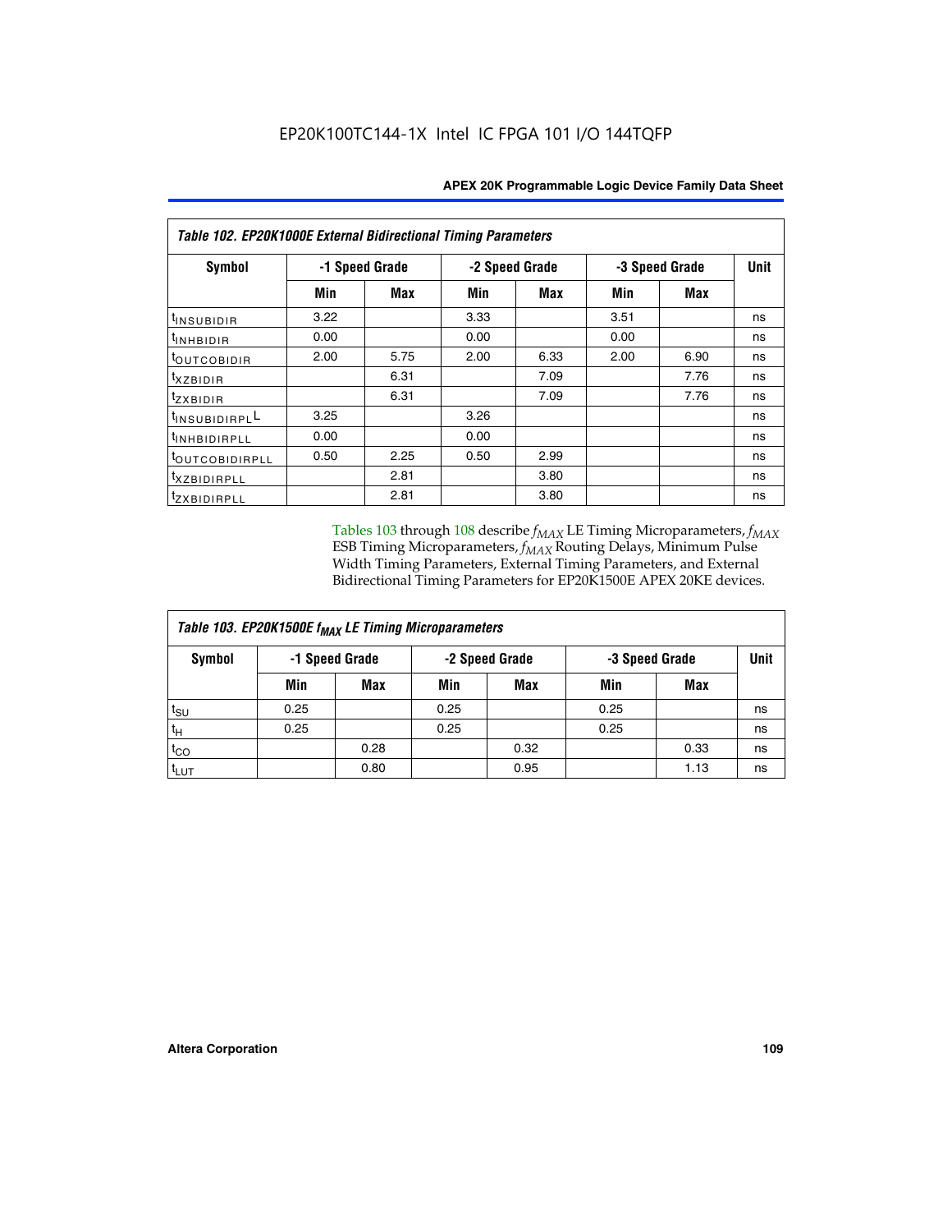**Table 102. EP20K1000E External Bidirectional Timing Parameters**

| Symbol | -1 Speed Grade | | -2 Speed Grade | | -3 Speed Grade | | Unit |
|---|---|---|---|---|---|---|---|
| | Min | Max | Min | Max | Min | Max | |
| $t_{INSUBIDIR}$ | 3.22 | | 3.33 | | 3.51 | | ns |
| $t_{INHBIDIR}$ | 0.00 | | 0.00 | | 0.00 | | ns |
| $t_{OUTCOBIDIR}$ | 2.00 | 5.75 | 2.00 | 6.33 | 2.00 | 6.90 | ns |
| $t_{XZBIDIR}$ | | 6.31 | | 7.09 | | 7.76 | ns |
| $t_{ZXBIDIR}$ | | 6.31 | | 7.09 | | 7.76 | ns |
| $t_{INSUBIDIRPLL}$ | 3.25 | | 3.26 | | | | ns |
| $t_{INHBIDIRPLL}$ | 0.00 | | 0.00 | | | | ns |
| $t_{OUTCOBIDIRPLL}$ | 0.50 | 2.25 | 0.50 | 2.99 | | | ns |
| $t_{XZBIDIRPLL}$ | | 2.81 | | 3.80 | | | ns |
| $t_{ZXBIDIRPLL}$ | | 2.81 | | 3.80 | | | ns |

Tables 103 through 108 describe $f_{MAX}$ LE Timing Microparameters, $f_{MAX}$ ESB Timing Microparameters, $f_{MAX}$ Routing Delays, Minimum Pulse Width Timing Parameters, External Timing Parameters, and External Bidirectional Timing Parameters for EP20K1500E APEX 20KE devices.

**Table 103. EP20K1500E $f_{MAX}$ LE Timing Microparameters**

| Symbol | -1 Speed Grade | | -2 Speed Grade | | -3 Speed Grade | | Unit |
|---|---|---|---|---|---|---|---|
| | Min | Max | Min | Max | Min | Max | |
| $t_{SU}$ | 0.25 | | 0.25 | | 0.25 | | ns |
| $t_H$ | 0.25 | | 0.25 | | 0.25 | | ns |
| $t_{CO}$ | | 0.28 | | 0.32 | | 0.33 | ns |
| $t_{LUT}$ | | 0.80 | | 0.95 | | 1.13 | ns |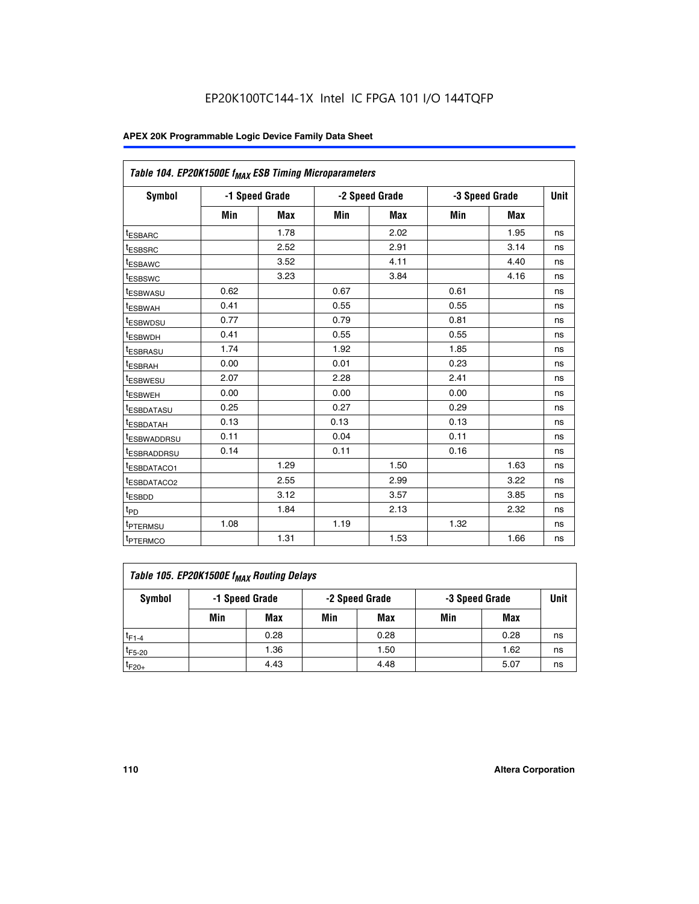EP20K100TC144-1X Intel IC FPGA 101 I/O 144TQFP

| Table 104. EP20K1500E $f_{MAX}$ ESB Timing Microparameters | | | | | | | |
|---|---|---|---|---|---|---|---|
| Symbol | -1 Speed Grade | | -2 Speed Grade | | -3 Speed Grade | | Unit |
| | Min | Max | Min | Max | Min | Max | |
| $t_{ESBARC}$ | | 1.78 | | 2.02 | | 1.95 | ns |
| $t_{ESBSRC}$ | | 2.52 | | 2.91 | | 3.14 | ns |
| $t_{ESBAWC}$ | | 3.52 | | 4.11 | | 4.40 | ns |
| $t_{ESBSWC}$ | | 3.23 | | 3.84 | | 4.16 | ns |
| $t_{ESBWASU}$ | 0.62 | | 0.67 | | 0.61 | | ns |
| $t_{ESBWAH}$ | 0.41 | | 0.55 | | 0.55 | | ns |
| $t_{ESBWDSU}$ | 0.77 | | 0.79 | | 0.81 | | ns |
| $t_{ESBWDH}$ | 0.41 | | 0.55 | | 0.55 | | ns |
| $t_{ESBRASU}$ | 1.74 | | 1.92 | | 1.85 | | ns |
| $t_{ESBRAH}$ | 0.00 | | 0.01 | | 0.23 | | ns |
| $t_{ESBWESU}$ | 2.07 | | 2.28 | | 2.41 | | ns |
| $t_{ESBWEH}$ | 0.00 | | 0.00 | | 0.00 | | ns |
| $t_{ESBDATASU}$ | 0.25 | | 0.27 | | 0.29 | | ns |
| $t_{ESBDATAH}$ | 0.13 | | 0.13 | | 0.13 | | ns |
| $t_{ESBWADDRSU}$ | 0.11 | | 0.04 | | 0.11 | | ns |
| $t_{ESBRADDRSU}$ | 0.14 | | 0.11 | | 0.16 | | ns |
| $t_{ESBDATACO1}$ | | 1.29 | | 1.50 | | 1.63 | ns |
| $t_{ESBDATACO2}$ | | 2.55 | | 2.99 | | 3.22 | ns |
| $t_{ESBDD}$ | | 3.12 | | 3.57 | | 3.85 | ns |
| $t_{PD}$ | | 1.84 | | 2.13 | | 2.32 | ns |
| $t_{PTERMSU}$ | 1.08 | | 1.19 | | 1.32 | | ns |
| $t_{PTERMCO}$ | | 1.31 | | 1.53 | | 1.66 | ns |

| Table 105. EP20K1500E $f_{MAX}$ Routing Delays | | | | | | | |
|---|---|---|---|---|---|---|---|
| Symbol | -1 Speed Grade | | -2 Speed Grade | | -3 Speed Grade | | Unit |
| | Min | Max | Min | Max | Min | Max | |
| $t_{F1-4}$ | | 0.28 | | 0.28 | | 0.28 | ns |
| $t_{F5-20}$ | | 1.36 | | 1.50 | | 1.62 | ns |
| $t_{F20+}$ | | 4.43 | | 4.48 | | 5.07 | ns |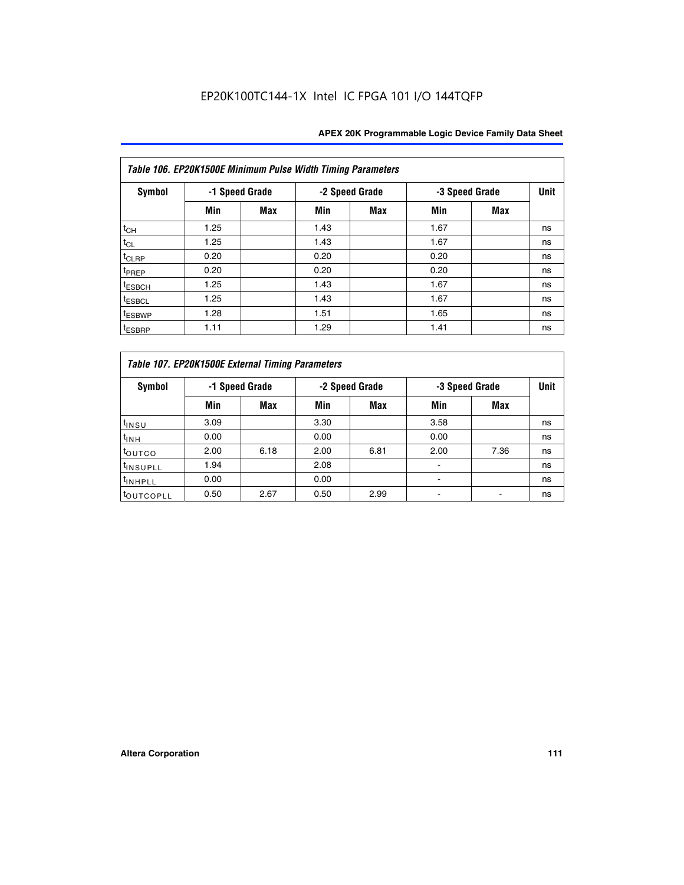EP20K100TC144-1X Intel IC FPGA 101 I/O 144TQFP

| Table 106. EP20K1500E Minimum Pulse Width Timing Parameters | | | | | | | |
|---|---|---|---|---|---|---|---|
| Symbol | -1 Speed Grade | | -2 Speed Grade | | -3 Speed Grade | | Unit |
| | Min | Max | Min | Max | Min | Max | |
| $t_{CH}$ | 1.25 | | 1.43 | | 1.67 | | ns |
| $t_{CL}$ | 1.25 | | 1.43 | | 1.67 | | ns |
| $t_{CLRP}$ | 0.20 | | 0.20 | | 0.20 | | ns |
| $t_{PREP}$ | 0.20 | | 0.20 | | 0.20 | | ns |
| $t_{ESBCH}$ | 1.25 | | 1.43 | | 1.67 | | ns |
| $t_{ESBCL}$ | 1.25 | | 1.43 | | 1.67 | | ns |
| $t_{ESBWP}$ | 1.28 | | 1.51 | | 1.65 | | ns |
| $t_{ESBRP}$ | 1.11 | | 1.29 | | 1.41 | | ns |

| Table 107. EP20K1500E External Timing Parameters | | | | | | | |
|---|---|---|---|---|---|---|---|
| Symbol | -1 Speed Grade | | -2 Speed Grade | | -3 Speed Grade | | Unit |
| | Min | Max | Min | Max | Min | Max | |
| $t_{INSU}$ | 3.09 | | 3.30 | | 3.58 | | ns |
| $t_{INH}$ | 0.00 | | 0.00 | | 0.00 | | ns |
| $t_{OUTCO}$ | 2.00 | 6.18 | 2.00 | 6.81 | 2.00 | 7.36 | ns |
| $t_{INSUPLL}$ | 1.94 | | 2.08 | | - | | ns |
| $t_{INHPLL}$ | 0.00 | | 0.00 | | - | | ns |
| $t_{OUTCOPLL}$ | 0.50 | 2.67 | 0.50 | 2.99 | - | - | ns |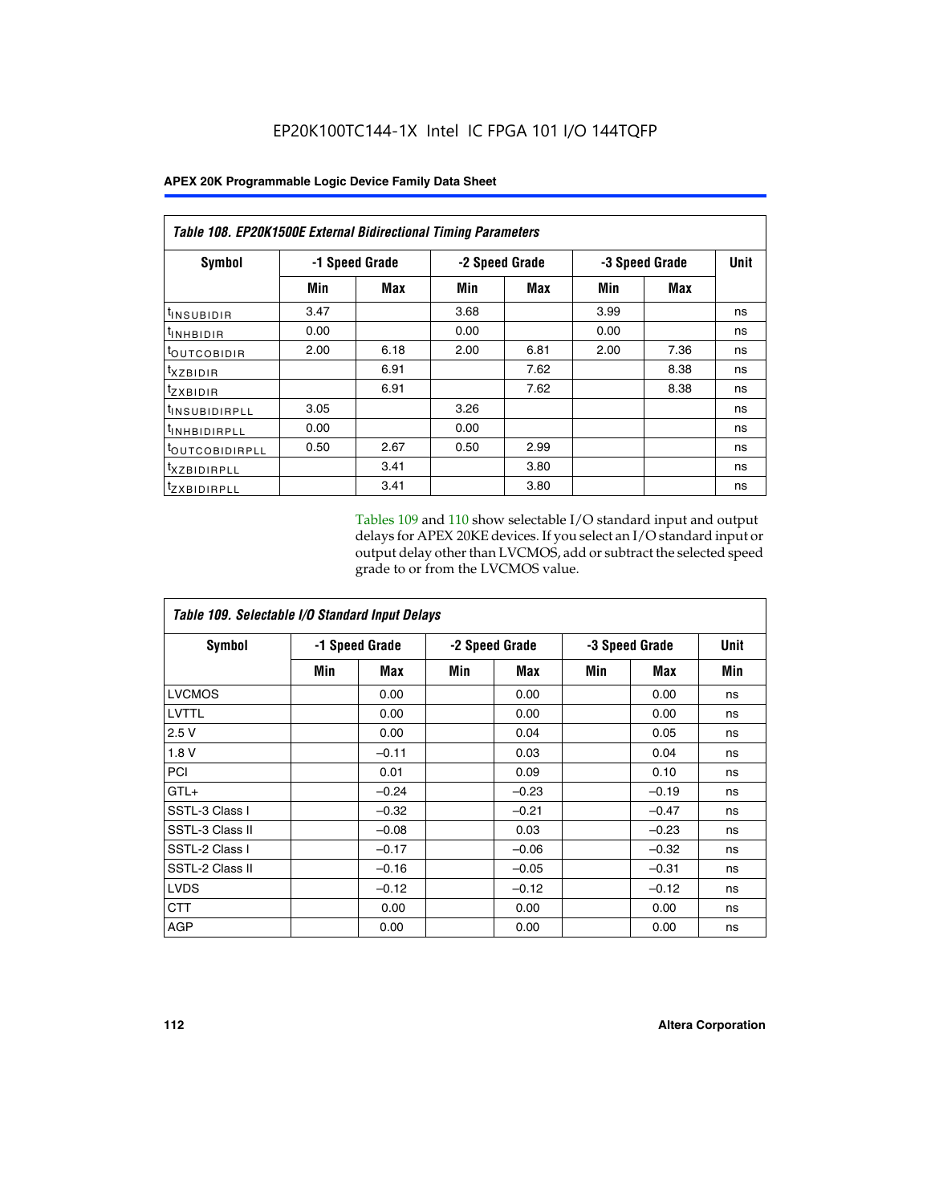# EP20K100TC144-1X Intel IC FPGA 101 I/O 144TQFP

| Table 108. EP20K1500E External Bidirectional Timing Parameters | | | | | | | |
|---|---|---|---|---|---|---|---|
| Symbol | -1 Speed Grade | | -2 Speed Grade | | -3 Speed Grade | | Unit |
| | Min | Max | Min | Max | Min | Max | |
| $t_{INSUBIDIR}$ | 3.47 | | 3.68 | | 3.99 | | ns |
| $t_{INHBIDIR}$ | 0.00 | | 0.00 | | 0.00 | | ns |
| $t_{OUTCOBIDIR}$ | 2.00 | 6.18 | 2.00 | 6.81 | 2.00 | 7.36 | ns |
| $t_{XZBIDIR}$ | | 6.91 | | 7.62 | | 8.38 | ns |
| $t_{ZXBIDIR}$ | | 6.91 | | 7.62 | | 8.38 | ns |
| $t_{INSUBIDIRPLL}$ | 3.05 | | 3.26 | | | | ns |
| $t_{INHBIDIRPLL}$ | 0.00 | | 0.00 | | | | ns |
| $t_{OUTCOBIDIRPLL}$ | 0.50 | 2.67 | 0.50 | 2.99 | | | ns |
| $t_{XZBIDIRPLL}$ | | 3.41 | | 3.80 | | | ns |
| $t_{ZXBIDIRPLL}$ | | 3.41 | | 3.80 | | | ns |

Tables 109 and 110 show selectable I/O standard input and output delays for APEX 20KE devices. If you select an I/O standard input or output delay other than LVCMOS, add or subtract the selected speed grade to or from the LVCMOS value.

| Table 109. Selectable I/O Standard Input Delays | | | | | | | |
|---|---|---|---|---|---|---|---|
| Symbol | -1 Speed Grade | | -2 Speed Grade | | -3 Speed Grade | | Unit |
| | Min | Max | Min | Max | Min | Max | Min |
| LVCMOS | | 0.00 | | 0.00 | | 0.00 | ns |
| LVTTL | | 0.00 | | 0.00 | | 0.00 | ns |
| 2.5 V | | 0.00 | | 0.04 | | 0.05 | ns |
| 1.8 V | | –0.11 | | 0.03 | | 0.04 | ns |
| PCI | | 0.01 | | 0.09 | | 0.10 | ns |
| GTL+ | | –0.24 | | –0.23 | | –0.19 | ns |
| SSTL-3 Class I | | –0.32 | | –0.21 | | –0.47 | ns |
| SSTL-3 Class II | | –0.08 | | 0.03 | | –0.23 | ns |
| SSTL-2 Class I | | –0.17 | | –0.06 | | –0.32 | ns |
| SSTL-2 Class II | | –0.16 | | –0.05 | | –0.31 | ns |
| LVDS | | –0.12 | | –0.12 | | –0.12 | ns |
| CTT | | 0.00 | | 0.00 | | 0.00 | ns |
| AGP | | 0.00 | | 0.00 | | 0.00 | ns |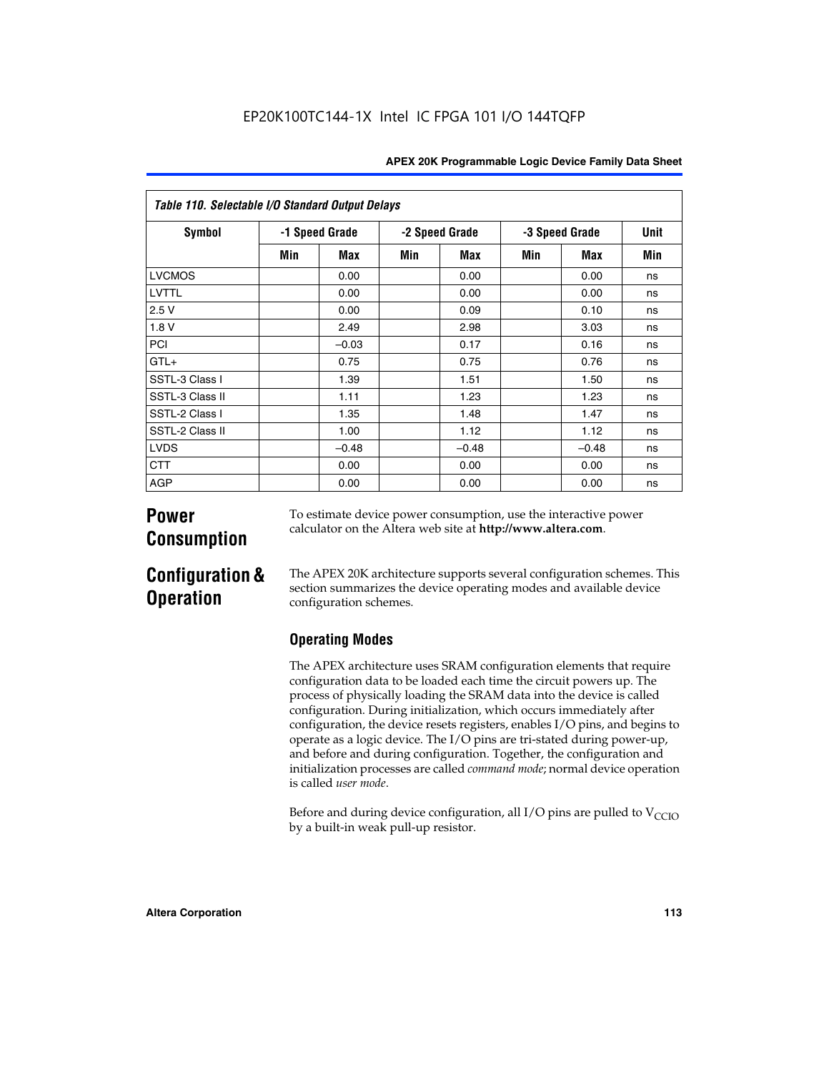**Table 110. Selectable I/O Standard Output Delays**

| Symbol | -1 Speed Grade | | -2 Speed Grade | | -3 Speed Grade | | Unit |
|---|---|---|---|---|---|---|---|
| | Min | Max | Min | Max | Min | Max | Min |
| LVCMOS | | 0.00 | | 0.00 | | 0.00 | ns |
| LVTTL | | 0.00 | | 0.00 | | 0.00 | ns |
| 2.5 V | | 0.00 | | 0.09 | | 0.10 | ns |
| 1.8 V | | 2.49 | | 2.98 | | 3.03 | ns |
| PCI | | –0.03 | | 0.17 | | 0.16 | ns |
| GTL+ | | 0.75 | | 0.75 | | 0.76 | ns |
| SSTL-3 Class I | | 1.39 | | 1.51 | | 1.50 | ns |
| SSTL-3 Class II | | 1.11 | | 1.23 | | 1.23 | ns |
| SSTL-2 Class I | | 1.35 | | 1.48 | | 1.47 | ns |
| SSTL-2 Class II | | 1.00 | | 1.12 | | 1.12 | ns |
| LVDS | | –0.48 | | –0.48 | | –0.48 | ns |
| CTT | | 0.00 | | 0.00 | | 0.00 | ns |
| AGP | | 0.00 | | 0.00 | | 0.00 | ns |

# Power Consumption

To estimate device power consumption, use the interactive power calculator on the Altera web site at **http://www.altera.com**.

# Configuration & Operation

The APEX 20K architecture supports several configuration schemes. This section summarizes the device operating modes and available device configuration schemes.

## Operating Modes

The APEX architecture uses SRAM configuration elements that require configuration data to be loaded each time the circuit powers up. The process of physically loading the SRAM data into the device is called configuration. During initialization, which occurs immediately after configuration, the device resets registers, enables I/O pins, and begins to operate as a logic device. The I/O pins are tri-stated during power-up, and before and during configuration. Together, the configuration and initialization processes are called *command mode*; normal device operation is called *user mode*.

Before and during device configuration, all I/O pins are pulled to $V_{CCIO}$ by a built-in weak pull-up resistor.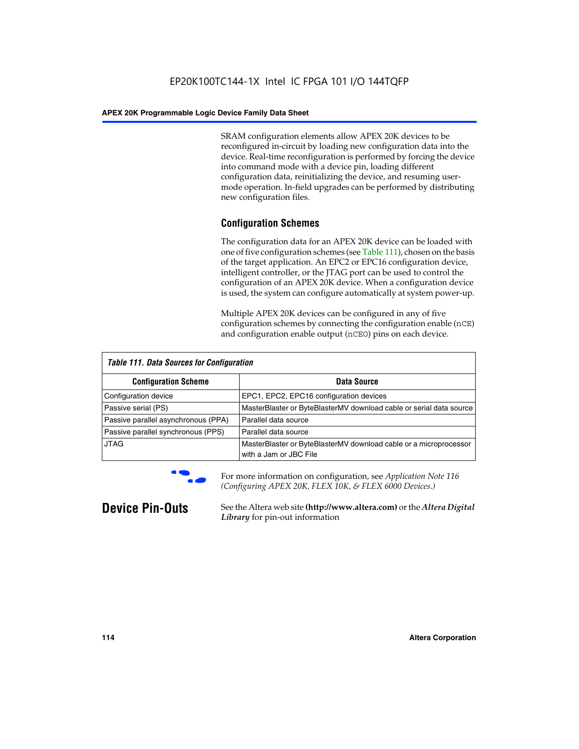SRAM configuration elements allow APEX 20K devices to be reconfigured in-circuit by loading new configuration data into the device. Real-time reconfiguration is performed by forcing the device into command mode with a device pin, loading different configuration data, reinitializing the device, and resuming user-mode operation. In-field upgrades can be performed by distributing new configuration files.

### Configuration Schemes

The configuration data for an APEX 20K device can be loaded with one of five configuration schemes (see Table 111), chosen on the basis of the target application. An EPC2 or EPC16 configuration device, intelligent controller, or the JTAG port can be used to control the configuration of an APEX 20K device. When a configuration device is used, the system can configure automatically at system power-up.

Multiple APEX 20K devices can be configured in any of five configuration schemes by connecting the configuration enable (`nCE`) and configuration enable output (`nCEO`) pins on each device.

*Table 111. Data Sources for Configuration*

| Configuration Scheme | Data Source |
|---|---|
| Configuration device | EPC1, EPC2, EPC16 configuration devices |
| Passive serial (PS) | MasterBlaster or ByteBlasterMV download cable or serial data source |
| Passive parallel asynchronous (PPA) | Parallel data source |
| Passive parallel synchronous (PPS) | Parallel data source |
| JTAG | MasterBlaster or ByteBlasterMV download cable or a microprocessor with a Jam or JBC File |

For more information on configuration, see *Application Note 116 (Configuring APEX 20K, FLEX 10K, & FLEX 6000 Devices.)*

## Device Pin-Outs

See the Altera web site **(http://www.altera.com)** or the ***Altera Digital Library*** for pin-out information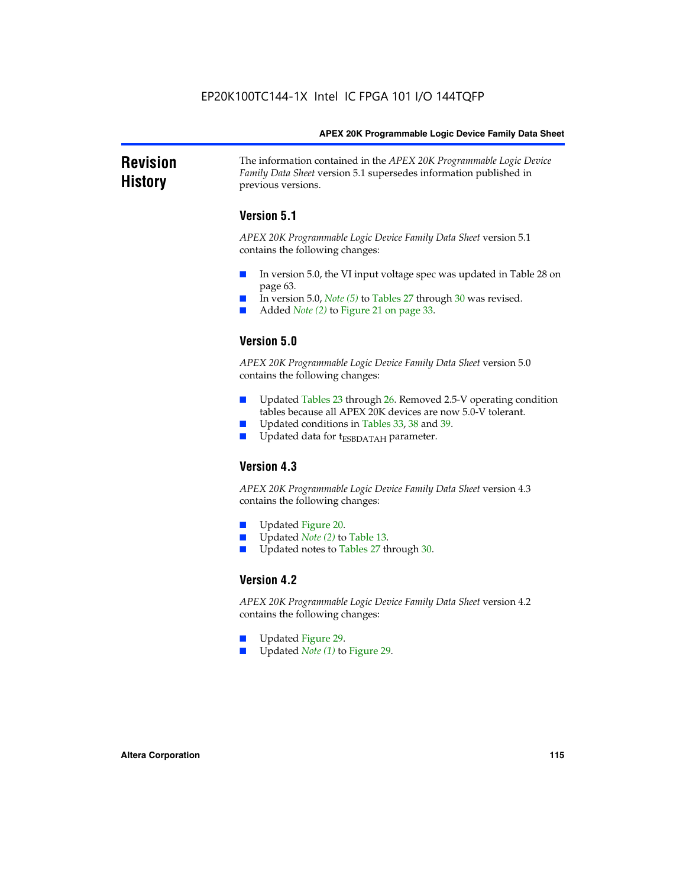## Revision History

The information contained in the *APEX 20K Programmable Logic Device Family Data Sheet* version 5.1 supersedes information published in previous versions.

### Version 5.1

*APEX 20K Programmable Logic Device Family Data Sheet* version 5.1 contains the following changes:

- In version 5.0, the VI input voltage spec was updated in Table 28 on page 63.
- In version 5.0, *Note (5)* to Tables 27 through 30 was revised.
- Added *Note (2)* to Figure 21 on page 33.

### Version 5.0

*APEX 20K Programmable Logic Device Family Data Sheet* version 5.0 contains the following changes:

- Updated Tables 23 through 26. Removed 2.5-V operating condition tables because all APEX 20K devices are now 5.0-V tolerant.
- Updated conditions in Tables 33, 38 and 39.
- Updated data for $t_{ESBDATAH}$ parameter.

### Version 4.3

*APEX 20K Programmable Logic Device Family Data Sheet* version 4.3 contains the following changes:

- Updated Figure 20.
- Updated *Note (2)* to Table 13.
- Updated notes to Tables 27 through 30.

### Version 4.2

*APEX 20K Programmable Logic Device Family Data Sheet* version 4.2 contains the following changes:

- Updated Figure 29.
- Updated *Note (1)* to Figure 29.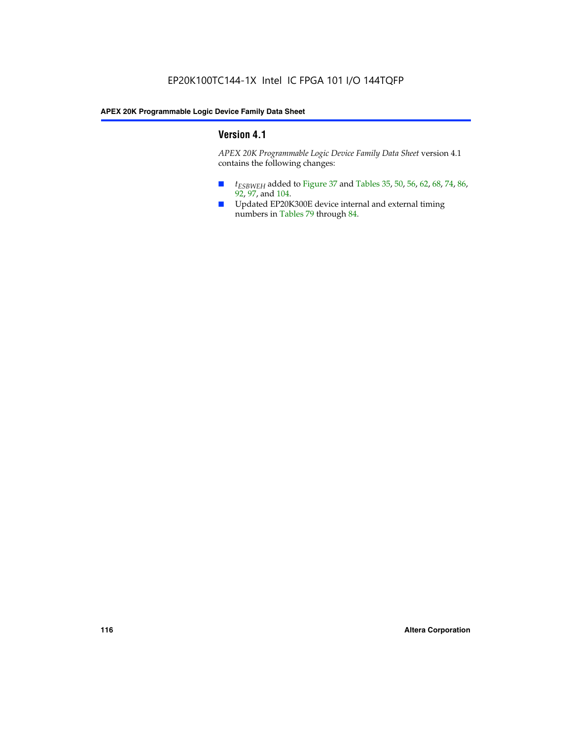## Version 4.1

*APEX 20K Programmable Logic Device Family Data Sheet* version 4.1 contains the following changes:

- $t_{ESBWEH}$ added to Figure 37 and Tables 35, 50, 56, 62, 68, 74, 86, 92, 97, and 104.
- Updated EP20K300E device internal and external timing numbers in Tables 79 through 84.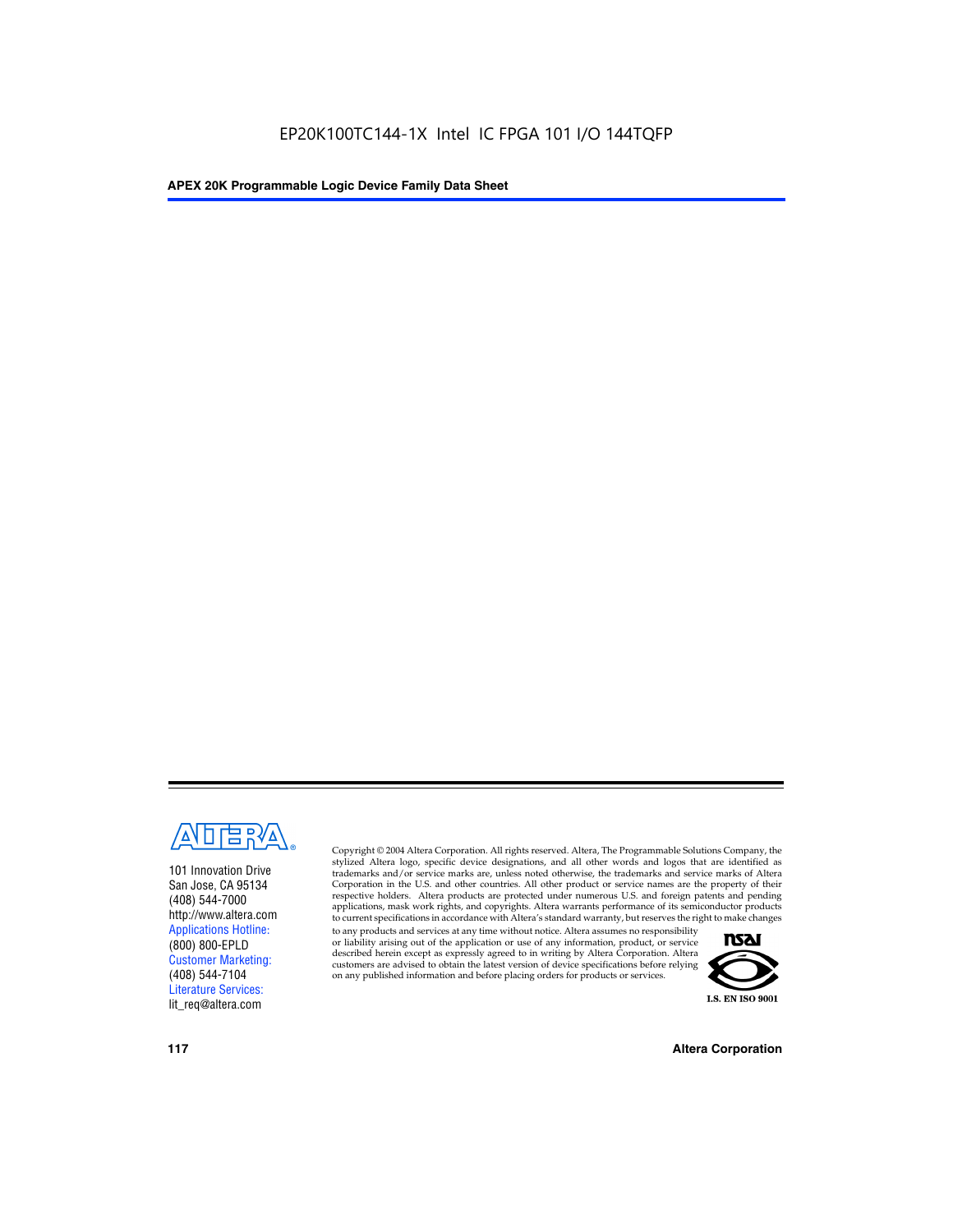EP20K100TC144-1X Intel IC FPGA 101 I/O 144TQFP

101 Innovation Drive
San Jose, CA 95134
(408) 544-7000
http://www.altera.com
Applications Hotline:
(800) 800-EPLD
Customer Marketing:
(408) 544-7104
Literature Services:
lit_req@altera.com

Copyright © 2004 Altera Corporation. All rights reserved. Altera, The Programmable Solutions Company, the stylized Altera logo, specific device designations, and all other words and logos that are identified as trademarks and/or service marks are, unless noted otherwise, the trademarks and service marks of Altera Corporation in the U.S. and other countries. All other product or service names are the property of their respective holders. Altera products are protected under numerous U.S. and foreign patents and pending applications, mask work rights, and copyrights. Altera warrants performance of its semiconductor products to current specifications in accordance with Altera's standard warranty, but reserves the right to make changes to any products and services at any time without notice. Altera assumes no responsibility or liability arising out of the application or use of any information, product, or service described herein except as expressly agreed to in writing by Altera Corporation. Altera customers are advised to obtain the latest version of device specifications before relying on any published information and before placing orders for products or services.

I.S. EN ISO 9001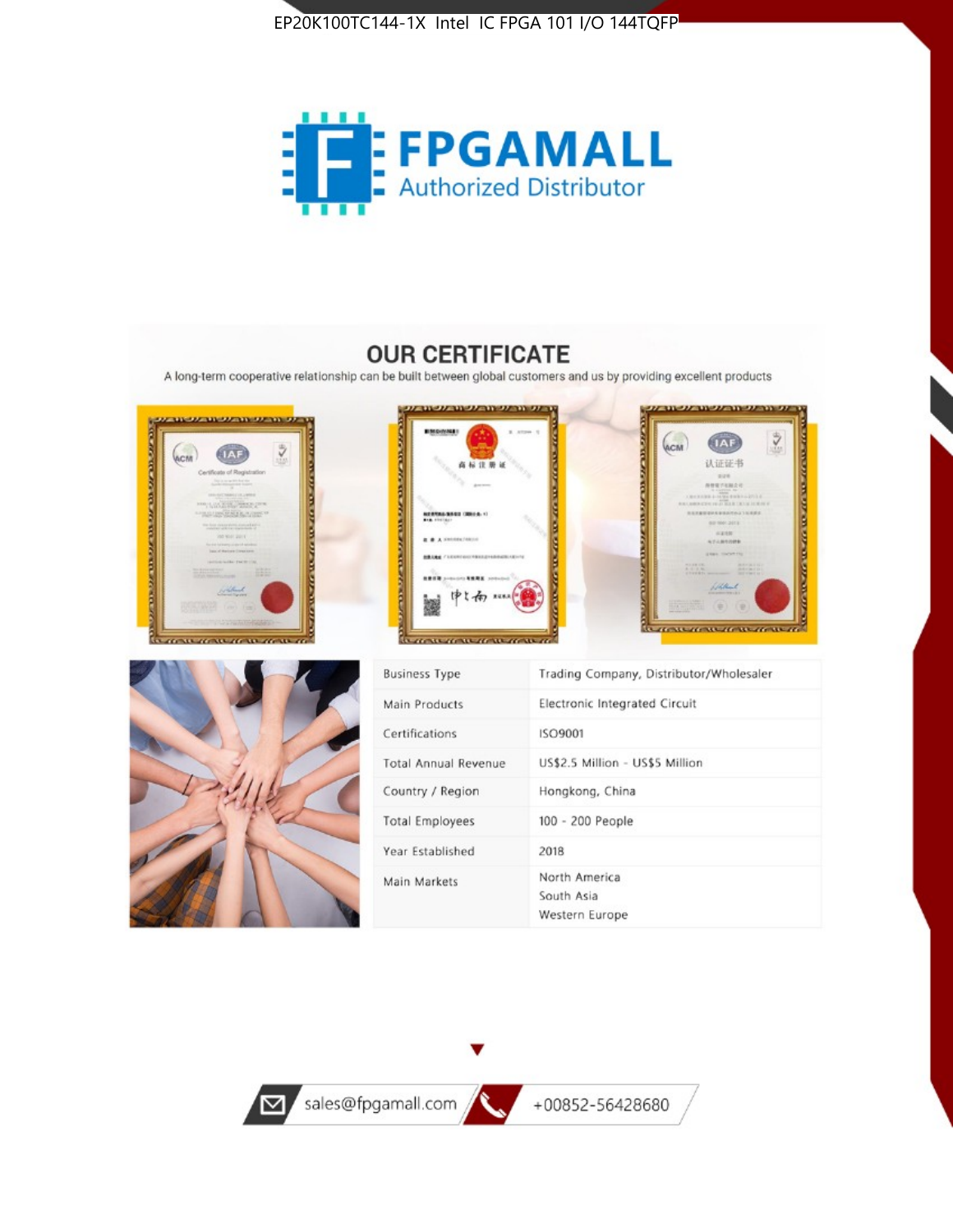FPGAMALL
Authorized Distributor

## OUR CERTIFICATE

A long-term cooperative relationship can be built between global customers and us by providing excellent products

| | |
|---|---|
| Business Type | Trading Company, Distributor/Wholesaler |
| Main Products | Electronic Integrated Circuit |
| Certifications | ISO9001 |
| Total Annual Revenue | US$2.5 Million - US$5 Million |
| Country / Region | Hongkong, China |
| Total Employees | 100 - 200 People |
| Year Established | 2018 |
| Main Markets | North America<br>South Asia<br>Western Europe |

sales@fpgamall.com
+00852-56428680